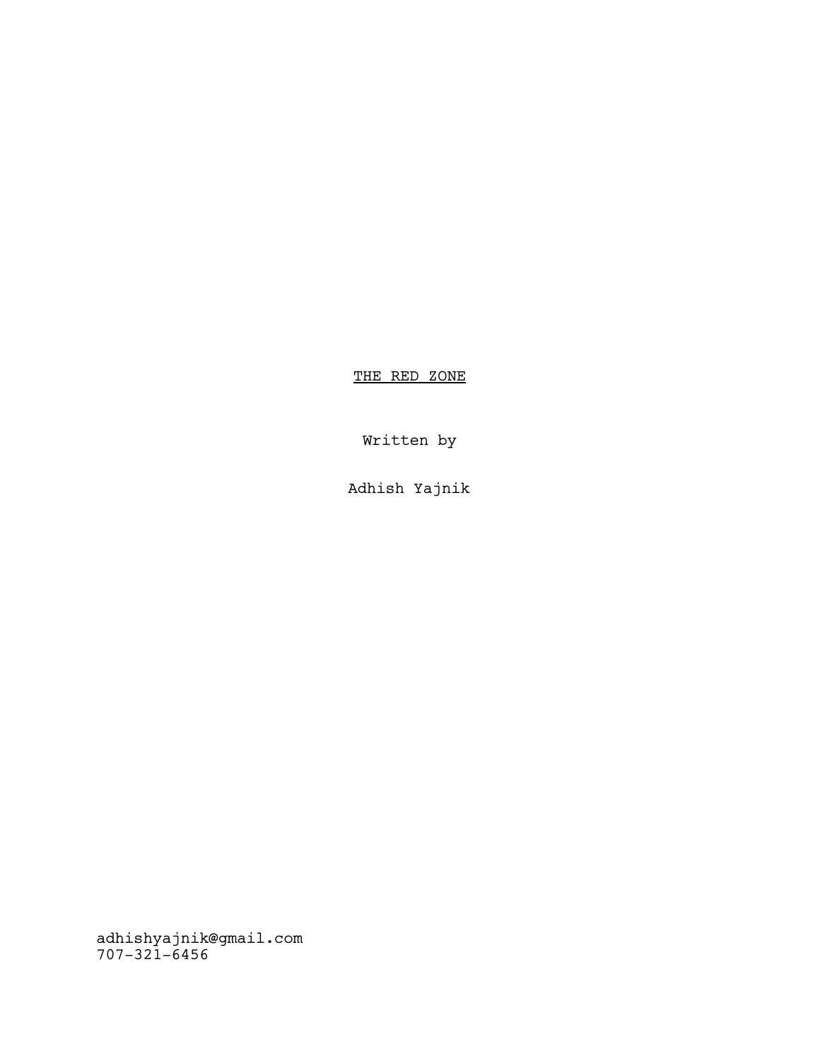<u>THE RED ZONE</u>

Written by

Adhish Yajnik

adhishyajnik@gmail.com
707-321-6456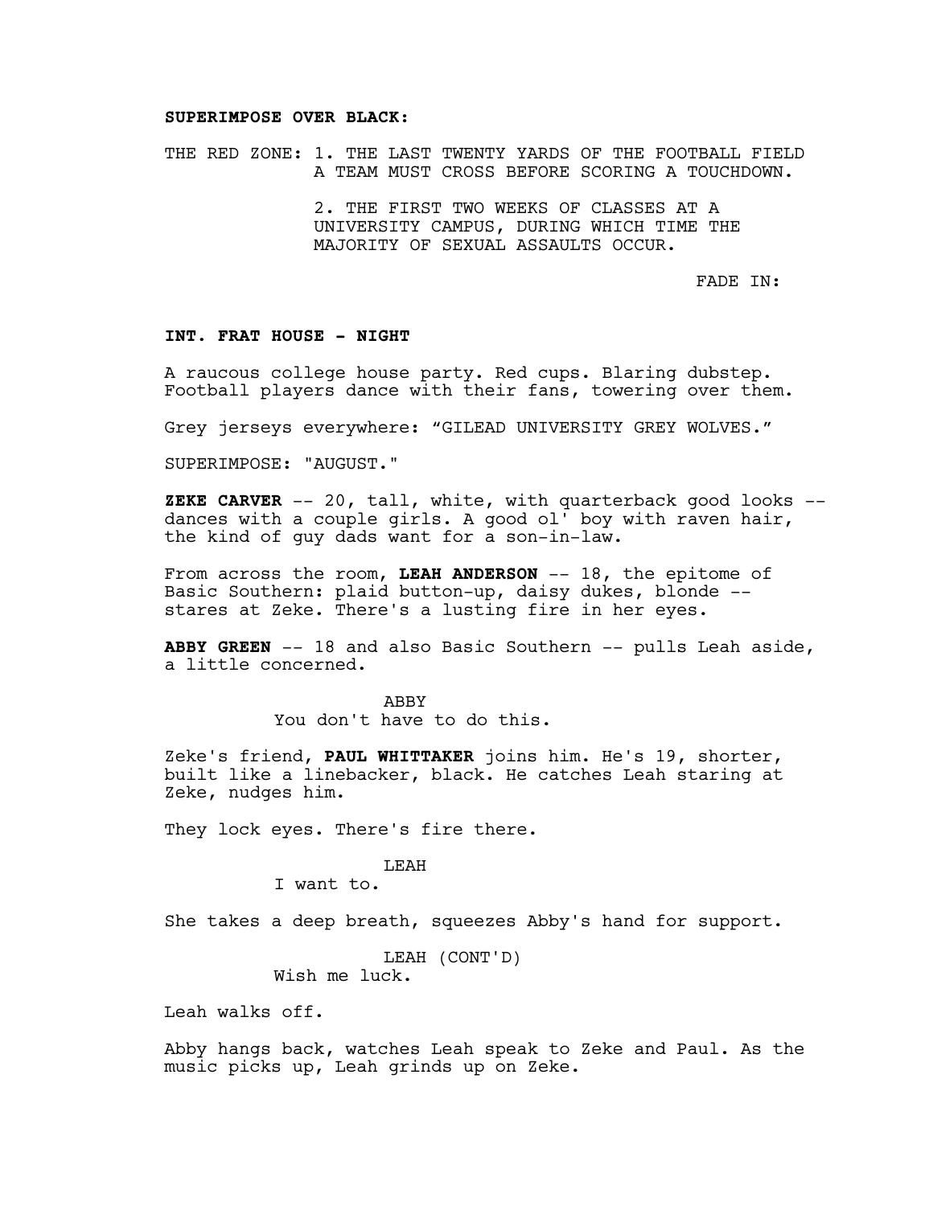**SUPERIMPOSE OVER BLACK:**

THE RED ZONE: 1. THE LAST TWENTY YARDS OF THE FOOTBALL FIELD A TEAM MUST CROSS BEFORE SCORING A TOUCHDOWN.

2. THE FIRST TWO WEEKS OF CLASSES AT A UNIVERSITY CAMPUS, DURING WHICH TIME THE MAJORITY OF SEXUAL ASSAULTS OCCUR.

FADE IN:

**INT. FRAT HOUSE - NIGHT**

A raucous college house party. Red cups. Blaring dubstep. Football players dance with their fans, towering over them.

Grey jerseys everywhere: "GILEAD UNIVERSITY GREY WOLVES."

SUPERIMPOSE: "AUGUST."

**ZEKE CARVER** -- 20, tall, white, with quarterback good looks -- dances with a couple girls. A good ol' boy with raven hair, the kind of guy dads want for a son-in-law.

From across the room, **LEAH ANDERSON** -- 18, the epitome of Basic Southern: plaid button-up, daisy dukes, blonde -- stares at Zeke. There's a lusting fire in her eyes.

**ABBY GREEN** -- 18 and also Basic Southern -- pulls Leah aside, a little concerned.

ABBY
You don't have to do this.

Zeke's friend, **PAUL WHITTAKER** joins him. He's 19, shorter, built like a linebacker, black. He catches Leah staring at Zeke, nudges him.

They lock eyes. There's fire there.

LEAH
I want to.

She takes a deep breath, squeezes Abby's hand for support.

LEAH (CONT'D)
Wish me luck.

Leah walks off.

Abby hangs back, watches Leah speak to Zeke and Paul. As the music picks up, Leah grinds up on Zeke.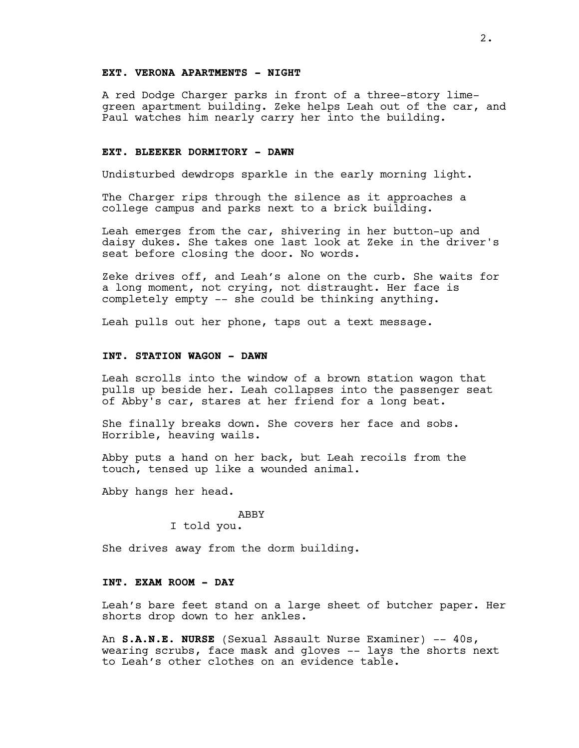**EXT. VERONA APARTMENTS - NIGHT**

A red Dodge Charger parks in front of a three-story lime-green apartment building. Zeke helps Leah out of the car, and Paul watches him nearly carry her into the building.

**EXT. BLEEKER DORMITORY - DAWN**

Undisturbed dewdrops sparkle in the early morning light.

The Charger rips through the silence as it approaches a college campus and parks next to a brick building.

Leah emerges from the car, shivering in her button-up and daisy dukes. She takes one last look at Zeke in the driver's seat before closing the door. No words.

Zeke drives off, and Leah's alone on the curb. She waits for a long moment, not crying, not distraught. Her face is completely empty -- she could be thinking anything.

Leah pulls out her phone, taps out a text message.

**INT. STATION WAGON - DAWN**

Leah scrolls into the window of a brown station wagon that pulls up beside her. Leah collapses into the passenger seat of Abby's car, stares at her friend for a long beat.

She finally breaks down. She covers her face and sobs. Horrible, heaving wails.

Abby puts a hand on her back, but Leah recoils from the touch, tensed up like a wounded animal.

Abby hangs her head.

ABBY
I told you.

She drives away from the dorm building.

**INT. EXAM ROOM - DAY**

Leah's bare feet stand on a large sheet of butcher paper. Her shorts drop down to her ankles.

An **S.A.N.E. NURSE** (Sexual Assault Nurse Examiner) -- 40s, wearing scrubs, face mask and gloves -- lays the shorts next to Leah's other clothes on an evidence table.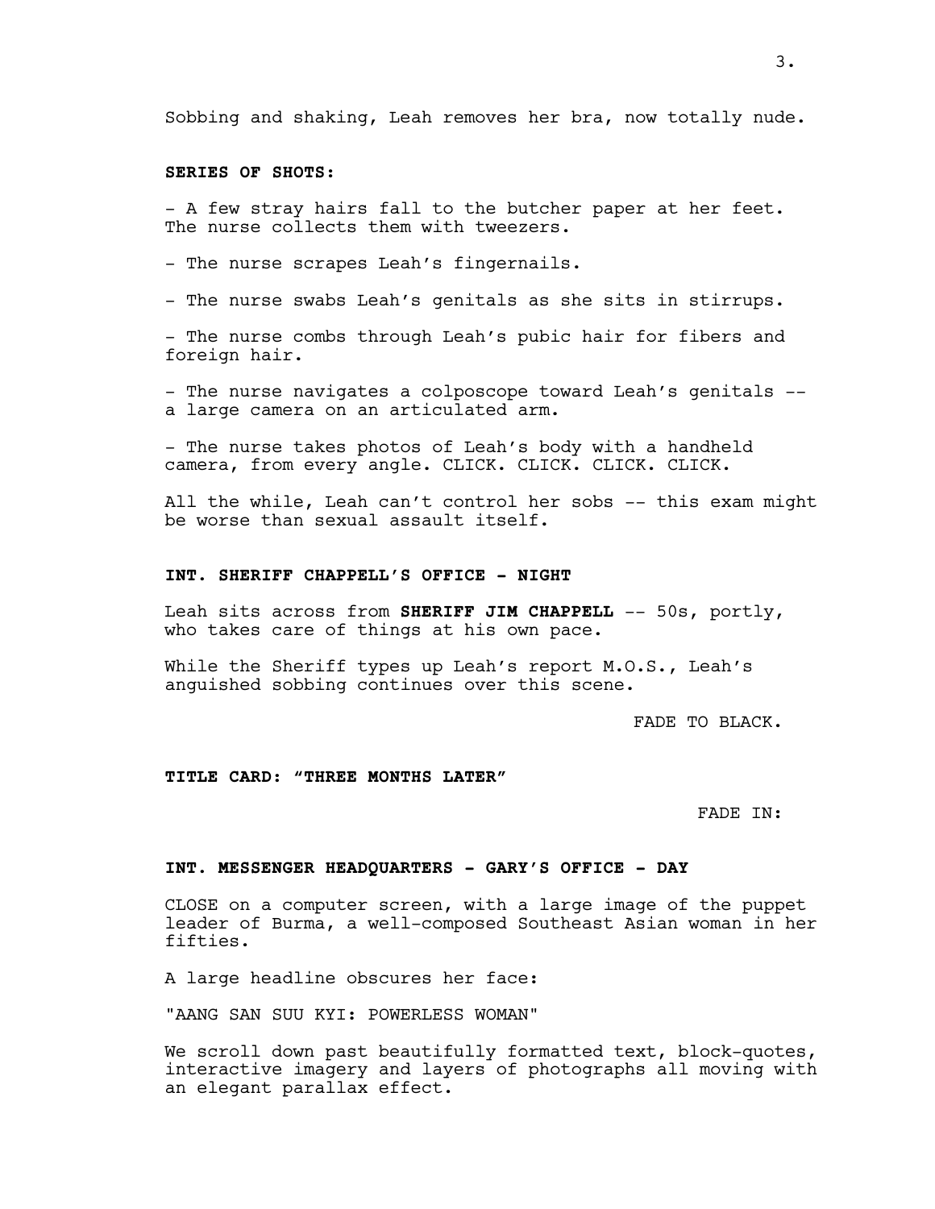Sobbing and shaking, Leah removes her bra, now totally nude.

**SERIES OF SHOTS:**

- A few stray hairs fall to the butcher paper at her feet. The nurse collects them with tweezers.

- The nurse scrapes Leah's fingernails.

- The nurse swabs Leah's genitals as she sits in stirrups.

- The nurse combs through Leah's pubic hair for fibers and foreign hair.

- The nurse navigates a colposcope toward Leah's genitals -- a large camera on an articulated arm.

- The nurse takes photos of Leah's body with a handheld camera, from every angle. CLICK. CLICK. CLICK. CLICK.

All the while, Leah can't control her sobs -- this exam might be worse than sexual assault itself.

**INT. SHERIFF CHAPPELL'S OFFICE - NIGHT**

Leah sits across from **SHERIFF JIM CHAPPELL** -- 50s, portly, who takes care of things at his own pace.

While the Sheriff types up Leah's report M.O.S., Leah's anguished sobbing continues over this scene.

FADE TO BLACK.

**TITLE CARD: "THREE MONTHS LATER"**

FADE IN:

**INT. MESSENGER HEADQUARTERS - GARY'S OFFICE - DAY**

CLOSE on a computer screen, with a large image of the puppet leader of Burma, a well-composed Southeast Asian woman in her fifties.

A large headline obscures her face:

"AANG SAN SUU KYI: POWERLESS WOMAN"

We scroll down past beautifully formatted text, block-quotes, interactive imagery and layers of photographs all moving with an elegant parallax effect.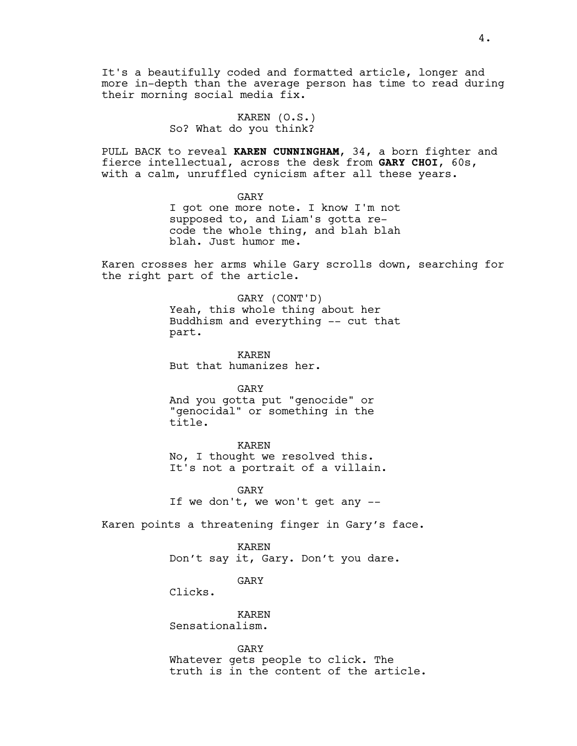It's a beautifully coded and formatted article, longer and more in-depth than the average person has time to read during their morning social media fix.

KAREN (O.S.)
So? What do you think?

PULL BACK to reveal **KAREN CUNNINGHAM**, 34, a born fighter and fierce intellectual, across the desk from **GARY CHOI**, 60s, with a calm, unruffled cynicism after all these years.

GARY
I got one more note. I know I'm not supposed to, and Liam's gotta re-code the whole thing, and blah blah blah. Just humor me.

Karen crosses her arms while Gary scrolls down, searching for the right part of the article.

GARY (CONT'D)
Yeah, this whole thing about her Buddhism and everything -- cut that part.

KAREN
But that humanizes her.

GARY
And you gotta put "genocide" or "genocidal" or something in the title.

KAREN
No, I thought we resolved this. It's not a portrait of a villain.

GARY
If we don't, we won't get any --

Karen points a threatening finger in Gary's face.

KAREN
Don't say it, Gary. Don't you dare.

GARY
Clicks.

KAREN
Sensationalism.

GARY
Whatever gets people to click. The truth is in the content of the article.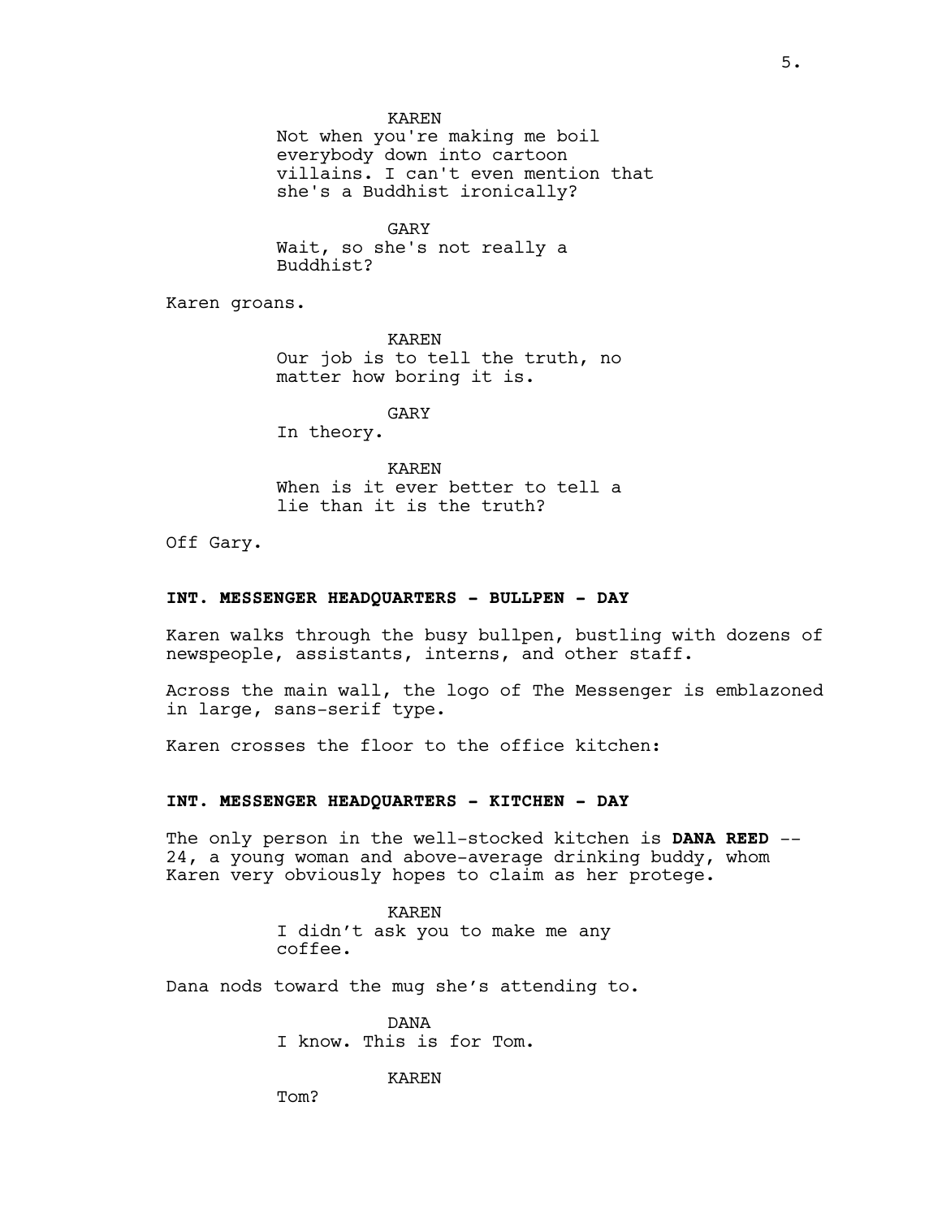KAREN

Not when you're making me boil everybody down into cartoon villains. I can't even mention that she's a Buddhist ironically?

GARY

Wait, so she's not really a Buddhist?

Karen groans.

KAREN

Our job is to tell the truth, no matter how boring it is.

GARY

In theory.

KAREN

When is it ever better to tell a lie than it is the truth?

Off Gary.

**INT. MESSENGER HEADQUARTERS - BULLPEN - DAY**

Karen walks through the busy bullpen, bustling with dozens of newspeople, assistants, interns, and other staff.

Across the main wall, the logo of The Messenger is emblazoned in large, sans-serif type.

Karen crosses the floor to the office kitchen:

**INT. MESSENGER HEADQUARTERS - KITCHEN - DAY**

The only person in the well-stocked kitchen is **DANA REED** -- 24, a young woman and above-average drinking buddy, whom Karen very obviously hopes to claim as her protege.

KAREN

I didn't ask you to make me any coffee.

Dana nods toward the mug she's attending to.

DANA

I know. This is for Tom.

KAREN

Tom?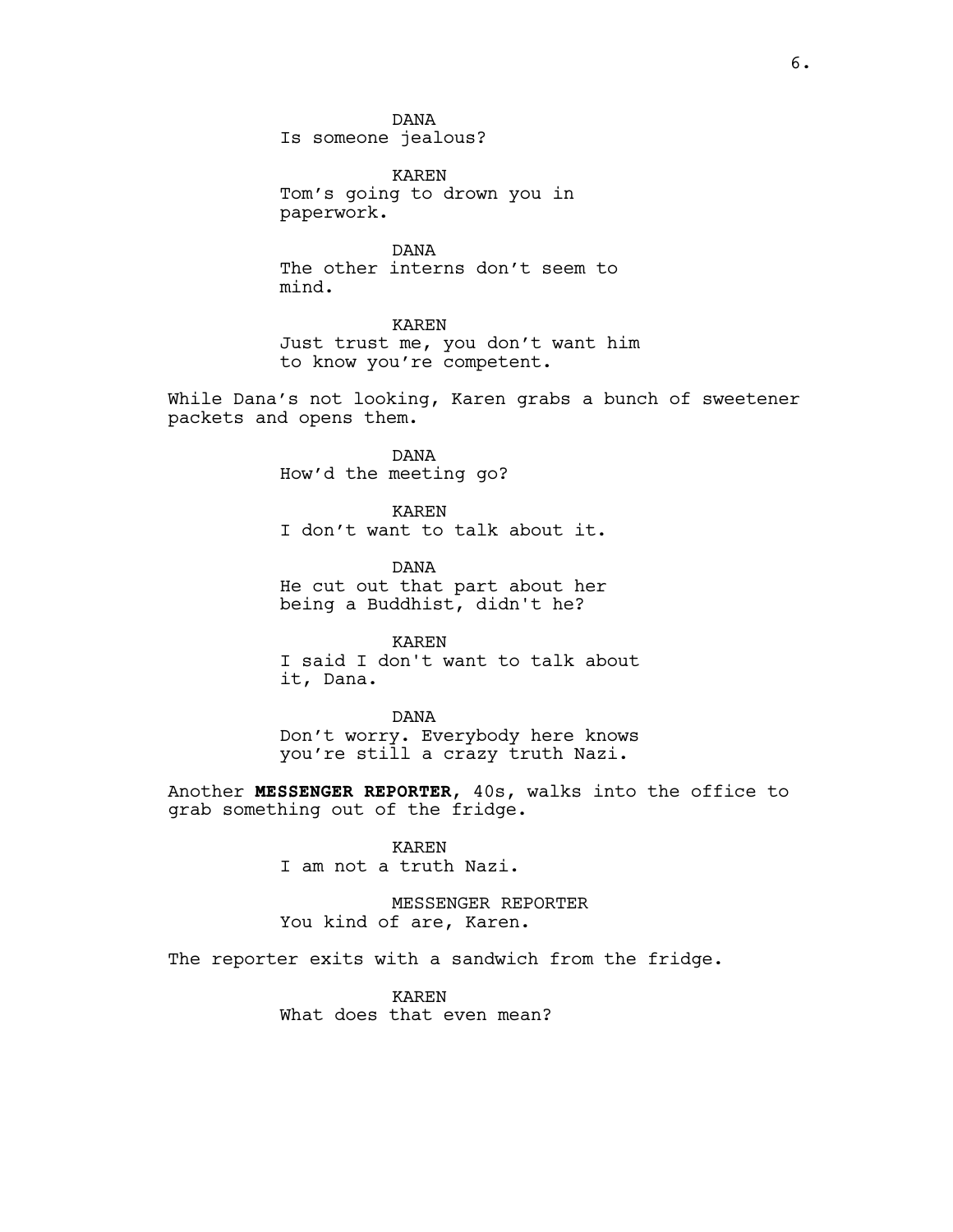DANA
Is someone jealous?

KAREN
Tom’s going to drown you in paperwork.

DANA
The other interns don’t seem to mind.

KAREN
Just trust me, you don’t want him to know you’re competent.

While Dana’s not looking, Karen grabs a bunch of sweetener packets and opens them.

DANA
How’d the meeting go?

KAREN
I don’t want to talk about it.

DANA
He cut out that part about her being a Buddhist, didn't he?

KAREN
I said I don't want to talk about it, Dana.

DANA
Don’t worry. Everybody here knows you’re still a crazy truth Nazi.

Another **MESSENGER REPORTER**, 40s, walks into the office to grab something out of the fridge.

KAREN
I am not a truth Nazi.

MESSENGER REPORTER
You kind of are, Karen.

The reporter exits with a sandwich from the fridge.

KAREN
What does that even mean?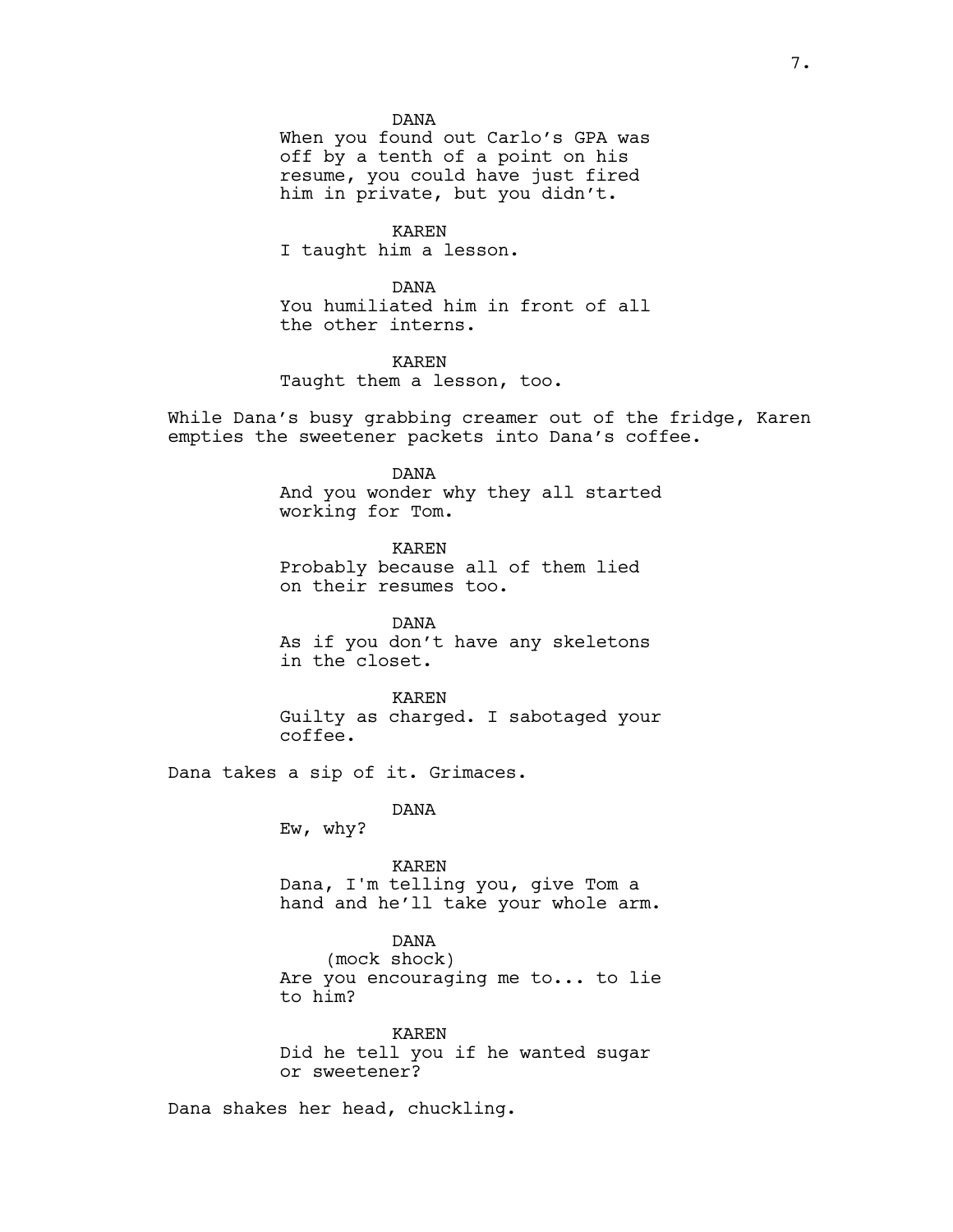DANA
When you found out Carlo's GPA was off by a tenth of a point on his resume, you could have just fired him in private, but you didn't.

KAREN
I taught him a lesson.

DANA
You humiliated him in front of all the other interns.

KAREN
Taught them a lesson, too.

While Dana's busy grabbing creamer out of the fridge, Karen empties the sweetener packets into Dana's coffee.

DANA
And you wonder why they all started working for Tom.

KAREN
Probably because all of them lied on their resumes too.

DANA
As if you don't have any skeletons in the closet.

KAREN
Guilty as charged. I sabotaged your coffee.

Dana takes a sip of it. Grimaces.

DANA
Ew, why?

KAREN
Dana, I'm telling you, give Tom a hand and he'll take your whole arm.

DANA
(mock shock)
Are you encouraging me to... to lie to him?

KAREN
Did he tell you if he wanted sugar or sweetener?

Dana shakes her head, chuckling.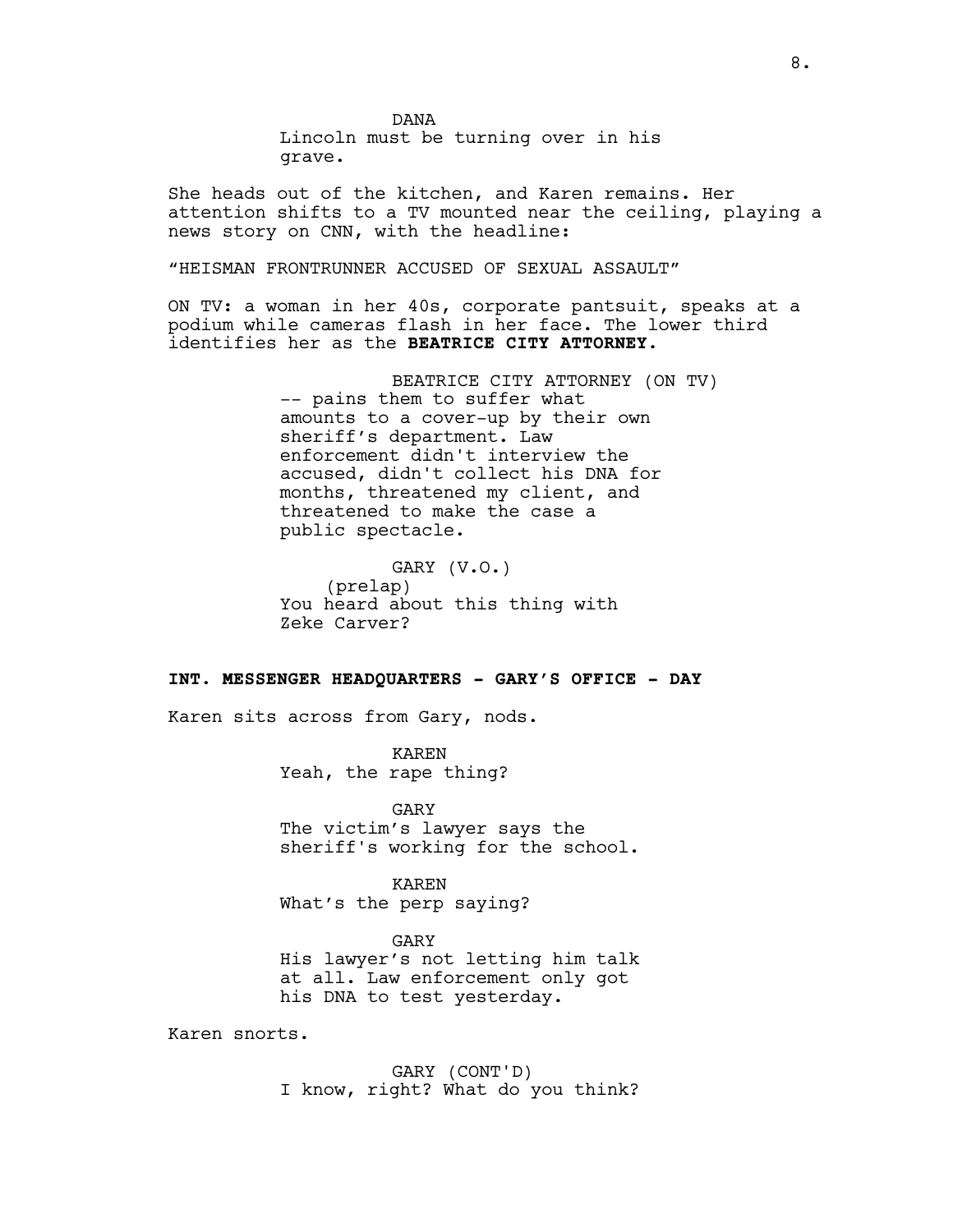DANA

Lincoln must be turning over in his grave.

She heads out of the kitchen, and Karen remains. Her attention shifts to a TV mounted near the ceiling, playing a news story on CNN, with the headline:

“HEISMAN FRONTRUNNER ACCUSED OF SEXUAL ASSAULT”

ON TV: a woman in her 40s, corporate pantsuit, speaks at a podium while cameras flash in her face. The lower third identifies her as the **BEATRICE CITY ATTORNEY.**

BEATRICE CITY ATTORNEY (ON TV)

-- pains them to suffer what amounts to a cover-up by their own sheriff’s department. Law enforcement didn't interview the accused, didn't collect his DNA for months, threatened my client, and threatened to make the case a public spectacle.

GARY (V.O.)

(prelap)

You heard about this thing with Zeke Carver?

**INT. MESSENGER HEADQUARTERS - GARY’S OFFICE - DAY**

Karen sits across from Gary, nods.

KAREN

Yeah, the rape thing?

GARY

The victim’s lawyer says the sheriff's working for the school.

KAREN

What’s the perp saying?

GARY

His lawyer’s not letting him talk at all. Law enforcement only got his DNA to test yesterday.

Karen snorts.

GARY (CONT'D)

I know, right? What do you think?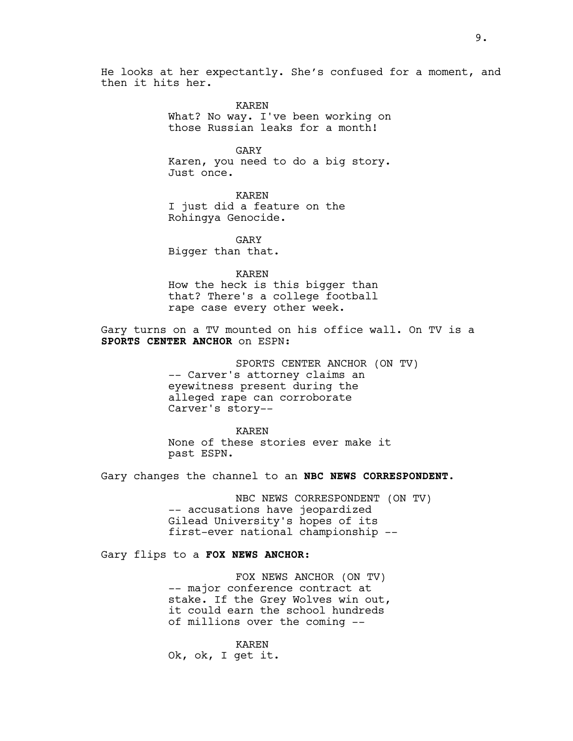He looks at her expectantly. She's confused for a moment, and then it hits her.

KAREN
What? No way. I've been working on those Russian leaks for a month!

GARY
Karen, you need to do a big story. Just once.

KAREN
I just did a feature on the Rohingya Genocide.

GARY
Bigger than that.

KAREN
How the heck is this bigger than that? There's a college football rape case every other week.

Gary turns on a TV mounted on his office wall. On TV is a **SPORTS CENTER ANCHOR** on ESPN:

SPORTS CENTER ANCHOR (ON TV)
-- Carver's attorney claims an eyewitness present during the alleged rape can corroborate Carver's story--

KAREN
None of these stories ever make it past ESPN.

Gary changes the channel to an **NBC NEWS CORRESPONDENT.**

NBC NEWS CORRESPONDENT (ON TV)
-- accusations have jeopardized Gilead University's hopes of its first-ever national championship --

Gary flips to a **FOX NEWS ANCHOR:**

FOX NEWS ANCHOR (ON TV)
-- major conference contract at stake. If the Grey Wolves win out, it could earn the school hundreds of millions over the coming --

KAREN
Ok, ok, I get it.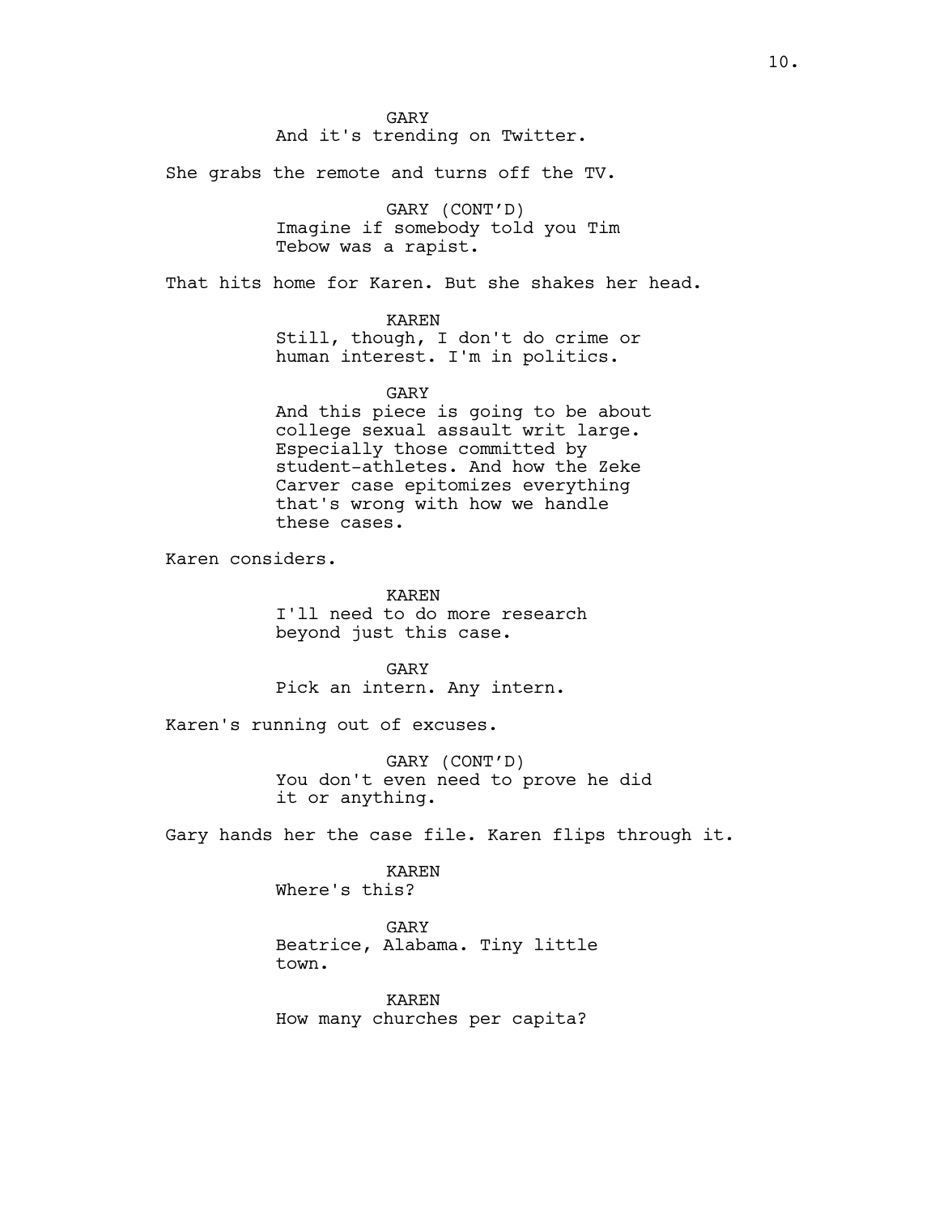GARY
And it's trending on Twitter.

She grabs the remote and turns off the TV.

GARY (CONT'D)
Imagine if somebody told you Tim Tebow was a rapist.

That hits home for Karen. But she shakes her head.

KAREN
Still, though, I don't do crime or human interest. I'm in politics.

GARY
And this piece is going to be about college sexual assault writ large. Especially those committed by student-athletes. And how the Zeke Carver case epitomizes everything that's wrong with how we handle these cases.

Karen considers.

KAREN
I'll need to do more research beyond just this case.

GARY
Pick an intern. Any intern.

Karen's running out of excuses.

GARY (CONT'D)
You don't even need to prove he did it or anything.

Gary hands her the case file. Karen flips through it.

KAREN
Where's this?

GARY
Beatrice, Alabama. Tiny little town.

KAREN
How many churches per capita?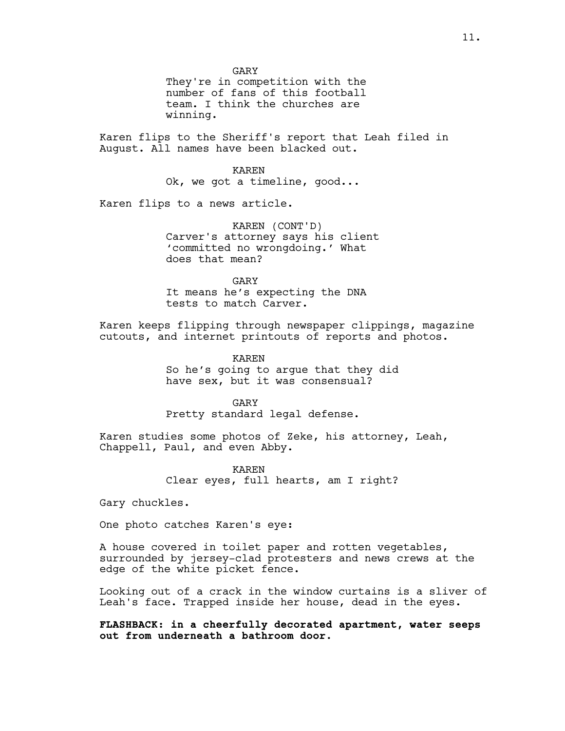GARY
They're in competition with the number of fans of this football team. I think the churches are winning.

Karen flips to the Sheriff's report that Leah filed in August. All names have been blacked out.

KAREN
Ok, we got a timeline, good...

Karen flips to a news article.

KAREN (CONT'D)
Carver's attorney says his client ‘committed no wrongdoing.’ What does that mean?

GARY
It means he’s expecting the DNA tests to match Carver.

Karen keeps flipping through newspaper clippings, magazine cutouts, and internet printouts of reports and photos.

KAREN
So he’s going to argue that they did have sex, but it was consensual?

GARY
Pretty standard legal defense.

Karen studies some photos of Zeke, his attorney, Leah, Chappell, Paul, and even Abby.

KAREN
Clear eyes, full hearts, am I right?

Gary chuckles.

One photo catches Karen's eye:

A house covered in toilet paper and rotten vegetables, surrounded by jersey-clad protesters and news crews at the edge of the white picket fence.

Looking out of a crack in the window curtains is a sliver of Leah's face. Trapped inside her house, dead in the eyes.

**FLASHBACK: in a cheerfully decorated apartment, water seeps out from underneath a bathroom door.**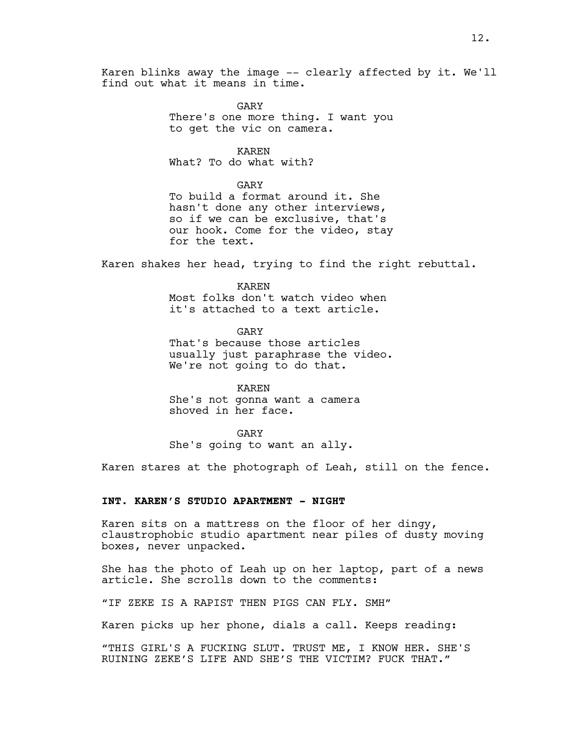Karen blinks away the image -- clearly affected by it. We'll find out what it means in time.

GARY
There's one more thing. I want you to get the vic on camera.

KAREN
What? To do what with?

GARY
To build a format around it. She hasn't done any other interviews, so if we can be exclusive, that's our hook. Come for the video, stay for the text.

Karen shakes her head, trying to find the right rebuttal.

KAREN
Most folks don't watch video when it's attached to a text article.

GARY
That's because those articles usually just paraphrase the video. We're not going to do that.

KAREN
She's not gonna want a camera shoved in her face.

GARY
She's going to want an ally.

Karen stares at the photograph of Leah, still on the fence.

**INT. KAREN'S STUDIO APARTMENT - NIGHT**

Karen sits on a mattress on the floor of her dingy, claustrophobic studio apartment near piles of dusty moving boxes, never unpacked.

She has the photo of Leah up on her laptop, part of a news article. She scrolls down to the comments:

"IF ZEKE IS A RAPIST THEN PIGS CAN FLY. SMH"

Karen picks up her phone, dials a call. Keeps reading:

"THIS GIRL'S A FUCKING SLUT. TRUST ME, I KNOW HER. SHE'S RUINING ZEKE'S LIFE AND SHE'S THE VICTIM? FUCK THAT."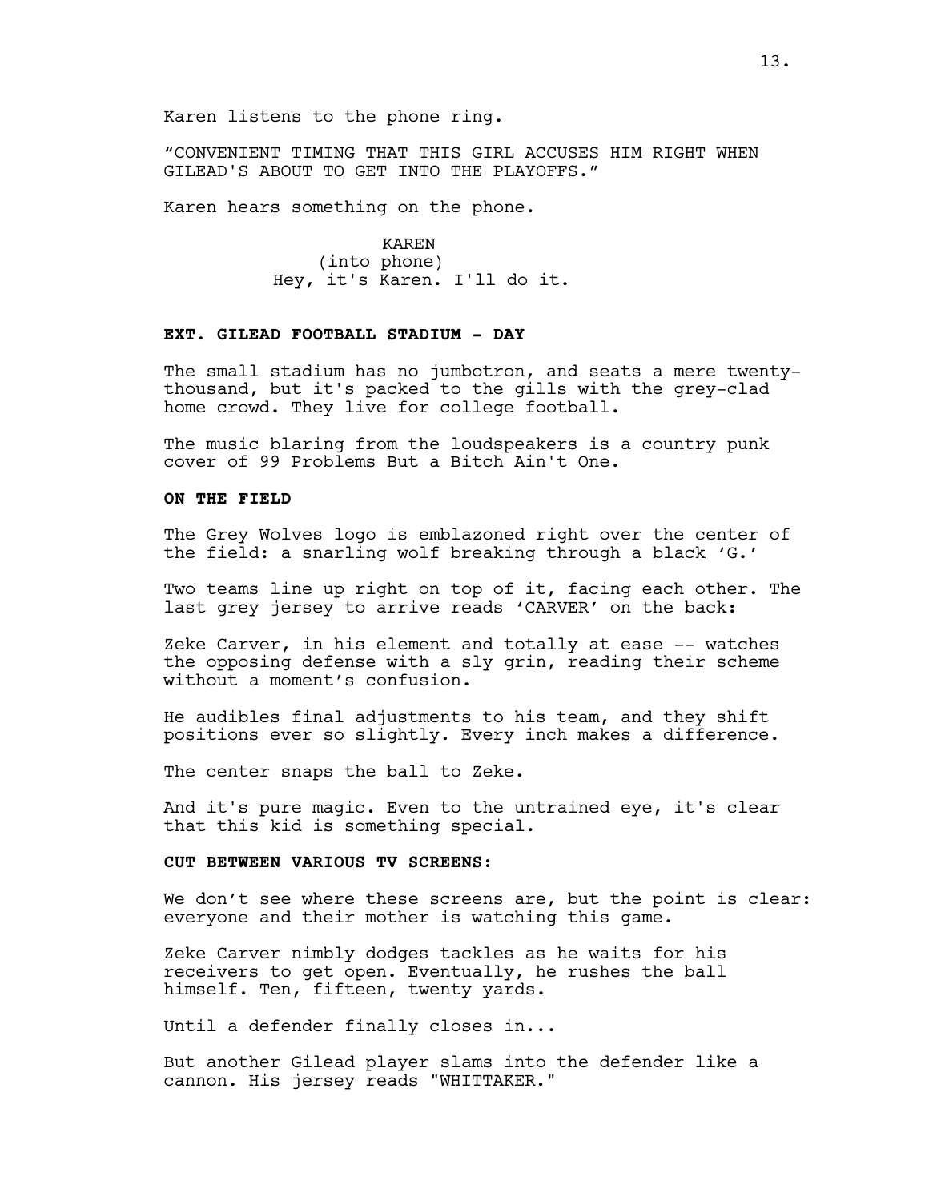Karen listens to the phone ring.

“CONVENIENT TIMING THAT THIS GIRL ACCUSES HIM RIGHT WHEN GILEAD'S ABOUT TO GET INTO THE PLAYOFFS.”

Karen hears something on the phone.

KAREN
(into phone)
Hey, it's Karen. I'll do it.

**EXT. GILEAD FOOTBALL STADIUM - DAY**

The small stadium has no jumbotron, and seats a mere twenty-thousand, but it's packed to the gills with the grey-clad home crowd. They live for college football.

The music blaring from the loudspeakers is a country punk cover of 99 Problems But a Bitch Ain't One.

**ON THE FIELD**

The Grey Wolves logo is emblazoned right over the center of the field: a snarling wolf breaking through a black ‘G.’

Two teams line up right on top of it, facing each other. The last grey jersey to arrive reads ‘CARVER’ on the back:

Zeke Carver, in his element and totally at ease -- watches the opposing defense with a sly grin, reading their scheme without a moment’s confusion.

He audibles final adjustments to his team, and they shift positions ever so slightly. Every inch makes a difference.

The center snaps the ball to Zeke.

And it's pure magic. Even to the untrained eye, it's clear that this kid is something special.

**CUT BETWEEN VARIOUS TV SCREENS:**

We don’t see where these screens are, but the point is clear: everyone and their mother is watching this game.

Zeke Carver nimbly dodges tackles as he waits for his receivers to get open. Eventually, he rushes the ball himself. Ten, fifteen, twenty yards.

Until a defender finally closes in...

But another Gilead player slams into the defender like a cannon. His jersey reads "WHITTAKER."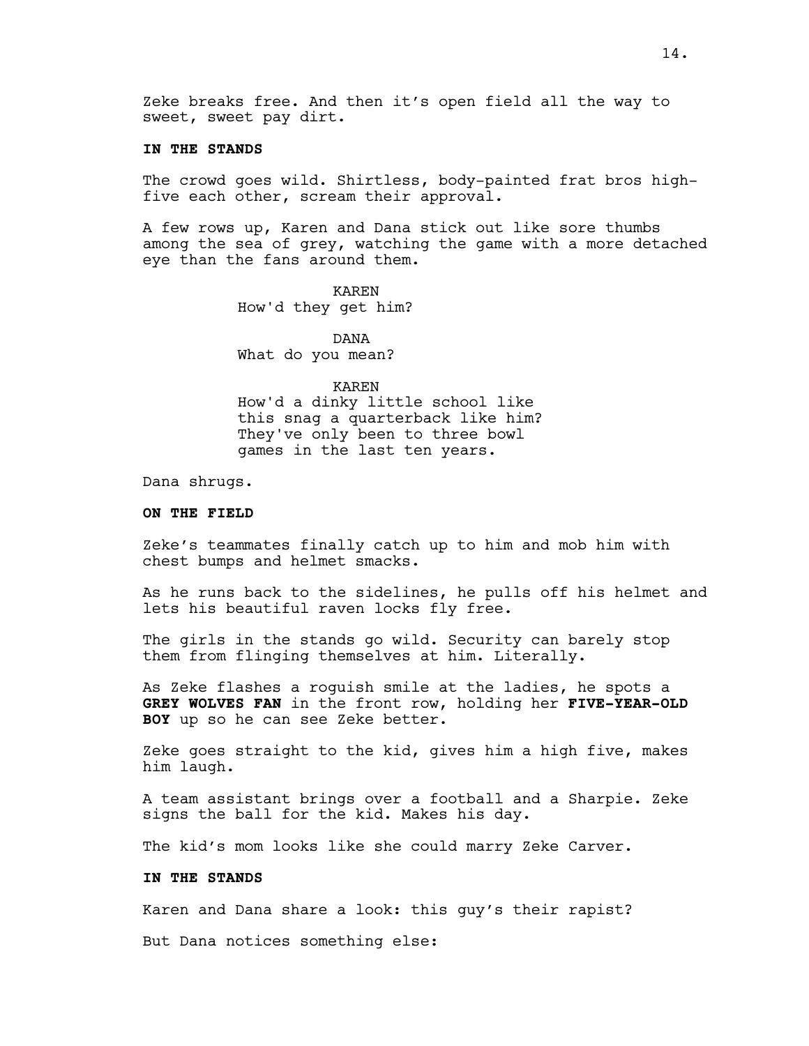Zeke breaks free. And then it's open field all the way to sweet, sweet pay dirt.

**IN THE STANDS**

The crowd goes wild. Shirtless, body-painted frat bros high-five each other, scream their approval.

A few rows up, Karen and Dana stick out like sore thumbs among the sea of grey, watching the game with a more detached eye than the fans around them.

KAREN
How'd they get him?

DANA
What do you mean?

KAREN
How'd a dinky little school like this snag a quarterback like him? They've only been to three bowl games in the last ten years.

Dana shrugs.

**ON THE FIELD**

Zeke's teammates finally catch up to him and mob him with chest bumps and helmet smacks.

As he runs back to the sidelines, he pulls off his helmet and lets his beautiful raven locks fly free.

The girls in the stands go wild. Security can barely stop them from flinging themselves at him. Literally.

As Zeke flashes a roguish smile at the ladies, he spots a **GREY WOLVES FAN** in the front row, holding her **FIVE-YEAR-OLD BOY** up so he can see Zeke better.

Zeke goes straight to the kid, gives him a high five, makes him laugh.

A team assistant brings over a football and a Sharpie. Zeke signs the ball for the kid. Makes his day.

The kid's mom looks like she could marry Zeke Carver.

**IN THE STANDS**

Karen and Dana share a look: this guy's their rapist?

But Dana notices something else: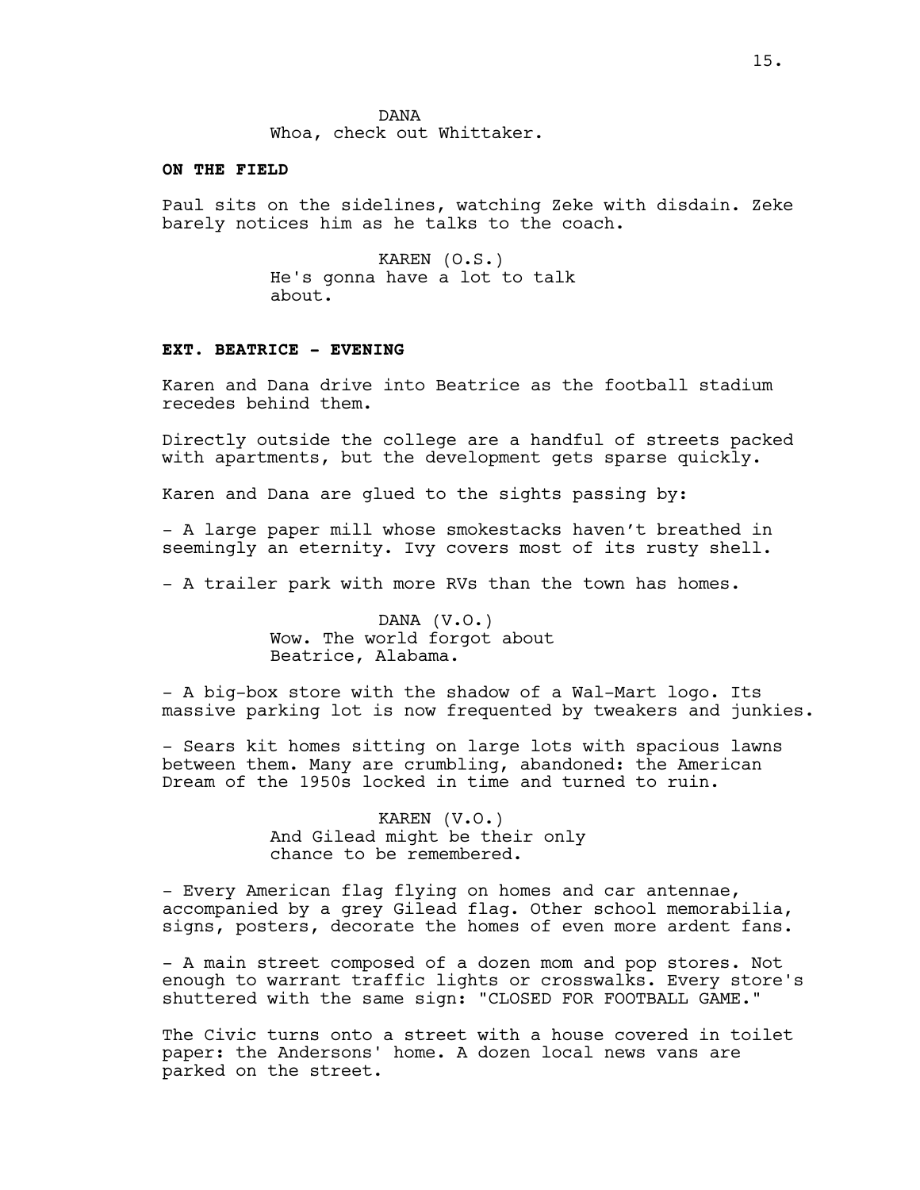DANA
Whoa, check out Whittaker.

**ON THE FIELD**

Paul sits on the sidelines, watching Zeke with disdain. Zeke barely notices him as he talks to the coach.

KAREN (O.S.)
He's gonna have a lot to talk about.

**EXT. BEATRICE - EVENING**

Karen and Dana drive into Beatrice as the football stadium recedes behind them.

Directly outside the college are a handful of streets packed with apartments, but the development gets sparse quickly.

Karen and Dana are glued to the sights passing by:

- A large paper mill whose smokestacks haven't breathed in seemingly an eternity. Ivy covers most of its rusty shell.

- A trailer park with more RVs than the town has homes.

DANA (V.O.)
Wow. The world forgot about Beatrice, Alabama.

- A big-box store with the shadow of a Wal-Mart logo. Its massive parking lot is now frequented by tweakers and junkies.

- Sears kit homes sitting on large lots with spacious lawns between them. Many are crumbling, abandoned: the American Dream of the 1950s locked in time and turned to ruin.

KAREN (V.O.)
And Gilead might be their only chance to be remembered.

- Every American flag flying on homes and car antennae, accompanied by a grey Gilead flag. Other school memorabilia, signs, posters, decorate the homes of even more ardent fans.

- A main street composed of a dozen mom and pop stores. Not enough to warrant traffic lights or crosswalks. Every store's shuttered with the same sign: "CLOSED FOR FOOTBALL GAME."

The Civic turns onto a street with a house covered in toilet paper: the Andersons' home. A dozen local news vans are parked on the street.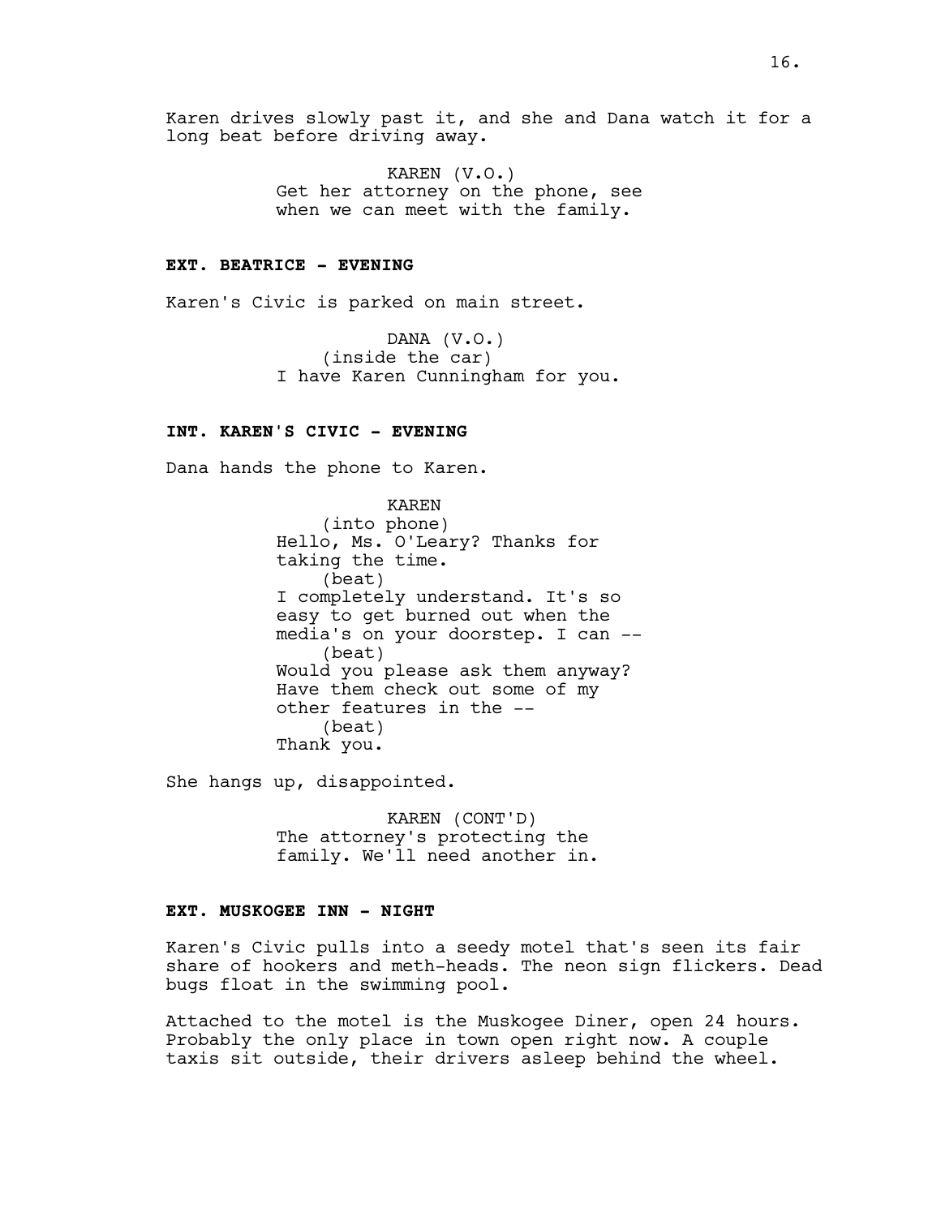Karen drives slowly past it, and she and Dana watch it for a long beat before driving away.

KAREN (V.O.)
Get her attorney on the phone, see when we can meet with the family.

**EXT. BEATRICE - EVENING**

Karen's Civic is parked on main street.

DANA (V.O.)
(inside the car)
I have Karen Cunningham for you.

**INT. KAREN'S CIVIC - EVENING**

Dana hands the phone to Karen.

KAREN
(into phone)
Hello, Ms. O'Leary? Thanks for taking the time.
(beat)
I completely understand. It's so easy to get burned out when the media's on your doorstep. I can --
(beat)
Would you please ask them anyway? Have them check out some of my other features in the --
(beat)
Thank you.

She hangs up, disappointed.

KAREN (CONT'D)
The attorney's protecting the family. We'll need another in.

**EXT. MUSKOGEE INN - NIGHT**

Karen's Civic pulls into a seedy motel that's seen its fair share of hookers and meth-heads. The neon sign flickers. Dead bugs float in the swimming pool.

Attached to the motel is the Muskogee Diner, open 24 hours. Probably the only place in town open right now. A couple taxis sit outside, their drivers asleep behind the wheel.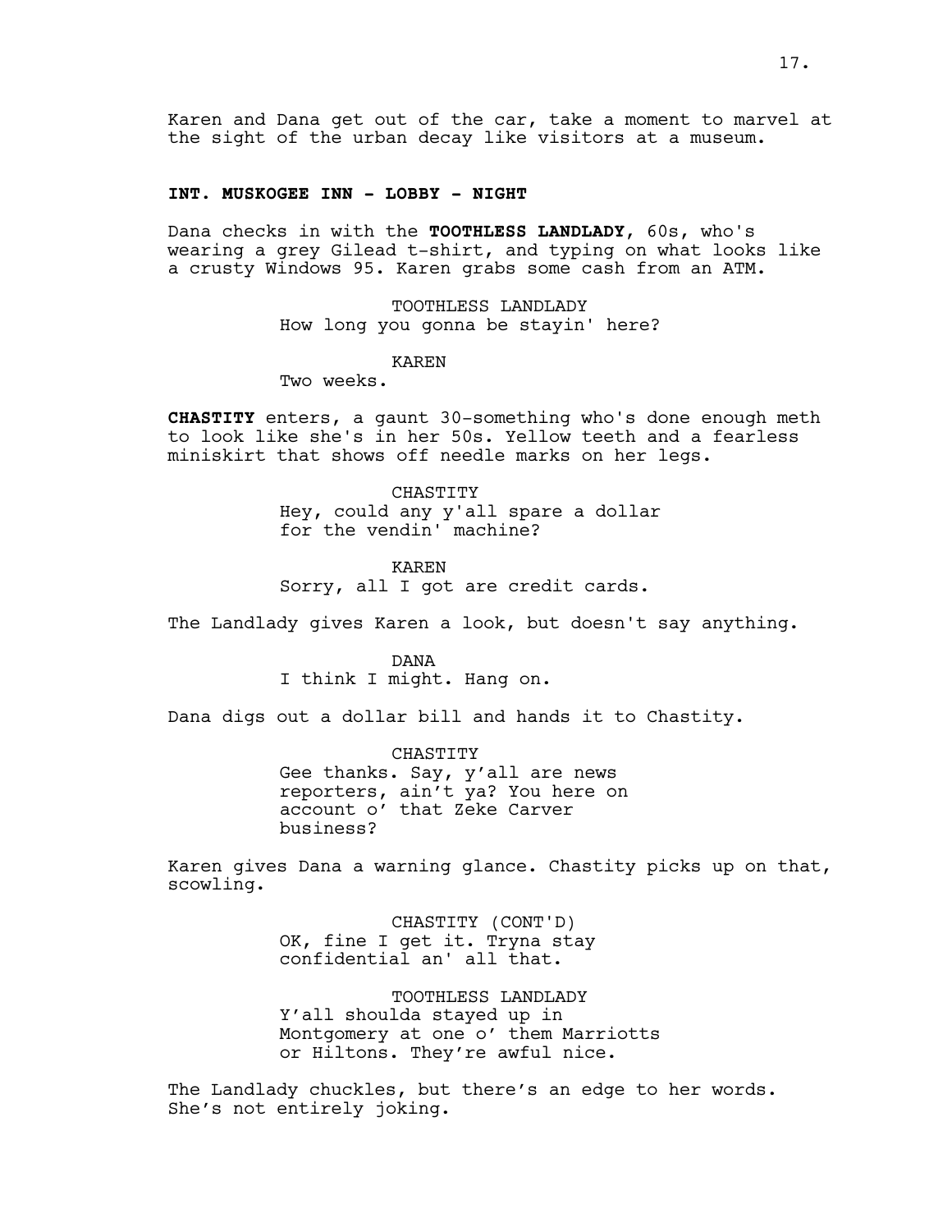Karen and Dana get out of the car, take a moment to marvel at the sight of the urban decay like visitors at a museum.

**INT. MUSKOGEE INN - LOBBY - NIGHT**

Dana checks in with the **TOOTHLESS LANDLADY**, 60s, who's wearing a grey Gilead t-shirt, and typing on what looks like a crusty Windows 95. Karen grabs some cash from an ATM.

TOOTHLESS LANDLADY
How long you gonna be stayin' here?

KAREN
Two weeks.

**CHASTITY** enters, a gaunt 30-something who's done enough meth to look like she's in her 50s. Yellow teeth and a fearless miniskirt that shows off needle marks on her legs.

CHASTITY
Hey, could any y'all spare a dollar for the vendin' machine?

KAREN
Sorry, all I got are credit cards.

The Landlady gives Karen a look, but doesn't say anything.

DANA
I think I might. Hang on.

Dana digs out a dollar bill and hands it to Chastity.

CHASTITY
Gee thanks. Say, y'all are news reporters, ain't ya? You here on account o' that Zeke Carver business?

Karen gives Dana a warning glance. Chastity picks up on that, scowling.

CHASTITY (CONT'D)
OK, fine I get it. Tryna stay confidential an' all that.

TOOTHLESS LANDLADY
Y'all shoulda stayed up in Montgomery at one o' them Marriotts or Hiltons. They're awful nice.

The Landlady chuckles, but there's an edge to her words. She's not entirely joking.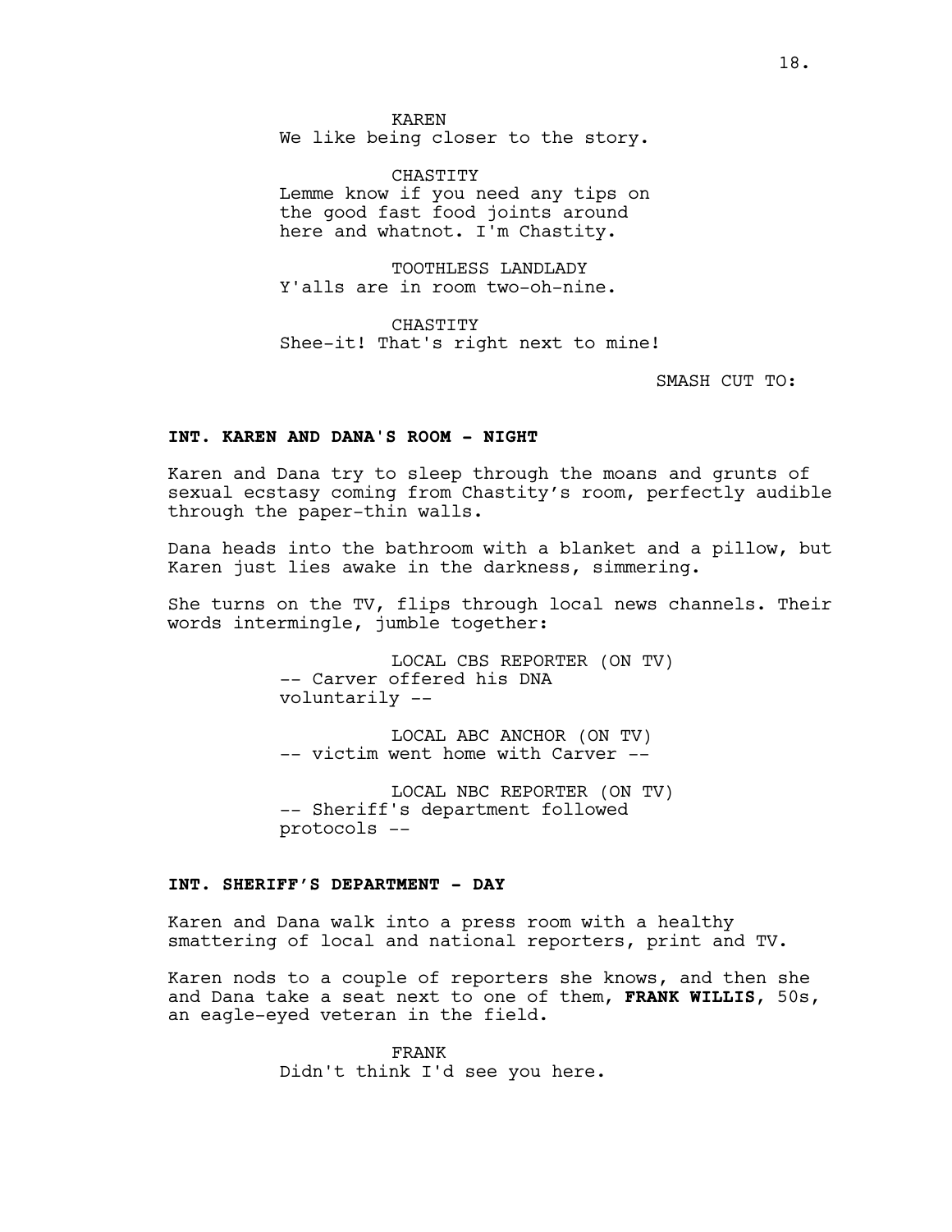KAREN
We like being closer to the story.

CHASTITY
Lemme know if you need any tips on the good fast food joints around here and whatnot. I'm Chastity.

TOOTHLESS LANDLADY
Y'alls are in room two-oh-nine.

CHASTITY
Shee-it! That's right next to mine!

SMASH CUT TO:

**INT. KAREN AND DANA'S ROOM - NIGHT**

Karen and Dana try to sleep through the moans and grunts of sexual ecstasy coming from Chastity's room, perfectly audible through the paper-thin walls.

Dana heads into the bathroom with a blanket and a pillow, but Karen just lies awake in the darkness, simmering.

She turns on the TV, flips through local news channels. Their words intermingle, jumble together:

LOCAL CBS REPORTER (ON TV)
-- Carver offered his DNA voluntarily --

LOCAL ABC ANCHOR (ON TV)
-- victim went home with Carver --

LOCAL NBC REPORTER (ON TV)
-- Sheriff's department followed protocols --

**INT. SHERIFF'S DEPARTMENT - DAY**

Karen and Dana walk into a press room with a healthy smattering of local and national reporters, print and TV.

Karen nods to a couple of reporters she knows, and then she and Dana take a seat next to one of them, **FRANK WILLIS**, 50s, an eagle-eyed veteran in the field.

FRANK
Didn't think I'd see you here.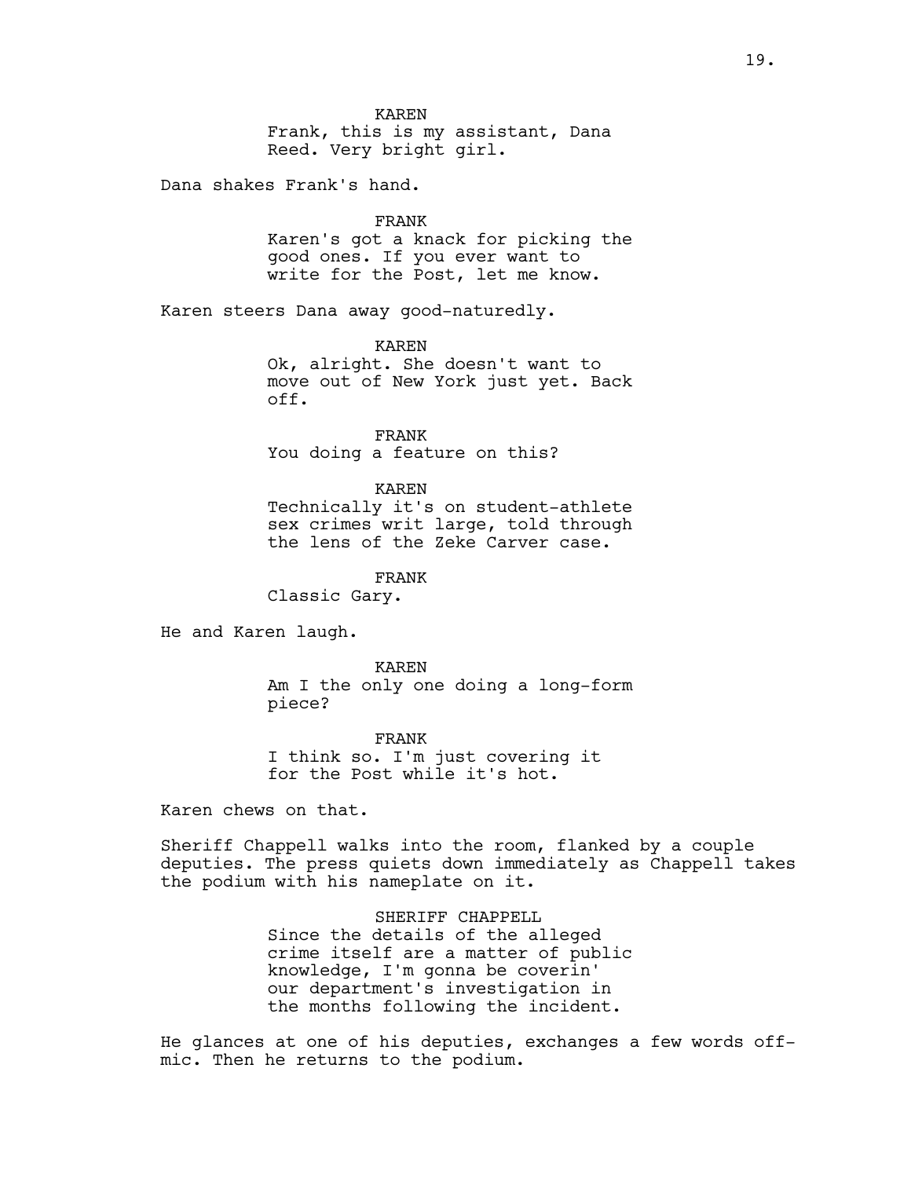KAREN
Frank, this is my assistant, Dana Reed. Very bright girl.

Dana shakes Frank's hand.

FRANK
Karen's got a knack for picking the good ones. If you ever want to write for the Post, let me know.

Karen steers Dana away good-naturedly.

KAREN
Ok, alright. She doesn't want to move out of New York just yet. Back off.

FRANK
You doing a feature on this?

KAREN
Technically it's on student-athlete sex crimes writ large, told through the lens of the Zeke Carver case.

FRANK
Classic Gary.

He and Karen laugh.

KAREN
Am I the only one doing a long-form piece?

FRANK
I think so. I'm just covering it for the Post while it's hot.

Karen chews on that.

Sheriff Chappell walks into the room, flanked by a couple deputies. The press quiets down immediately as Chappell takes the podium with his nameplate on it.

SHERIFF CHAPPELL
Since the details of the alleged crime itself are a matter of public knowledge, I'm gonna be coverin' our department's investigation in the months following the incident.

He glances at one of his deputies, exchanges a few words off-mic. Then he returns to the podium.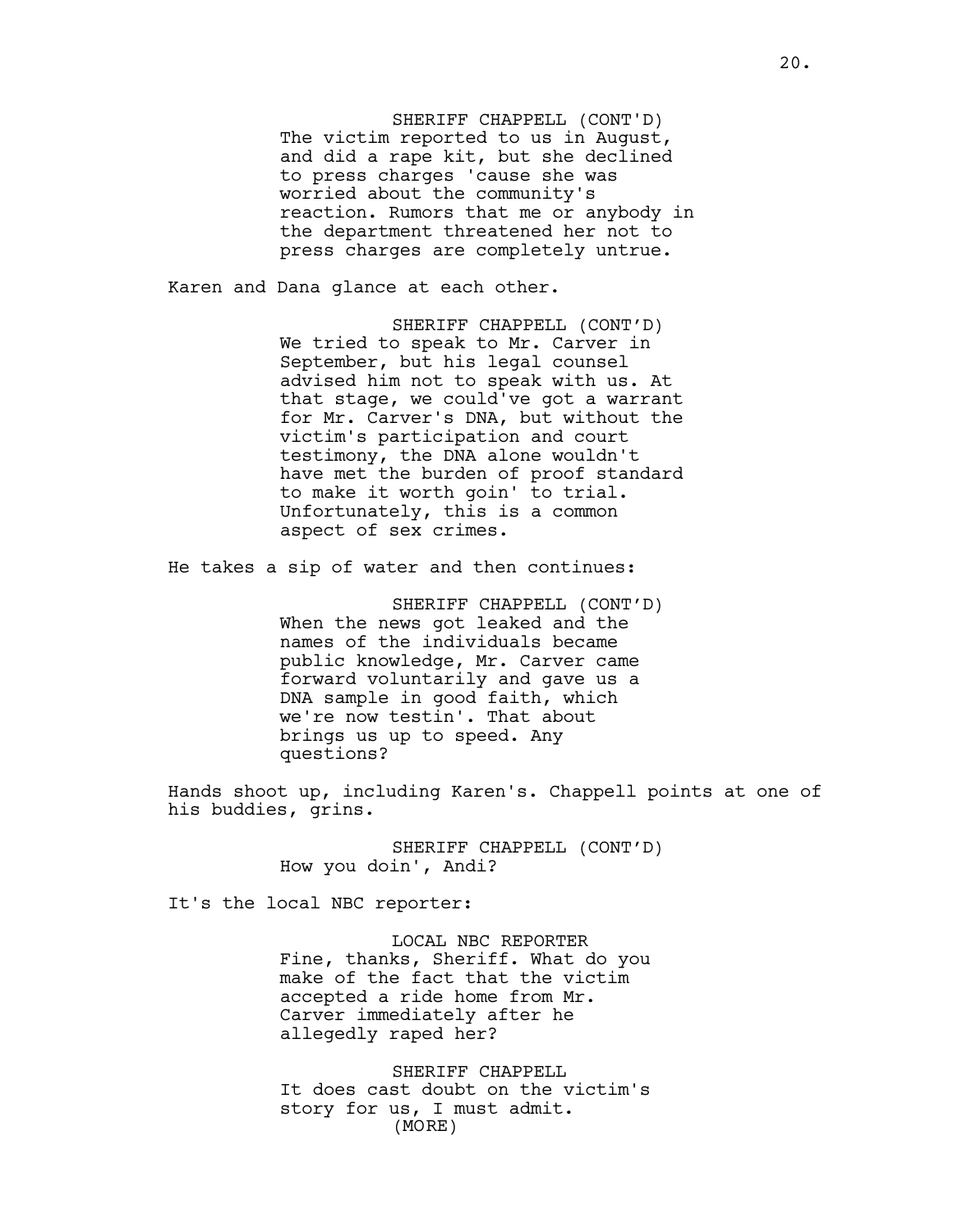SHERIFF CHAPPELL (CONT'D)
The victim reported to us in August, and did a rape kit, but she declined to press charges 'cause she was worried about the community's reaction. Rumors that me or anybody in the department threatened her not to press charges are completely untrue.

Karen and Dana glance at each other.

SHERIFF CHAPPELL (CONT'D)
We tried to speak to Mr. Carver in September, but his legal counsel advised him not to speak with us. At that stage, we could've got a warrant for Mr. Carver's DNA, but without the victim's participation and court testimony, the DNA alone wouldn't have met the burden of proof standard to make it worth goin' to trial. Unfortunately, this is a common aspect of sex crimes.

He takes a sip of water and then continues:

SHERIFF CHAPPELL (CONT'D)
When the news got leaked and the names of the individuals became public knowledge, Mr. Carver came forward voluntarily and gave us a DNA sample in good faith, which we're now testin'. That about brings us up to speed. Any questions?

Hands shoot up, including Karen's. Chappell points at one of his buddies, grins.

SHERIFF CHAPPELL (CONT'D)
How you doin', Andi?

It's the local NBC reporter:

LOCAL NBC REPORTER
Fine, thanks, Sheriff. What do you make of the fact that the victim accepted a ride home from Mr. Carver immediately after he allegedly raped her?

SHERIFF CHAPPELL
It does cast doubt on the victim's story for us, I must admit.
(MORE)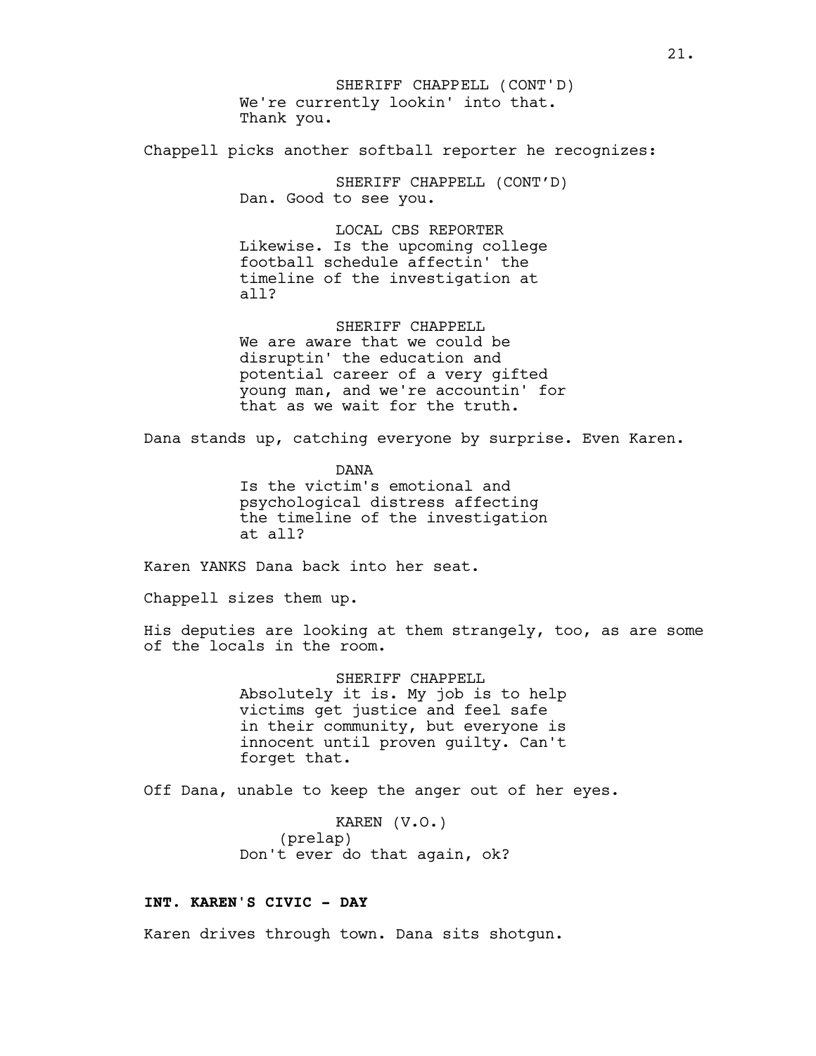SHERIFF CHAPPELL (CONT'D)
We're currently lookin' into that. Thank you.

Chappell picks another softball reporter he recognizes:

SHERIFF CHAPPELL (CONT'D)
Dan. Good to see you.

LOCAL CBS REPORTER
Likewise. Is the upcoming college football schedule affectin' the timeline of the investigation at all?

SHERIFF CHAPPELL
We are aware that we could be disruptin' the education and potential career of a very gifted young man, and we're accountin' for that as we wait for the truth.

Dana stands up, catching everyone by surprise. Even Karen.

DANA
Is the victim's emotional and psychological distress affecting the timeline of the investigation at all?

Karen YANKS Dana back into her seat.

Chappell sizes them up.

His deputies are looking at them strangely, too, as are some of the locals in the room.

SHERIFF CHAPPELL
Absolutely it is. My job is to help victims get justice and feel safe in their community, but everyone is innocent until proven guilty. Can't forget that.

Off Dana, unable to keep the anger out of her eyes.

KAREN (V.O.)
(prelap)
Don't ever do that again, ok?

**INT. KAREN'S CIVIC - DAY**

Karen drives through town. Dana sits shotgun.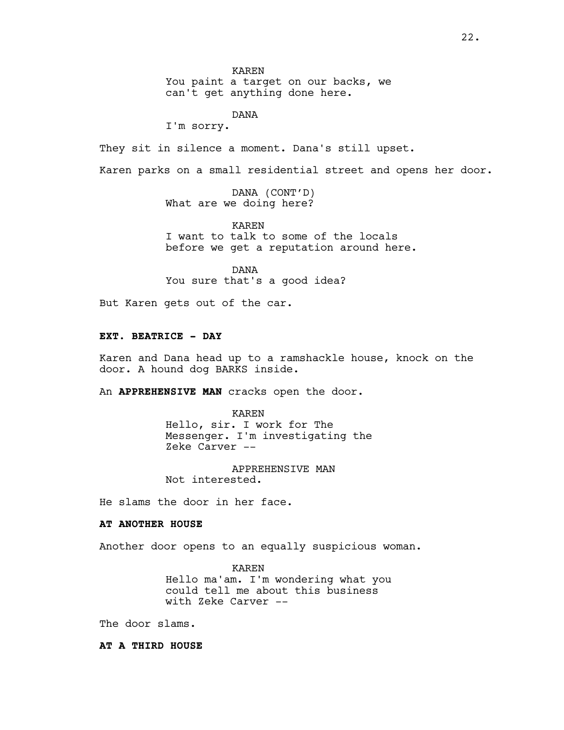KAREN
You paint a target on our backs, we can't get anything done here.

DANA
I'm sorry.

They sit in silence a moment. Dana's still upset.

Karen parks on a small residential street and opens her door.

DANA (CONT'D)
What are we doing here?

KAREN
I want to talk to some of the locals before we get a reputation around here.

DANA
You sure that's a good idea?

But Karen gets out of the car.

**EXT. BEATRICE - DAY**

Karen and Dana head up to a ramshackle house, knock on the door. A hound dog BARKS inside.

An **APPREHENSIVE MAN** cracks open the door.

KAREN
Hello, sir. I work for The Messenger. I'm investigating the Zeke Carver --

APPREHENSIVE MAN
Not interested.

He slams the door in her face.

**AT ANOTHER HOUSE**

Another door opens to an equally suspicious woman.

KAREN
Hello ma'am. I'm wondering what you could tell me about this business with Zeke Carver --

The door slams.

**AT A THIRD HOUSE**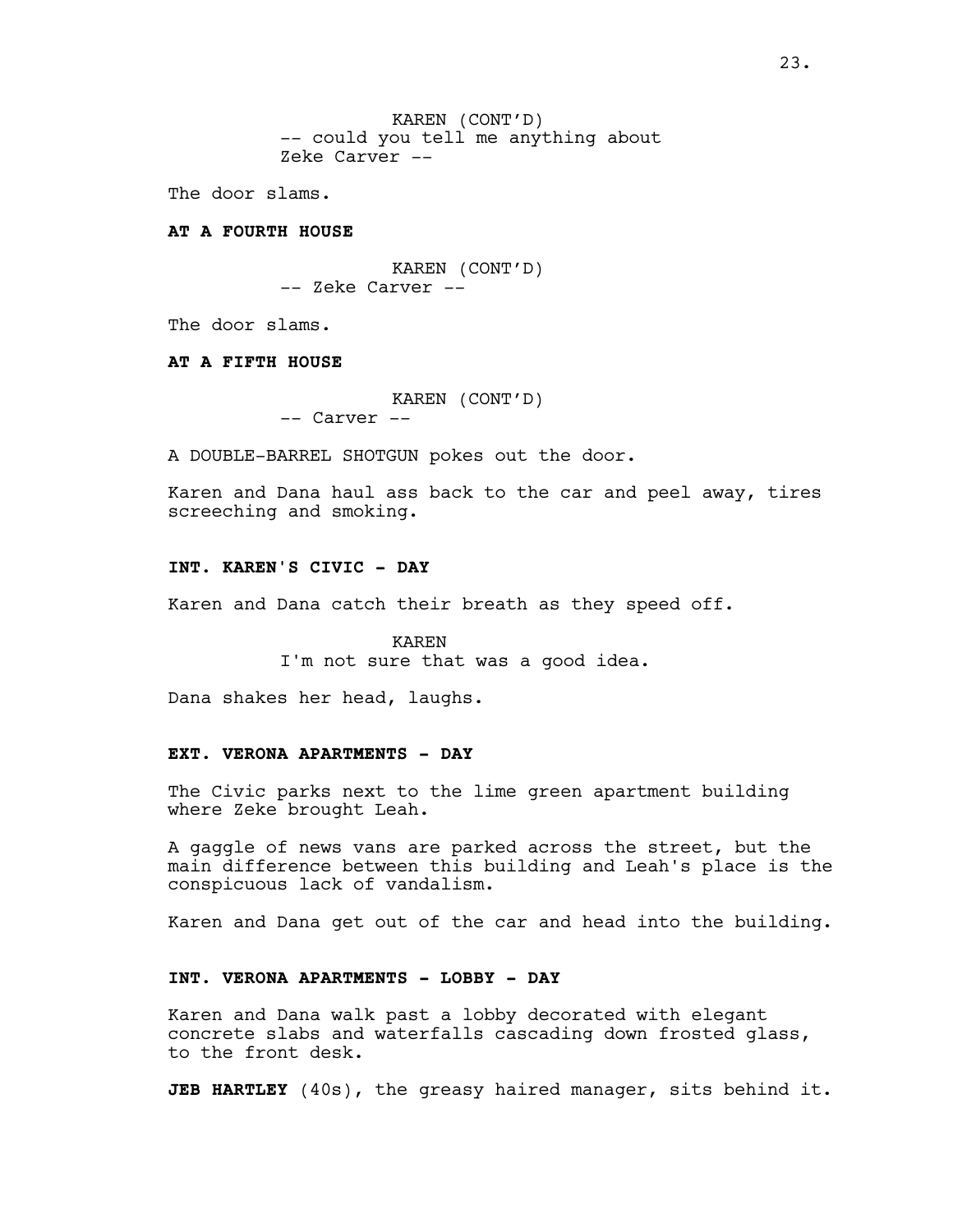KAREN (CONT'D)
-- could you tell me anything about
Zeke Carver --

The door slams.

**AT A FOURTH HOUSE**

KAREN (CONT'D)
-- Zeke Carver --

The door slams.

**AT A FIFTH HOUSE**

KAREN (CONT'D)
-- Carver --

A DOUBLE-BARREL SHOTGUN pokes out the door.

Karen and Dana haul ass back to the car and peel away, tires screeching and smoking.

**INT. KAREN'S CIVIC - DAY**

Karen and Dana catch their breath as they speed off.

KAREN
I'm not sure that was a good idea.

Dana shakes her head, laughs.

**EXT. VERONA APARTMENTS - DAY**

The Civic parks next to the lime green apartment building where Zeke brought Leah.

A gaggle of news vans are parked across the street, but the main difference between this building and Leah's place is the conspicuous lack of vandalism.

Karen and Dana get out of the car and head into the building.

**INT. VERONA APARTMENTS - LOBBY - DAY**

Karen and Dana walk past a lobby decorated with elegant concrete slabs and waterfalls cascading down frosted glass, to the front desk.

**JEB HARTLEY** (40s), the greasy haired manager, sits behind it.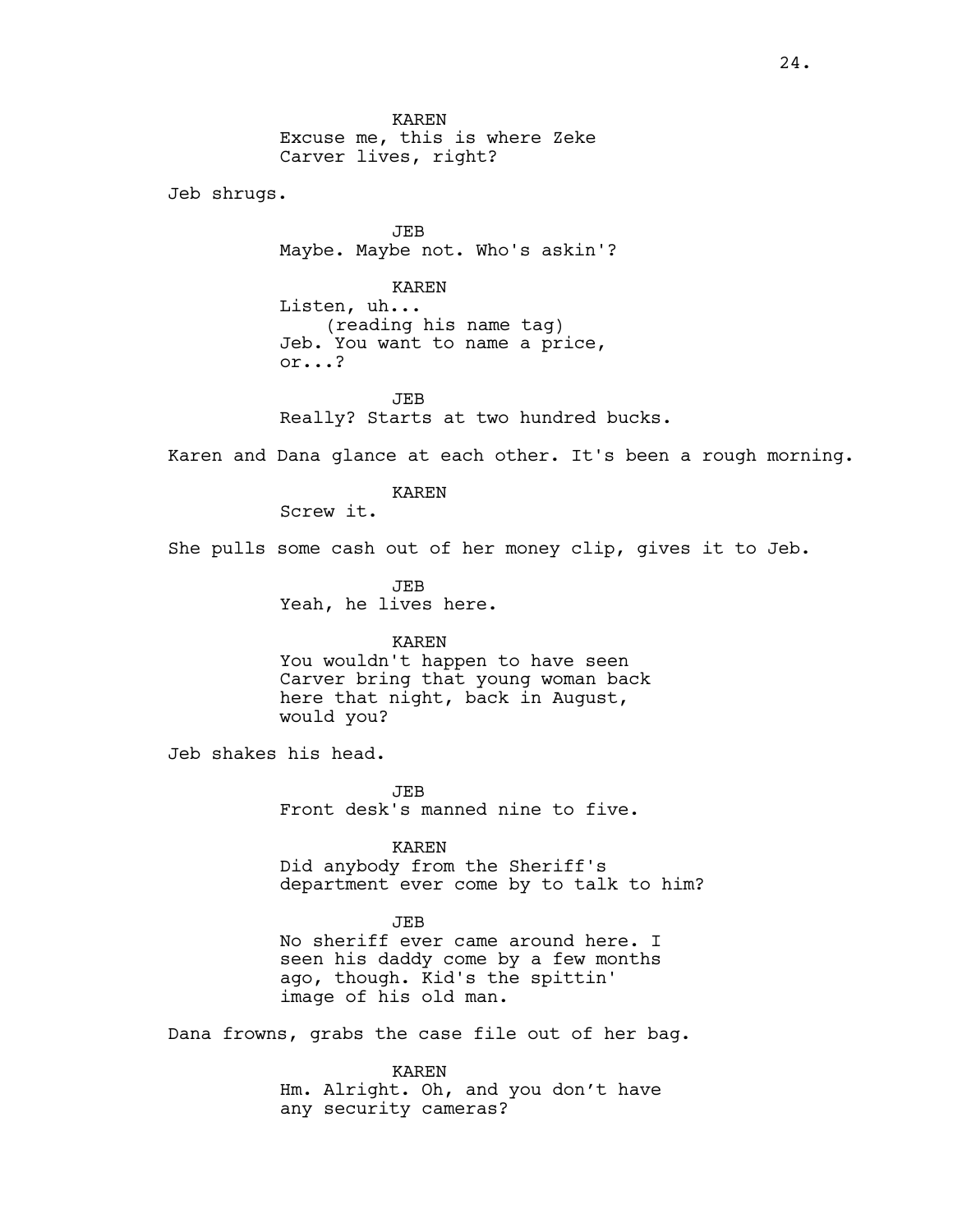KAREN
Excuse me, this is where Zeke Carver lives, right?

Jeb shrugs.

JEB
Maybe. Maybe not. Who's askin'?

KAREN
Listen, uh...
(reading his name tag)
Jeb. You want to name a price, or...?

JEB
Really? Starts at two hundred bucks.

Karen and Dana glance at each other. It's been a rough morning.

KAREN
Screw it.

She pulls some cash out of her money clip, gives it to Jeb.

JEB
Yeah, he lives here.

KAREN
You wouldn't happen to have seen Carver bring that young woman back here that night, back in August, would you?

Jeb shakes his head.

JEB
Front desk's manned nine to five.

KAREN
Did anybody from the Sheriff's department ever come by to talk to him?

JEB
No sheriff ever came around here. I seen his daddy come by a few months ago, though. Kid's the spittin' image of his old man.

Dana frowns, grabs the case file out of her bag.

KAREN
Hm. Alright. Oh, and you don’t have any security cameras?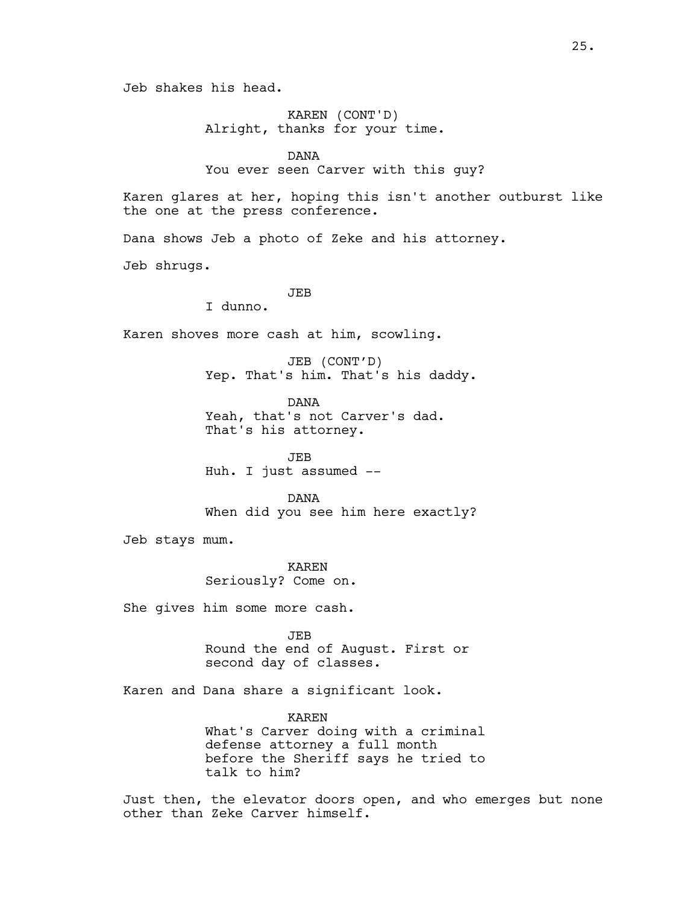Jeb shakes his head.

KAREN (CONT'D)
Alright, thanks for your time.

DANA
You ever seen Carver with this guy?

Karen glares at her, hoping this isn't another outburst like the one at the press conference.

Dana shows Jeb a photo of Zeke and his attorney.

Jeb shrugs.

JEB
I dunno.

Karen shoves more cash at him, scowling.

JEB (CONT'D)
Yep. That's him. That's his daddy.

DANA
Yeah, that's not Carver's dad. That's his attorney.

JEB
Huh. I just assumed --

DANA
When did you see him here exactly?

Jeb stays mum.

KAREN
Seriously? Come on.

She gives him some more cash.

JEB
Round the end of August. First or second day of classes.

Karen and Dana share a significant look.

KAREN
What's Carver doing with a criminal defense attorney a full month before the Sheriff says he tried to talk to him?

Just then, the elevator doors open, and who emerges but none other than Zeke Carver himself.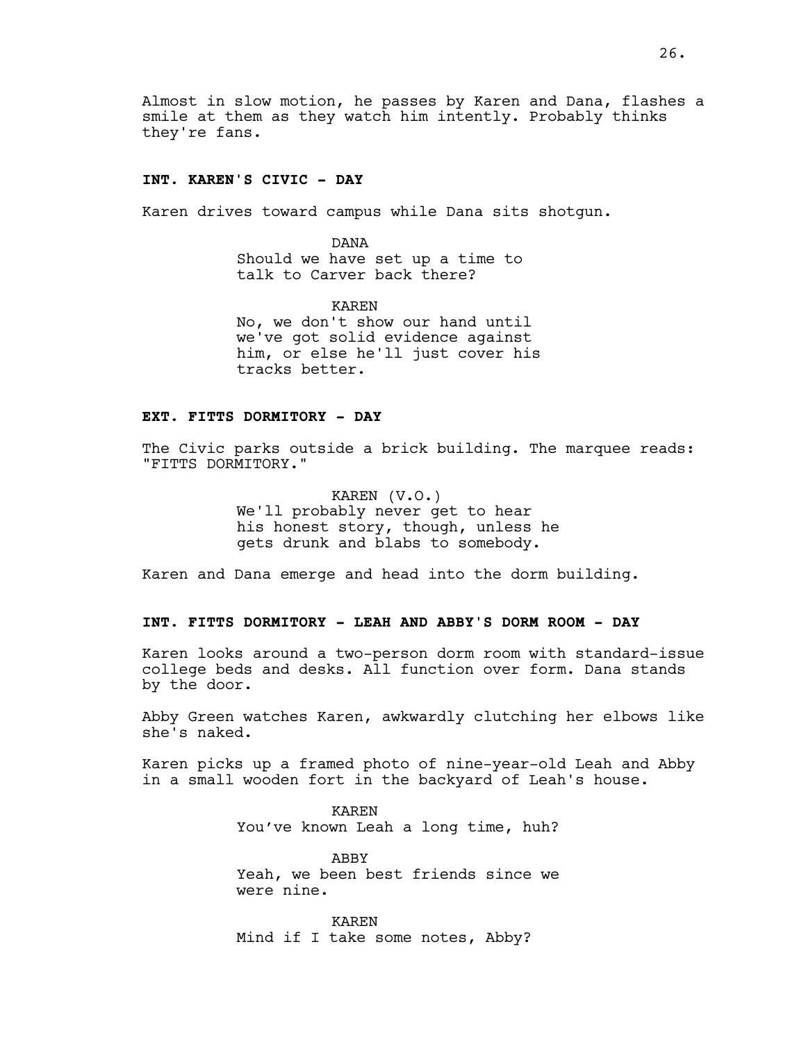Almost in slow motion, he passes by Karen and Dana, flashes a smile at them as they watch him intently. Probably thinks they're fans.

**INT. KAREN'S CIVIC - DAY**

Karen drives toward campus while Dana sits shotgun.

DANA
Should we have set up a time to talk to Carver back there?

KAREN
No, we don't show our hand until we've got solid evidence against him, or else he'll just cover his tracks better.

**EXT. FITTS DORMITORY - DAY**

The Civic parks outside a brick building. The marquee reads: "FITTS DORMITORY."

KAREN (V.O.)
We'll probably never get to hear his honest story, though, unless he gets drunk and blabs to somebody.

Karen and Dana emerge and head into the dorm building.

**INT. FITTS DORMITORY - LEAH AND ABBY'S DORM ROOM - DAY**

Karen looks around a two-person dorm room with standard-issue college beds and desks. All function over form. Dana stands by the door.

Abby Green watches Karen, awkwardly clutching her elbows like she's naked.

Karen picks up a framed photo of nine-year-old Leah and Abby in a small wooden fort in the backyard of Leah's house.

KAREN
You've known Leah a long time, huh?

ABBY
Yeah, we been best friends since we were nine.

KAREN
Mind if I take some notes, Abby?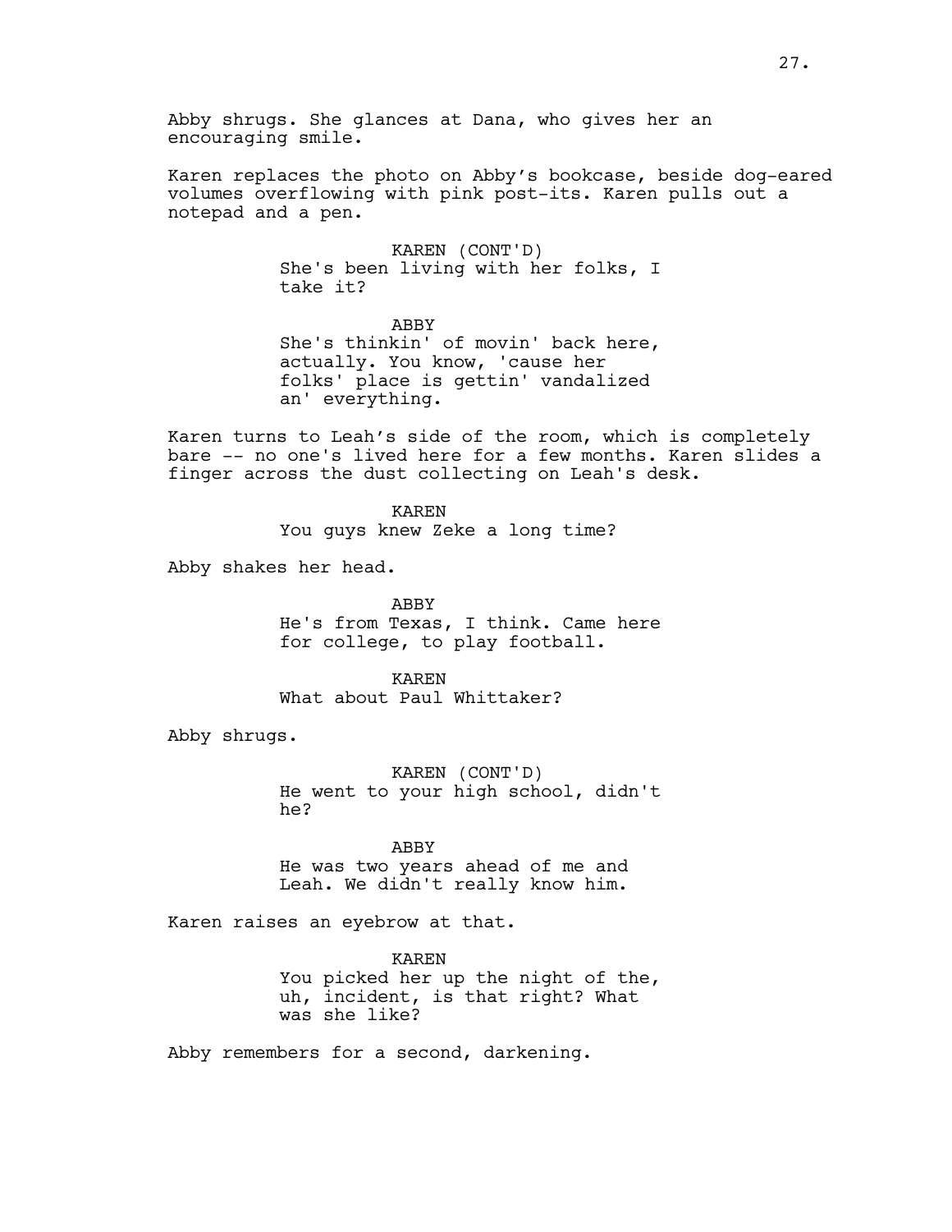Abby shrugs. She glances at Dana, who gives her an encouraging smile.

Karen replaces the photo on Abby's bookcase, beside dog-eared volumes overflowing with pink post-its. Karen pulls out a notepad and a pen.

KAREN (CONT'D)
She's been living with her folks, I take it?

ABBY
She's thinkin' of movin' back here, actually. You know, 'cause her folks' place is gettin' vandalized an' everything.

Karen turns to Leah's side of the room, which is completely bare -- no one's lived here for a few months. Karen slides a finger across the dust collecting on Leah's desk.

KAREN
You guys knew Zeke a long time?

Abby shakes her head.

ABBY
He's from Texas, I think. Came here for college, to play football.

KAREN
What about Paul Whittaker?

Abby shrugs.

KAREN (CONT'D)
He went to your high school, didn't he?

ABBY
He was two years ahead of me and Leah. We didn't really know him.

Karen raises an eyebrow at that.

KAREN
You picked her up the night of the, uh, incident, is that right? What was she like?

Abby remembers for a second, darkening.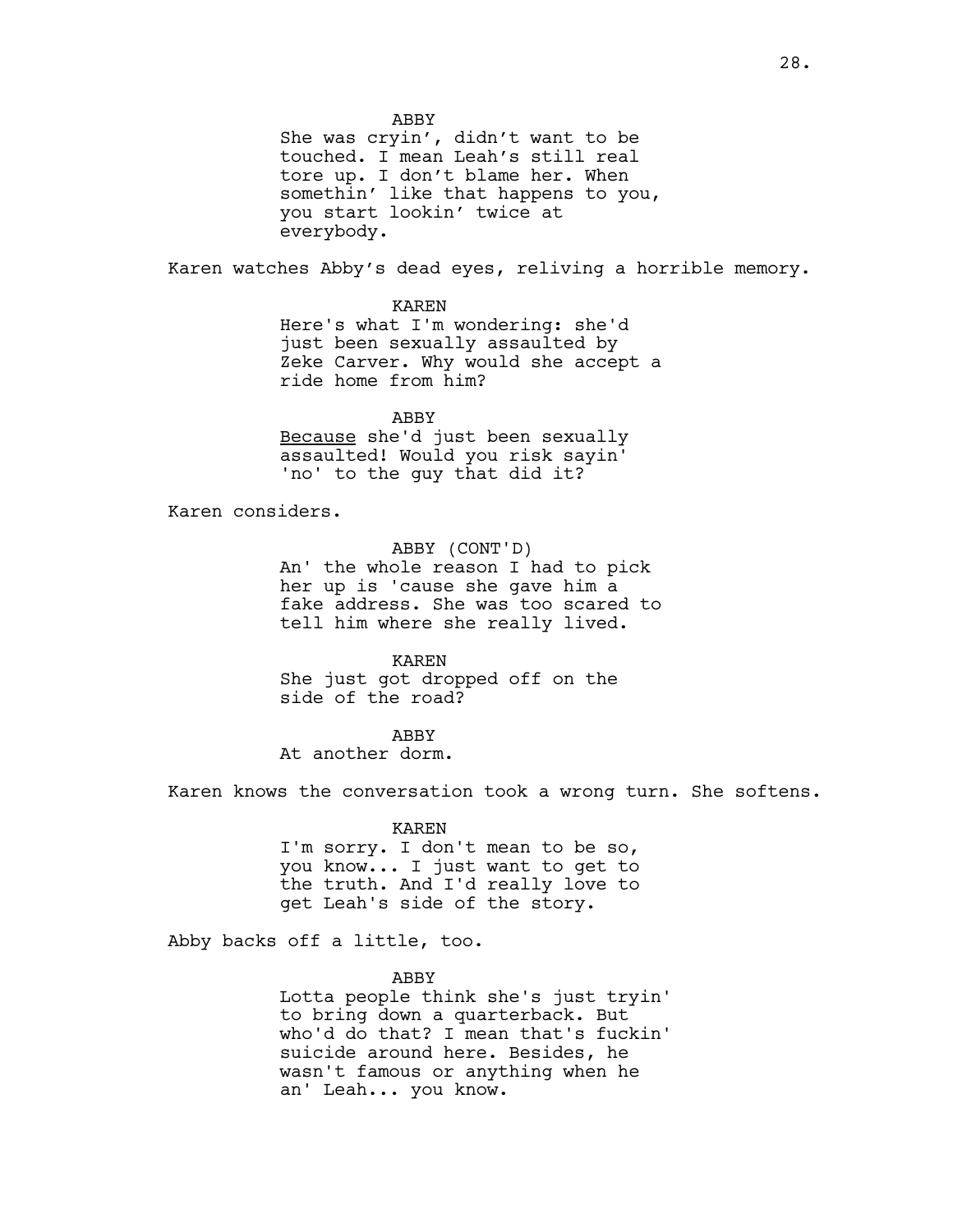ABBY
She was cryin', didn't want to be touched. I mean Leah's still real tore up. I don't blame her. When somethin' like that happens to you, you start lookin' twice at everybody.

Karen watches Abby's dead eyes, reliving a horrible memory.

KAREN
Here's what I'm wondering: she'd just been sexually assaulted by Zeke Carver. Why would she accept a ride home from him?

ABBY
<u>Because</u> she'd just been sexually assaulted! Would you risk sayin' 'no' to the guy that did it?

Karen considers.

ABBY (CONT'D)
An' the whole reason I had to pick her up is 'cause she gave him a fake address. She was too scared to tell him where she really lived.

KAREN
She just got dropped off on the side of the road?

ABBY
At another dorm.

Karen knows the conversation took a wrong turn. She softens.

KAREN
I'm sorry. I don't mean to be so, you know... I just want to get to the truth. And I'd really love to get Leah's side of the story.

Abby backs off a little, too.

ABBY
Lotta people think she's just tryin' to bring down a quarterback. But who'd do that? I mean that's fuckin' suicide around here. Besides, he wasn't famous or anything when he an' Leah... you know.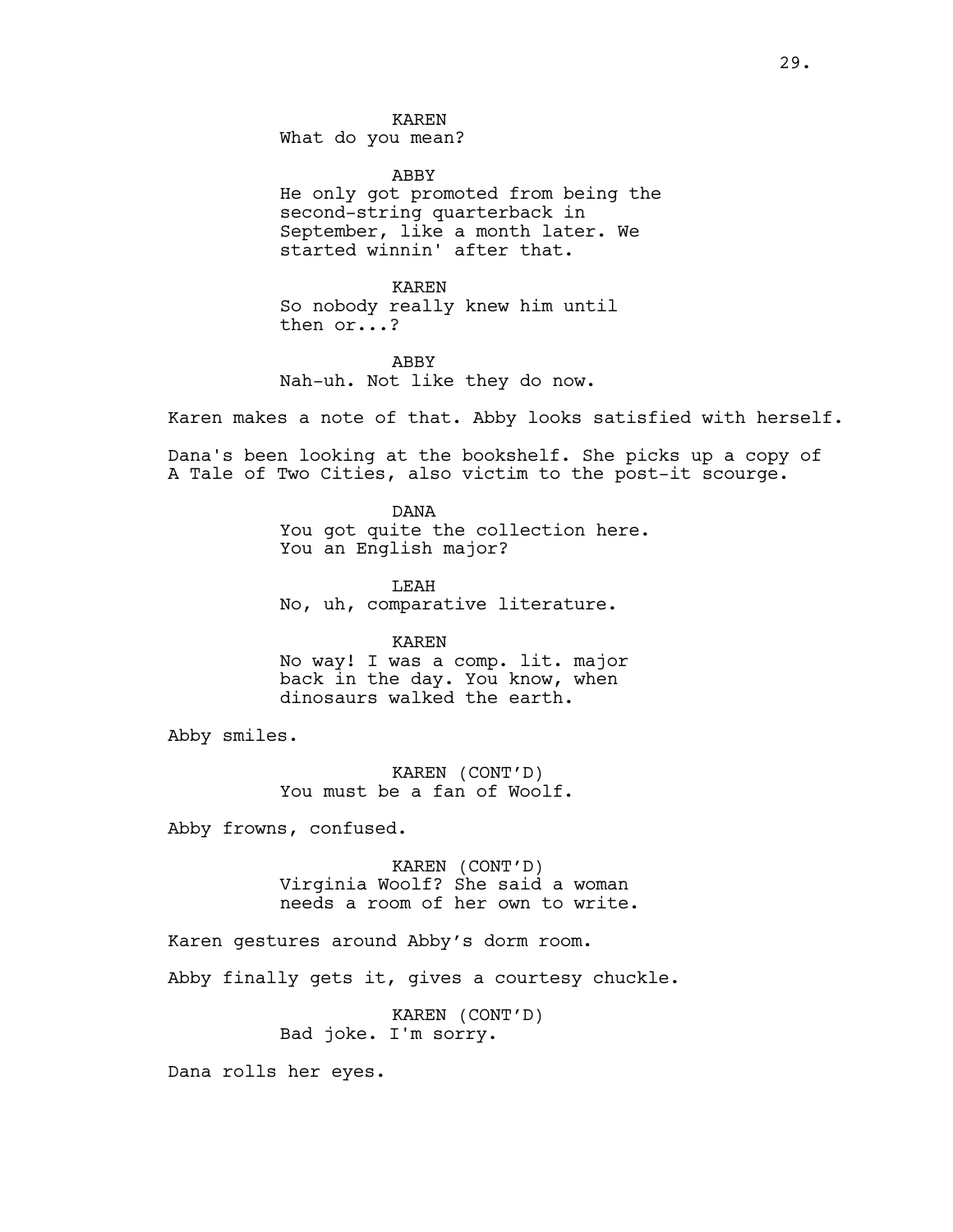KAREN
What do you mean?

ABBY
He only got promoted from being the second-string quarterback in September, like a month later. We started winnin' after that.

KAREN
So nobody really knew him until then or...?

ABBY
Nah-uh. Not like they do now.

Karen makes a note of that. Abby looks satisfied with herself.

Dana's been looking at the bookshelf. She picks up a copy of A Tale of Two Cities, also victim to the post-it scourge.

DANA
You got quite the collection here. You an English major?

LEAH
No, uh, comparative literature.

KAREN
No way! I was a comp. lit. major back in the day. You know, when dinosaurs walked the earth.

Abby smiles.

KAREN (CONT'D)
You must be a fan of Woolf.

Abby frowns, confused.

KAREN (CONT'D)
Virginia Woolf? She said a woman needs a room of her own to write.

Karen gestures around Abby's dorm room.

Abby finally gets it, gives a courtesy chuckle.

KAREN (CONT'D)
Bad joke. I'm sorry.

Dana rolls her eyes.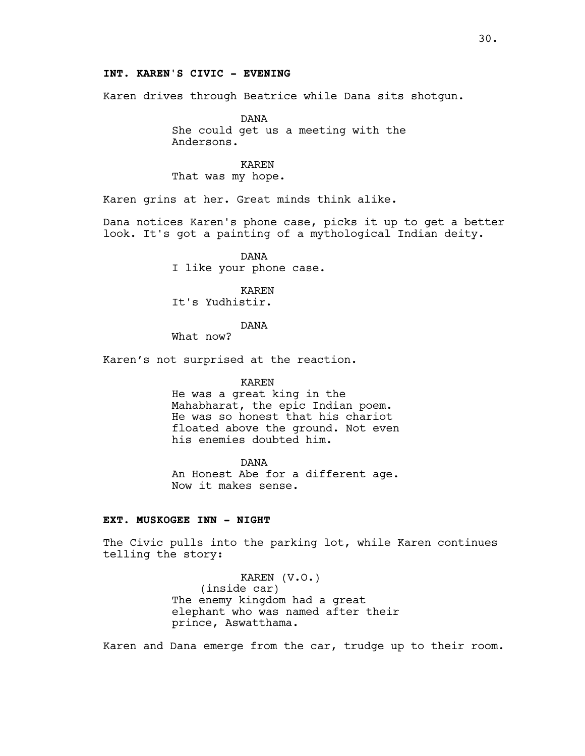**INT. KAREN'S CIVIC - EVENING**

Karen drives through Beatrice while Dana sits shotgun.

DANA
She could get us a meeting with the Andersons.

KAREN
That was my hope.

Karen grins at her. Great minds think alike.

Dana notices Karen's phone case, picks it up to get a better look. It's got a painting of a mythological Indian deity.

DANA
I like your phone case.

KAREN
It's Yudhistir.

DANA
What now?

Karen’s not surprised at the reaction.

KAREN
He was a great king in the Mahabharat, the epic Indian poem. He was so honest that his chariot floated above the ground. Not even his enemies doubted him.

DANA
An Honest Abe for a different age. Now it makes sense.

**EXT. MUSKOGEE INN - NIGHT**

The Civic pulls into the parking lot, while Karen continues telling the story:

KAREN (V.O.)
(inside car)
The enemy kingdom had a great elephant who was named after their prince, Aswatthama.

Karen and Dana emerge from the car, trudge up to their room.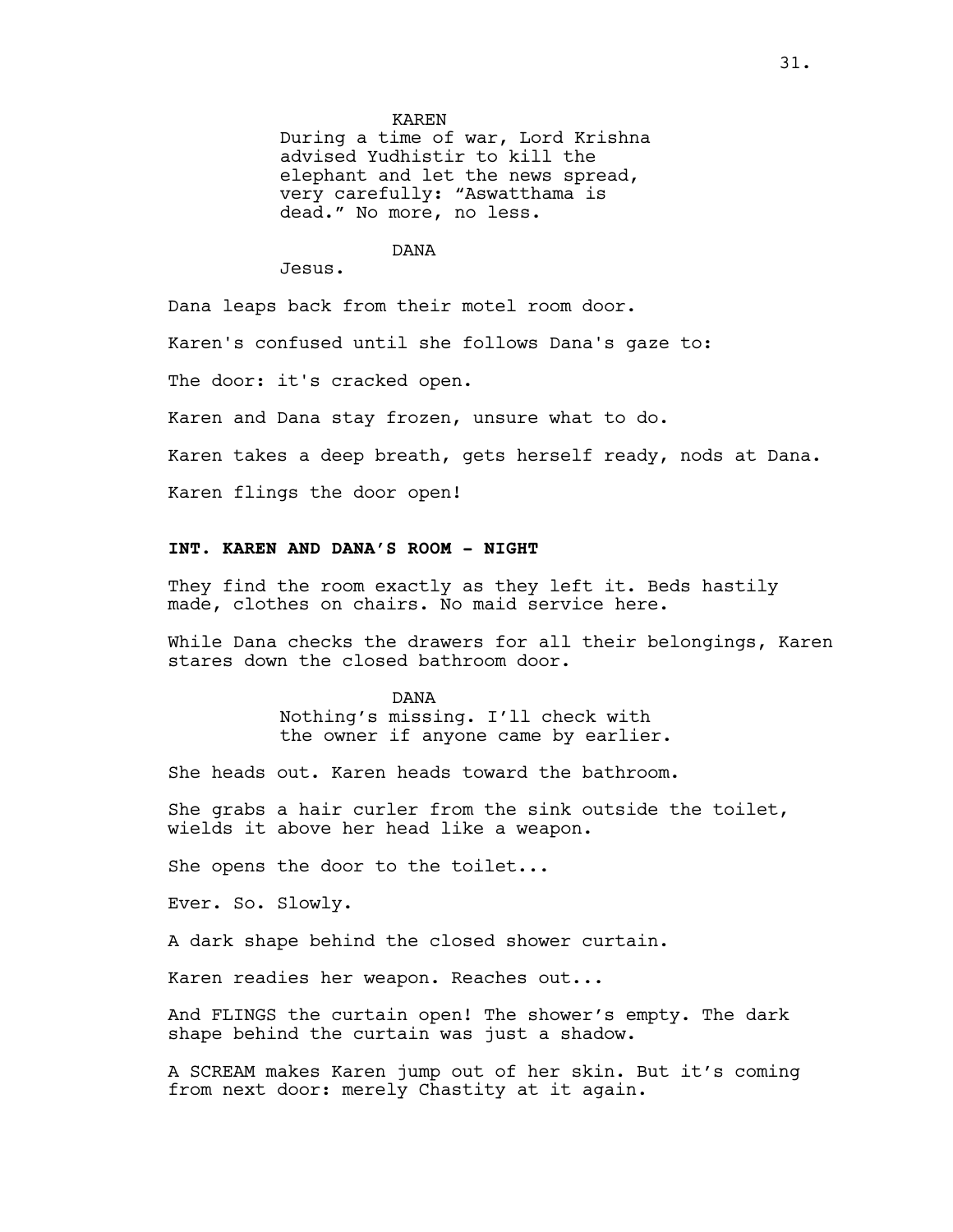KAREN

During a time of war, Lord Krishna advised Yudhistir to kill the elephant and let the news spread, very carefully: “Aswatthama is dead.” No more, no less.

DANA

Jesus.

Dana leaps back from their motel room door.

Karen's confused until she follows Dana's gaze to:

The door: it's cracked open.

Karen and Dana stay frozen, unsure what to do.

Karen takes a deep breath, gets herself ready, nods at Dana.

Karen flings the door open!

**INT. KAREN AND DANA’S ROOM - NIGHT**

They find the room exactly as they left it. Beds hastily made, clothes on chairs. No maid service here.

While Dana checks the drawers for all their belongings, Karen stares down the closed bathroom door.

DANA

Nothing’s missing. I’ll check with the owner if anyone came by earlier.

She heads out. Karen heads toward the bathroom.

She grabs a hair curler from the sink outside the toilet, wields it above her head like a weapon.

She opens the door to the toilet...

Ever. So. Slowly.

A dark shape behind the closed shower curtain.

Karen readies her weapon. Reaches out...

And FLINGS the curtain open! The shower’s empty. The dark shape behind the curtain was just a shadow.

A SCREAM makes Karen jump out of her skin. But it’s coming from next door: merely Chastity at it again.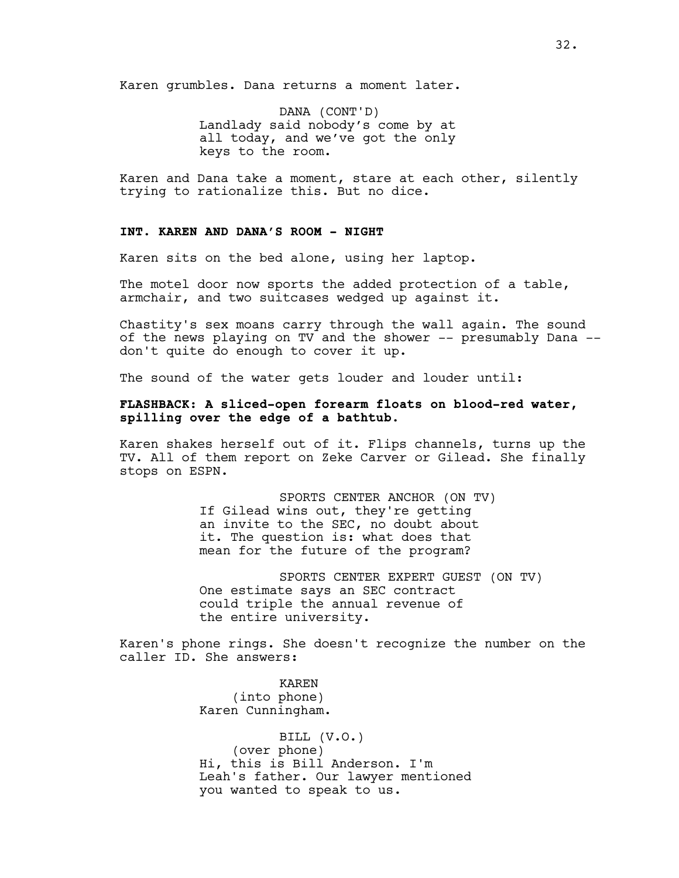Karen grumbles. Dana returns a moment later.

DANA (CONT'D)
Landlady said nobody's come by at all today, and we've got the only keys to the room.

Karen and Dana take a moment, stare at each other, silently trying to rationalize this. But no dice.

**INT. KAREN AND DANA'S ROOM - NIGHT**

Karen sits on the bed alone, using her laptop.

The motel door now sports the added protection of a table, armchair, and two suitcases wedged up against it.

Chastity's sex moans carry through the wall again. The sound of the news playing on TV and the shower -- presumably Dana -- don't quite do enough to cover it up.

The sound of the water gets louder and louder until:

**FLASHBACK: A sliced-open forearm floats on blood-red water, spilling over the edge of a bathtub.**

Karen shakes herself out of it. Flips channels, turns up the TV. All of them report on Zeke Carver or Gilead. She finally stops on ESPN.

SPORTS CENTER ANCHOR (ON TV)
If Gilead wins out, they're getting an invite to the SEC, no doubt about it. The question is: what does that mean for the future of the program?

SPORTS CENTER EXPERT GUEST (ON TV)
One estimate says an SEC contract could triple the annual revenue of the entire university.

Karen's phone rings. She doesn't recognize the number on the caller ID. She answers:

KAREN
(into phone)
Karen Cunningham.

BILL (V.O.)
(over phone)
Hi, this is Bill Anderson. I'm Leah's father. Our lawyer mentioned you wanted to speak to us.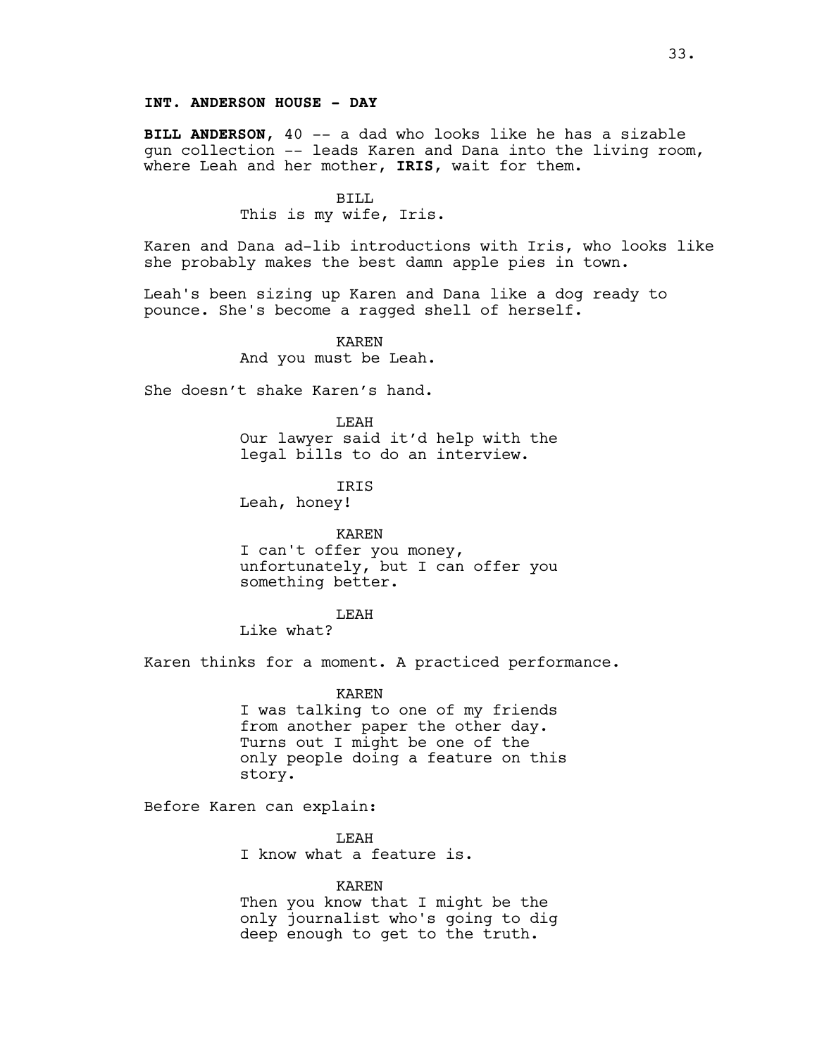**INT. ANDERSON HOUSE - DAY**

**BILL ANDERSON**, 40 -- a dad who looks like he has a sizable gun collection -- leads Karen and Dana into the living room, where Leah and her mother, **IRIS**, wait for them.

BILL

This is my wife, Iris.

Karen and Dana ad-lib introductions with Iris, who looks like she probably makes the best damn apple pies in town.

Leah's been sizing up Karen and Dana like a dog ready to pounce. She's become a ragged shell of herself.

KAREN

And you must be Leah.

She doesn't shake Karen's hand.

LEAH

Our lawyer said it'd help with the legal bills to do an interview.

IRIS

Leah, honey!

KAREN

I can't offer you money, unfortunately, but I can offer you something better.

LEAH

Like what?

Karen thinks for a moment. A practiced performance.

KAREN

I was talking to one of my friends from another paper the other day. Turns out I might be one of the only people doing a feature on this story.

Before Karen can explain:

LEAH

I know what a feature is.

KAREN

Then you know that I might be the only journalist who's going to dig deep enough to get to the truth.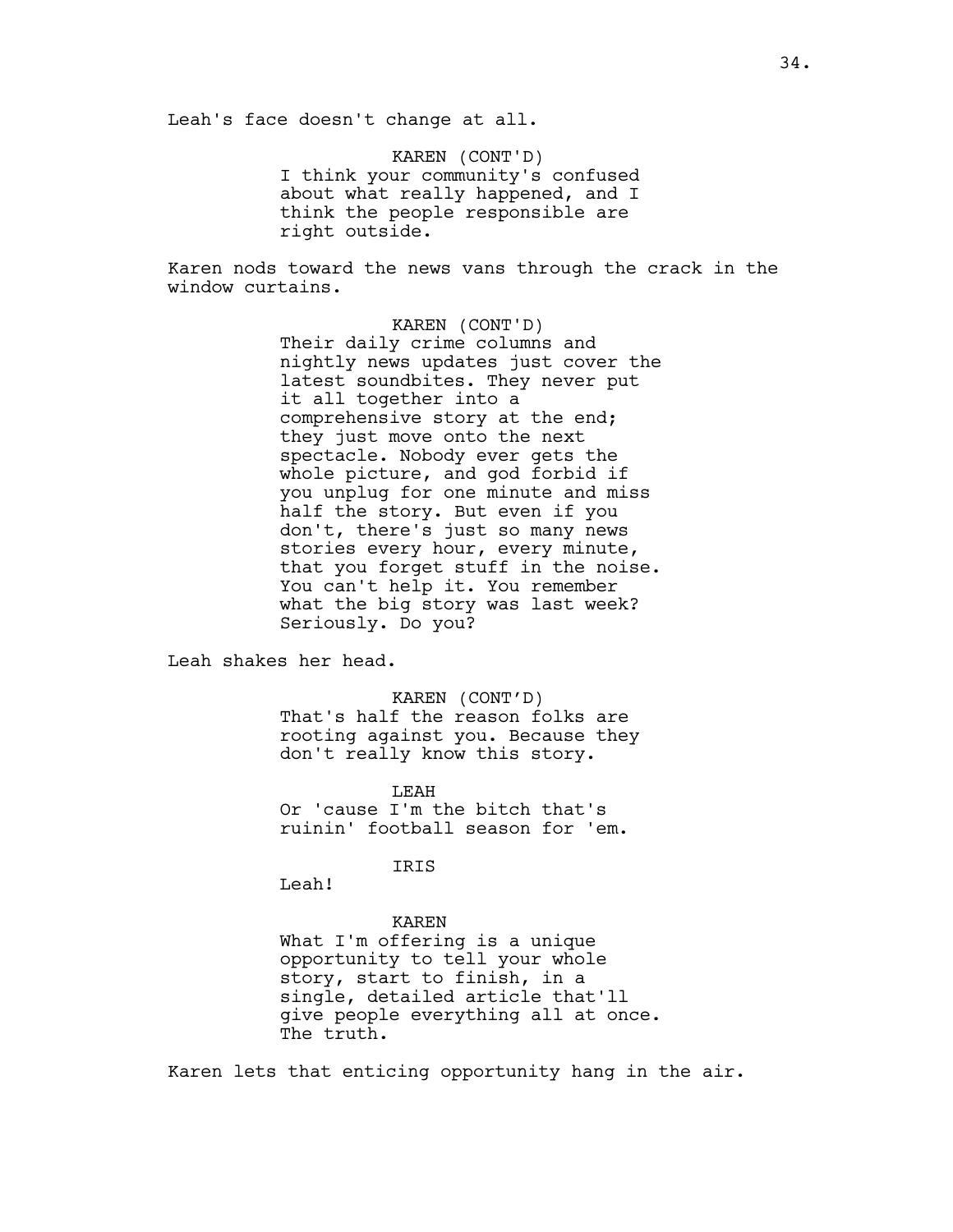Leah's face doesn't change at all.

KAREN (CONT'D)
I think your community's confused about what really happened, and I think the people responsible are right outside.

Karen nods toward the news vans through the crack in the window curtains.

KAREN (CONT'D)
Their daily crime columns and nightly news updates just cover the latest soundbites. They never put it all together into a comprehensive story at the end; they just move onto the next spectacle. Nobody ever gets the whole picture, and god forbid if you unplug for one minute and miss half the story. But even if you don't, there's just so many news stories every hour, every minute, that you forget stuff in the noise. You can't help it. You remember what the big story was last week? Seriously. Do you?

Leah shakes her head.

KAREN (CONT'D)
That's half the reason folks are rooting against you. Because they don't really know this story.

LEAH
Or 'cause I'm the bitch that's ruinin' football season for 'em.

IRIS
Leah!

KAREN
What I'm offering is a unique opportunity to tell your whole story, start to finish, in a single, detailed article that'll give people everything all at once. The truth.

Karen lets that enticing opportunity hang in the air.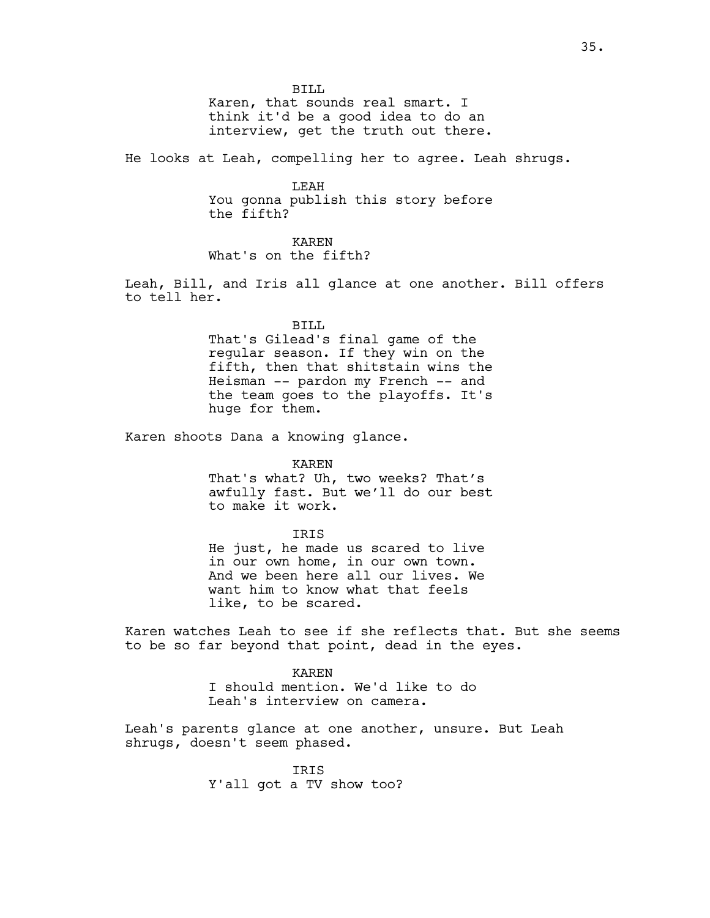BILL
Karen, that sounds real smart. I think it'd be a good idea to do an interview, get the truth out there.

He looks at Leah, compelling her to agree. Leah shrugs.

LEAH
You gonna publish this story before the fifth?

KAREN
What's on the fifth?

Leah, Bill, and Iris all glance at one another. Bill offers to tell her.

BILL
That's Gilead's final game of the regular season. If they win on the fifth, then that shitstain wins the Heisman -- pardon my French -- and the team goes to the playoffs. It's huge for them.

Karen shoots Dana a knowing glance.

KAREN
That's what? Uh, two weeks? That's awfully fast. But we'll do our best to make it work.

IRIS
He just, he made us scared to live in our own home, in our own town. And we been here all our lives. We want him to know what that feels like, to be scared.

Karen watches Leah to see if she reflects that. But she seems to be so far beyond that point, dead in the eyes.

KAREN
I should mention. We'd like to do Leah's interview on camera.

Leah's parents glance at one another, unsure. But Leah shrugs, doesn't seem phased.

IRIS
Y'all got a TV show too?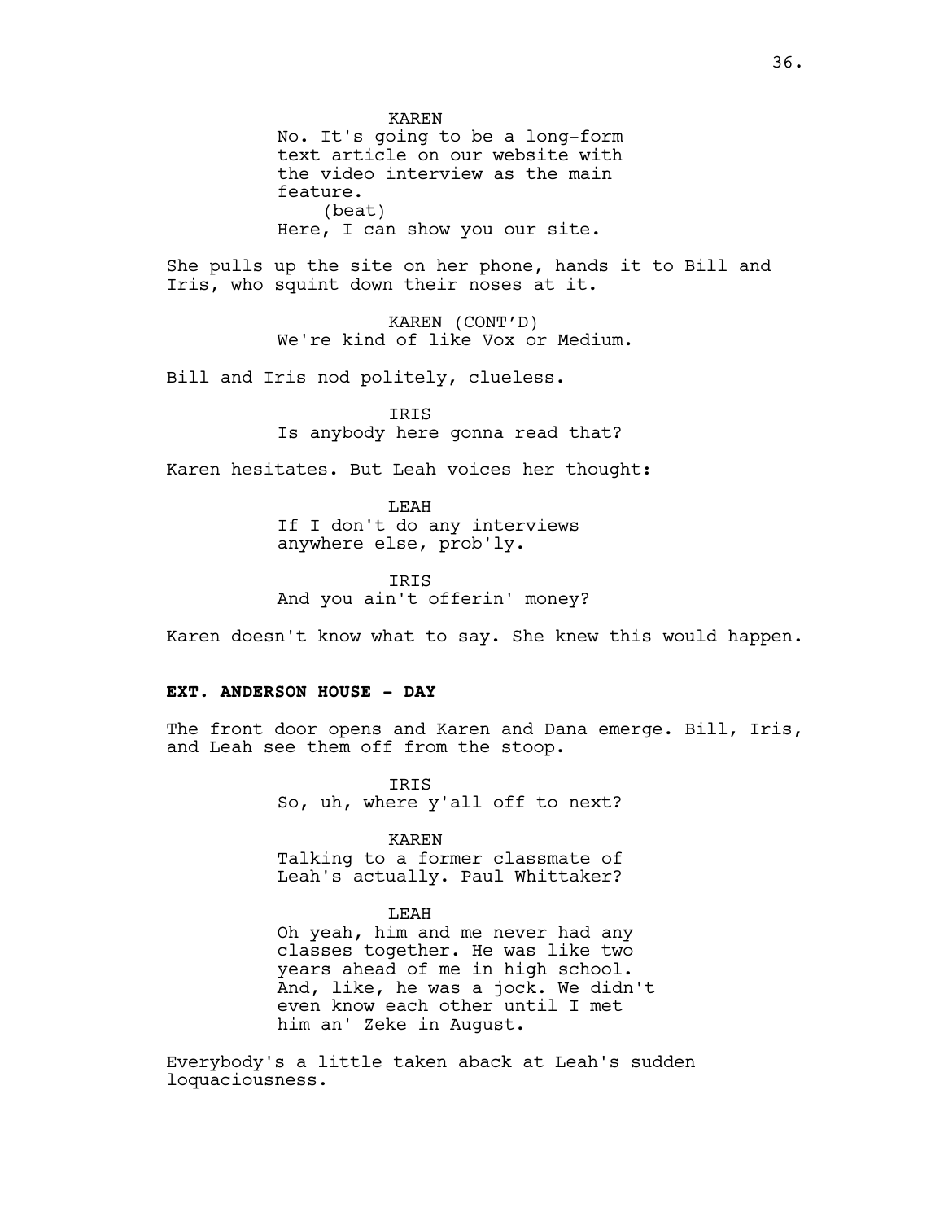KAREN
No. It's going to be a long-form text article on our website with the video interview as the main feature.
(beat)
Here, I can show you our site.

She pulls up the site on her phone, hands it to Bill and Iris, who squint down their noses at it.

KAREN (CONT'D)
We're kind of like Vox or Medium.

Bill and Iris nod politely, clueless.

IRIS
Is anybody here gonna read that?

Karen hesitates. But Leah voices her thought:

LEAH
If I don't do any interviews anywhere else, prob'ly.

IRIS
And you ain't offerin' money?

Karen doesn't know what to say. She knew this would happen.

**EXT. ANDERSON HOUSE - DAY**

The front door opens and Karen and Dana emerge. Bill, Iris, and Leah see them off from the stoop.

IRIS
So, uh, where y'all off to next?

KAREN
Talking to a former classmate of Leah's actually. Paul Whittaker?

LEAH
Oh yeah, him and me never had any classes together. He was like two years ahead of me in high school. And, like, he was a jock. We didn't even know each other until I met him an' Zeke in August.

Everybody's a little taken aback at Leah's sudden loquaciousness.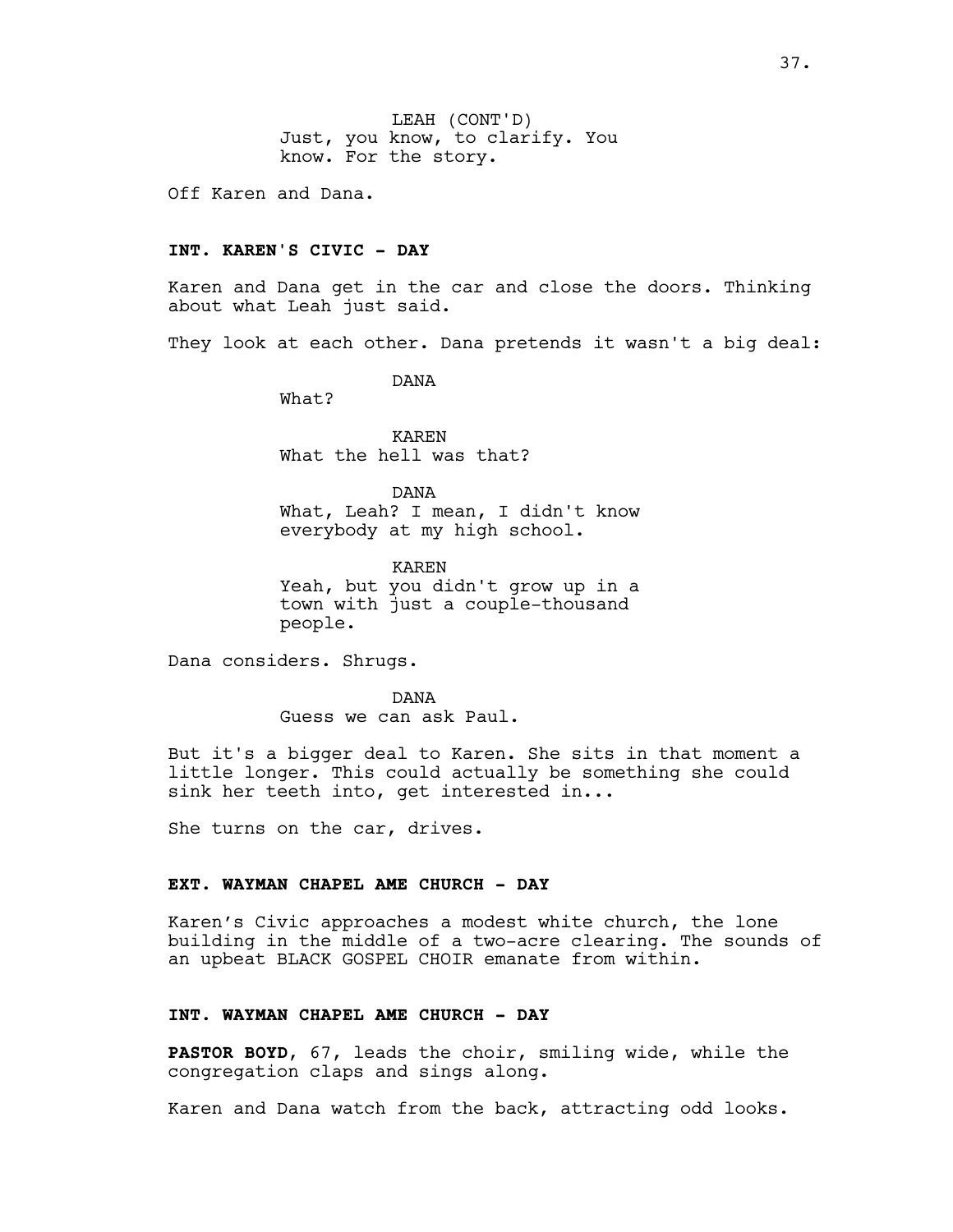LEAH (CONT'D)
Just, you know, to clarify. You know. For the story.

Off Karen and Dana.

**INT. KAREN'S CIVIC - DAY**

Karen and Dana get in the car and close the doors. Thinking about what Leah just said.

They look at each other. Dana pretends it wasn't a big deal:

DANA
What?

KAREN
What the hell was that?

DANA
What, Leah? I mean, I didn't know everybody at my high school.

KAREN
Yeah, but you didn't grow up in a town with just a couple-thousand people.

Dana considers. Shrugs.

DANA
Guess we can ask Paul.

But it's a bigger deal to Karen. She sits in that moment a little longer. This could actually be something she could sink her teeth into, get interested in...

She turns on the car, drives.

**EXT. WAYMAN CHAPEL AME CHURCH - DAY**

Karen's Civic approaches a modest white church, the lone building in the middle of a two-acre clearing. The sounds of an upbeat BLACK GOSPEL CHOIR emanate from within.

**INT. WAYMAN CHAPEL AME CHURCH - DAY**

**PASTOR BOYD**, 67, leads the choir, smiling wide, while the congregation claps and sings along.

Karen and Dana watch from the back, attracting odd looks.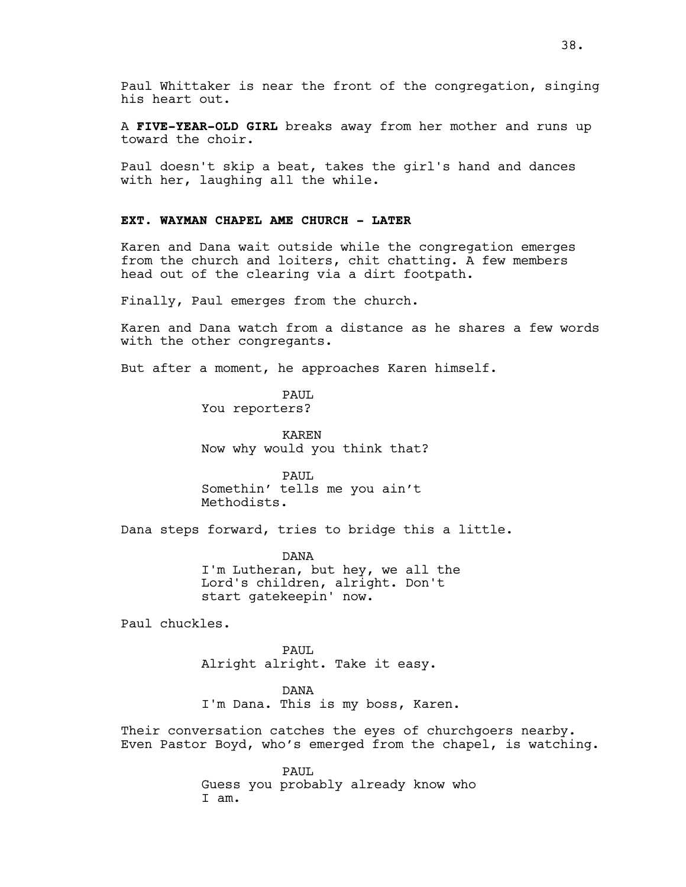Paul Whittaker is near the front of the congregation, singing his heart out.

A **FIVE-YEAR-OLD GIRL** breaks away from her mother and runs up toward the choir.

Paul doesn't skip a beat, takes the girl's hand and dances with her, laughing all the while.

**EXT. WAYMAN CHAPEL AME CHURCH - LATER**

Karen and Dana wait outside while the congregation emerges from the church and loiters, chit chatting. A few members head out of the clearing via a dirt footpath.

Finally, Paul emerges from the church.

Karen and Dana watch from a distance as he shares a few words with the other congregants.

But after a moment, he approaches Karen himself.

PAUL
You reporters?

KAREN
Now why would you think that?

PAUL
Somethin' tells me you ain't Methodists.

Dana steps forward, tries to bridge this a little.

DANA
I'm Lutheran, but hey, we all the Lord's children, alright. Don't start gatekeepin' now.

Paul chuckles.

PAUL
Alright alright. Take it easy.

DANA
I'm Dana. This is my boss, Karen.

Their conversation catches the eyes of churchgoers nearby. Even Pastor Boyd, who's emerged from the chapel, is watching.

PAUL
Guess you probably already know who I am.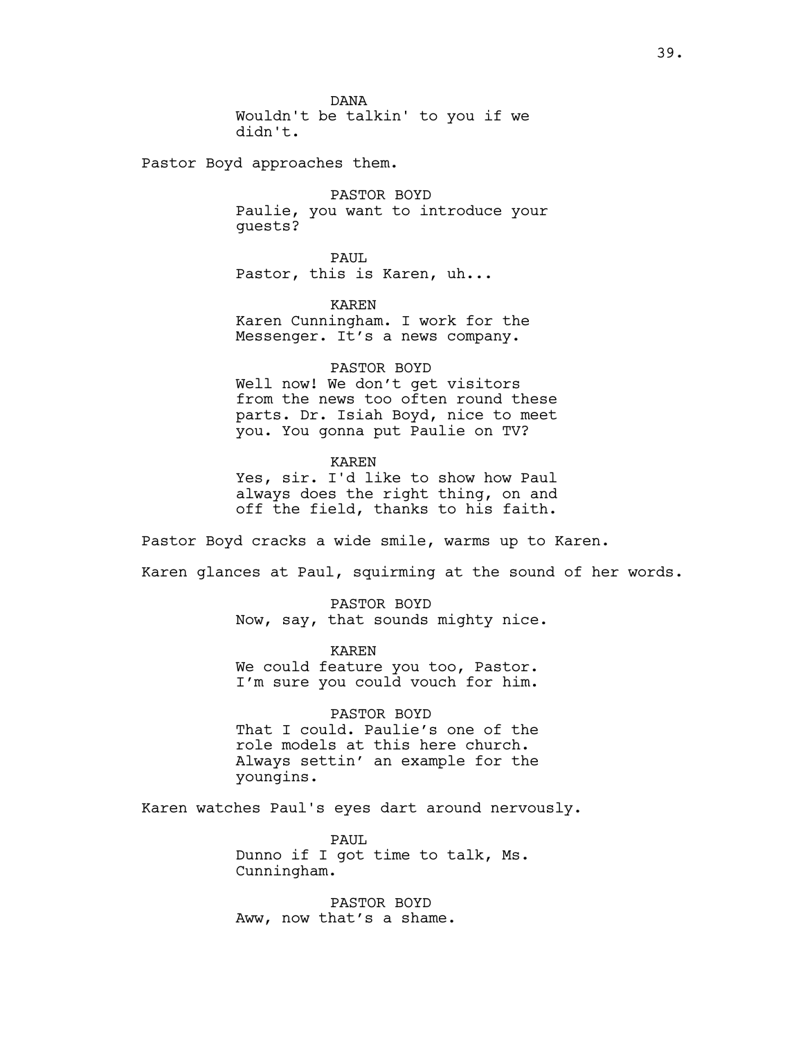DANA
Wouldn't be talkin' to you if we didn't.

Pastor Boyd approaches them.

PASTOR BOYD
Paulie, you want to introduce your guests?

PAUL
Pastor, this is Karen, uh...

KAREN
Karen Cunningham. I work for the Messenger. It's a news company.

PASTOR BOYD
Well now! We don't get visitors from the news too often round these parts. Dr. Isiah Boyd, nice to meet you. You gonna put Paulie on TV?

KAREN
Yes, sir. I'd like to show how Paul always does the right thing, on and off the field, thanks to his faith.

Pastor Boyd cracks a wide smile, warms up to Karen.

Karen glances at Paul, squirming at the sound of her words.

PASTOR BOYD
Now, say, that sounds mighty nice.

KAREN
We could feature you too, Pastor. I'm sure you could vouch for him.

PASTOR BOYD
That I could. Paulie's one of the role models at this here church. Always settin' an example for the youngins.

Karen watches Paul's eyes dart around nervously.

PAUL
Dunno if I got time to talk, Ms. Cunningham.

PASTOR BOYD
Aww, now that's a shame.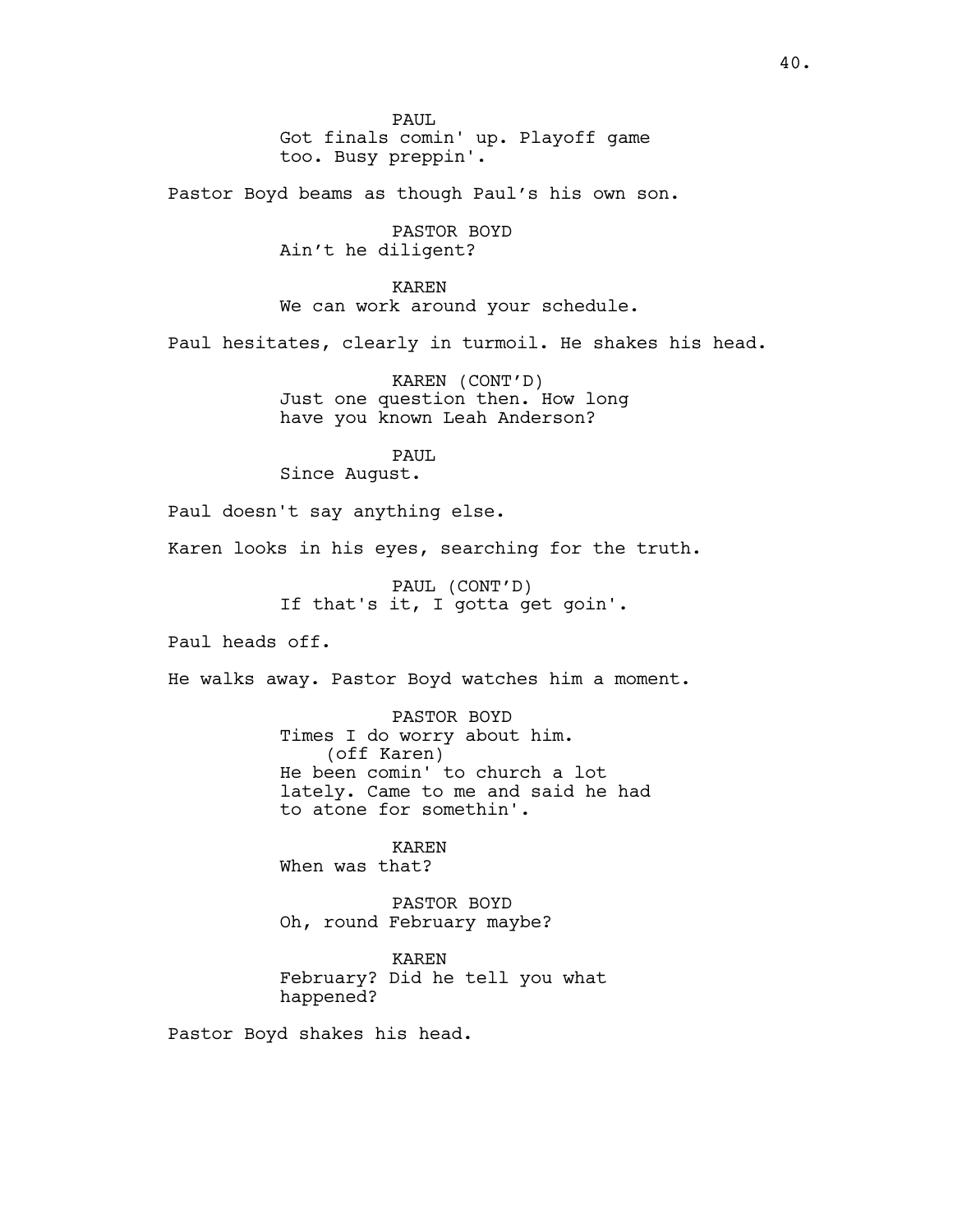PAUL
Got finals comin' up. Playoff game too. Busy preppin'.

Pastor Boyd beams as though Paul's his own son.

PASTOR BOYD
Ain't he diligent?

KAREN
We can work around your schedule.

Paul hesitates, clearly in turmoil. He shakes his head.

KAREN (CONT'D)
Just one question then. How long have you known Leah Anderson?

PAUL
Since August.

Paul doesn't say anything else.

Karen looks in his eyes, searching for the truth.

PAUL (CONT'D)
If that's it, I gotta get goin'.

Paul heads off.

He walks away. Pastor Boyd watches him a moment.

PASTOR BOYD
Times I do worry about him.
(off Karen)
He been comin' to church a lot lately. Came to me and said he had to atone for somethin'.

KAREN
When was that?

PASTOR BOYD
Oh, round February maybe?

KAREN
February? Did he tell you what happened?

Pastor Boyd shakes his head.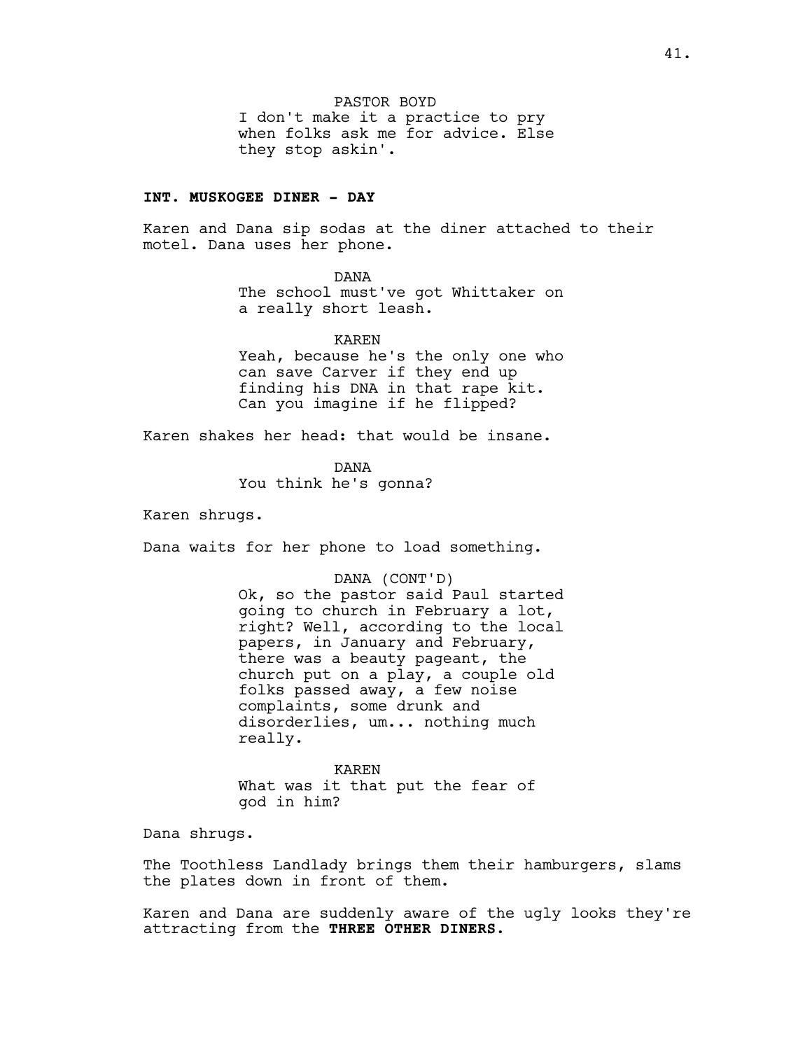PASTOR BOYD

I don't make it a practice to pry when folks ask me for advice. Else they stop askin'.

**INT. MUSKOGEE DINER - DAY**

Karen and Dana sip sodas at the diner attached to their motel. Dana uses her phone.

DANA

The school must've got Whittaker on a really short leash.

KAREN

Yeah, because he's the only one who can save Carver if they end up finding his DNA in that rape kit. Can you imagine if he flipped?

Karen shakes her head: that would be insane.

DANA

You think he's gonna?

Karen shrugs.

Dana waits for her phone to load something.

DANA (CONT'D)

Ok, so the pastor said Paul started going to church in February a lot, right? Well, according to the local papers, in January and February, there was a beauty pageant, the church put on a play, a couple old folks passed away, a few noise complaints, some drunk and disorderlies, um... nothing much really.

KAREN

What was it that put the fear of god in him?

Dana shrugs.

The Toothless Landlady brings them their hamburgers, slams the plates down in front of them.

Karen and Dana are suddenly aware of the ugly looks they're attracting from the **THREE OTHER DINERS.**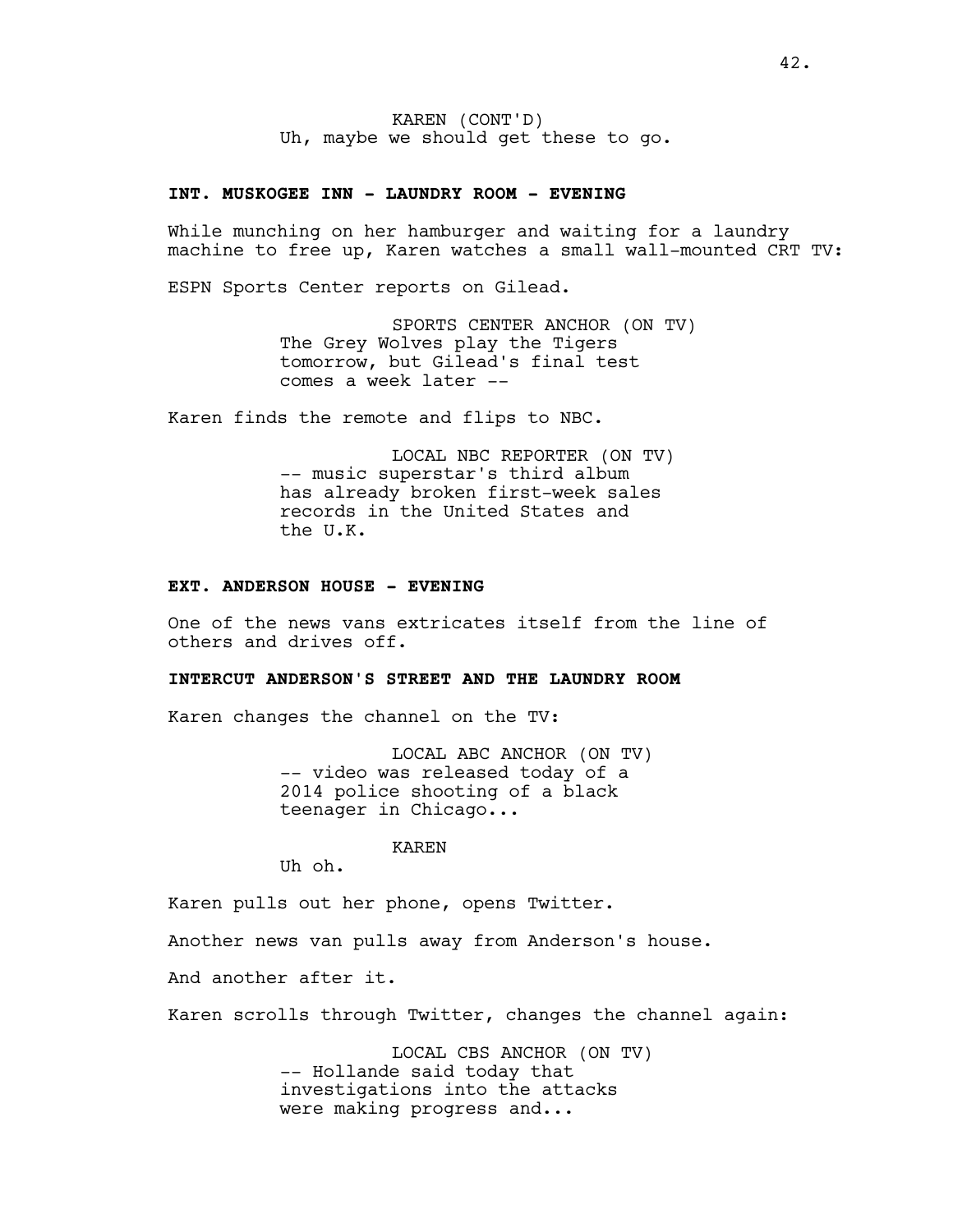KAREN (CONT'D)
Uh, maybe we should get these to go.

**INT. MUSKOGEE INN - LAUNDRY ROOM - EVENING**

While munching on her hamburger and waiting for a laundry machine to free up, Karen watches a small wall-mounted CRT TV:

ESPN Sports Center reports on Gilead.

SPORTS CENTER ANCHOR (ON TV)
The Grey Wolves play the Tigers tomorrow, but Gilead's final test comes a week later --

Karen finds the remote and flips to NBC.

LOCAL NBC REPORTER (ON TV)
-- music superstar's third album has already broken first-week sales records in the United States and the U.K.

**EXT. ANDERSON HOUSE - EVENING**

One of the news vans extricates itself from the line of others and drives off.

**INTERCUT ANDERSON'S STREET AND THE LAUNDRY ROOM**

Karen changes the channel on the TV:

LOCAL ABC ANCHOR (ON TV)
-- video was released today of a 2014 police shooting of a black teenager in Chicago...

KAREN
Uh oh.

Karen pulls out her phone, opens Twitter.

Another news van pulls away from Anderson's house.

And another after it.

Karen scrolls through Twitter, changes the channel again:

LOCAL CBS ANCHOR (ON TV)
-- Hollande said today that investigations into the attacks were making progress and...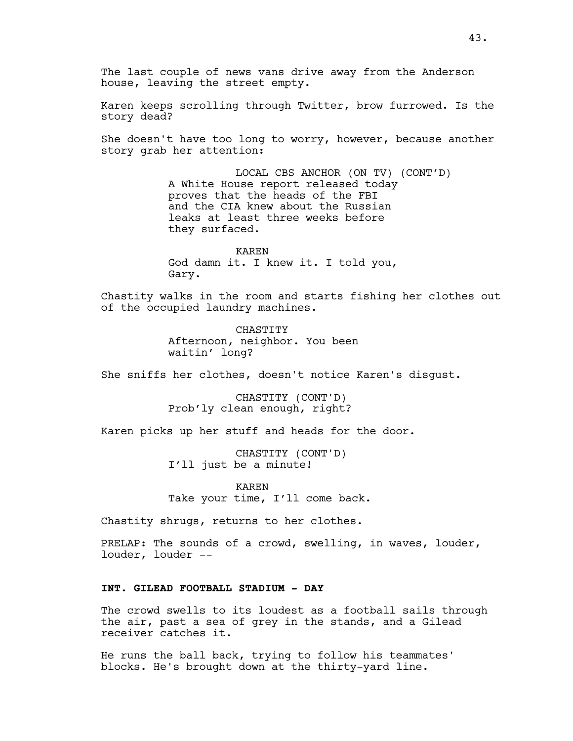The last couple of news vans drive away from the Anderson house, leaving the street empty.

Karen keeps scrolling through Twitter, brow furrowed. Is the story dead?

She doesn't have too long to worry, however, because another story grab her attention:

LOCAL CBS ANCHOR (ON TV) (CONT'D)
A White House report released today proves that the heads of the FBI and the CIA knew about the Russian leaks at least three weeks before they surfaced.

KAREN
God damn it. I knew it. I told you, Gary.

Chastity walks in the room and starts fishing her clothes out of the occupied laundry machines.

CHASTITY
Afternoon, neighbor. You been waitin' long?

She sniffs her clothes, doesn't notice Karen's disgust.

CHASTITY (CONT'D)
Prob'ly clean enough, right?

Karen picks up her stuff and heads for the door.

CHASTITY (CONT'D)
I'll just be a minute!

KAREN
Take your time, I'll come back.

Chastity shrugs, returns to her clothes.

PRELAP: The sounds of a crowd, swelling, in waves, louder, louder, louder --

**INT. GILEAD FOOTBALL STADIUM - DAY**

The crowd swells to its loudest as a football sails through the air, past a sea of grey in the stands, and a Gilead receiver catches it.

He runs the ball back, trying to follow his teammates' blocks. He's brought down at the thirty-yard line.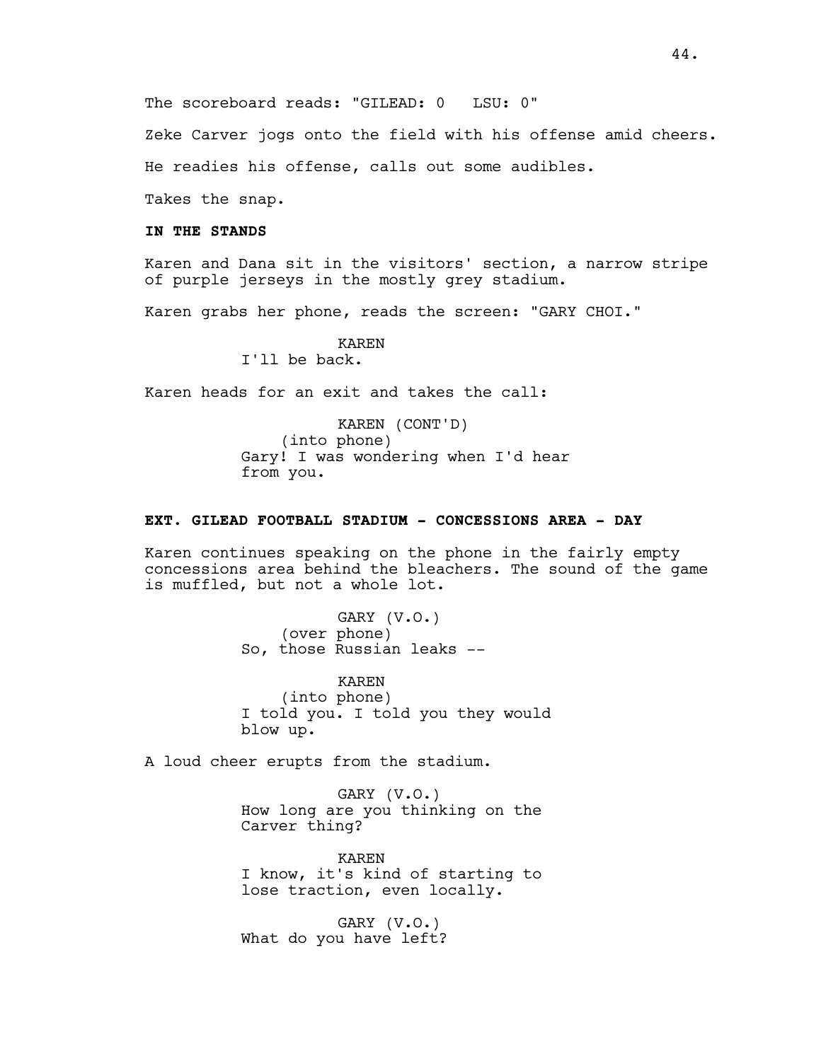The scoreboard reads: "GILEAD: 0   LSU: 0"

Zeke Carver jogs onto the field with his offense amid cheers.

He readies his offense, calls out some audibles.

Takes the snap.

**IN THE STANDS**

Karen and Dana sit in the visitors' section, a narrow stripe of purple jerseys in the mostly grey stadium.

Karen grabs her phone, reads the screen: "GARY CHOI."

KAREN
I'll be back.

Karen heads for an exit and takes the call:

KAREN (CONT'D)
(into phone)
Gary! I was wondering when I'd hear from you.

**EXT. GILEAD FOOTBALL STADIUM - CONCESSIONS AREA - DAY**

Karen continues speaking on the phone in the fairly empty concessions area behind the bleachers. The sound of the game is muffled, but not a whole lot.

GARY (V.O.)
(over phone)
So, those Russian leaks --

KAREN
(into phone)
I told you. I told you they would blow up.

A loud cheer erupts from the stadium.

GARY (V.O.)
How long are you thinking on the Carver thing?

KAREN
I know, it's kind of starting to lose traction, even locally.

GARY (V.O.)
What do you have left?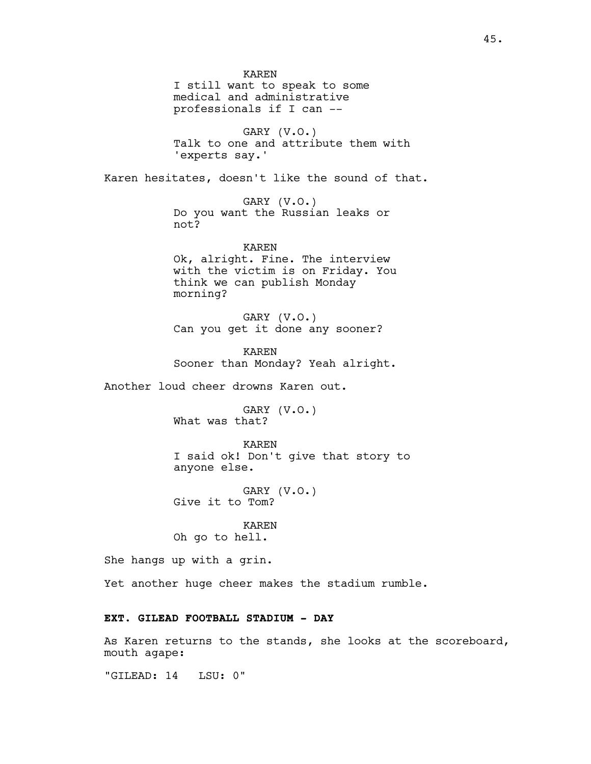KAREN
I still want to speak to some medical and administrative professionals if I can --

GARY (V.O.)
Talk to one and attribute them with 'experts say.'

Karen hesitates, doesn't like the sound of that.

GARY (V.O.)
Do you want the Russian leaks or not?

KAREN
Ok, alright. Fine. The interview with the victim is on Friday. You think we can publish Monday morning?

GARY (V.O.)
Can you get it done any sooner?

KAREN
Sooner than Monday? Yeah alright.

Another loud cheer drowns Karen out.

GARY (V.O.)
What was that?

KAREN
I said ok! Don't give that story to anyone else.

GARY (V.O.)
Give it to Tom?

KAREN
Oh go to hell.

She hangs up with a grin.

Yet another huge cheer makes the stadium rumble.

**EXT. GILEAD FOOTBALL STADIUM - DAY**

As Karen returns to the stands, she looks at the scoreboard, mouth agape:

"GILEAD: 14   LSU: 0"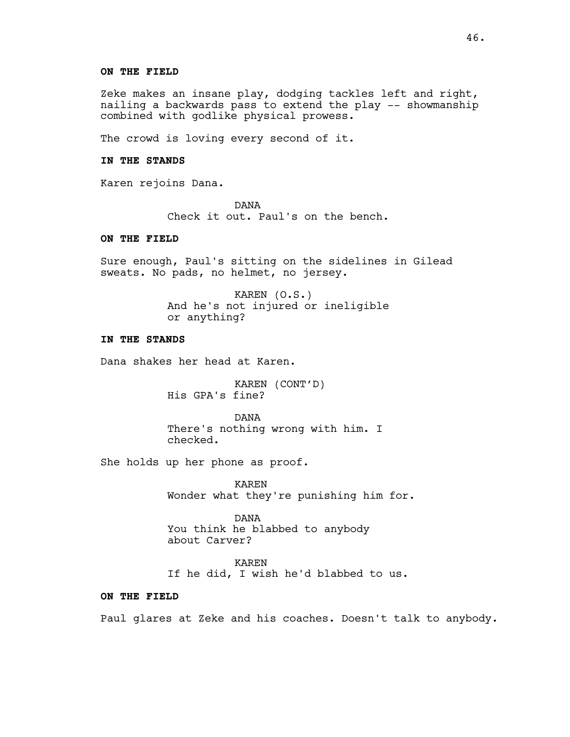**ON THE FIELD**

Zeke makes an insane play, dodging tackles left and right, nailing a backwards pass to extend the play -- showmanship combined with godlike physical prowess.

The crowd is loving every second of it.

**IN THE STANDS**

Karen rejoins Dana.

DANA
Check it out. Paul's on the bench.

**ON THE FIELD**

Sure enough, Paul's sitting on the sidelines in Gilead sweats. No pads, no helmet, no jersey.

KAREN (O.S.)
And he's not injured or ineligible or anything?

**IN THE STANDS**

Dana shakes her head at Karen.

KAREN (CONT'D)
His GPA's fine?

DANA
There's nothing wrong with him. I checked.

She holds up her phone as proof.

KAREN
Wonder what they're punishing him for.

DANA
You think he blabbed to anybody about Carver?

KAREN
If he did, I wish he'd blabbed to us.

**ON THE FIELD**

Paul glares at Zeke and his coaches. Doesn't talk to anybody.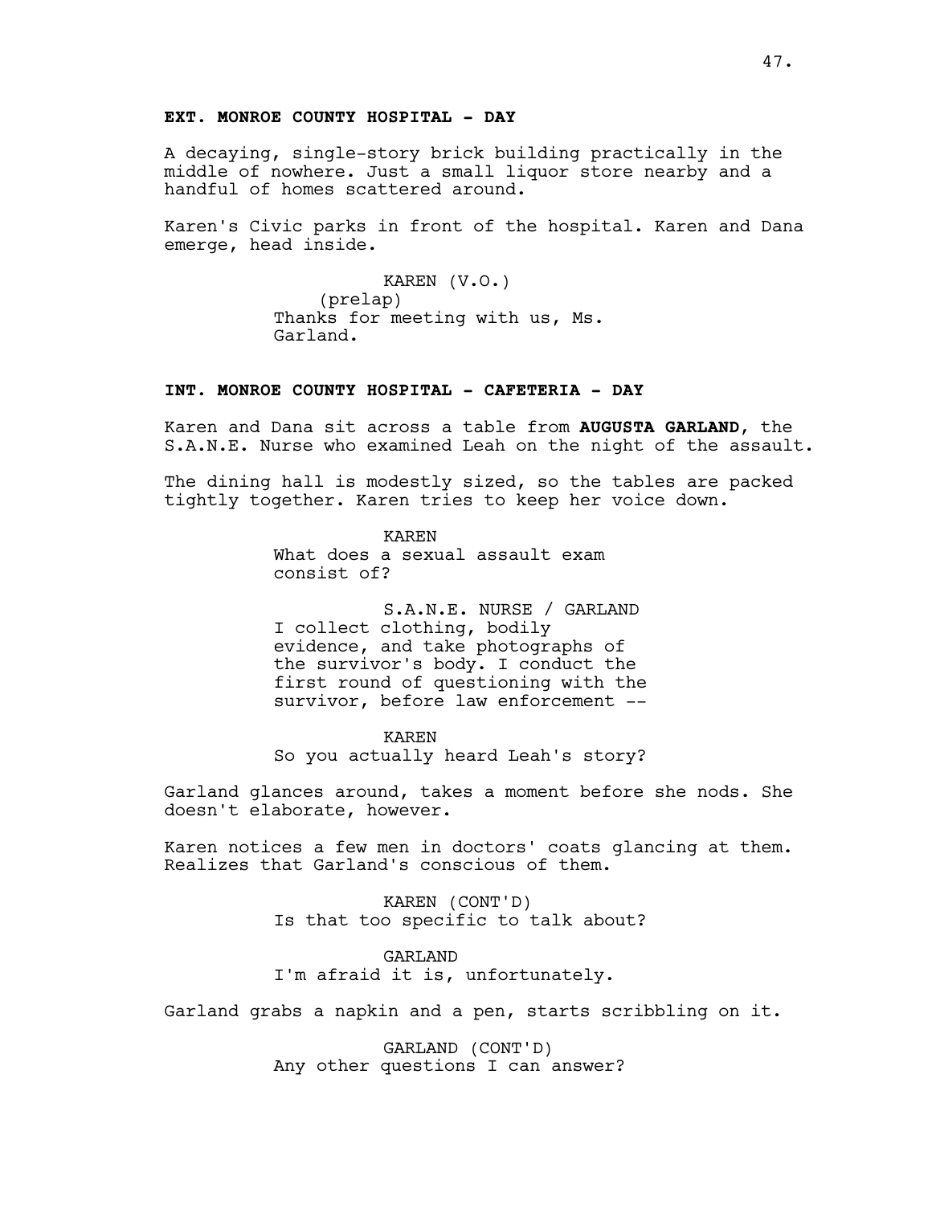**EXT. MONROE COUNTY HOSPITAL - DAY**

A decaying, single-story brick building practically in the middle of nowhere. Just a small liquor store nearby and a handful of homes scattered around.

Karen's Civic parks in front of the hospital. Karen and Dana emerge, head inside.

KAREN (V.O.)
(prelap)
Thanks for meeting with us, Ms. Garland.

**INT. MONROE COUNTY HOSPITAL - CAFETERIA - DAY**

Karen and Dana sit across a table from **AUGUSTA GARLAND**, the S.A.N.E. Nurse who examined Leah on the night of the assault.

The dining hall is modestly sized, so the tables are packed tightly together. Karen tries to keep her voice down.

KAREN
What does a sexual assault exam consist of?

S.A.N.E. NURSE / GARLAND
I collect clothing, bodily evidence, and take photographs of the survivor's body. I conduct the first round of questioning with the survivor, before law enforcement --

KAREN
So you actually heard Leah's story?

Garland glances around, takes a moment before she nods. She doesn't elaborate, however.

Karen notices a few men in doctors' coats glancing at them. Realizes that Garland's conscious of them.

KAREN (CONT'D)
Is that too specific to talk about?

GARLAND
I'm afraid it is, unfortunately.

Garland grabs a napkin and a pen, starts scribbling on it.

GARLAND (CONT'D)
Any other questions I can answer?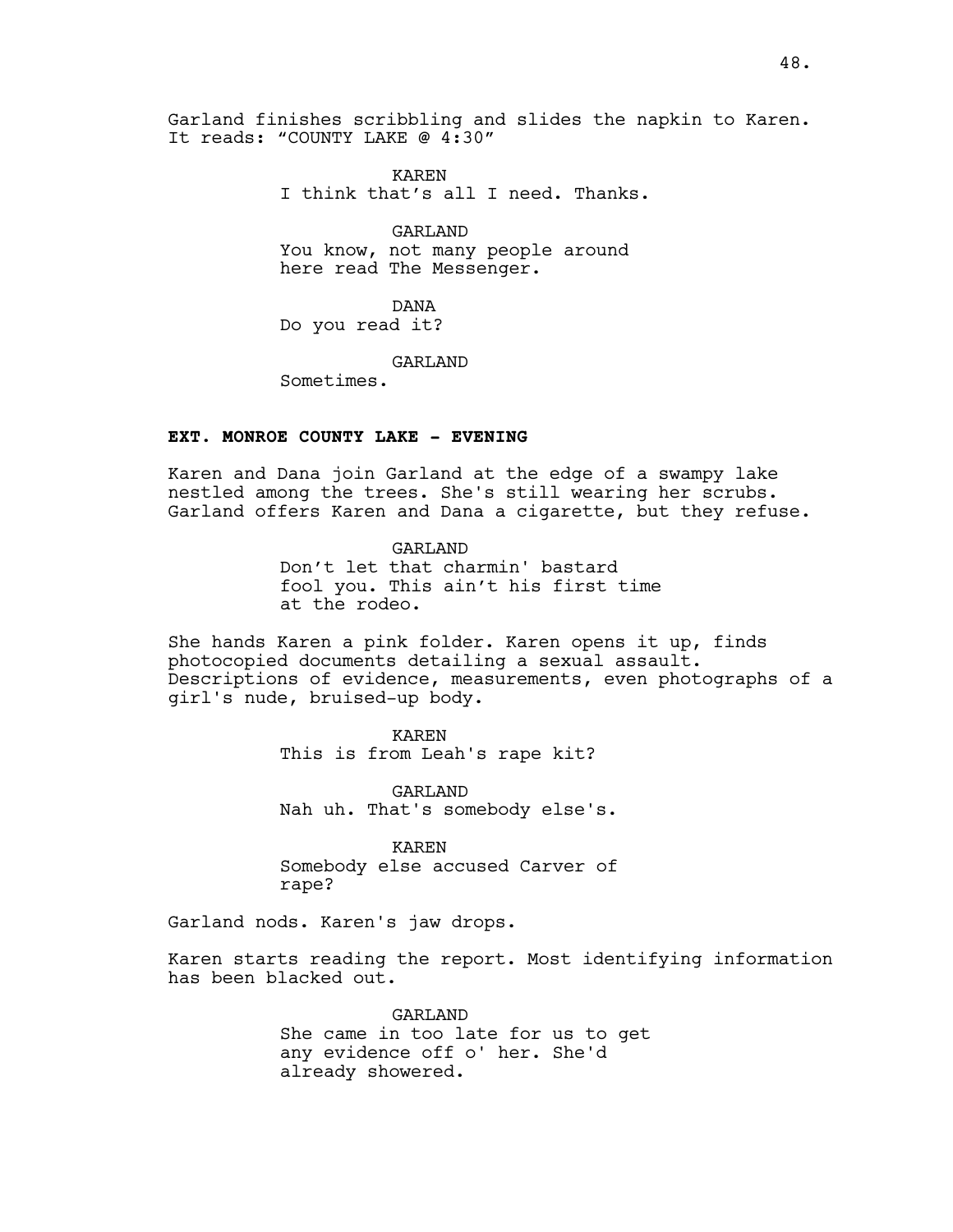Garland finishes scribbling and slides the napkin to Karen. It reads: "COUNTY LAKE @ 4:30"

KAREN
I think that's all I need. Thanks.

GARLAND
You know, not many people around here read The Messenger.

DANA
Do you read it?

GARLAND
Sometimes.

**EXT. MONROE COUNTY LAKE - EVENING**

Karen and Dana join Garland at the edge of a swampy lake nestled among the trees. She's still wearing her scrubs. Garland offers Karen and Dana a cigarette, but they refuse.

GARLAND
Don't let that charmin' bastard fool you. This ain't his first time at the rodeo.

She hands Karen a pink folder. Karen opens it up, finds photocopied documents detailing a sexual assault. Descriptions of evidence, measurements, even photographs of a girl's nude, bruised-up body.

KAREN
This is from Leah's rape kit?

GARLAND
Nah uh. That's somebody else's.

KAREN
Somebody else accused Carver of rape?

Garland nods. Karen's jaw drops.

Karen starts reading the report. Most identifying information has been blacked out.

GARLAND
She came in too late for us to get any evidence off o' her. She'd already showered.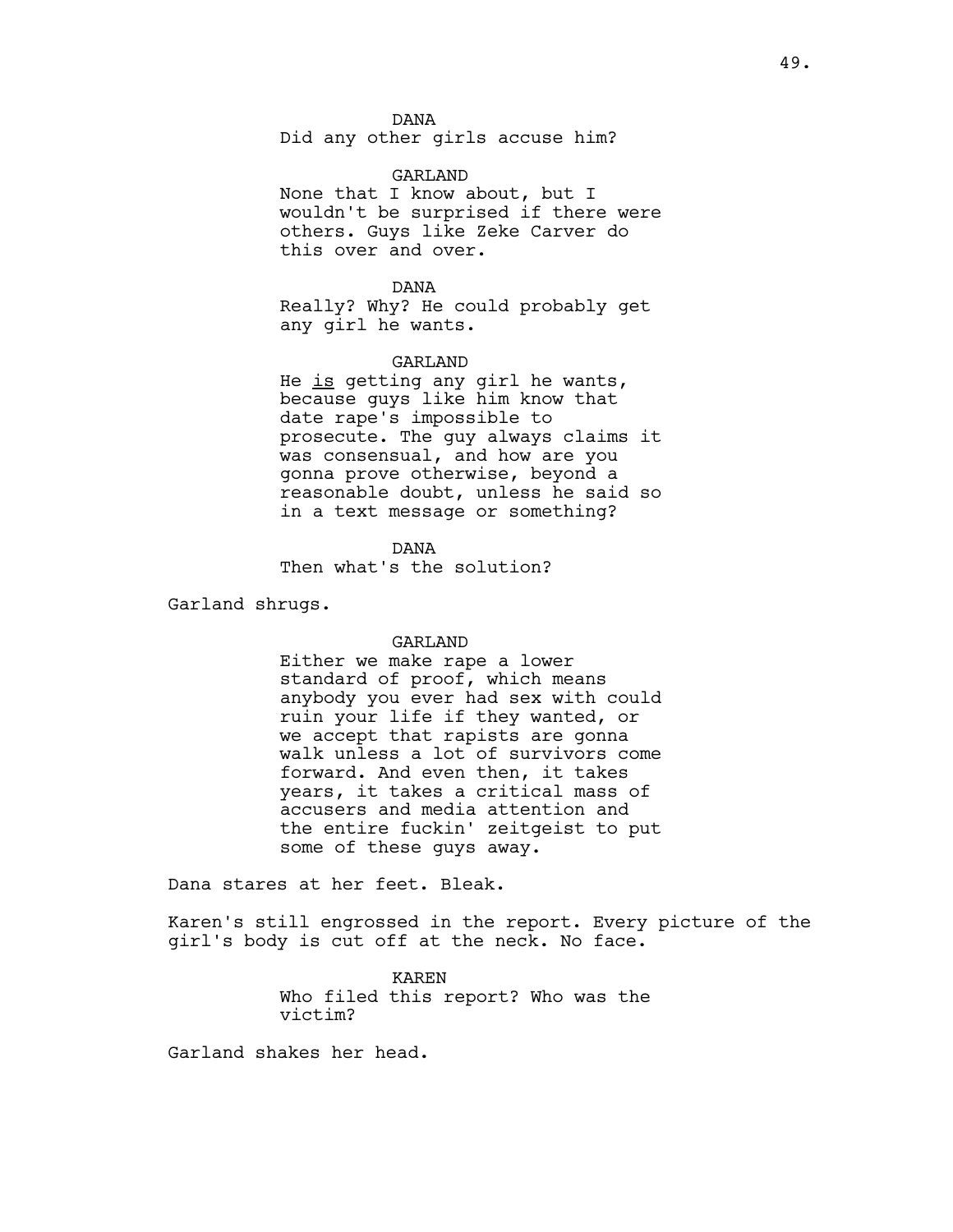DANA
Did any other girls accuse him?

GARLAND
None that I know about, but I wouldn't be surprised if there were others. Guys like Zeke Carver do this over and over.

DANA
Really? Why? He could probably get any girl he wants.

GARLAND
He _is_ getting any girl he wants, because guys like him know that date rape's impossible to prosecute. The guy always claims it was consensual, and how are you gonna prove otherwise, beyond a reasonable doubt, unless he said so in a text message or something?

DANA
Then what's the solution?

Garland shrugs.

GARLAND
Either we make rape a lower standard of proof, which means anybody you ever had sex with could ruin your life if they wanted, or we accept that rapists are gonna walk unless a lot of survivors come forward. And even then, it takes years, it takes a critical mass of accusers and media attention and the entire fuckin' zeitgeist to put some of these guys away.

Dana stares at her feet. Bleak.

Karen's still engrossed in the report. Every picture of the girl's body is cut off at the neck. No face.

KAREN
Who filed this report? Who was the victim?

Garland shakes her head.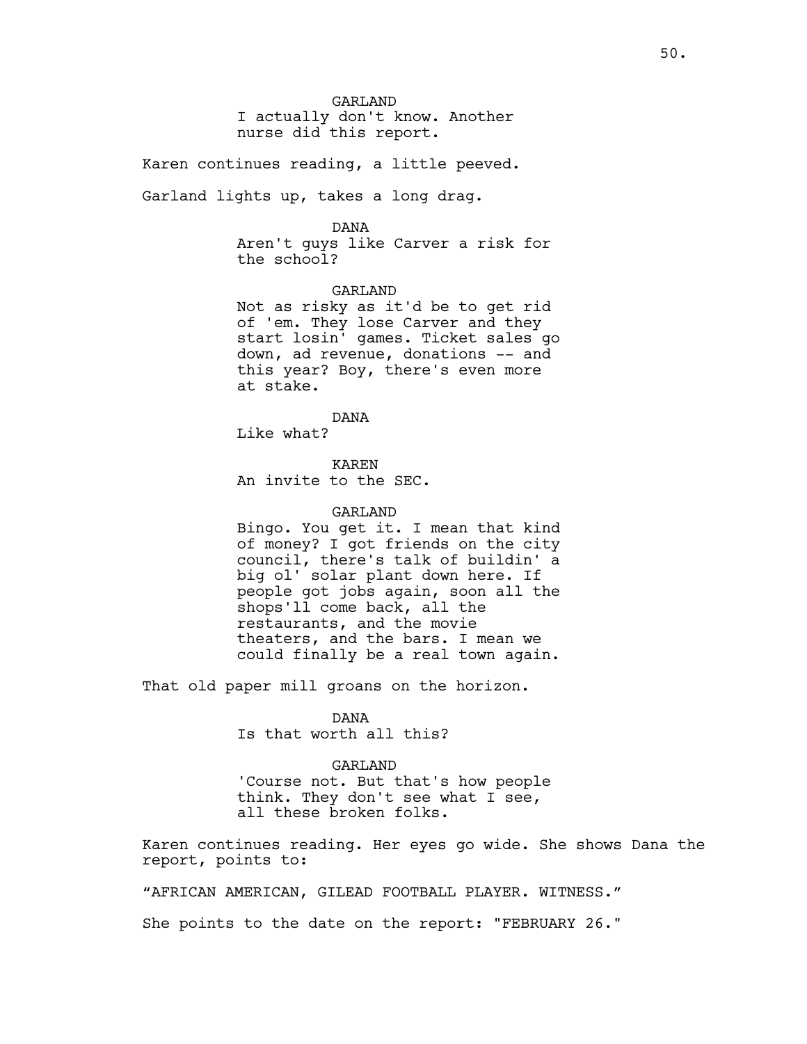GARLAND
I actually don't know. Another nurse did this report.

Karen continues reading, a little peeved.

Garland lights up, takes a long drag.

DANA
Aren't guys like Carver a risk for the school?

GARLAND
Not as risky as it'd be to get rid of 'em. They lose Carver and they start losin' games. Ticket sales go down, ad revenue, donations -- and this year? Boy, there's even more at stake.

DANA
Like what?

KAREN
An invite to the SEC.

GARLAND
Bingo. You get it. I mean that kind of money? I got friends on the city council, there's talk of buildin' a big ol' solar plant down here. If people got jobs again, soon all the shops'll come back, all the restaurants, and the movie theaters, and the bars. I mean we could finally be a real town again.

That old paper mill groans on the horizon.

DANA
Is that worth all this?

GARLAND
'Course not. But that's how people think. They don't see what I see, all these broken folks.

Karen continues reading. Her eyes go wide. She shows Dana the report, points to:

“AFRICAN AMERICAN, GILEAD FOOTBALL PLAYER. WITNESS.”

She points to the date on the report: "FEBRUARY 26."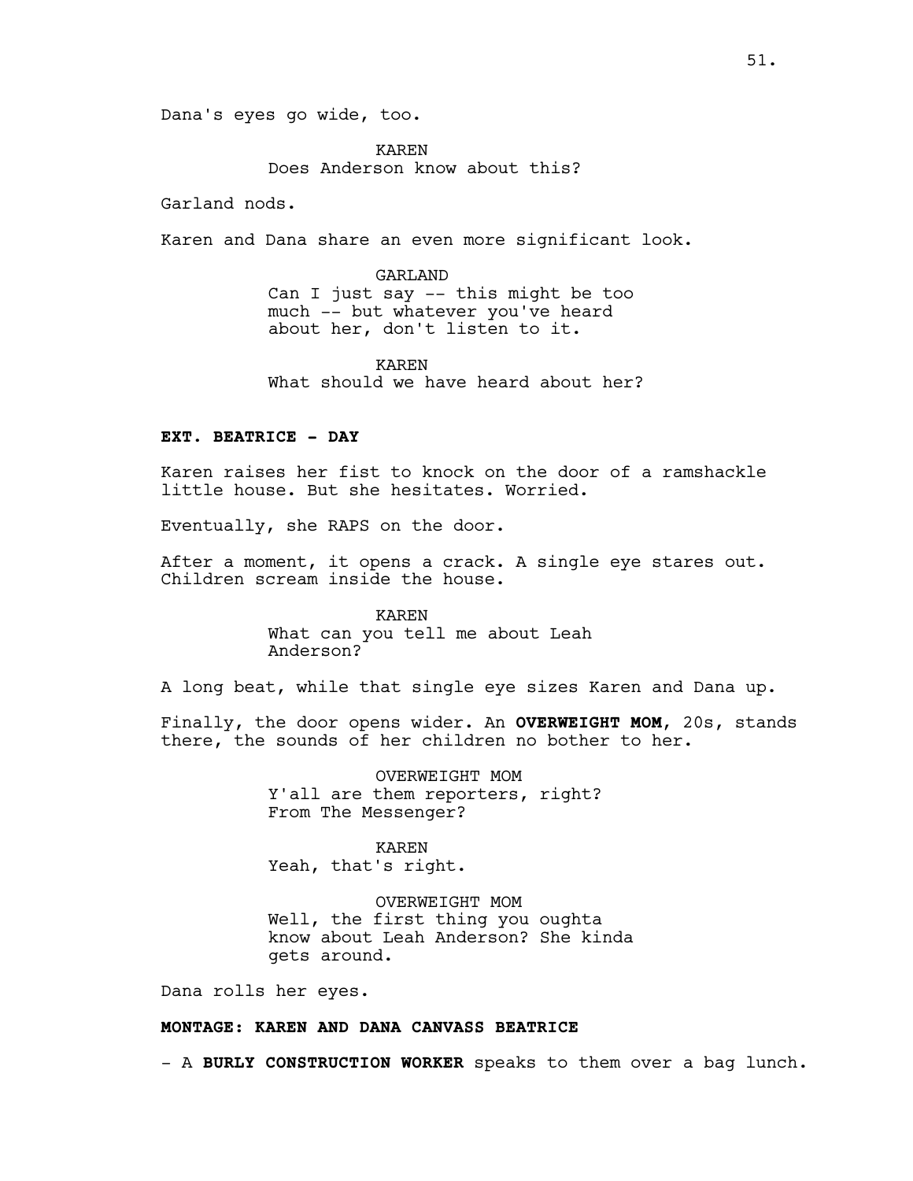Dana's eyes go wide, too.

KAREN
Does Anderson know about this?

Garland nods.

Karen and Dana share an even more significant look.

GARLAND
Can I just say -- this might be too much -- but whatever you've heard about her, don't listen to it.

KAREN
What should we have heard about her?

**EXT. BEATRICE - DAY**

Karen raises her fist to knock on the door of a ramshackle little house. But she hesitates. Worried.

Eventually, she RAPS on the door.

After a moment, it opens a crack. A single eye stares out. Children scream inside the house.

KAREN
What can you tell me about Leah Anderson?

A long beat, while that single eye sizes Karen and Dana up.

Finally, the door opens wider. An **OVERWEIGHT MOM**, 20s, stands there, the sounds of her children no bother to her.

OVERWEIGHT MOM
Y'all are them reporters, right? From The Messenger?

KAREN
Yeah, that's right.

OVERWEIGHT MOM
Well, the first thing you oughta know about Leah Anderson? She kinda gets around.

Dana rolls her eyes.

**MONTAGE: KAREN AND DANA CANVASS BEATRICE**

- A **BURLY CONSTRUCTION WORKER** speaks to them over a bag lunch.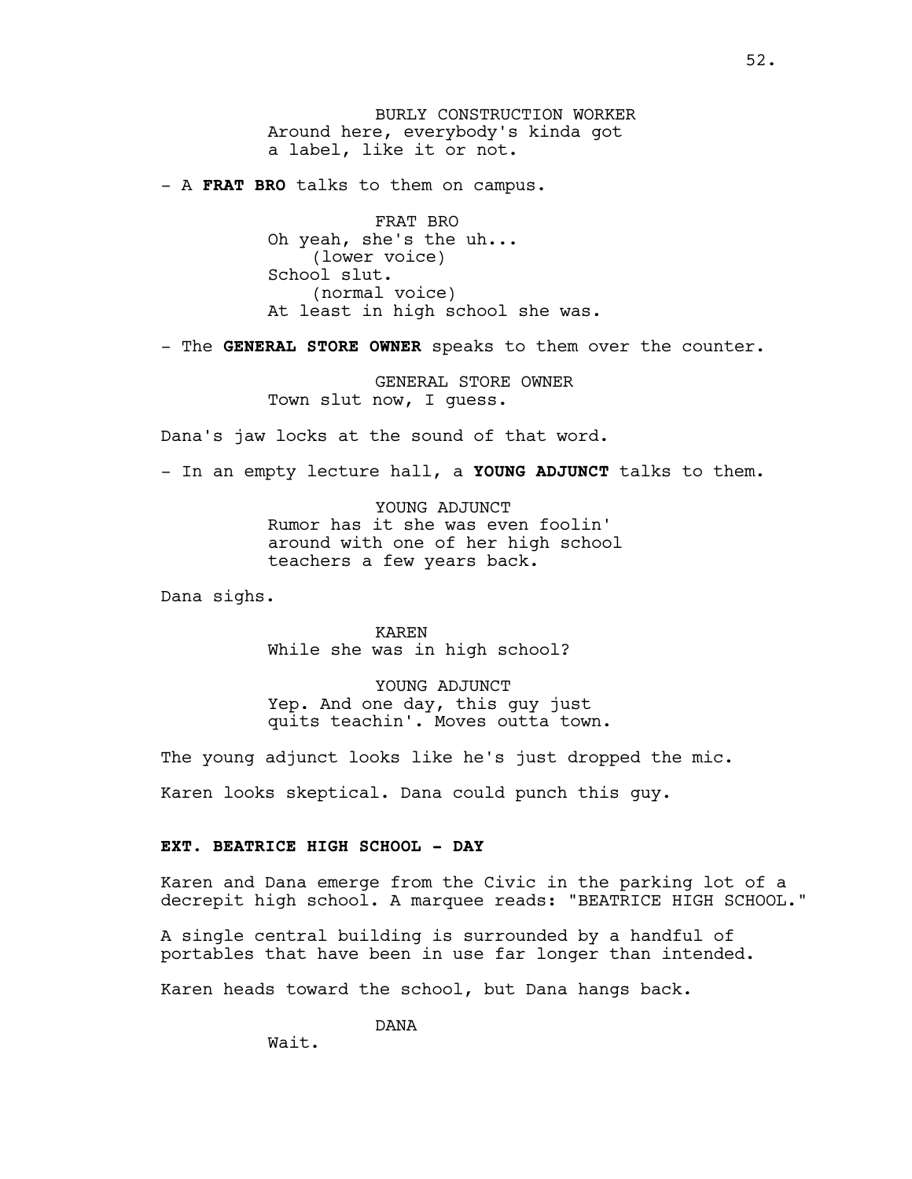BURLY CONSTRUCTION WORKER
Around here, everybody's kinda got a label, like it or not.

- A **FRAT BRO** talks to them on campus.

FRAT BRO
Oh yeah, she's the uh...
(lower voice)
School slut.
(normal voice)
At least in high school she was.

- The **GENERAL STORE OWNER** speaks to them over the counter.

GENERAL STORE OWNER
Town slut now, I guess.

Dana's jaw locks at the sound of that word.

- In an empty lecture hall, a **YOUNG ADJUNCT** talks to them.

YOUNG ADJUNCT
Rumor has it she was even foolin' around with one of her high school teachers a few years back.

Dana sighs.

KAREN
While she was in high school?

YOUNG ADJUNCT
Yep. And one day, this guy just quits teachin'. Moves outta town.

The young adjunct looks like he's just dropped the mic.

Karen looks skeptical. Dana could punch this guy.

**EXT. BEATRICE HIGH SCHOOL - DAY**

Karen and Dana emerge from the Civic in the parking lot of a decrepit high school. A marquee reads: "BEATRICE HIGH SCHOOL."

A single central building is surrounded by a handful of portables that have been in use far longer than intended.

Karen heads toward the school, but Dana hangs back.

DANA
Wait.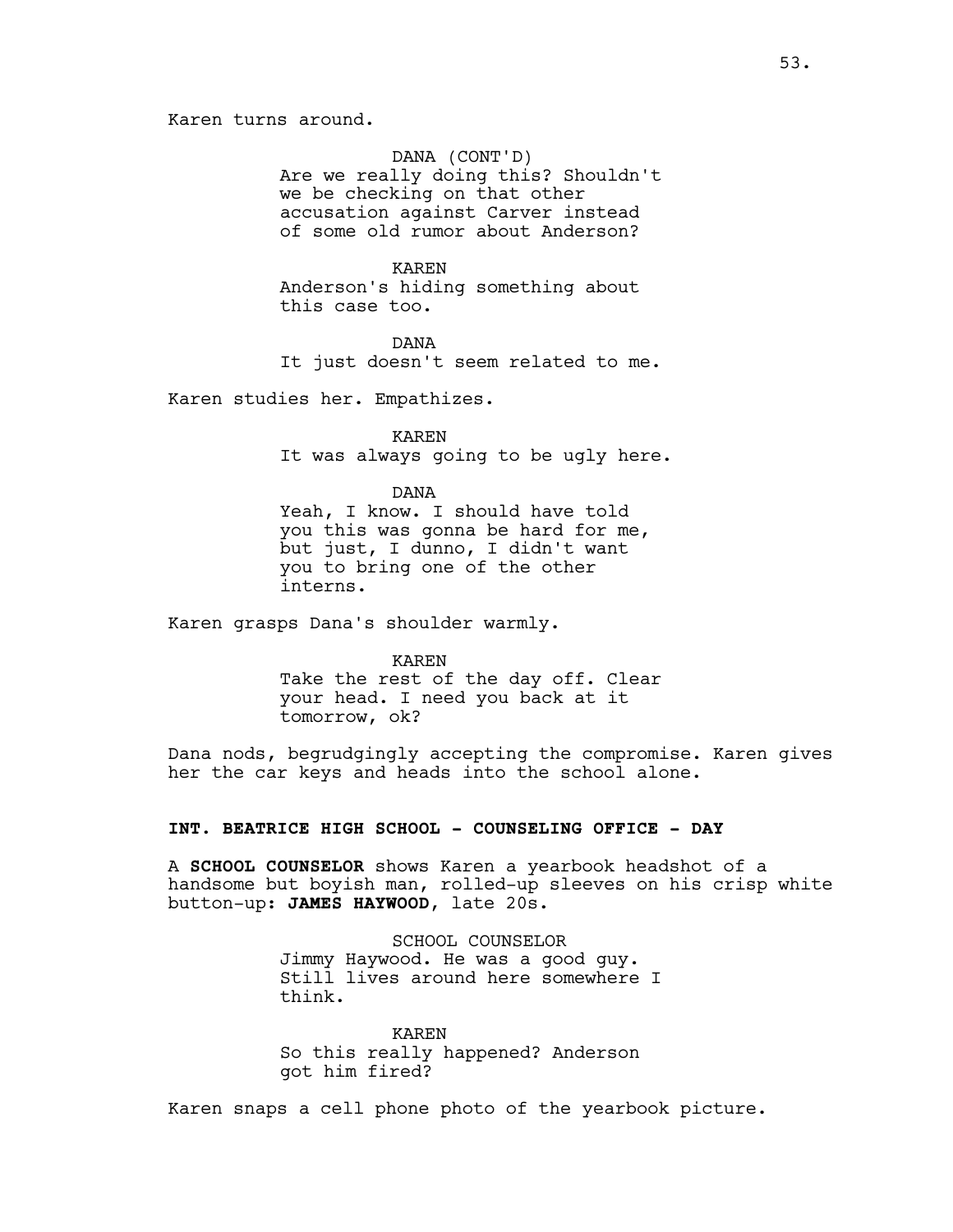Karen turns around.

DANA (CONT'D)
Are we really doing this? Shouldn't we be checking on that other accusation against Carver instead of some old rumor about Anderson?

KAREN
Anderson's hiding something about this case too.

DANA
It just doesn't seem related to me.

Karen studies her. Empathizes.

KAREN
It was always going to be ugly here.

DANA
Yeah, I know. I should have told you this was gonna be hard for me, but just, I dunno, I didn't want you to bring one of the other interns.

Karen grasps Dana's shoulder warmly.

KAREN
Take the rest of the day off. Clear your head. I need you back at it tomorrow, ok?

Dana nods, begrudgingly accepting the compromise. Karen gives her the car keys and heads into the school alone.

**INT. BEATRICE HIGH SCHOOL - COUNSELING OFFICE - DAY**

A **SCHOOL COUNSELOR** shows Karen a yearbook headshot of a handsome but boyish man, rolled-up sleeves on his crisp white button-up: **JAMES HAYWOOD**, late 20s.

SCHOOL COUNSELOR
Jimmy Haywood. He was a good guy. Still lives around here somewhere I think.

KAREN
So this really happened? Anderson got him fired?

Karen snaps a cell phone photo of the yearbook picture.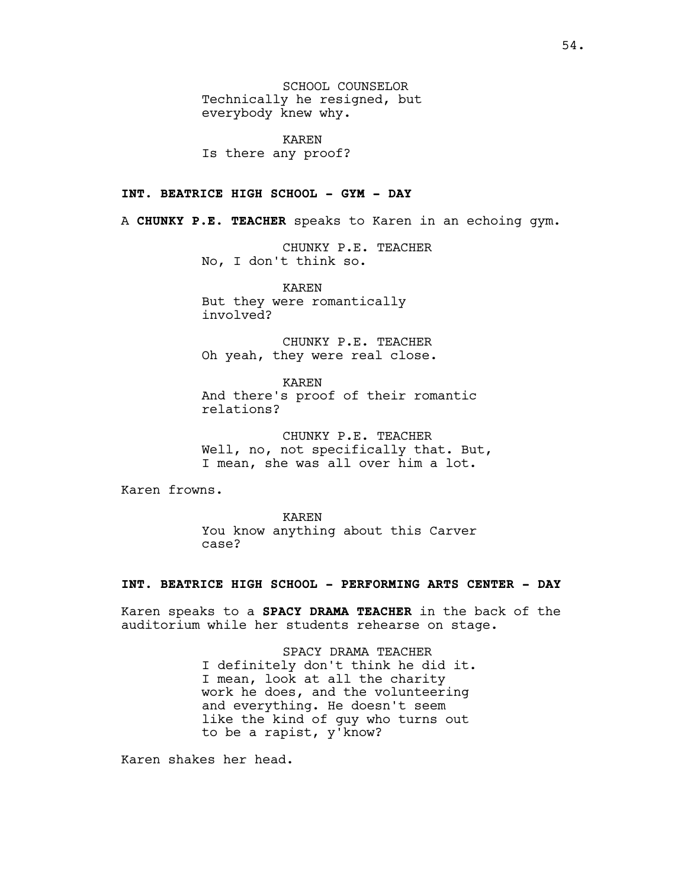SCHOOL COUNSELOR
Technically he resigned, but everybody knew why.

KAREN
Is there any proof?

**INT. BEATRICE HIGH SCHOOL - GYM - DAY**

A **CHUNKY P.E. TEACHER** speaks to Karen in an echoing gym.

CHUNKY P.E. TEACHER
No, I don't think so.

KAREN
But they were romantically involved?

CHUNKY P.E. TEACHER
Oh yeah, they were real close.

KAREN
And there's proof of their romantic relations?

CHUNKY P.E. TEACHER
Well, no, not specifically that. But, I mean, she was all over him a lot.

Karen frowns.

KAREN
You know anything about this Carver case?

**INT. BEATRICE HIGH SCHOOL - PERFORMING ARTS CENTER - DAY**

Karen speaks to a **SPACY DRAMA TEACHER** in the back of the auditorium while her students rehearse on stage.

SPACY DRAMA TEACHER
I definitely don't think he did it. I mean, look at all the charity work he does, and the volunteering and everything. He doesn't seem like the kind of guy who turns out to be a rapist, y'know?

Karen shakes her head.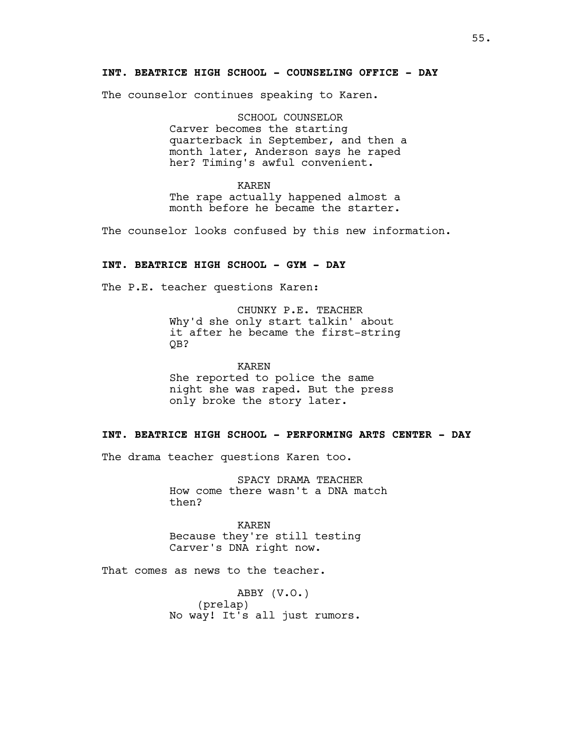**INT. BEATRICE HIGH SCHOOL - COUNSELING OFFICE - DAY**

The counselor continues speaking to Karen.

SCHOOL COUNSELOR
Carver becomes the starting quarterback in September, and then a month later, Anderson says he raped her? Timing's awful convenient.

KAREN
The rape actually happened almost a month before he became the starter.

The counselor looks confused by this new information.

**INT. BEATRICE HIGH SCHOOL - GYM - DAY**

The P.E. teacher questions Karen:

CHUNKY P.E. TEACHER
Why'd she only start talkin' about it after he became the first-string QB?

KAREN
She reported to police the same night she was raped. But the press only broke the story later.

**INT. BEATRICE HIGH SCHOOL - PERFORMING ARTS CENTER - DAY**

The drama teacher questions Karen too.

SPACY DRAMA TEACHER
How come there wasn't a DNA match then?

KAREN
Because they're still testing Carver's DNA right now.

That comes as news to the teacher.

ABBY (V.O.)
(prelap)
No way! It's all just rumors.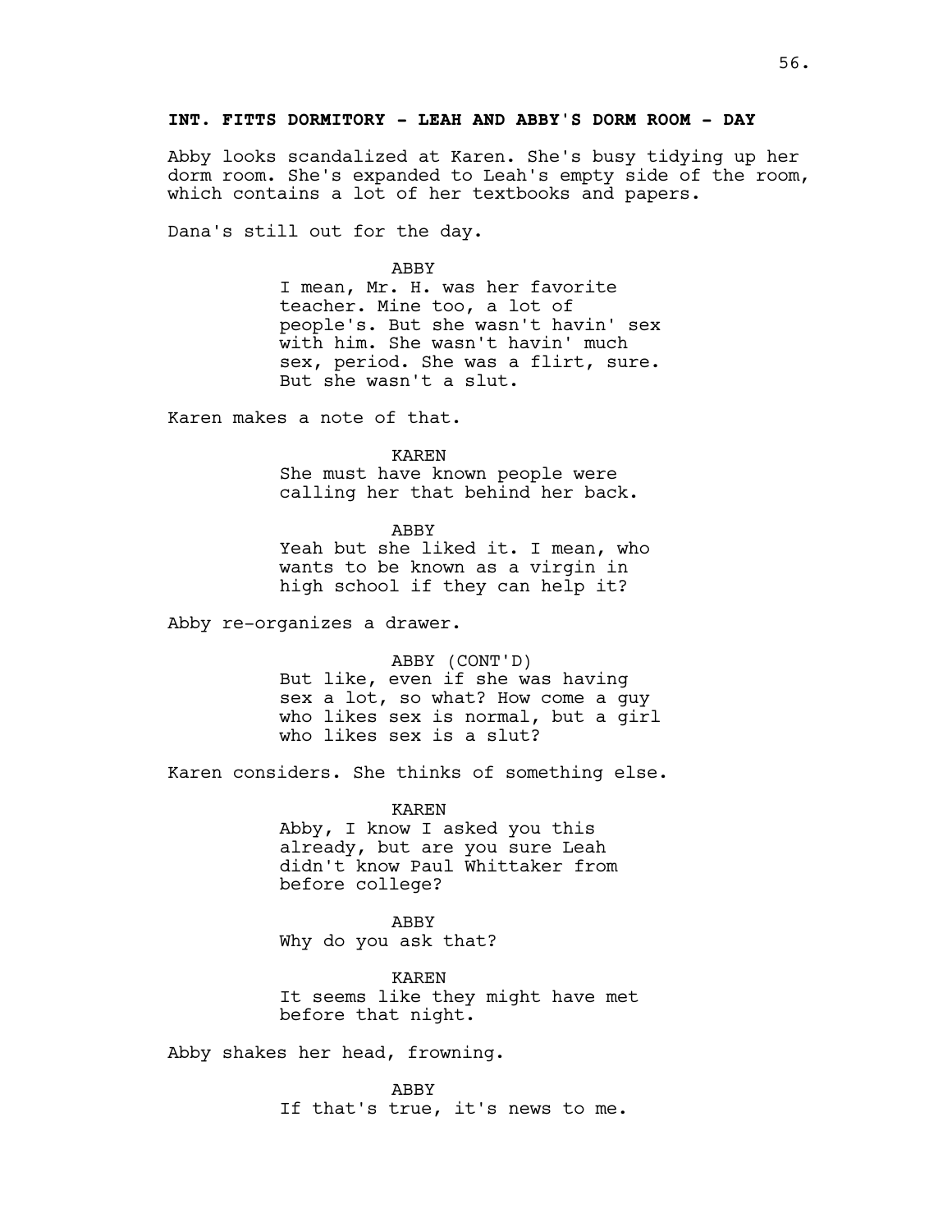**INT. FITTS DORMITORY - LEAH AND ABBY'S DORM ROOM - DAY**

Abby looks scandalized at Karen. She's busy tidying up her dorm room. She's expanded to Leah's empty side of the room, which contains a lot of her textbooks and papers.

Dana's still out for the day.

ABBY
I mean, Mr. H. was her favorite teacher. Mine too, a lot of people's. But she wasn't havin' sex with him. She wasn't havin' much sex, period. She was a flirt, sure. But she wasn't a slut.

Karen makes a note of that.

KAREN
She must have known people were calling her that behind her back.

ABBY
Yeah but she liked it. I mean, who wants to be known as a virgin in high school if they can help it?

Abby re-organizes a drawer.

ABBY (CONT'D)
But like, even if she was having sex a lot, so what? How come a guy who likes sex is normal, but a girl who likes sex is a slut?

Karen considers. She thinks of something else.

KAREN
Abby, I know I asked you this already, but are you sure Leah didn't know Paul Whittaker from before college?

ABBY
Why do you ask that?

KAREN
It seems like they might have met before that night.

Abby shakes her head, frowning.

ABBY
If that's true, it's news to me.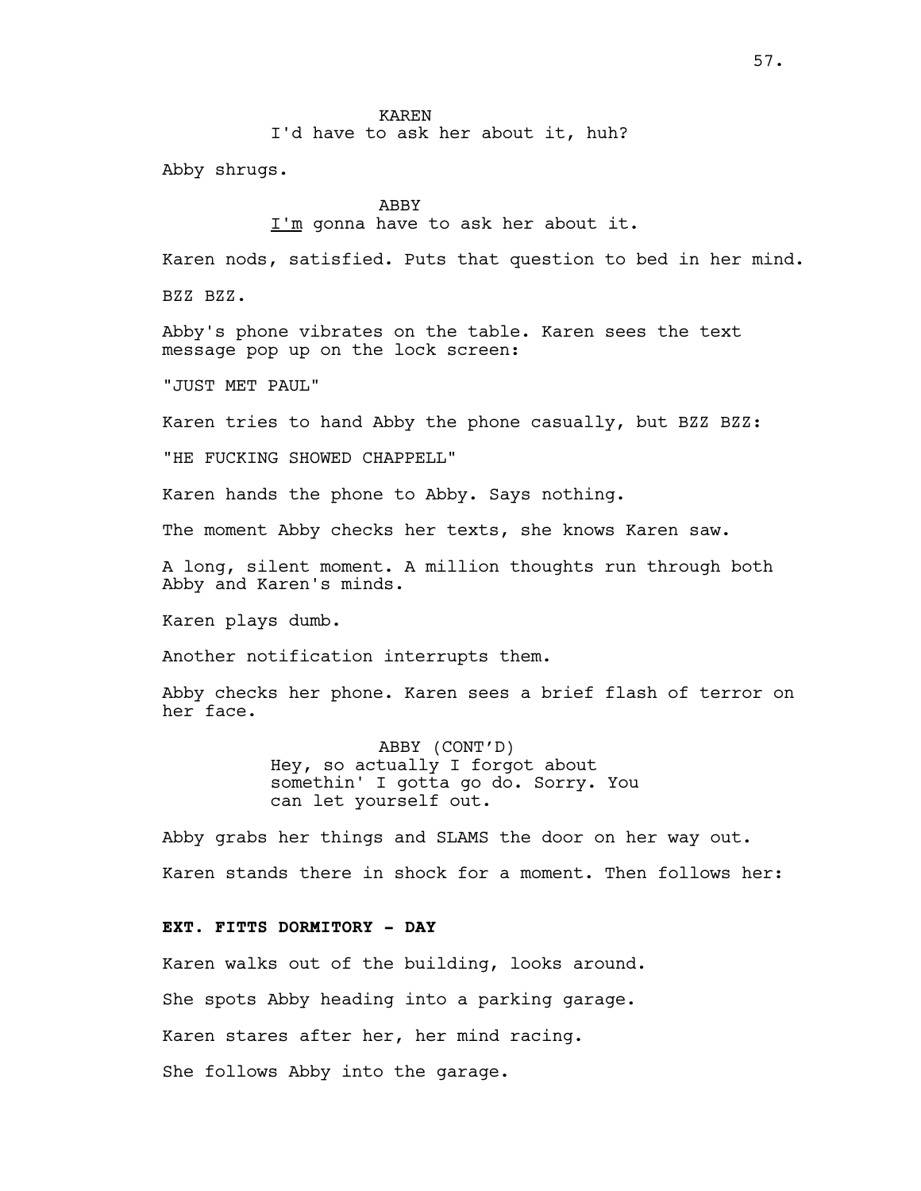KAREN
I'd have to ask her about it, huh?

Abby shrugs.

ABBY
I'm gonna have to ask her about it.

Karen nods, satisfied. Puts that question to bed in her mind.

BZZ BZZ.

Abby's phone vibrates on the table. Karen sees the text message pop up on the lock screen:

"JUST MET PAUL"

Karen tries to hand Abby the phone casually, but BZZ BZZ:

"HE FUCKING SHOWED CHAPPELL"

Karen hands the phone to Abby. Says nothing.

The moment Abby checks her texts, she knows Karen saw.

A long, silent moment. A million thoughts run through both Abby and Karen's minds.

Karen plays dumb.

Another notification interrupts them.

Abby checks her phone. Karen sees a brief flash of terror on her face.

ABBY (CONT'D)
Hey, so actually I forgot about somethin' I gotta go do. Sorry. You can let yourself out.

Abby grabs her things and SLAMS the door on her way out.

Karen stands there in shock for a moment. Then follows her:

**EXT. FITTS DORMITORY - DAY**

Karen walks out of the building, looks around.

She spots Abby heading into a parking garage.

Karen stares after her, her mind racing.

She follows Abby into the garage.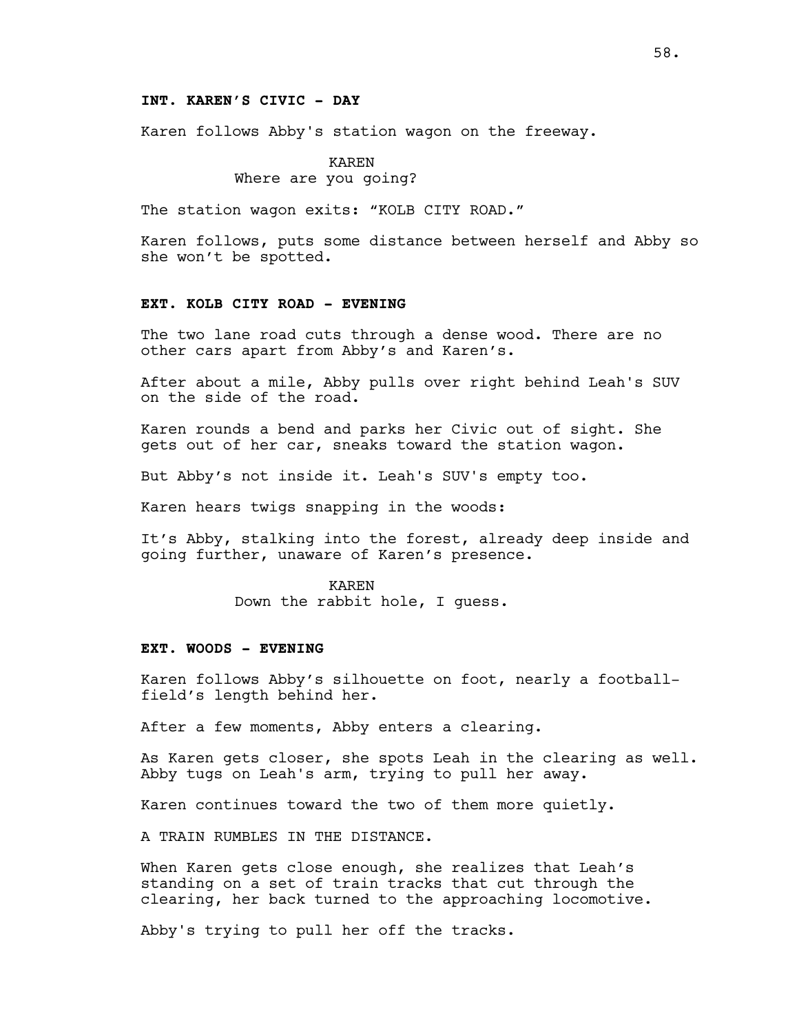**INT. KAREN'S CIVIC - DAY**

Karen follows Abby's station wagon on the freeway.

KAREN
Where are you going?

The station wagon exits: "KOLB CITY ROAD."

Karen follows, puts some distance between herself and Abby so she won't be spotted.

**EXT. KOLB CITY ROAD - EVENING**

The two lane road cuts through a dense wood. There are no other cars apart from Abby's and Karen's.

After about a mile, Abby pulls over right behind Leah's SUV on the side of the road.

Karen rounds a bend and parks her Civic out of sight. She gets out of her car, sneaks toward the station wagon.

But Abby's not inside it. Leah's SUV's empty too.

Karen hears twigs snapping in the woods:

It's Abby, stalking into the forest, already deep inside and going further, unaware of Karen's presence.

KAREN
Down the rabbit hole, I guess.

**EXT. WOODS - EVENING**

Karen follows Abby's silhouette on foot, nearly a football-field's length behind her.

After a few moments, Abby enters a clearing.

As Karen gets closer, she spots Leah in the clearing as well. Abby tugs on Leah's arm, trying to pull her away.

Karen continues toward the two of them more quietly.

A TRAIN RUMBLES IN THE DISTANCE.

When Karen gets close enough, she realizes that Leah's standing on a set of train tracks that cut through the clearing, her back turned to the approaching locomotive.

Abby's trying to pull her off the tracks.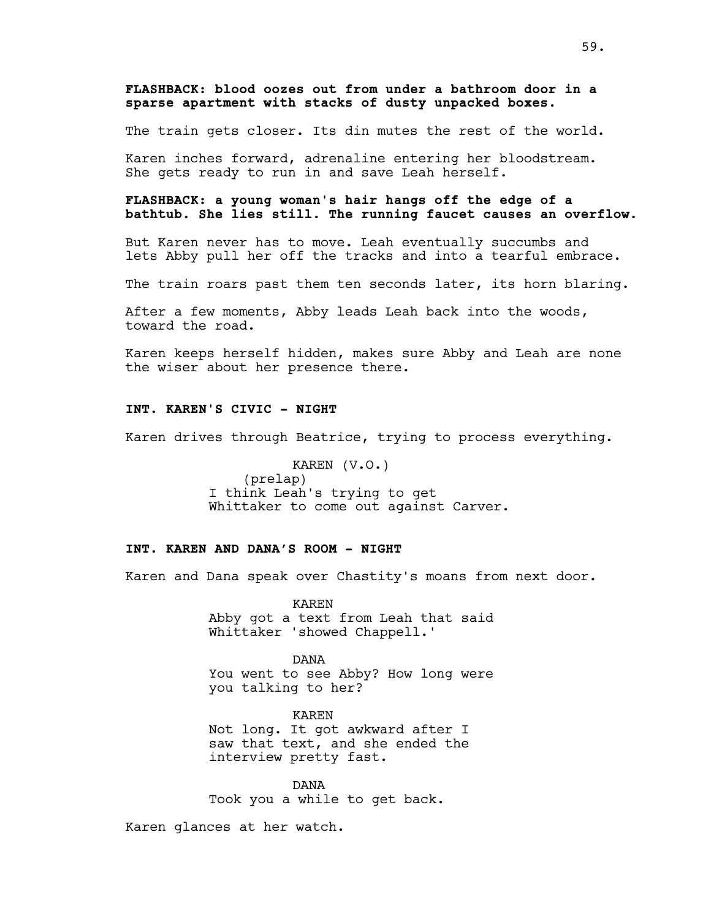**FLASHBACK: blood oozes out from under a bathroom door in a sparse apartment with stacks of dusty unpacked boxes.**

The train gets closer. Its din mutes the rest of the world.

Karen inches forward, adrenaline entering her bloodstream. She gets ready to run in and save Leah herself.

**FLASHBACK: a young woman's hair hangs off the edge of a bathtub. She lies still. The running faucet causes an overflow.**

But Karen never has to move. Leah eventually succumbs and lets Abby pull her off the tracks and into a tearful embrace.

The train roars past them ten seconds later, its horn blaring.

After a few moments, Abby leads Leah back into the woods, toward the road.

Karen keeps herself hidden, makes sure Abby and Leah are none the wiser about her presence there.

**INT. KAREN'S CIVIC - NIGHT**

Karen drives through Beatrice, trying to process everything.

KAREN (V.O.)
(prelap)
I think Leah's trying to get Whittaker to come out against Carver.

**INT. KAREN AND DANA'S ROOM - NIGHT**

Karen and Dana speak over Chastity's moans from next door.

KAREN
Abby got a text from Leah that said Whittaker 'showed Chappell.'

DANA
You went to see Abby? How long were you talking to her?

KAREN
Not long. It got awkward after I saw that text, and she ended the interview pretty fast.

DANA
Took you a while to get back.

Karen glances at her watch.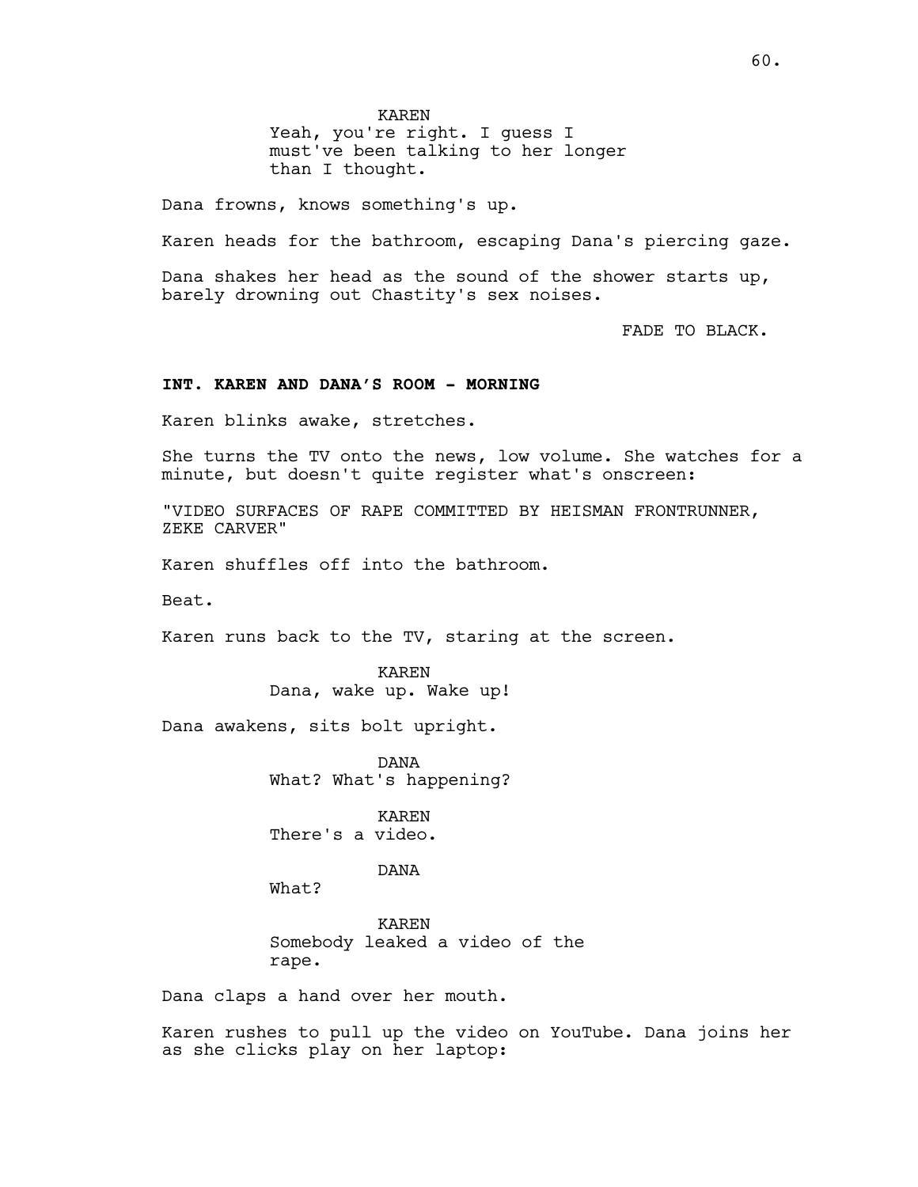KAREN
Yeah, you're right. I guess I must've been talking to her longer than I thought.

Dana frowns, knows something's up.

Karen heads for the bathroom, escaping Dana's piercing gaze.

Dana shakes her head as the sound of the shower starts up, barely drowning out Chastity's sex noises.

FADE TO BLACK.

**INT. KAREN AND DANA'S ROOM - MORNING**

Karen blinks awake, stretches.

She turns the TV onto the news, low volume. She watches for a minute, but doesn't quite register what's onscreen:

"VIDEO SURFACES OF RAPE COMMITTED BY HEISMAN FRONTRUNNER, ZEKE CARVER"

Karen shuffles off into the bathroom.

Beat.

Karen runs back to the TV, staring at the screen.

KAREN
Dana, wake up. Wake up!

Dana awakens, sits bolt upright.

DANA
What? What's happening?

KAREN
There's a video.

DANA
What?

KAREN
Somebody leaked a video of the rape.

Dana claps a hand over her mouth.

Karen rushes to pull up the video on YouTube. Dana joins her as she clicks play on her laptop: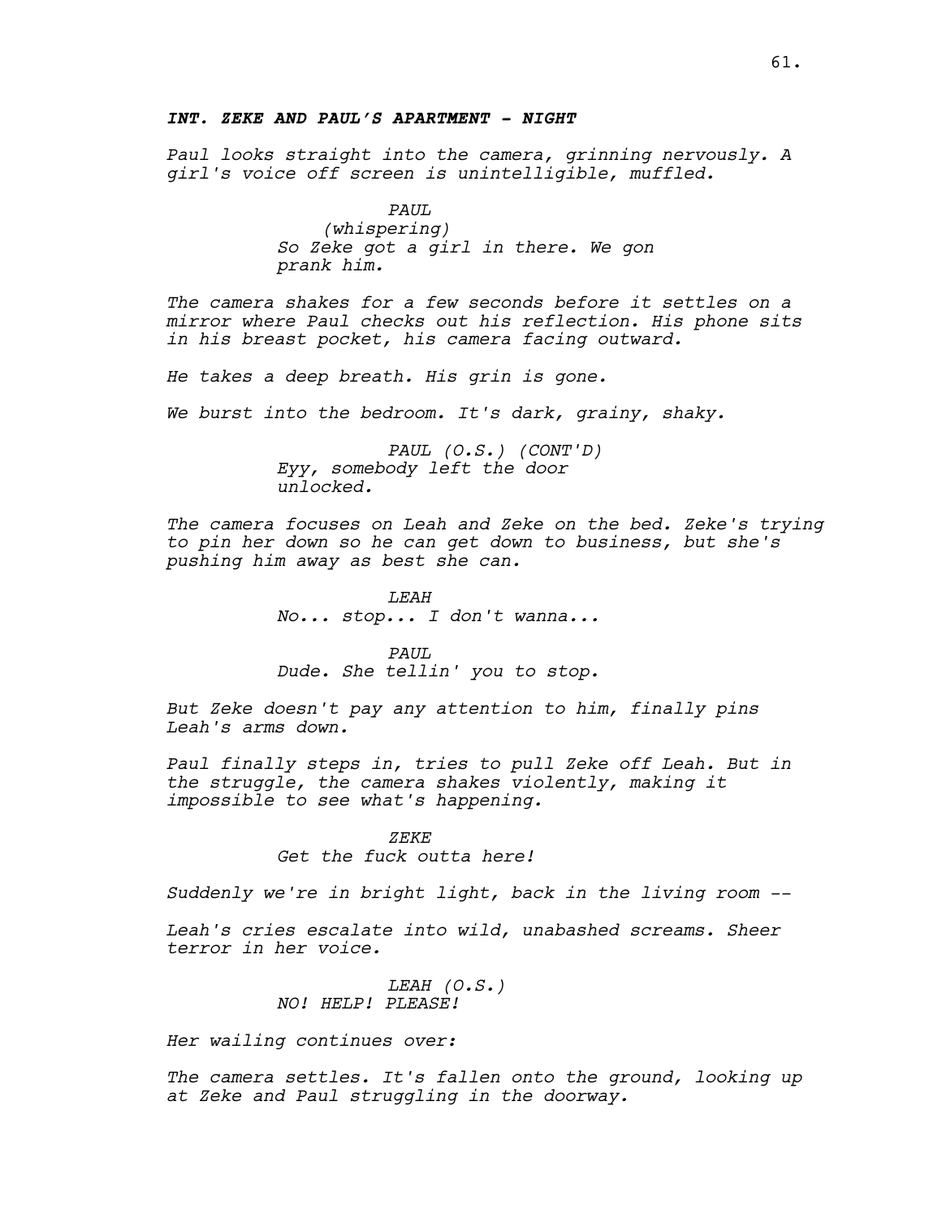*INT. ZEKE AND PAUL'S APARTMENT - NIGHT*

*Paul looks straight into the camera, grinning nervously. A girl's voice off screen is unintelligible, muffled.*

*PAUL*
*(whispering)*
*So Zeke got a girl in there. We gon prank him.*

*The camera shakes for a few seconds before it settles on a mirror where Paul checks out his reflection. His phone sits in his breast pocket, his camera facing outward.*

*He takes a deep breath. His grin is gone.*

*We burst into the bedroom. It's dark, grainy, shaky.*

*PAUL (O.S.) (CONT'D)*
*Eyy, somebody left the door unlocked.*

*The camera focuses on Leah and Zeke on the bed. Zeke's trying to pin her down so he can get down to business, but she's pushing him away as best she can.*

*LEAH*
*No... stop... I don't wanna...*

*PAUL*
*Dude. She tellin' you to stop.*

*But Zeke doesn't pay any attention to him, finally pins Leah's arms down.*

*Paul finally steps in, tries to pull Zeke off Leah. But in the struggle, the camera shakes violently, making it impossible to see what's happening.*

*ZEKE*
*Get the fuck outta here!*

*Suddenly we're in bright light, back in the living room --*

*Leah's cries escalate into wild, unabashed screams. Sheer terror in her voice.*

*LEAH (O.S.)*
*NO! HELP! PLEASE!*

*Her wailing continues over:*

*The camera settles. It's fallen onto the ground, looking up at Zeke and Paul struggling in the doorway.*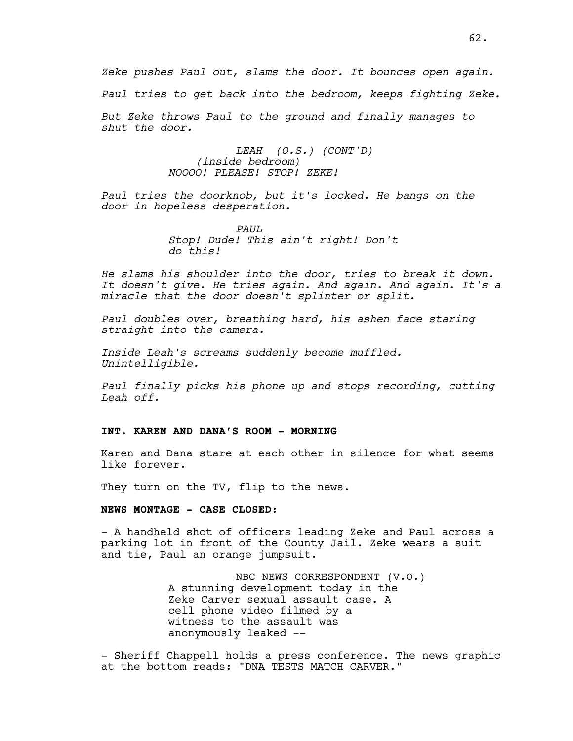*Zeke pushes Paul out, slams the door. It bounces open again.*

*Paul tries to get back into the bedroom, keeps fighting Zeke.*

*But Zeke throws Paul to the ground and finally manages to shut the door.*

*LEAH (O.S.) (CONT'D)*
*(inside bedroom)*
*NOOOO! PLEASE! STOP! ZEKE!*

*Paul tries the doorknob, but it's locked. He bangs on the door in hopeless desperation.*

*PAUL*
*Stop! Dude! This ain't right! Don't do this!*

*He slams his shoulder into the door, tries to break it down. It doesn't give. He tries again. And again. And again. It's a miracle that the door doesn't splinter or split.*

*Paul doubles over, breathing hard, his ashen face staring straight into the camera.*

*Inside Leah's screams suddenly become muffled. Unintelligible.*

*Paul finally picks his phone up and stops recording, cutting Leah off.*

**INT. KAREN AND DANA'S ROOM - MORNING**

Karen and Dana stare at each other in silence for what seems like forever.

They turn on the TV, flip to the news.

**NEWS MONTAGE - CASE CLOSED:**

- A handheld shot of officers leading Zeke and Paul across a parking lot in front of the County Jail. Zeke wears a suit and tie, Paul an orange jumpsuit.

NBC NEWS CORRESPONDENT (V.O.)
A stunning development today in the Zeke Carver sexual assault case. A cell phone video filmed by a witness to the assault was anonymously leaked --

- Sheriff Chappell holds a press conference. The news graphic at the bottom reads: "DNA TESTS MATCH CARVER."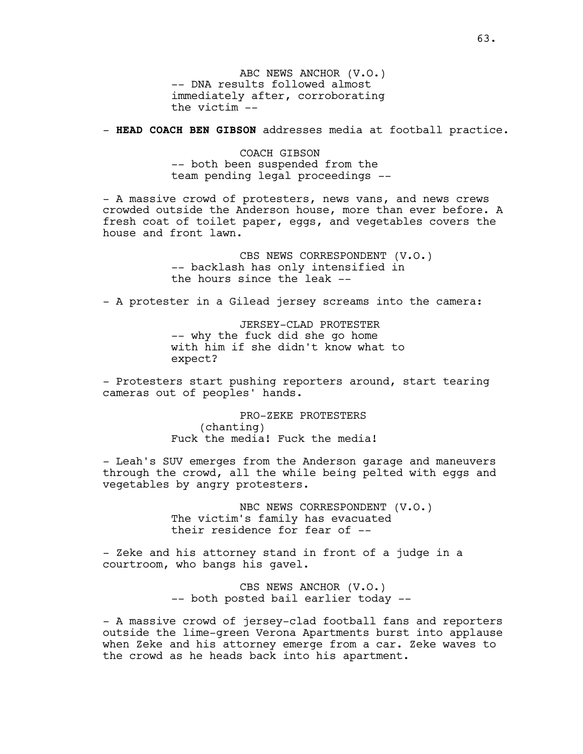ABC NEWS ANCHOR (V.O.)
-- DNA results followed almost immediately after, corroborating the victim --

- **HEAD COACH BEN GIBSON** addresses media at football practice.

COACH GIBSON
-- both been suspended from the team pending legal proceedings --

- A massive crowd of protesters, news vans, and news crews crowded outside the Anderson house, more than ever before. A fresh coat of toilet paper, eggs, and vegetables covers the house and front lawn.

CBS NEWS CORRESPONDENT (V.O.)
-- backlash has only intensified in the hours since the leak --

- A protester in a Gilead jersey screams into the camera:

JERSEY-CLAD PROTESTER
-- why the fuck did she go home with him if she didn't know what to expect?

- Protesters start pushing reporters around, start tearing cameras out of peoples' hands.

PRO-ZEKE PROTESTERS
(chanting)
Fuck the media! Fuck the media!

- Leah's SUV emerges from the Anderson garage and maneuvers through the crowd, all the while being pelted with eggs and vegetables by angry protesters.

NBC NEWS CORRESPONDENT (V.O.)
The victim's family has evacuated their residence for fear of --

- Zeke and his attorney stand in front of a judge in a courtroom, who bangs his gavel.

CBS NEWS ANCHOR (V.O.)
-- both posted bail earlier today --

- A massive crowd of jersey-clad football fans and reporters outside the lime-green Verona Apartments burst into applause when Zeke and his attorney emerge from a car. Zeke waves to the crowd as he heads back into his apartment.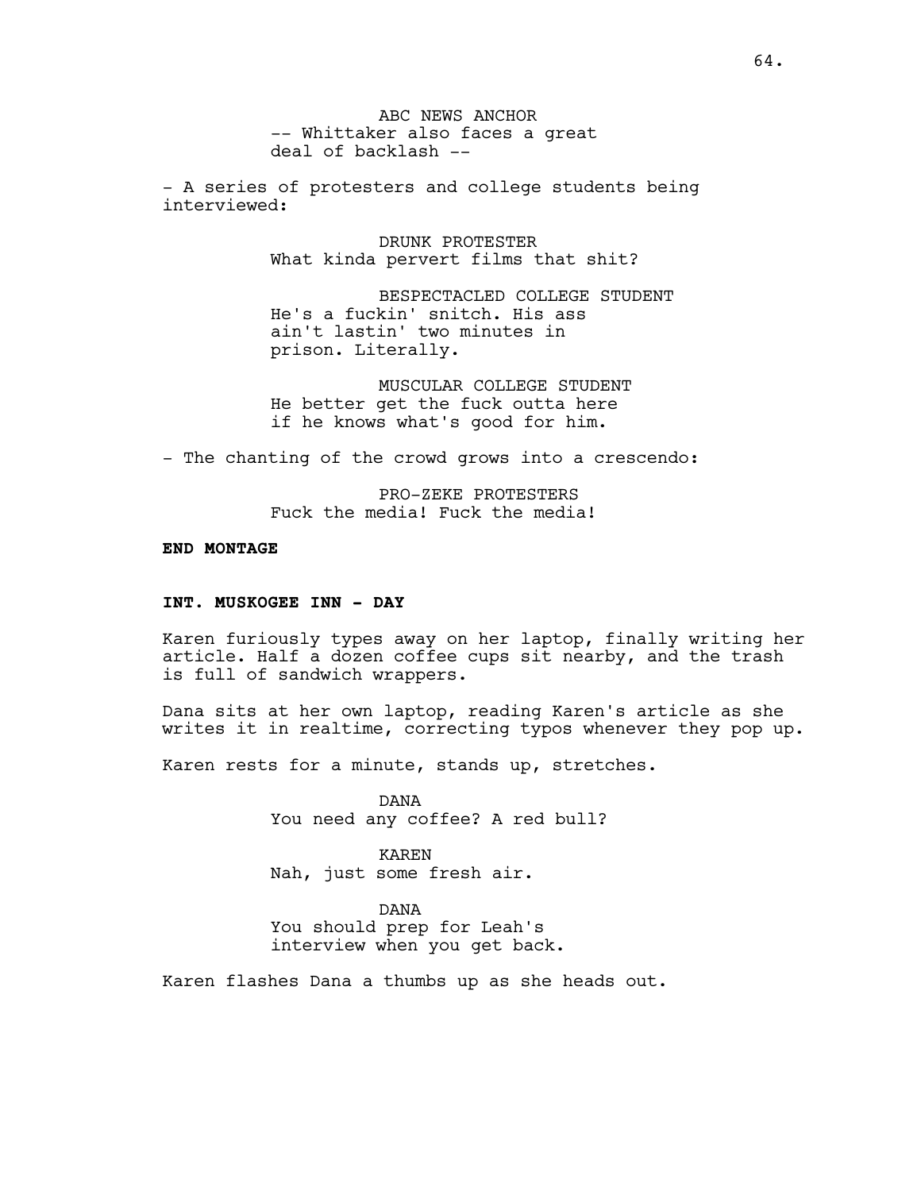ABC NEWS ANCHOR
-- Whittaker also faces a great deal of backlash --

- A series of protesters and college students being interviewed:

DRUNK PROTESTER
What kinda pervert films that shit?

BESPECTACLED COLLEGE STUDENT
He's a fuckin' snitch. His ass ain't lastin' two minutes in prison. Literally.

MUSCULAR COLLEGE STUDENT
He better get the fuck outta here if he knows what's good for him.

- The chanting of the crowd grows into a crescendo:

PRO-ZEKE PROTESTERS
Fuck the media! Fuck the media!

**END MONTAGE**

**INT. MUSKOGEE INN - DAY**

Karen furiously types away on her laptop, finally writing her article. Half a dozen coffee cups sit nearby, and the trash is full of sandwich wrappers.

Dana sits at her own laptop, reading Karen's article as she writes it in realtime, correcting typos whenever they pop up.

Karen rests for a minute, stands up, stretches.

DANA
You need any coffee? A red bull?

KAREN
Nah, just some fresh air.

DANA
You should prep for Leah's interview when you get back.

Karen flashes Dana a thumbs up as she heads out.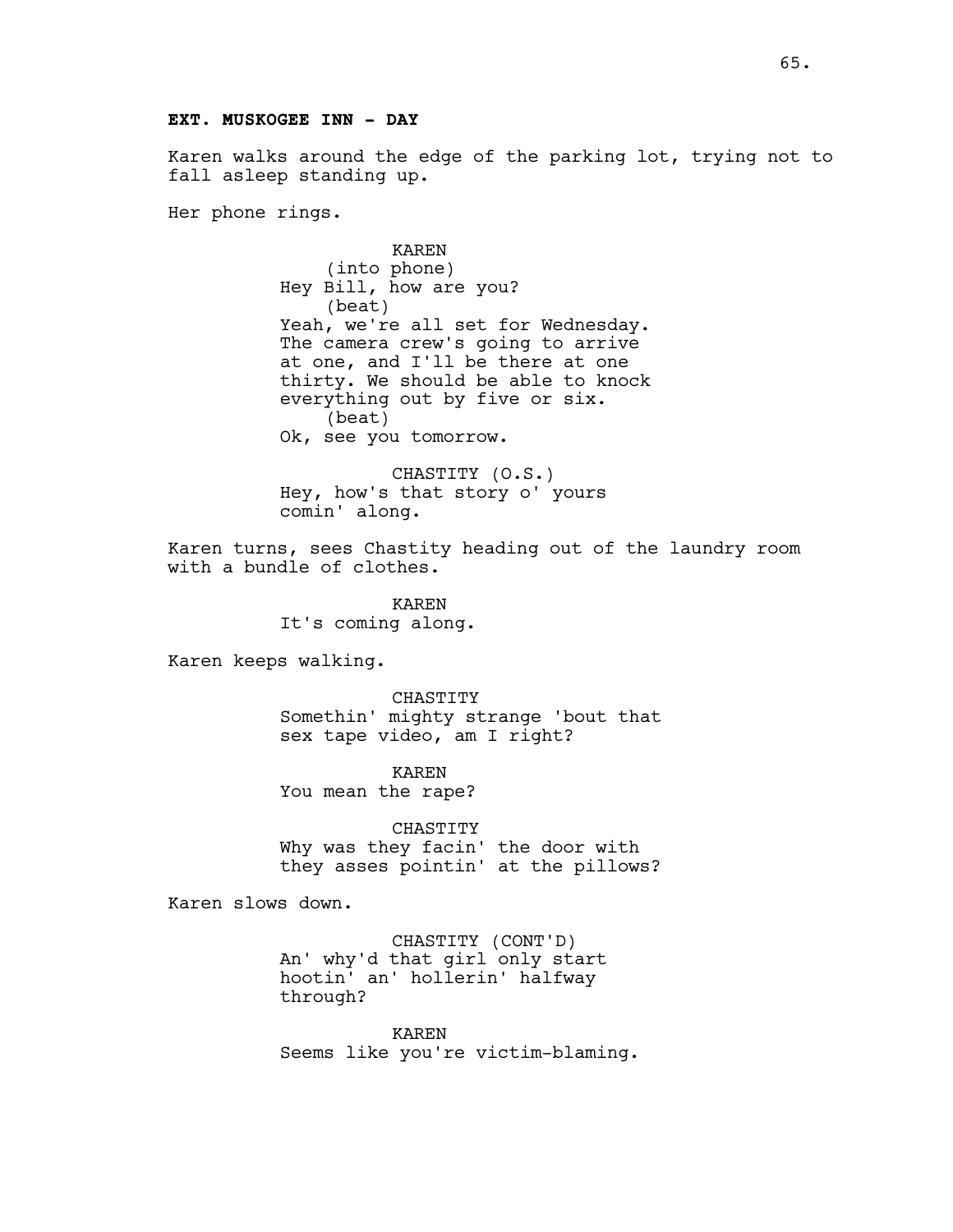**EXT. MUSKOGEE INN - DAY**

Karen walks around the edge of the parking lot, trying not to fall asleep standing up.

Her phone rings.

KAREN
(into phone)
Hey Bill, how are you?
(beat)
Yeah, we're all set for Wednesday. The camera crew's going to arrive at one, and I'll be there at one thirty. We should be able to knock everything out by five or six.
(beat)
Ok, see you tomorrow.

CHASTITY (O.S.)
Hey, how's that story o' yours comin' along.

Karen turns, sees Chastity heading out of the laundry room with a bundle of clothes.

KAREN
It's coming along.

Karen keeps walking.

CHASTITY
Somethin' mighty strange 'bout that sex tape video, am I right?

KAREN
You mean the rape?

CHASTITY
Why was they facin' the door with they asses pointin' at the pillows?

Karen slows down.

CHASTITY (CONT'D)
An' why'd that girl only start hootin' an' hollerin' halfway through?

KAREN
Seems like you're victim-blaming.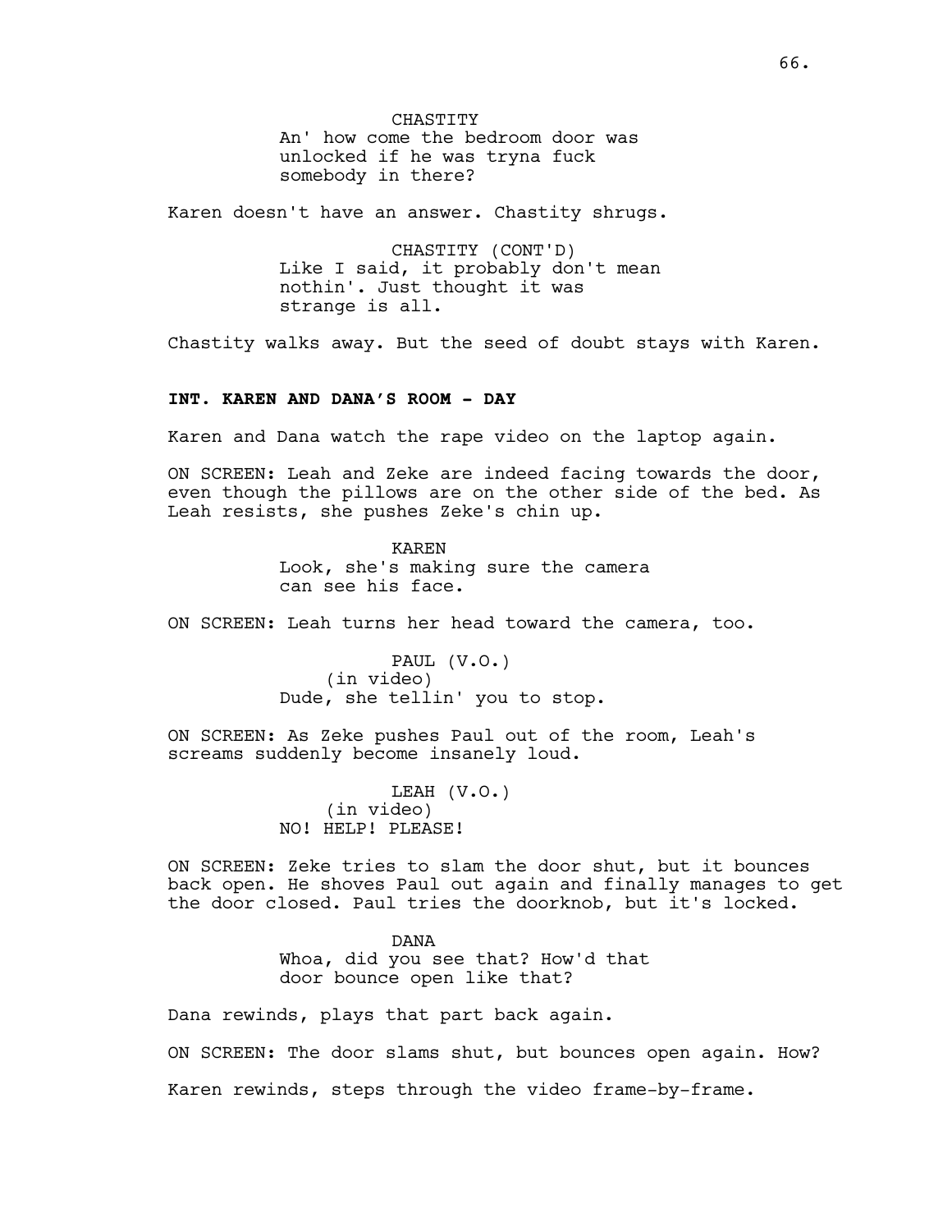CHASTITY
An' how come the bedroom door was unlocked if he was tryna fuck somebody in there?

Karen doesn't have an answer. Chastity shrugs.

CHASTITY (CONT'D)
Like I said, it probably don't mean nothin'. Just thought it was strange is all.

Chastity walks away. But the seed of doubt stays with Karen.

**INT. KAREN AND DANA'S ROOM - DAY**

Karen and Dana watch the rape video on the laptop again.

ON SCREEN: Leah and Zeke are indeed facing towards the door, even though the pillows are on the other side of the bed. As Leah resists, she pushes Zeke's chin up.

KAREN
Look, she's making sure the camera can see his face.

ON SCREEN: Leah turns her head toward the camera, too.

PAUL (V.O.)
(in video)
Dude, she tellin' you to stop.

ON SCREEN: As Zeke pushes Paul out of the room, Leah's screams suddenly become insanely loud.

LEAH (V.O.)
(in video)
NO! HELP! PLEASE!

ON SCREEN: Zeke tries to slam the door shut, but it bounces back open. He shoves Paul out again and finally manages to get the door closed. Paul tries the doorknob, but it's locked.

DANA
Whoa, did you see that? How'd that door bounce open like that?

Dana rewinds, plays that part back again.

ON SCREEN: The door slams shut, but bounces open again. How?

Karen rewinds, steps through the video frame-by-frame.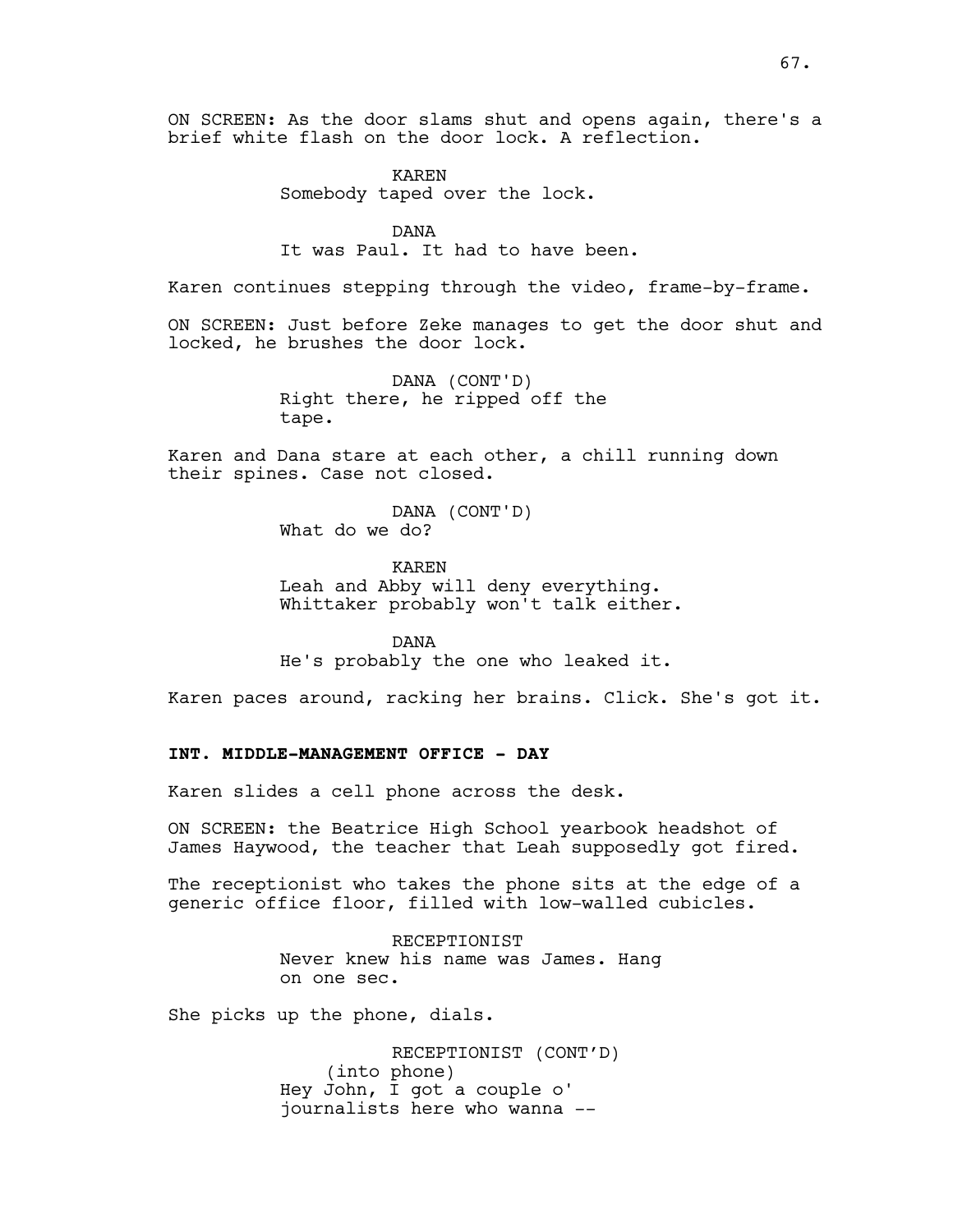ON SCREEN: As the door slams shut and opens again, there's a brief white flash on the door lock. A reflection.

KAREN
Somebody taped over the lock.

DANA
It was Paul. It had to have been.

Karen continues stepping through the video, frame-by-frame.

ON SCREEN: Just before Zeke manages to get the door shut and locked, he brushes the door lock.

DANA (CONT'D)
Right there, he ripped off the tape.

Karen and Dana stare at each other, a chill running down their spines. Case not closed.

DANA (CONT'D)
What do we do?

KAREN
Leah and Abby will deny everything. Whittaker probably won't talk either.

DANA
He's probably the one who leaked it.

Karen paces around, racking her brains. Click. She's got it.

**INT. MIDDLE-MANAGEMENT OFFICE - DAY**

Karen slides a cell phone across the desk.

ON SCREEN: the Beatrice High School yearbook headshot of James Haywood, the teacher that Leah supposedly got fired.

The receptionist who takes the phone sits at the edge of a generic office floor, filled with low-walled cubicles.

RECEPTIONIST
Never knew his name was James. Hang on one sec.

She picks up the phone, dials.

RECEPTIONIST (CONT'D)
(into phone)
Hey John, I got a couple o' journalists here who wanna --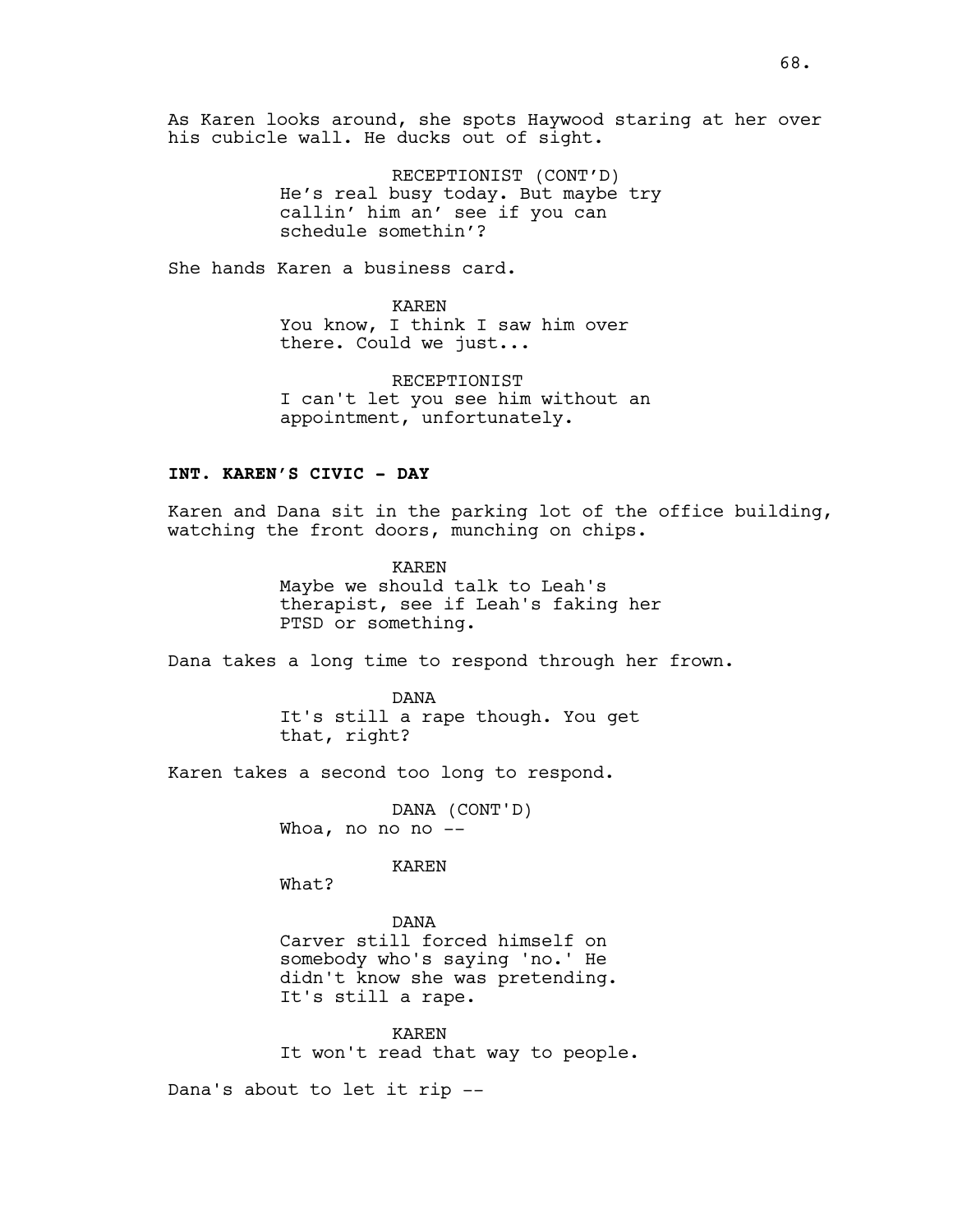As Karen looks around, she spots Haywood staring at her over his cubicle wall. He ducks out of sight.

RECEPTIONIST (CONT'D)
He's real busy today. But maybe try callin' him an' see if you can schedule somethin'?

She hands Karen a business card.

KAREN
You know, I think I saw him over there. Could we just...

RECEPTIONIST
I can't let you see him without an appointment, unfortunately.

**INT. KAREN'S CIVIC - DAY**

Karen and Dana sit in the parking lot of the office building, watching the front doors, munching on chips.

KAREN
Maybe we should talk to Leah's therapist, see if Leah's faking her PTSD or something.

Dana takes a long time to respond through her frown.

DANA
It's still a rape though. You get that, right?

Karen takes a second too long to respond.

DANA (CONT'D)
Whoa, no no no --

KAREN
What?

DANA
Carver still forced himself on somebody who's saying 'no.' He didn't know she was pretending. It's still a rape.

KAREN
It won't read that way to people.

Dana's about to let it rip --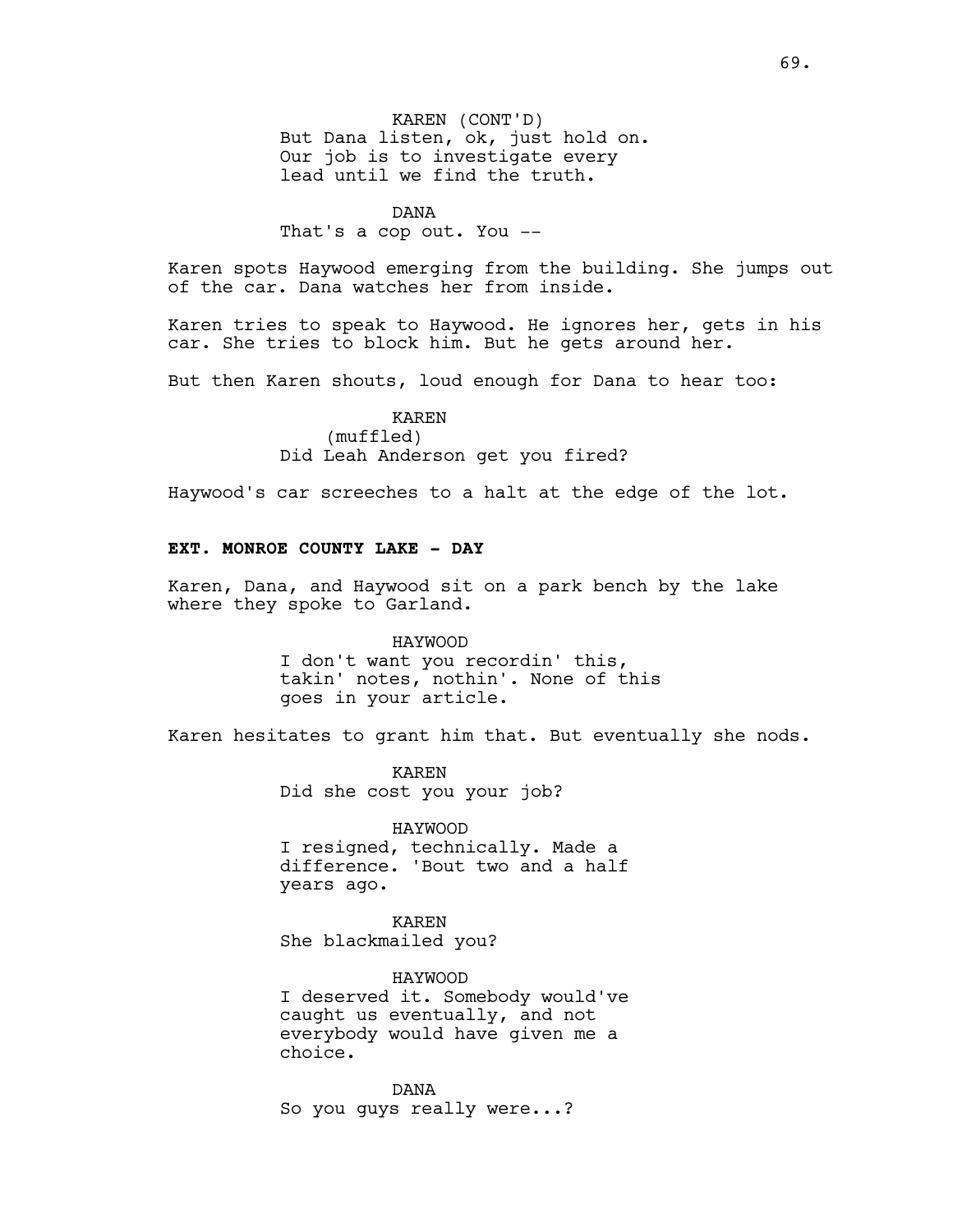KAREN (CONT'D)
But Dana listen, ok, just hold on. Our job is to investigate every lead until we find the truth.

DANA
That's a cop out. You --

Karen spots Haywood emerging from the building. She jumps out of the car. Dana watches her from inside.

Karen tries to speak to Haywood. He ignores her, gets in his car. She tries to block him. But he gets around her.

But then Karen shouts, loud enough for Dana to hear too:

KAREN
(muffled)
Did Leah Anderson get you fired?

Haywood's car screeches to a halt at the edge of the lot.

**EXT. MONROE COUNTY LAKE - DAY**

Karen, Dana, and Haywood sit on a park bench by the lake where they spoke to Garland.

HAYWOOD
I don't want you recordin' this, takin' notes, nothin'. None of this goes in your article.

Karen hesitates to grant him that. But eventually she nods.

KAREN
Did she cost you your job?

HAYWOOD
I resigned, technically. Made a difference. 'Bout two and a half years ago.

KAREN
She blackmailed you?

HAYWOOD
I deserved it. Somebody would've caught us eventually, and not everybody would have given me a choice.

DANA
So you guys really were...?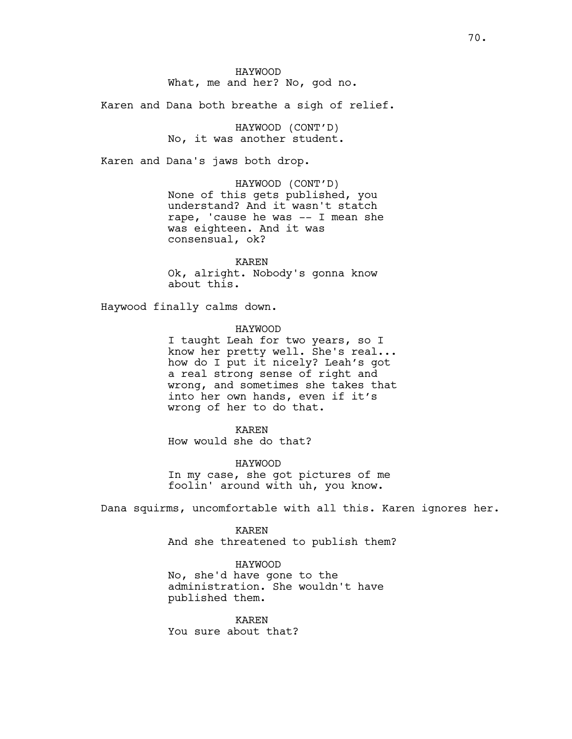HAYWOOD
What, me and her? No, god no.

Karen and Dana both breathe a sigh of relief.

HAYWOOD (CONT'D)
No, it was another student.

Karen and Dana's jaws both drop.

HAYWOOD (CONT'D)
None of this gets published, you understand? And it wasn't statch rape, 'cause he was -- I mean she was eighteen. And it was consensual, ok?

KAREN
Ok, alright. Nobody's gonna know about this.

Haywood finally calms down.

HAYWOOD
I taught Leah for two years, so I know her pretty well. She's real... how do I put it nicely? Leah's got a real strong sense of right and wrong, and sometimes she takes that into her own hands, even if it's wrong of her to do that.

KAREN
How would she do that?

HAYWOOD
In my case, she got pictures of me foolin' around with uh, you know.

Dana squirms, uncomfortable with all this. Karen ignores her.

KAREN
And she threatened to publish them?

HAYWOOD
No, she'd have gone to the administration. She wouldn't have published them.

KAREN
You sure about that?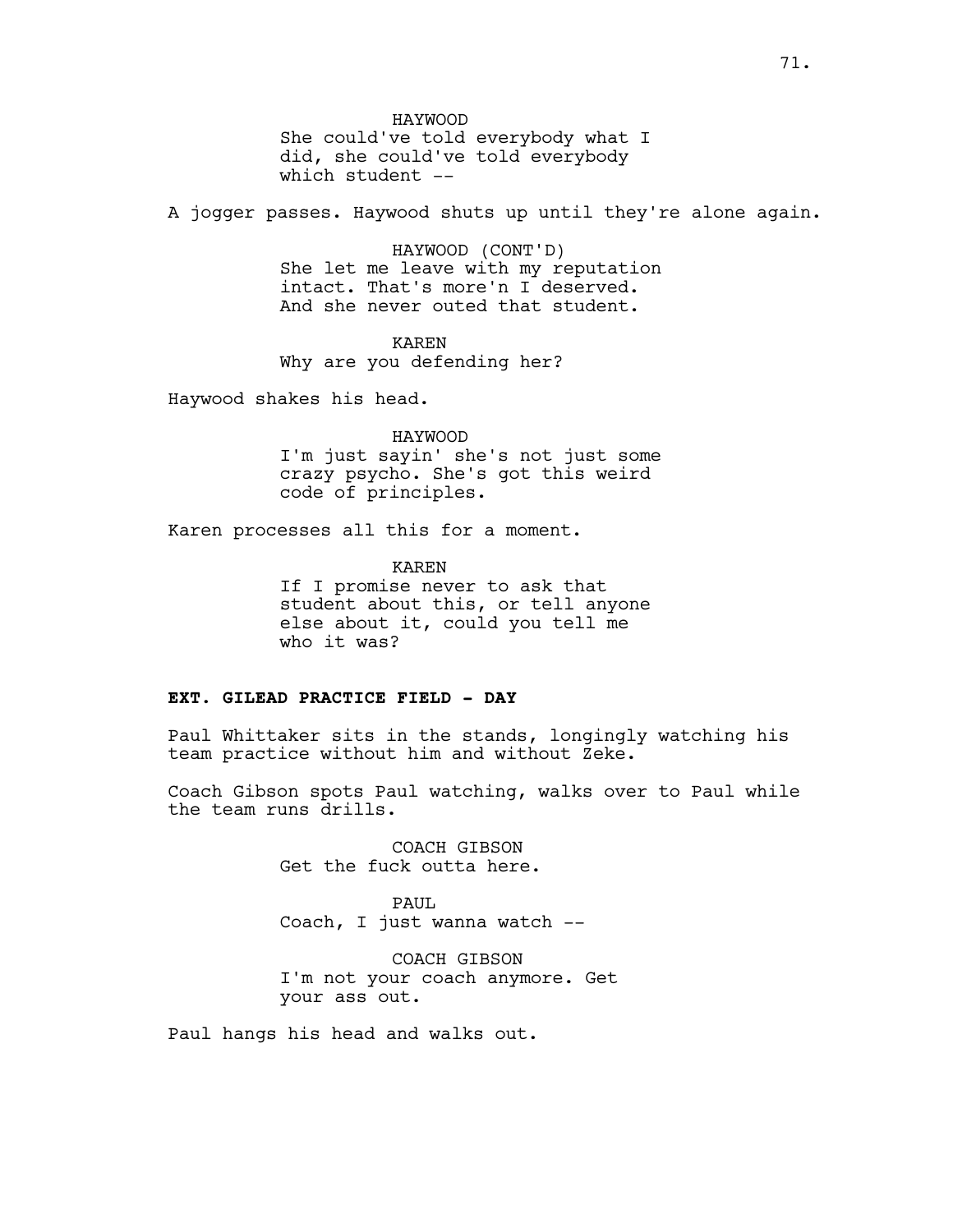HAYWOOD
She could've told everybody what I did, she could've told everybody which student --

A jogger passes. Haywood shuts up until they're alone again.

HAYWOOD (CONT'D)
She let me leave with my reputation intact. That's more'n I deserved. And she never outed that student.

KAREN
Why are you defending her?

Haywood shakes his head.

HAYWOOD
I'm just sayin' she's not just some crazy psycho. She's got this weird code of principles.

Karen processes all this for a moment.

KAREN
If I promise never to ask that student about this, or tell anyone else about it, could you tell me who it was?

**EXT. GILEAD PRACTICE FIELD - DAY**

Paul Whittaker sits in the stands, longingly watching his team practice without him and without Zeke.

Coach Gibson spots Paul watching, walks over to Paul while the team runs drills.

COACH GIBSON
Get the fuck outta here.

PAUL
Coach, I just wanna watch --

COACH GIBSON
I'm not your coach anymore. Get your ass out.

Paul hangs his head and walks out.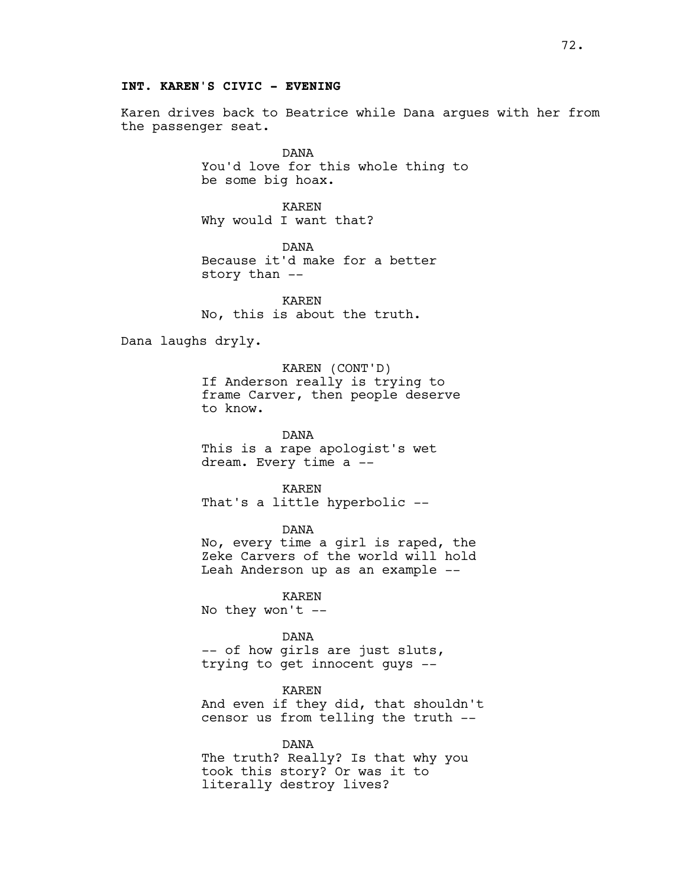**INT. KAREN'S CIVIC - EVENING**

Karen drives back to Beatrice while Dana argues with her from the passenger seat.

DANA
You'd love for this whole thing to be some big hoax.

KAREN
Why would I want that?

DANA
Because it'd make for a better story than --

KAREN
No, this is about the truth.

Dana laughs dryly.

KAREN (CONT'D)
If Anderson really is trying to frame Carver, then people deserve to know.

DANA
This is a rape apologist's wet dream. Every time a --

KAREN
That's a little hyperbolic --

DANA
No, every time a girl is raped, the Zeke Carvers of the world will hold Leah Anderson up as an example --

KAREN
No they won't --

DANA
-- of how girls are just sluts, trying to get innocent guys --

KAREN
And even if they did, that shouldn't censor us from telling the truth --

DANA
The truth? Really? Is that why you took this story? Or was it to literally destroy lives?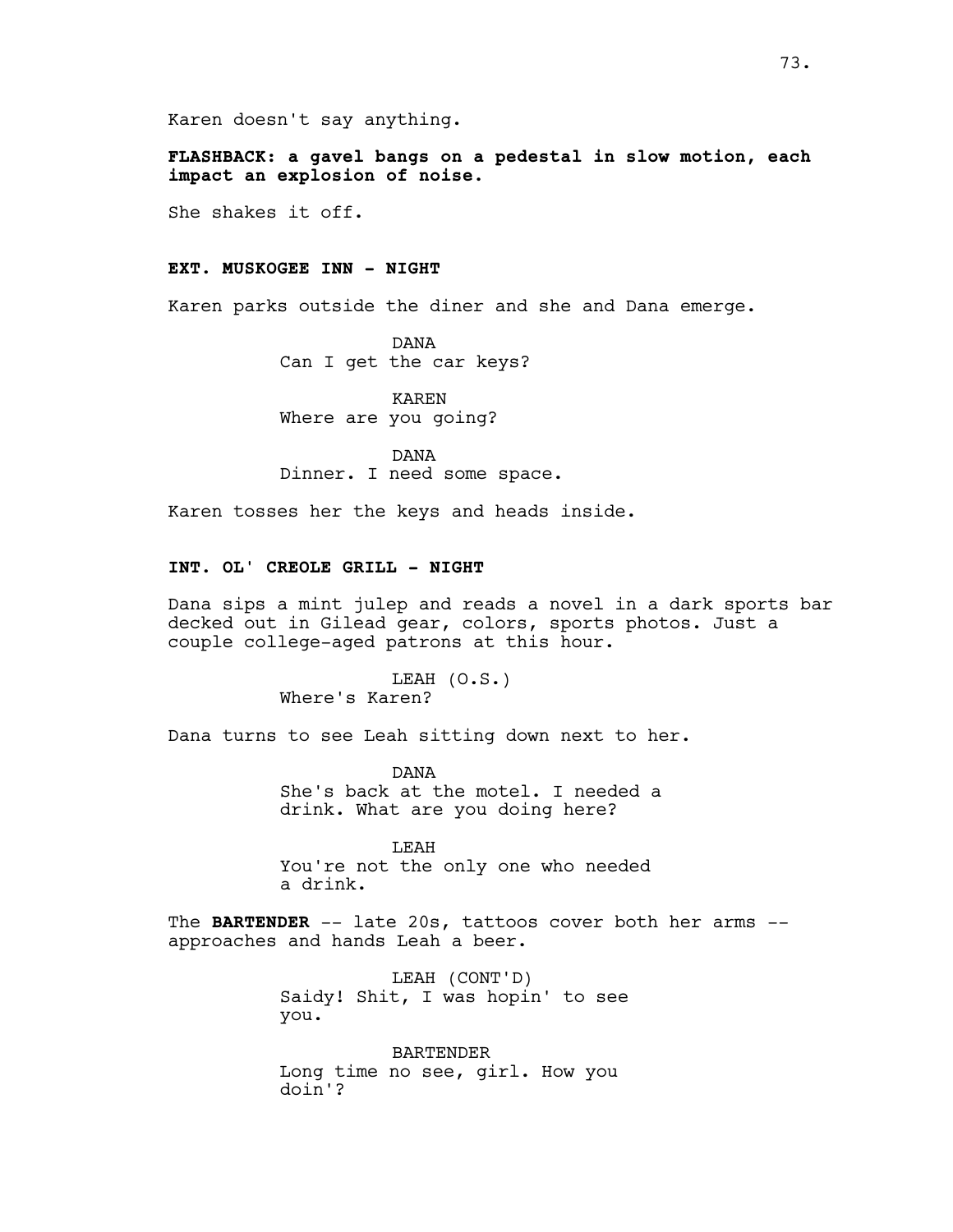Karen doesn't say anything.

**FLASHBACK: a gavel bangs on a pedestal in slow motion, each impact an explosion of noise.**

She shakes it off.

**EXT. MUSKOGEE INN - NIGHT**

Karen parks outside the diner and she and Dana emerge.

DANA
Can I get the car keys?

KAREN
Where are you going?

DANA
Dinner. I need some space.

Karen tosses her the keys and heads inside.

**INT. OL' CREOLE GRILL - NIGHT**

Dana sips a mint julep and reads a novel in a dark sports bar decked out in Gilead gear, colors, sports photos. Just a couple college-aged patrons at this hour.

LEAH (O.S.)
Where's Karen?

Dana turns to see Leah sitting down next to her.

DANA
She's back at the motel. I needed a drink. What are you doing here?

LEAH
You're not the only one who needed a drink.

The **BARTENDER** -- late 20s, tattoos cover both her arms -- approaches and hands Leah a beer.

LEAH (CONT'D)
Saidy! Shit, I was hopin' to see you.

BARTENDER
Long time no see, girl. How you doin'?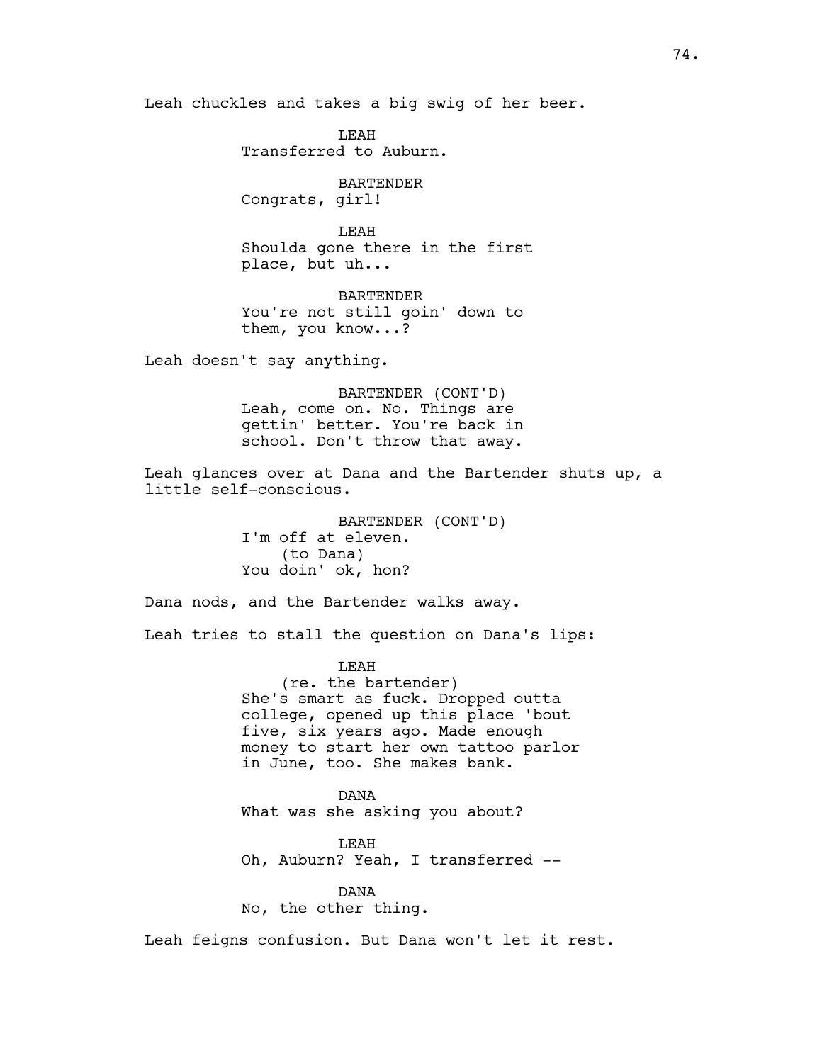Leah chuckles and takes a big swig of her beer.

LEAH
Transferred to Auburn.

BARTENDER
Congrats, girl!

LEAH
Shoulda gone there in the first place, but uh...

BARTENDER
You're not still goin' down to them, you know...?

Leah doesn't say anything.

BARTENDER (CONT'D)
Leah, come on. No. Things are gettin' better. You're back in school. Don't throw that away.

Leah glances over at Dana and the Bartender shuts up, a little self-conscious.

BARTENDER (CONT'D)
I'm off at eleven.
(to Dana)
You doin' ok, hon?

Dana nods, and the Bartender walks away.

Leah tries to stall the question on Dana's lips:

LEAH
(re. the bartender)
She's smart as fuck. Dropped outta college, opened up this place 'bout five, six years ago. Made enough money to start her own tattoo parlor in June, too. She makes bank.

DANA
What was she asking you about?

LEAH
Oh, Auburn? Yeah, I transferred --

DANA
No, the other thing.

Leah feigns confusion. But Dana won't let it rest.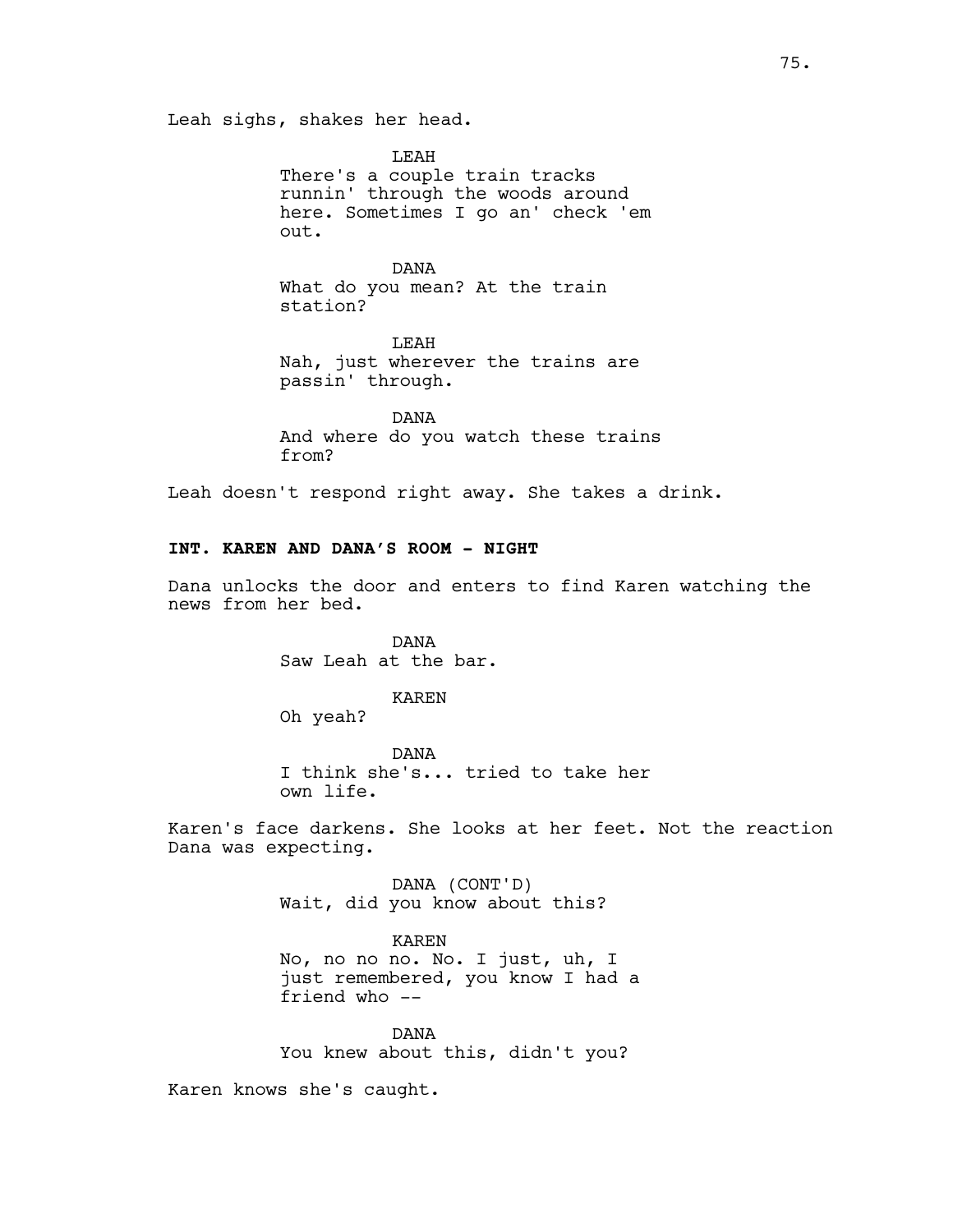Leah sighs, shakes her head.

LEAH
There's a couple train tracks runnin' through the woods around here. Sometimes I go an' check 'em out.

DANA
What do you mean? At the train station?

LEAH
Nah, just wherever the trains are passin' through.

DANA
And where do you watch these trains from?

Leah doesn't respond right away. She takes a drink.

**INT. KAREN AND DANA'S ROOM - NIGHT**

Dana unlocks the door and enters to find Karen watching the news from her bed.

DANA
Saw Leah at the bar.

KAREN
Oh yeah?

DANA
I think she's... tried to take her own life.

Karen's face darkens. She looks at her feet. Not the reaction Dana was expecting.

DANA (CONT'D)
Wait, did you know about this?

KAREN
No, no no no. No. I just, uh, I just remembered, you know I had a friend who --

DANA
You knew about this, didn't you?

Karen knows she's caught.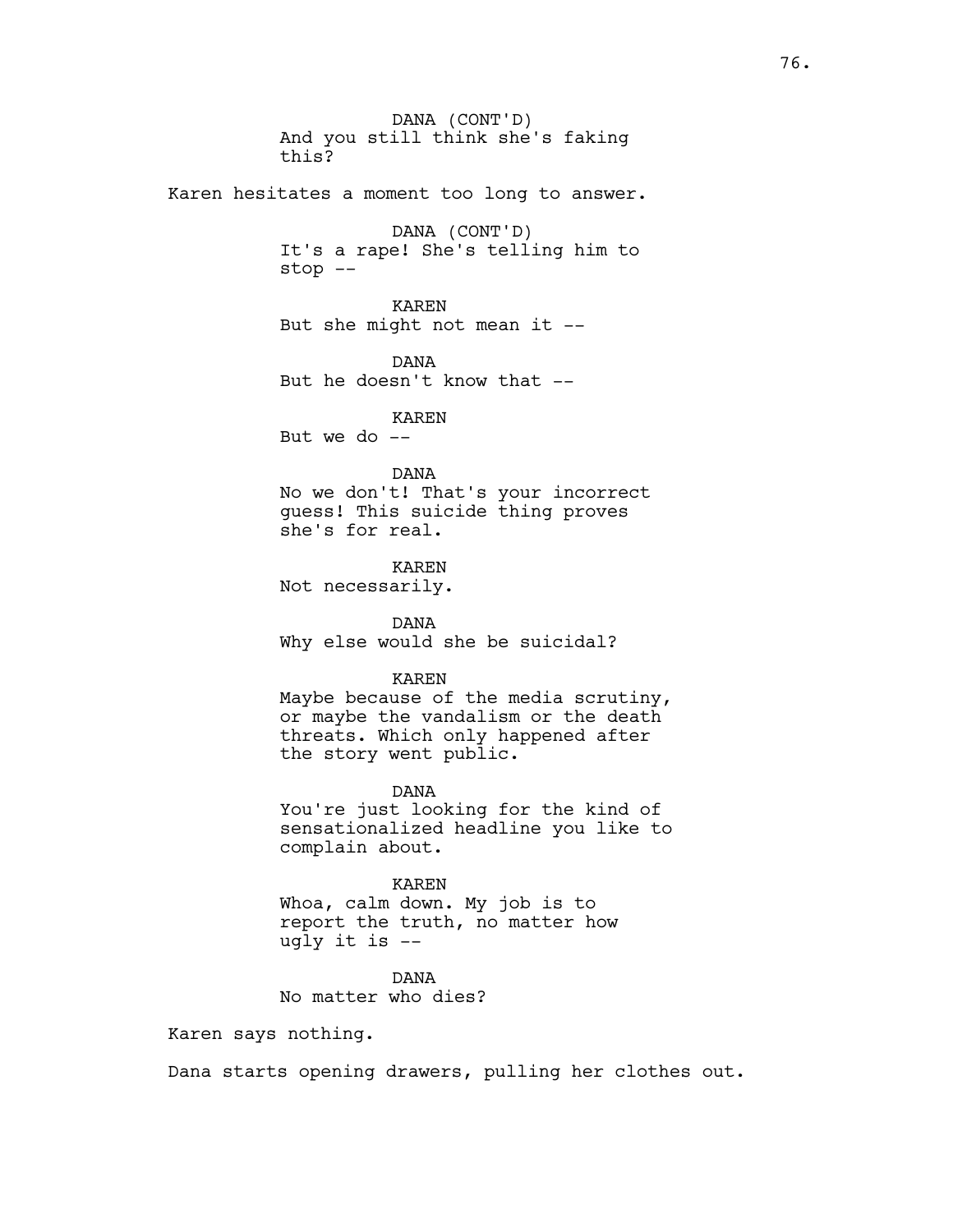DANA (CONT'D)
And you still think she's faking this?

Karen hesitates a moment too long to answer.

DANA (CONT'D)
It's a rape! She's telling him to stop --

KAREN
But she might not mean it --

DANA
But he doesn't know that --

KAREN
But we do --

DANA
No we don't! That's your incorrect guess! This suicide thing proves she's for real.

KAREN
Not necessarily.

DANA
Why else would she be suicidal?

KAREN
Maybe because of the media scrutiny, or maybe the vandalism or the death threats. Which only happened after the story went public.

DANA
You're just looking for the kind of sensationalized headline you like to complain about.

KAREN
Whoa, calm down. My job is to report the truth, no matter how ugly it is --

DANA
No matter who dies?

Karen says nothing.

Dana starts opening drawers, pulling her clothes out.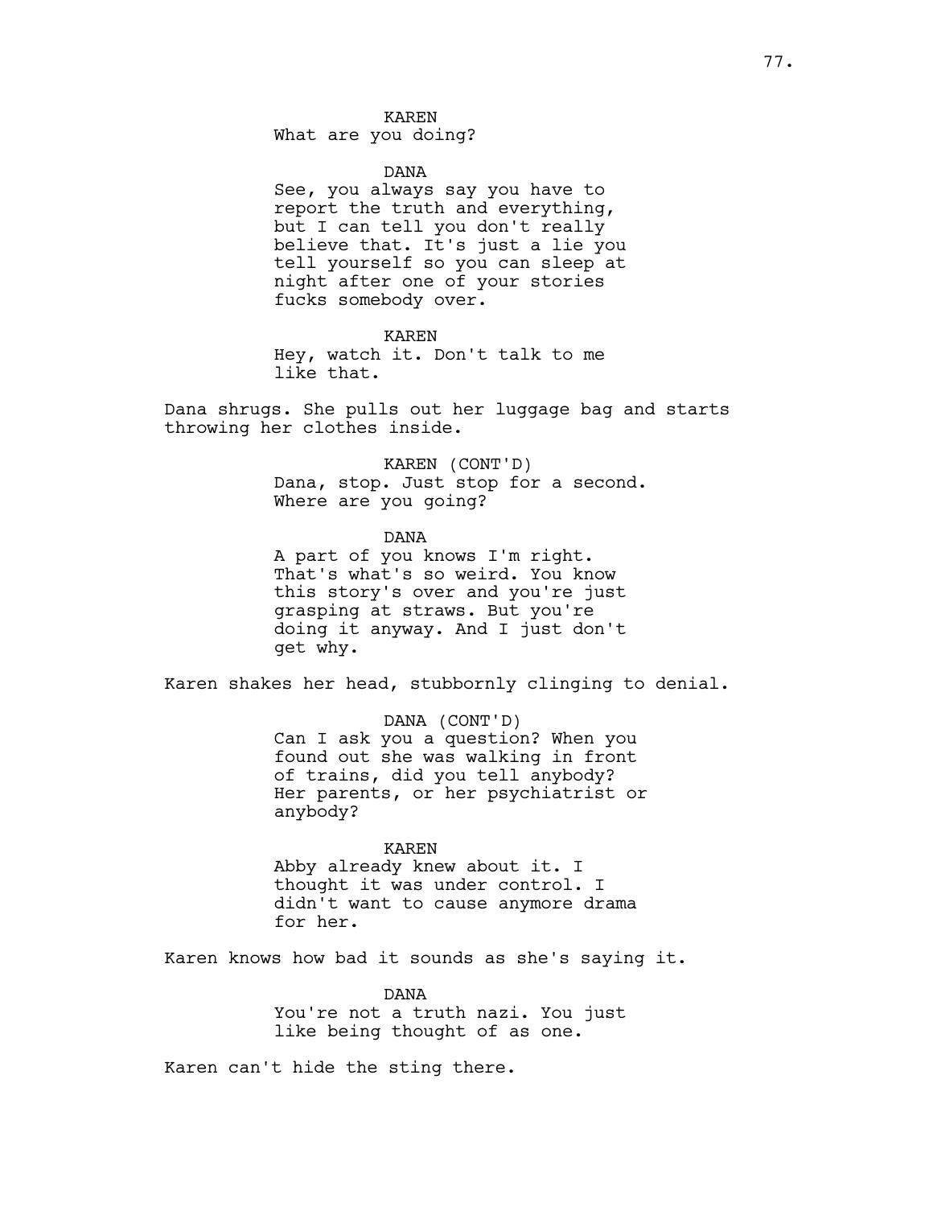KAREN
What are you doing?

DANA
See, you always say you have to report the truth and everything, but I can tell you don't really believe that. It's just a lie you tell yourself so you can sleep at night after one of your stories fucks somebody over.

KAREN
Hey, watch it. Don't talk to me like that.

Dana shrugs. She pulls out her luggage bag and starts throwing her clothes inside.

KAREN (CONT'D)
Dana, stop. Just stop for a second. Where are you going?

DANA
A part of you knows I'm right. That's what's so weird. You know this story's over and you're just grasping at straws. But you're doing it anyway. And I just don't get why.

Karen shakes her head, stubbornly clinging to denial.

DANA (CONT'D)
Can I ask you a question? When you found out she was walking in front of trains, did you tell anybody? Her parents, or her psychiatrist or anybody?

KAREN
Abby already knew about it. I thought it was under control. I didn't want to cause anymore drama for her.

Karen knows how bad it sounds as she's saying it.

DANA
You're not a truth nazi. You just like being thought of as one.

Karen can't hide the sting there.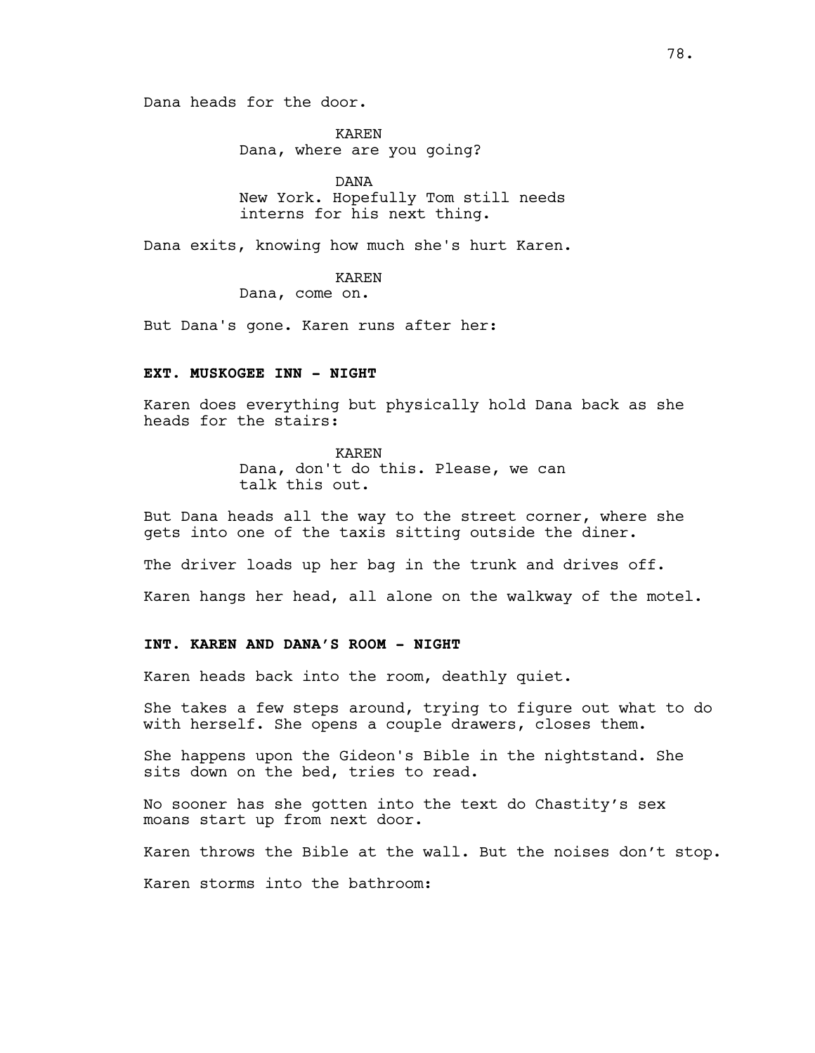Dana heads for the door.

KAREN
Dana, where are you going?

DANA
New York. Hopefully Tom still needs interns for his next thing.

Dana exits, knowing how much she's hurt Karen.

KAREN
Dana, come on.

But Dana's gone. Karen runs after her:

**EXT. MUSKOGEE INN - NIGHT**

Karen does everything but physically hold Dana back as she heads for the stairs:

KAREN
Dana, don't do this. Please, we can talk this out.

But Dana heads all the way to the street corner, where she gets into one of the taxis sitting outside the diner.

The driver loads up her bag in the trunk and drives off.

Karen hangs her head, all alone on the walkway of the motel.

**INT. KAREN AND DANA'S ROOM - NIGHT**

Karen heads back into the room, deathly quiet.

She takes a few steps around, trying to figure out what to do with herself. She opens a couple drawers, closes them.

She happens upon the Gideon's Bible in the nightstand. She sits down on the bed, tries to read.

No sooner has she gotten into the text do Chastity's sex moans start up from next door.

Karen throws the Bible at the wall. But the noises don't stop.

Karen storms into the bathroom: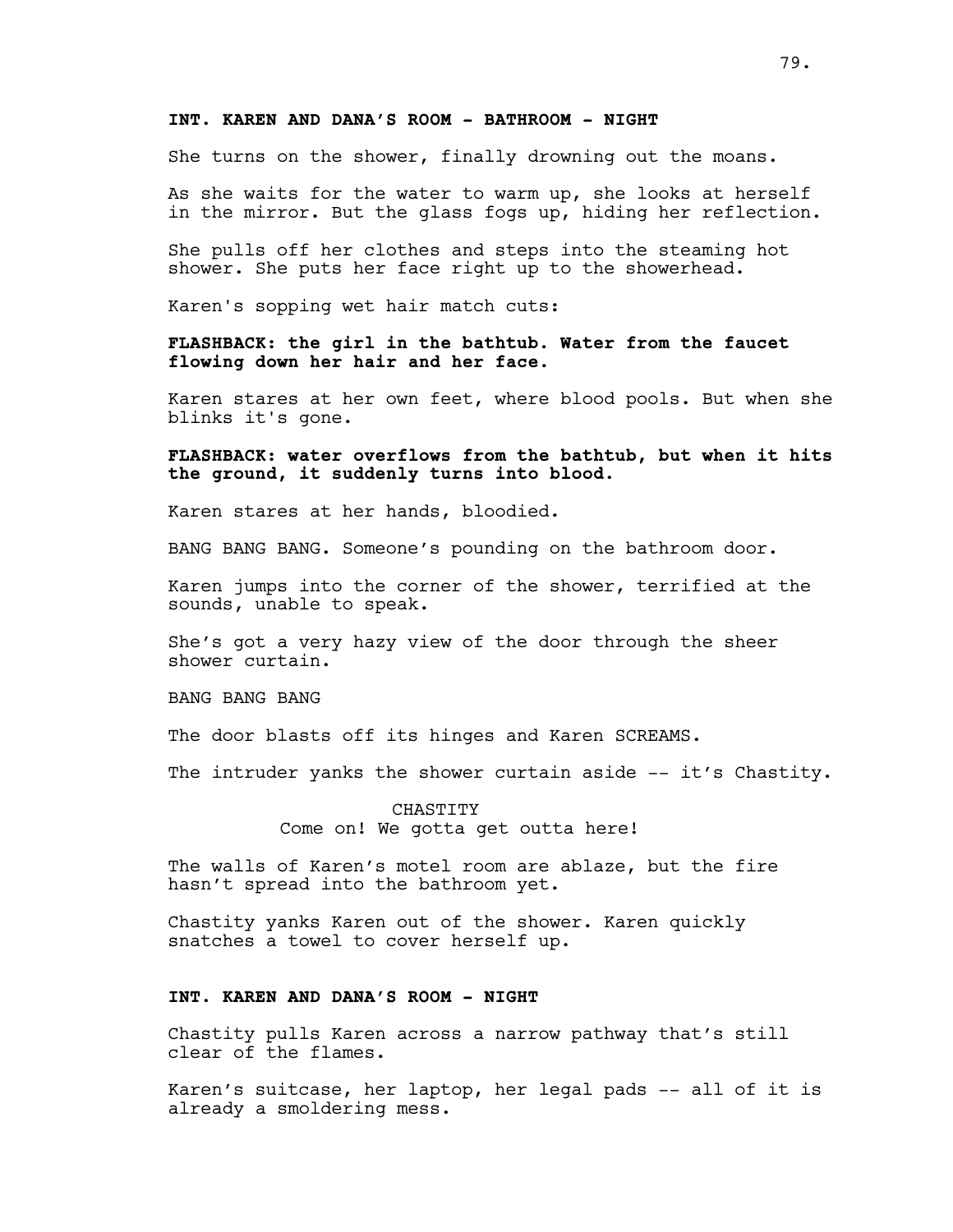**INT. KAREN AND DANA'S ROOM - BATHROOM - NIGHT**

She turns on the shower, finally drowning out the moans.

As she waits for the water to warm up, she looks at herself in the mirror. But the glass fogs up, hiding her reflection.

She pulls off her clothes and steps into the steaming hot shower. She puts her face right up to the showerhead.

Karen's sopping wet hair match cuts:

**FLASHBACK: the girl in the bathtub. Water from the faucet flowing down her hair and her face.**

Karen stares at her own feet, where blood pools. But when she blinks it's gone.

**FLASHBACK: water overflows from the bathtub, but when it hits the ground, it suddenly turns into blood.**

Karen stares at her hands, bloodied.

BANG BANG BANG. Someone's pounding on the bathroom door.

Karen jumps into the corner of the shower, terrified at the sounds, unable to speak.

She's got a very hazy view of the door through the sheer shower curtain.

BANG BANG BANG

The door blasts off its hinges and Karen SCREAMS.

The intruder yanks the shower curtain aside -- it's Chastity.

CHASTITY
Come on! We gotta get outta here!

The walls of Karen's motel room are ablaze, but the fire hasn't spread into the bathroom yet.

Chastity yanks Karen out of the shower. Karen quickly snatches a towel to cover herself up.

**INT. KAREN AND DANA'S ROOM - NIGHT**

Chastity pulls Karen across a narrow pathway that's still clear of the flames.

Karen's suitcase, her laptop, her legal pads -- all of it is already a smoldering mess.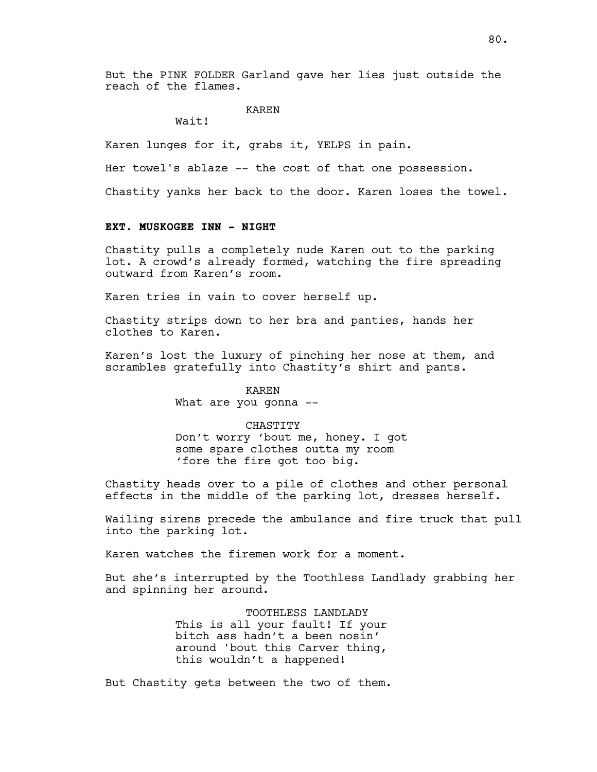But the PINK FOLDER Garland gave her lies just outside the reach of the flames.

KAREN
Wait!

Karen lunges for it, grabs it, YELPS in pain.

Her towel's ablaze -- the cost of that one possession.

Chastity yanks her back to the door. Karen loses the towel.

**EXT. MUSKOGEE INN - NIGHT**

Chastity pulls a completely nude Karen out to the parking lot. A crowd's already formed, watching the fire spreading outward from Karen's room.

Karen tries in vain to cover herself up.

Chastity strips down to her bra and panties, hands her clothes to Karen.

Karen's lost the luxury of pinching her nose at them, and scrambles gratefully into Chastity's shirt and pants.

KAREN
What are you gonna --

CHASTITY
Don't worry 'bout me, honey. I got some spare clothes outta my room 'fore the fire got too big.

Chastity heads over to a pile of clothes and other personal effects in the middle of the parking lot, dresses herself.

Wailing sirens precede the ambulance and fire truck that pull into the parking lot.

Karen watches the firemen work for a moment.

But she's interrupted by the Toothless Landlady grabbing her and spinning her around.

TOOTHLESS LANDLADY
This is all your fault! If your bitch ass hadn't a been nosin' around 'bout this Carver thing, this wouldn't a happened!

But Chastity gets between the two of them.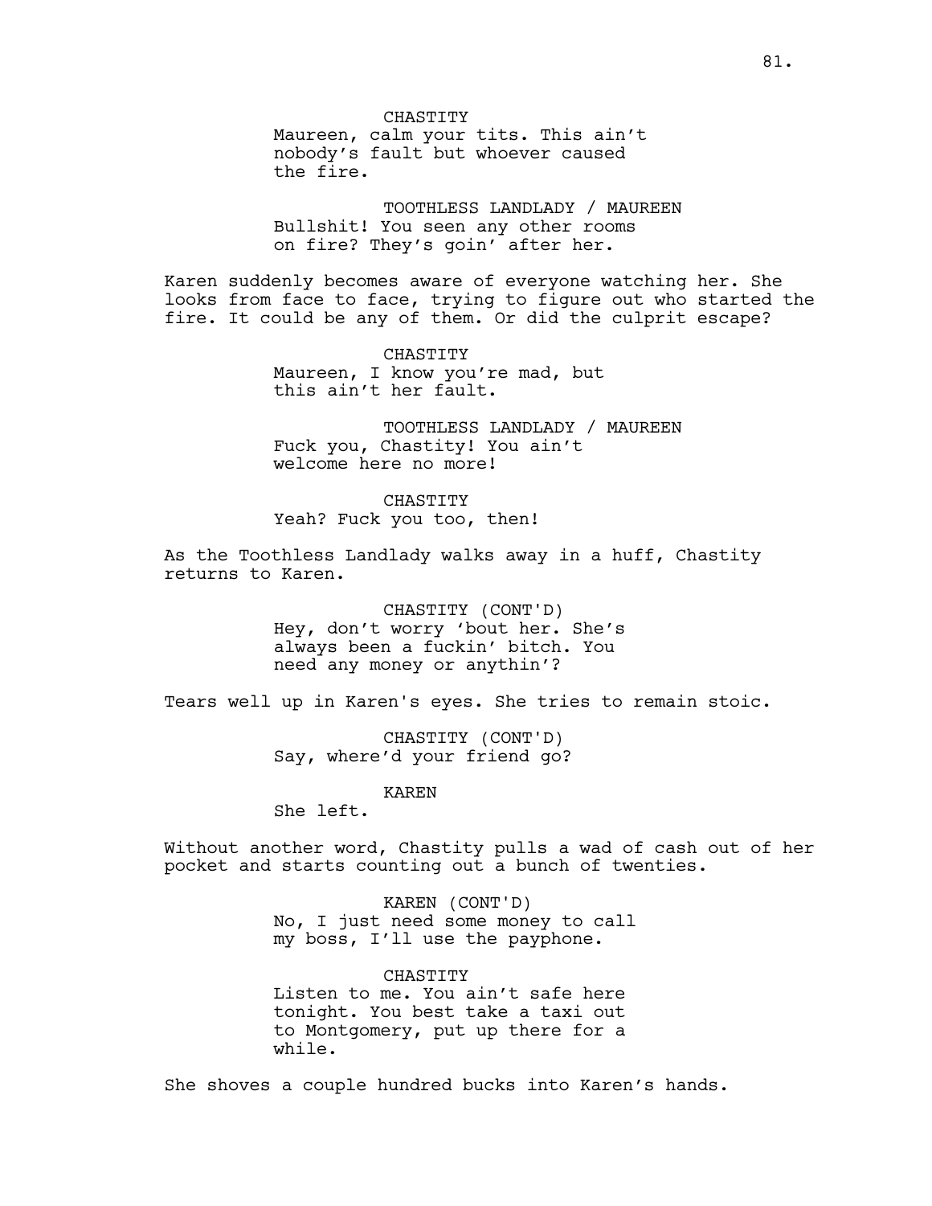CHASTITY
Maureen, calm your tits. This ain't nobody's fault but whoever caused the fire.

TOOTHLESS LANDLADY / MAUREEN
Bullshit! You seen any other rooms on fire? They's goin' after her.

Karen suddenly becomes aware of everyone watching her. She looks from face to face, trying to figure out who started the fire. It could be any of them. Or did the culprit escape?

CHASTITY
Maureen, I know you're mad, but this ain't her fault.

TOOTHLESS LANDLADY / MAUREEN
Fuck you, Chastity! You ain't welcome here no more!

CHASTITY
Yeah? Fuck you too, then!

As the Toothless Landlady walks away in a huff, Chastity returns to Karen.

CHASTITY (CONT'D)
Hey, don't worry 'bout her. She's always been a fuckin' bitch. You need any money or anythin'?

Tears well up in Karen's eyes. She tries to remain stoic.

CHASTITY (CONT'D)
Say, where'd your friend go?

KAREN
She left.

Without another word, Chastity pulls a wad of cash out of her pocket and starts counting out a bunch of twenties.

KAREN (CONT'D)
No, I just need some money to call my boss, I'll use the payphone.

CHASTITY
Listen to me. You ain't safe here tonight. You best take a taxi out to Montgomery, put up there for a while.

She shoves a couple hundred bucks into Karen's hands.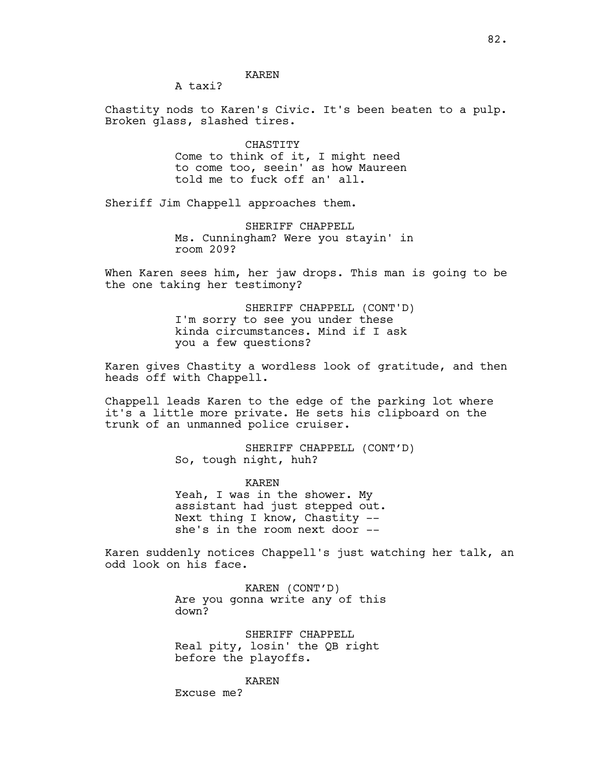KAREN

A taxi?

Chastity nods to Karen's Civic. It's been beaten to a pulp. Broken glass, slashed tires.

CHASTITY

Come to think of it, I might need to come too, seein' as how Maureen told me to fuck off an' all.

Sheriff Jim Chappell approaches them.

SHERIFF CHAPPELL

Ms. Cunningham? Were you stayin' in room 209?

When Karen sees him, her jaw drops. This man is going to be the one taking her testimony?

SHERIFF CHAPPELL (CONT'D)

I'm sorry to see you under these kinda circumstances. Mind if I ask you a few questions?

Karen gives Chastity a wordless look of gratitude, and then heads off with Chappell.

Chappell leads Karen to the edge of the parking lot where it's a little more private. He sets his clipboard on the trunk of an unmanned police cruiser.

SHERIFF CHAPPELL (CONT'D)

So, tough night, huh?

KAREN

Yeah, I was in the shower. My assistant had just stepped out. Next thing I know, Chastity -- she's in the room next door --

Karen suddenly notices Chappell's just watching her talk, an odd look on his face.

KAREN (CONT'D)

Are you gonna write any of this down?

SHERIFF CHAPPELL

Real pity, losin' the QB right before the playoffs.

KAREN

Excuse me?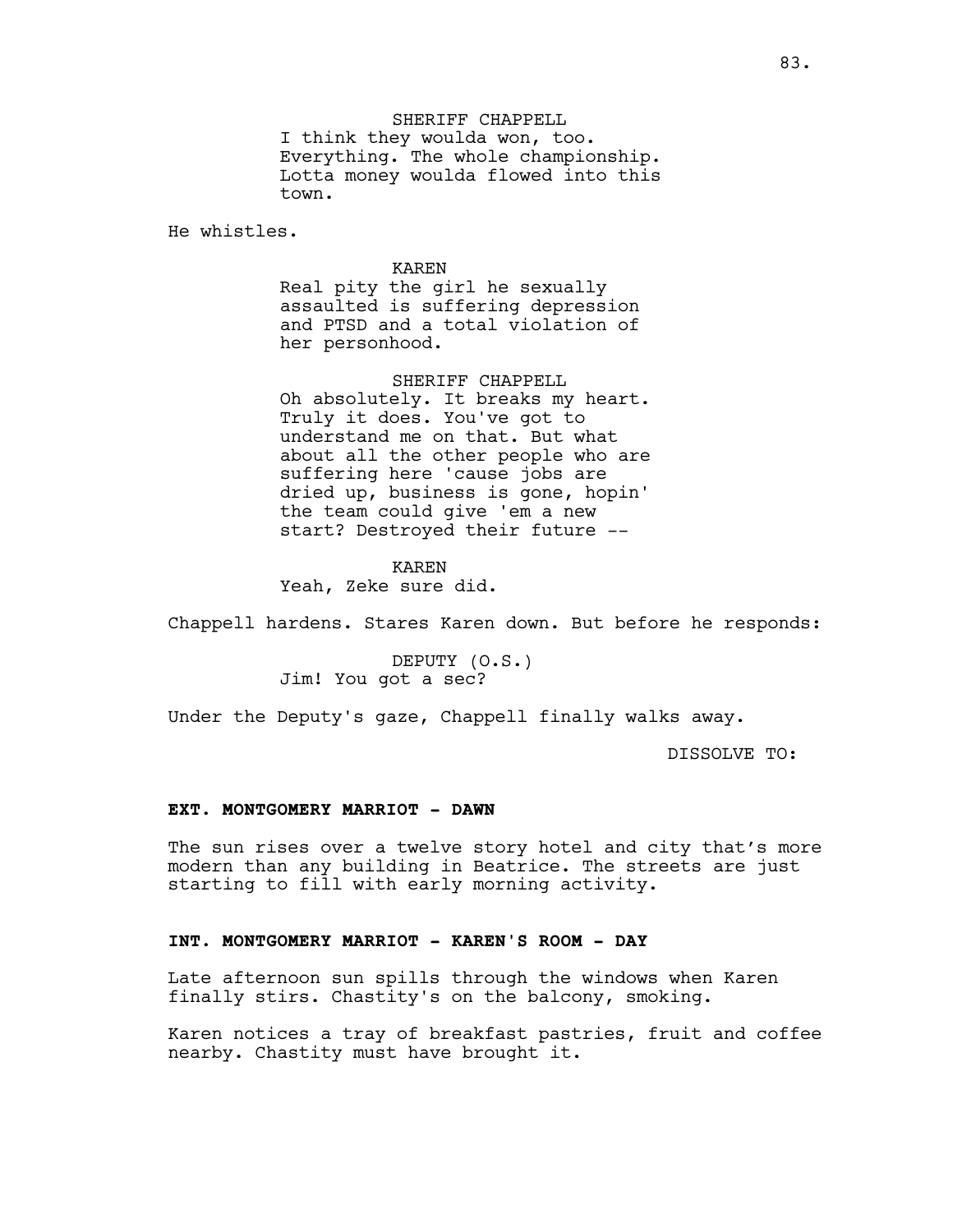SHERIFF CHAPPELL
I think they woulda won, too. Everything. The whole championship. Lotta money woulda flowed into this town.

He whistles.

KAREN
Real pity the girl he sexually assaulted is suffering depression and PTSD and a total violation of her personhood.

SHERIFF CHAPPELL
Oh absolutely. It breaks my heart. Truly it does. You've got to understand me on that. But what about all the other people who are suffering here 'cause jobs are dried up, business is gone, hopin' the team could give 'em a new start? Destroyed their future --

KAREN
Yeah, Zeke sure did.

Chappell hardens. Stares Karen down. But before he responds:

DEPUTY (O.S.)
Jim! You got a sec?

Under the Deputy's gaze, Chappell finally walks away.

DISSOLVE TO:

**EXT. MONTGOMERY MARRIOT - DAWN**

The sun rises over a twelve story hotel and city that's more modern than any building in Beatrice. The streets are just starting to fill with early morning activity.

**INT. MONTGOMERY MARRIOT - KAREN'S ROOM - DAY**

Late afternoon sun spills through the windows when Karen finally stirs. Chastity's on the balcony, smoking.

Karen notices a tray of breakfast pastries, fruit and coffee nearby. Chastity must have brought it.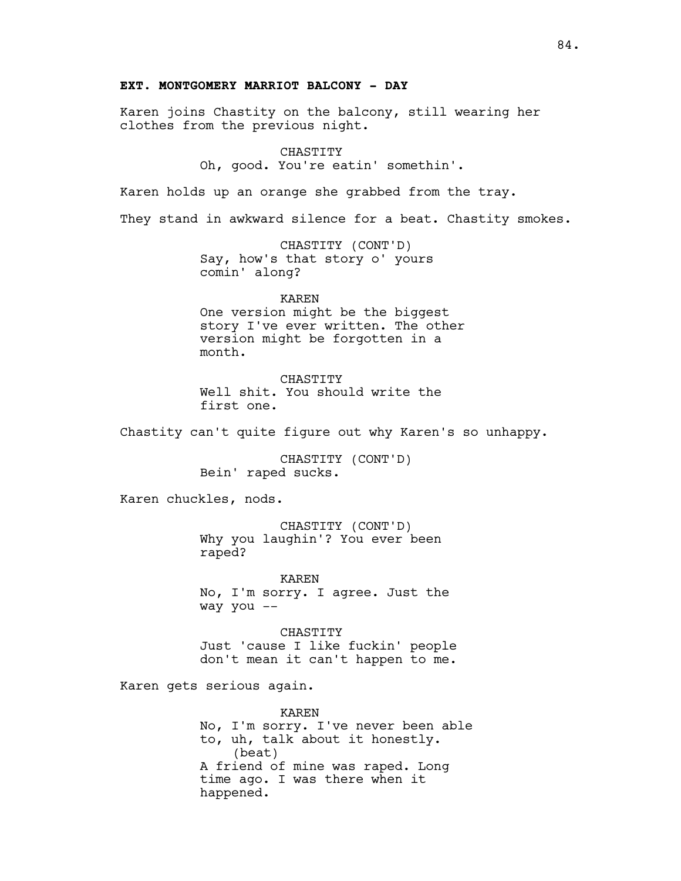**EXT. MONTGOMERY MARRIOT BALCONY - DAY**

Karen joins Chastity on the balcony, still wearing her clothes from the previous night.

CHASTITY
Oh, good. You're eatin' somethin'.

Karen holds up an orange she grabbed from the tray.

They stand in awkward silence for a beat. Chastity smokes.

CHASTITY (CONT'D)
Say, how's that story o' yours comin' along?

KAREN
One version might be the biggest story I've ever written. The other version might be forgotten in a month.

CHASTITY
Well shit. You should write the first one.

Chastity can't quite figure out why Karen's so unhappy.

CHASTITY (CONT'D)
Bein' raped sucks.

Karen chuckles, nods.

CHASTITY (CONT'D)
Why you laughin'? You ever been raped?

KAREN
No, I'm sorry. I agree. Just the way you --

CHASTITY
Just 'cause I like fuckin' people don't mean it can't happen to me.

Karen gets serious again.

KAREN
No, I'm sorry. I've never been able to, uh, talk about it honestly.
(beat)
A friend of mine was raped. Long time ago. I was there when it happened.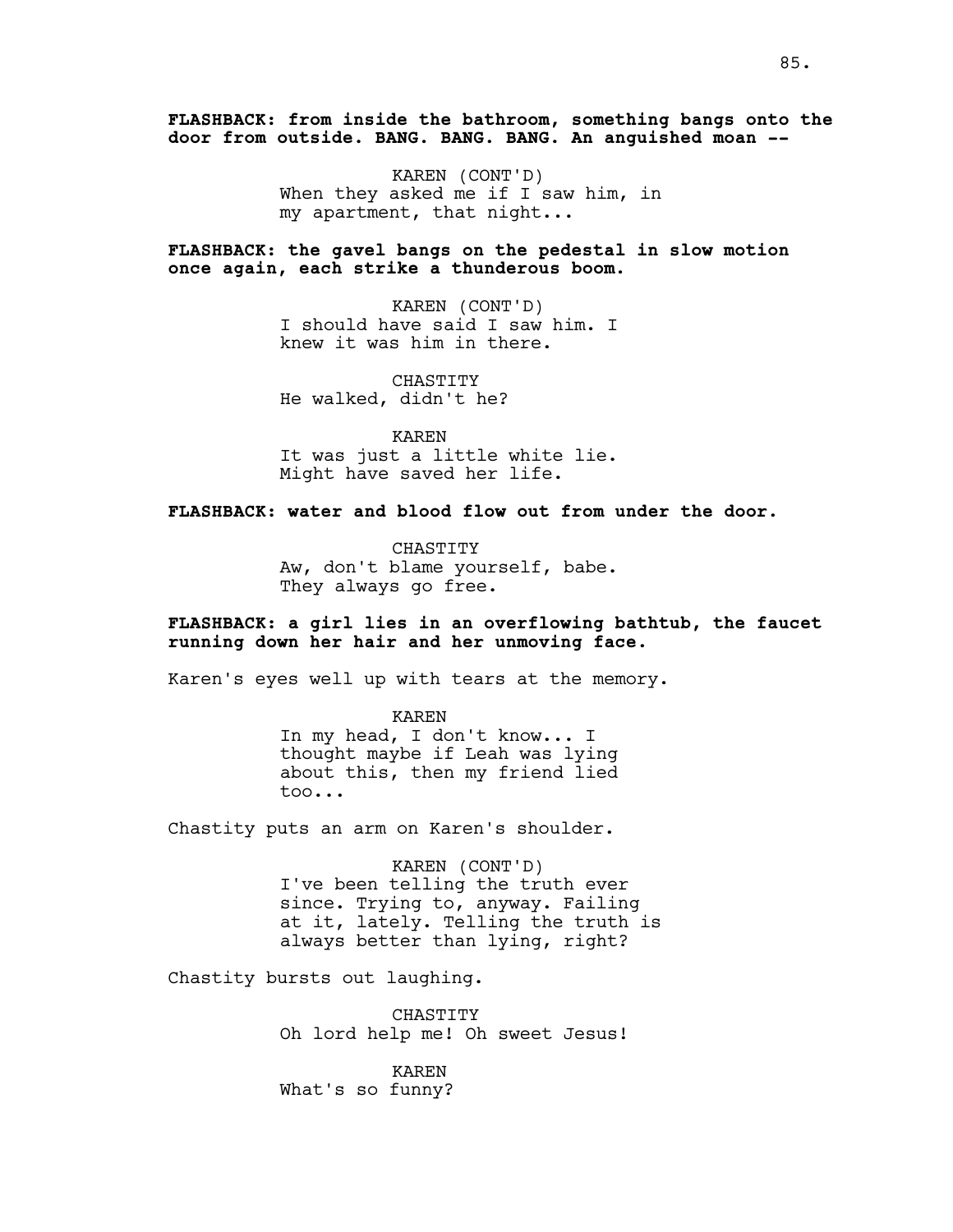**FLASHBACK: from inside the bathroom, something bangs onto the door from outside. BANG. BANG. BANG. An anguished moan --**

KAREN (CONT'D)
When they asked me if I saw him, in my apartment, that night...

**FLASHBACK: the gavel bangs on the pedestal in slow motion once again, each strike a thunderous boom.**

KAREN (CONT'D)
I should have said I saw him. I knew it was him in there.

CHASTITY
He walked, didn't he?

KAREN
It was just a little white lie. Might have saved her life.

**FLASHBACK: water and blood flow out from under the door.**

CHASTITY
Aw, don't blame yourself, babe. They always go free.

**FLASHBACK: a girl lies in an overflowing bathtub, the faucet running down her hair and her unmoving face.**

Karen's eyes well up with tears at the memory.

KAREN
In my head, I don't know... I thought maybe if Leah was lying about this, then my friend lied too...

Chastity puts an arm on Karen's shoulder.

KAREN (CONT'D)
I've been telling the truth ever since. Trying to, anyway. Failing at it, lately. Telling the truth is always better than lying, right?

Chastity bursts out laughing.

CHASTITY
Oh lord help me! Oh sweet Jesus!

KAREN
What's so funny?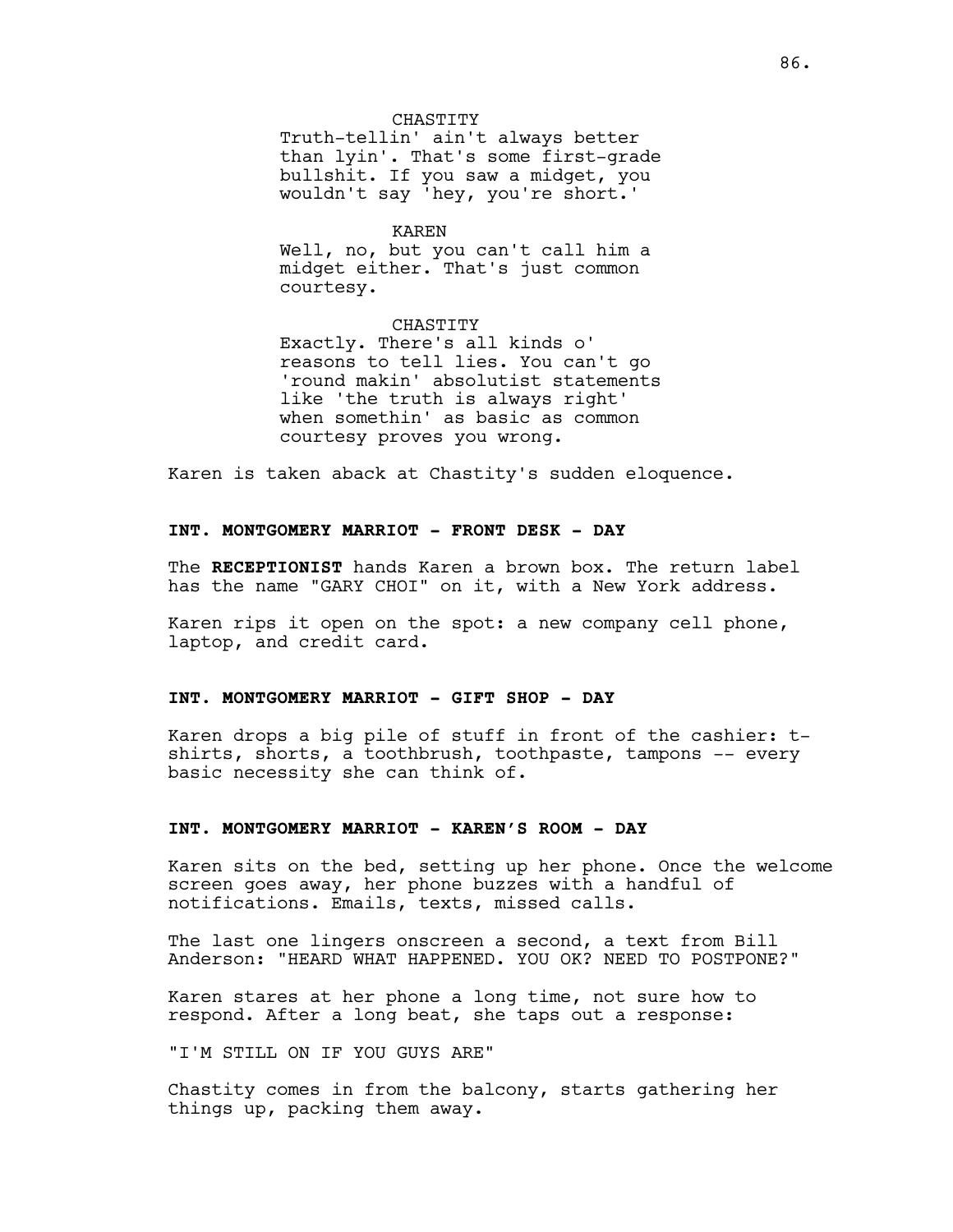CHASTITY
Truth-tellin' ain't always better than lyin'. That's some first-grade bullshit. If you saw a midget, you wouldn't say 'hey, you're short.'

KAREN
Well, no, but you can't call him a midget either. That's just common courtesy.

CHASTITY
Exactly. There's all kinds o' reasons to tell lies. You can't go 'round makin' absolutist statements like 'the truth is always right' when somethin' as basic as common courtesy proves you wrong.

Karen is taken aback at Chastity's sudden eloquence.

**INT. MONTGOMERY MARRIOT - FRONT DESK - DAY**

The **RECEPTIONIST** hands Karen a brown box. The return label has the name "GARY CHOI" on it, with a New York address.

Karen rips it open on the spot: a new company cell phone, laptop, and credit card.

**INT. MONTGOMERY MARRIOT - GIFT SHOP - DAY**

Karen drops a big pile of stuff in front of the cashier: t-shirts, shorts, a toothbrush, toothpaste, tampons -- every basic necessity she can think of.

**INT. MONTGOMERY MARRIOT - KAREN'S ROOM - DAY**

Karen sits on the bed, setting up her phone. Once the welcome screen goes away, her phone buzzes with a handful of notifications. Emails, texts, missed calls.

The last one lingers onscreen a second, a text from Bill Anderson: "HEARD WHAT HAPPENED. YOU OK? NEED TO POSTPONE?"

Karen stares at her phone a long time, not sure how to respond. After a long beat, she taps out a response:

"I'M STILL ON IF YOU GUYS ARE"

Chastity comes in from the balcony, starts gathering her things up, packing them away.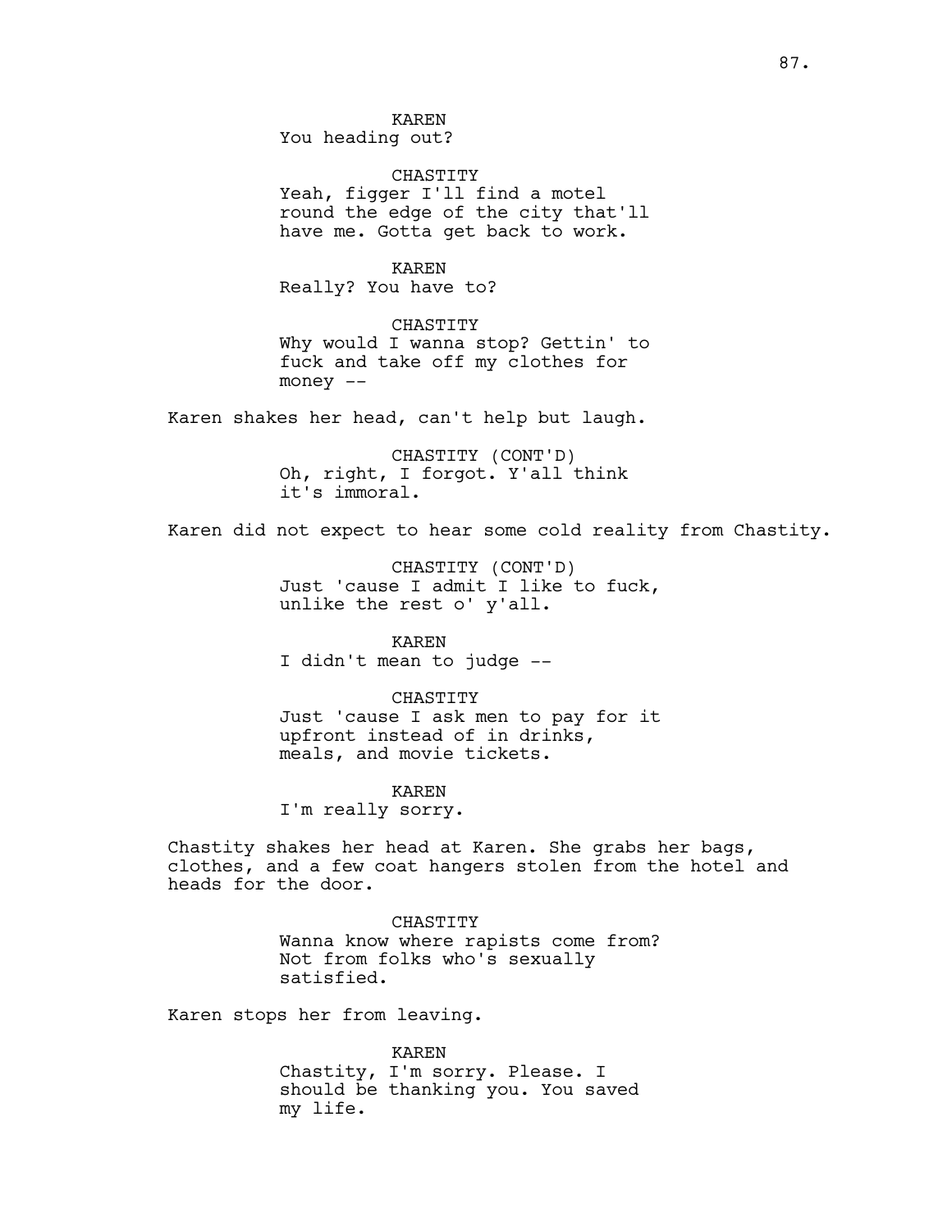KAREN
You heading out?

CHASTITY
Yeah, figger I'll find a motel round the edge of the city that'll have me. Gotta get back to work.

KAREN
Really? You have to?

CHASTITY
Why would I wanna stop? Gettin' to fuck and take off my clothes for money --

Karen shakes her head, can't help but laugh.

CHASTITY (CONT'D)
Oh, right, I forgot. Y'all think it's immoral.

Karen did not expect to hear some cold reality from Chastity.

CHASTITY (CONT'D)
Just 'cause I admit I like to fuck, unlike the rest o' y'all.

KAREN
I didn't mean to judge --

CHASTITY
Just 'cause I ask men to pay for it upfront instead of in drinks, meals, and movie tickets.

KAREN
I'm really sorry.

Chastity shakes her head at Karen. She grabs her bags, clothes, and a few coat hangers stolen from the hotel and heads for the door.

CHASTITY
Wanna know where rapists come from? Not from folks who's sexually satisfied.

Karen stops her from leaving.

KAREN
Chastity, I'm sorry. Please. I should be thanking you. You saved my life.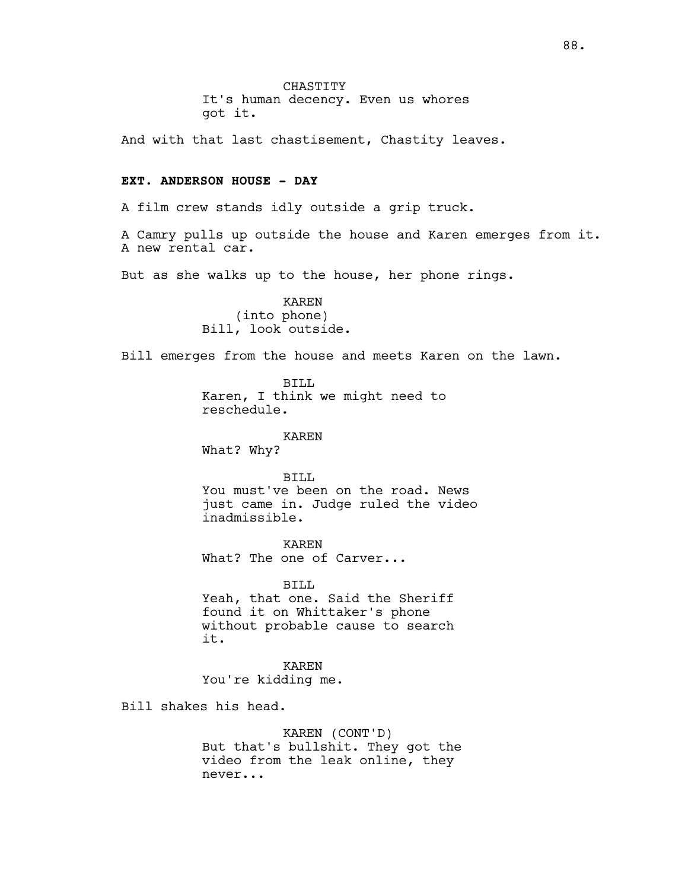CHASTITY
It's human decency. Even us whores got it.

And with that last chastisement, Chastity leaves.

**EXT. ANDERSON HOUSE - DAY**

A film crew stands idly outside a grip truck.

A Camry pulls up outside the house and Karen emerges from it. A new rental car.

But as she walks up to the house, her phone rings.

KAREN
(into phone)
Bill, look outside.

Bill emerges from the house and meets Karen on the lawn.

BILL
Karen, I think we might need to reschedule.

KAREN
What? Why?

BILL
You must've been on the road. News just came in. Judge ruled the video inadmissible.

KAREN
What? The one of Carver...

BILL
Yeah, that one. Said the Sheriff found it on Whittaker's phone without probable cause to search it.

KAREN
You're kidding me.

Bill shakes his head.

KAREN (CONT'D)
But that's bullshit. They got the video from the leak online, they never...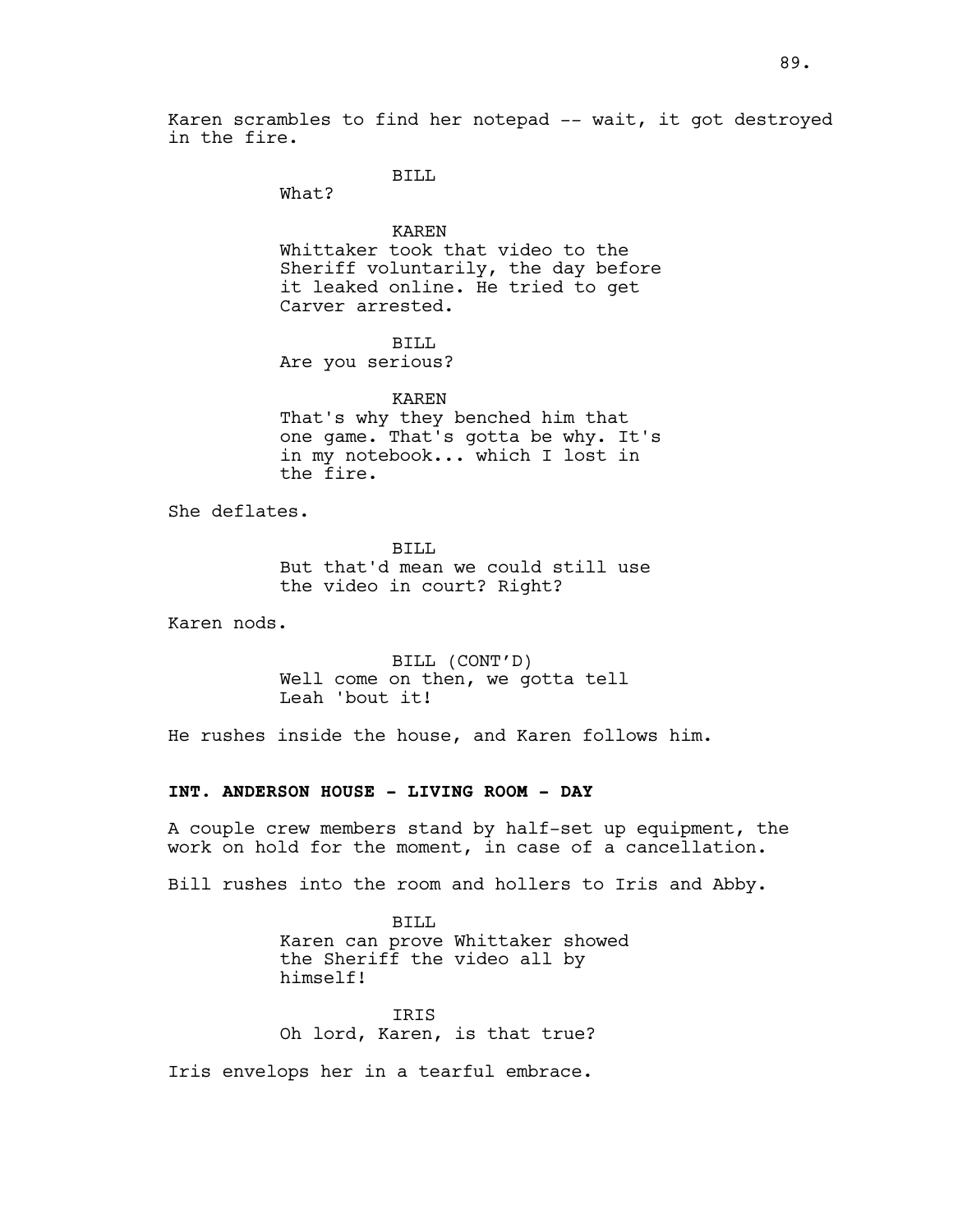Karen scrambles to find her notepad -- wait, it got destroyed in the fire.

BILL
What?

KAREN
Whittaker took that video to the Sheriff voluntarily, the day before it leaked online. He tried to get Carver arrested.

BILL
Are you serious?

KAREN
That's why they benched him that one game. That's gotta be why. It's in my notebook... which I lost in the fire.

She deflates.

BILL
But that'd mean we could still use the video in court? Right?

Karen nods.

BILL (CONT'D)
Well come on then, we gotta tell Leah 'bout it!

He rushes inside the house, and Karen follows him.

**INT. ANDERSON HOUSE - LIVING ROOM - DAY**

A couple crew members stand by half-set up equipment, the work on hold for the moment, in case of a cancellation.

Bill rushes into the room and hollers to Iris and Abby.

BILL
Karen can prove Whittaker showed the Sheriff the video all by himself!

IRIS
Oh lord, Karen, is that true?

Iris envelops her in a tearful embrace.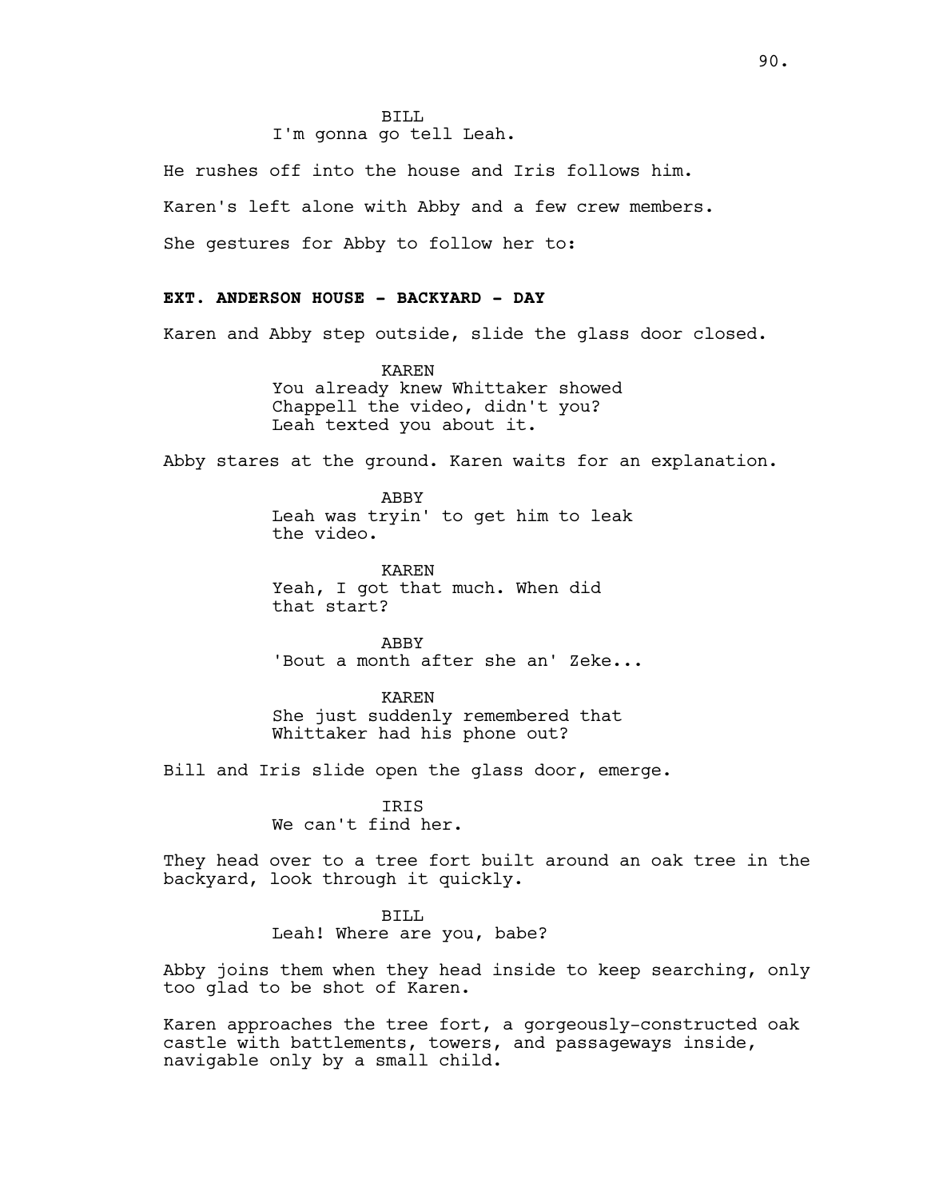BILL
I'm gonna go tell Leah.

He rushes off into the house and Iris follows him.

Karen's left alone with Abby and a few crew members.

She gestures for Abby to follow her to:

**EXT. ANDERSON HOUSE - BACKYARD - DAY**

Karen and Abby step outside, slide the glass door closed.

KAREN
You already knew Whittaker showed Chappell the video, didn't you? Leah texted you about it.

Abby stares at the ground. Karen waits for an explanation.

ABBY
Leah was tryin' to get him to leak the video.

KAREN
Yeah, I got that much. When did that start?

ABBY
'Bout a month after she an' Zeke...

KAREN
She just suddenly remembered that Whittaker had his phone out?

Bill and Iris slide open the glass door, emerge.

IRIS
We can't find her.

They head over to a tree fort built around an oak tree in the backyard, look through it quickly.

BILL
Leah! Where are you, babe?

Abby joins them when they head inside to keep searching, only too glad to be shot of Karen.

Karen approaches the tree fort, a gorgeously-constructed oak castle with battlements, towers, and passageways inside, navigable only by a small child.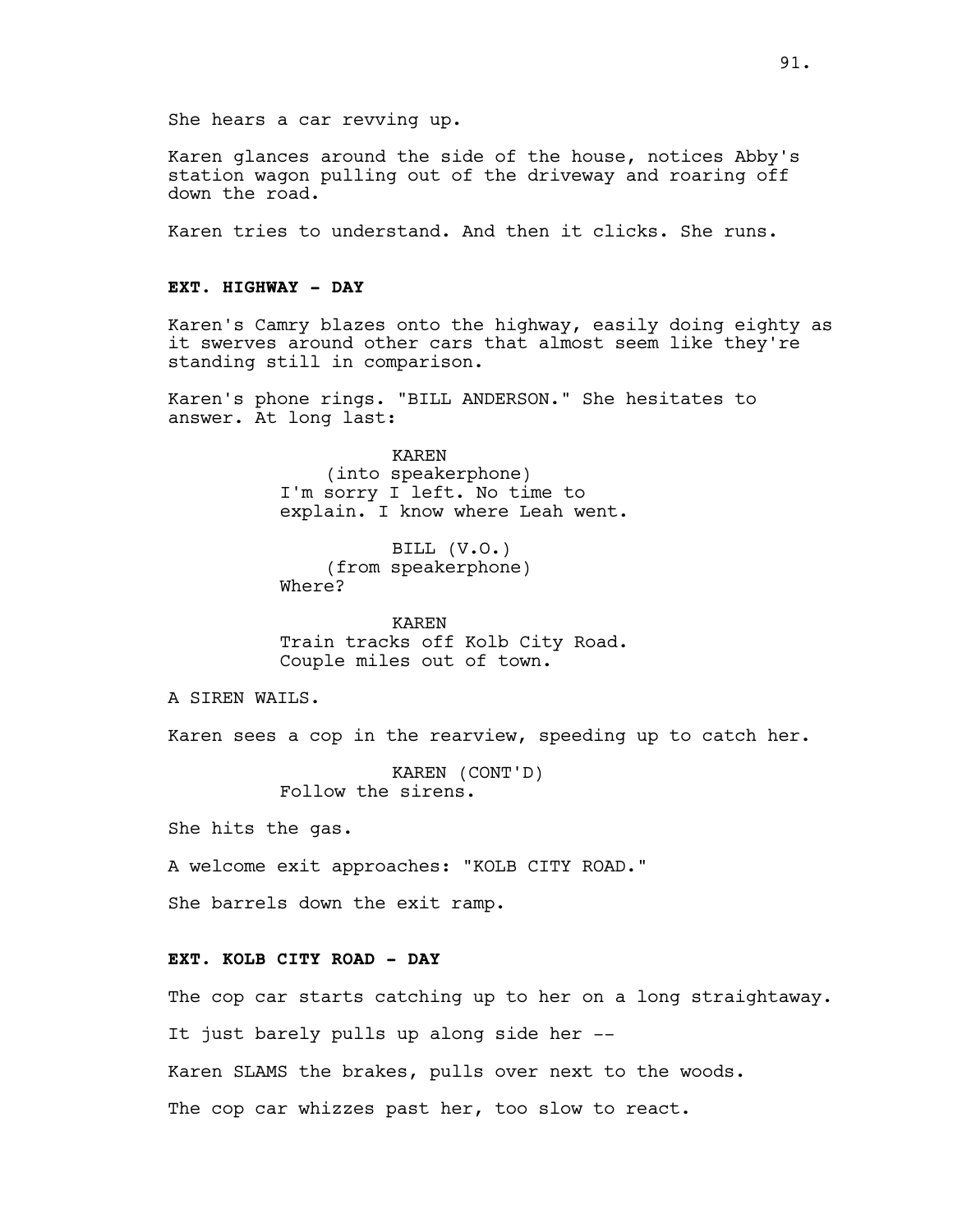She hears a car revving up.

Karen glances around the side of the house, notices Abby's station wagon pulling out of the driveway and roaring off down the road.

Karen tries to understand. And then it clicks. She runs.

**EXT. HIGHWAY - DAY**

Karen's Camry blazes onto the highway, easily doing eighty as it swerves around other cars that almost seem like they're standing still in comparison.

Karen's phone rings. "BILL ANDERSON." She hesitates to answer. At long last:

KAREN
(into speakerphone)
I'm sorry I left. No time to explain. I know where Leah went.

BILL (V.O.)
(from speakerphone)
Where?

KAREN
Train tracks off Kolb City Road. Couple miles out of town.

A SIREN WAILS.

Karen sees a cop in the rearview, speeding up to catch her.

KAREN (CONT'D)
Follow the sirens.

She hits the gas.

A welcome exit approaches: "KOLB CITY ROAD."

She barrels down the exit ramp.

**EXT. KOLB CITY ROAD - DAY**

The cop car starts catching up to her on a long straightaway.

It just barely pulls up along side her --

Karen SLAMS the brakes, pulls over next to the woods.

The cop car whizzes past her, too slow to react.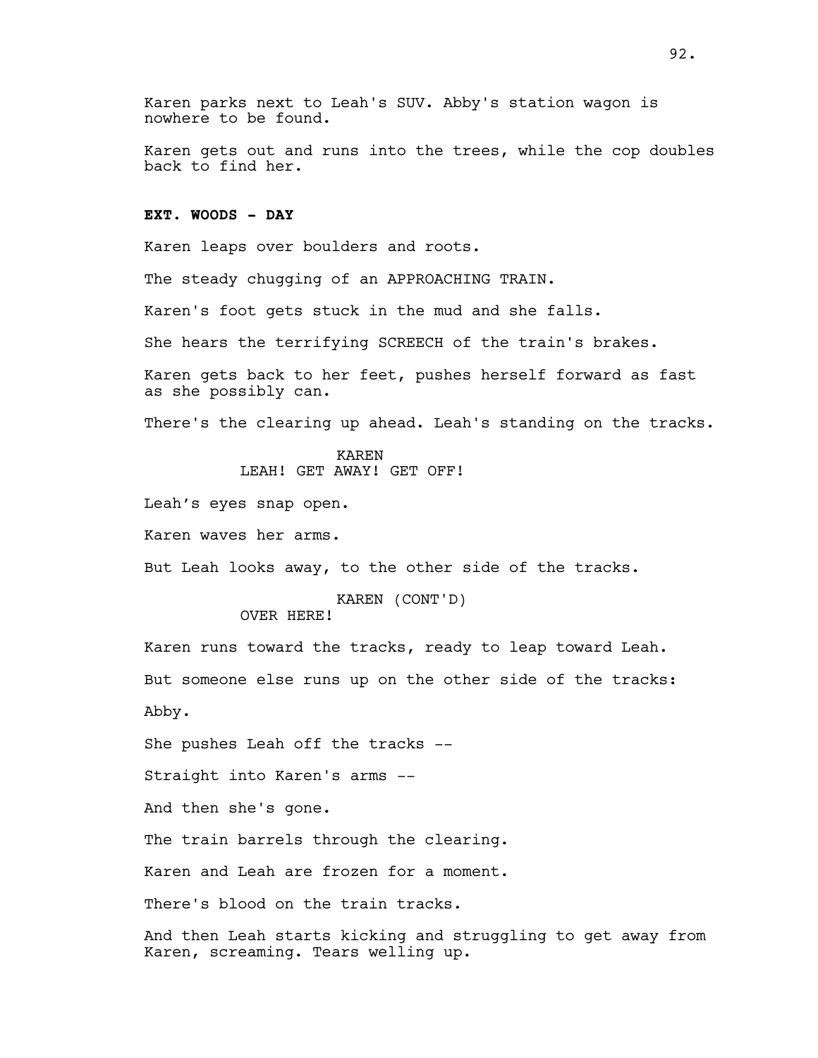Karen parks next to Leah's SUV. Abby's station wagon is nowhere to be found.

Karen gets out and runs into the trees, while the cop doubles back to find her.

**EXT. WOODS - DAY**

Karen leaps over boulders and roots.

The steady chugging of an APPROACHING TRAIN.

Karen's foot gets stuck in the mud and she falls.

She hears the terrifying SCREECH of the train's brakes.

Karen gets back to her feet, pushes herself forward as fast as she possibly can.

There's the clearing up ahead. Leah's standing on the tracks.

KAREN
LEAH! GET AWAY! GET OFF!

Leah’s eyes snap open.

Karen waves her arms.

But Leah looks away, to the other side of the tracks.

KAREN (CONT'D)
OVER HERE!

Karen runs toward the tracks, ready to leap toward Leah.

But someone else runs up on the other side of the tracks:

Abby.

She pushes Leah off the tracks --

Straight into Karen's arms --

And then she's gone.

The train barrels through the clearing.

Karen and Leah are frozen for a moment.

There's blood on the train tracks.

And then Leah starts kicking and struggling to get away from Karen, screaming. Tears welling up.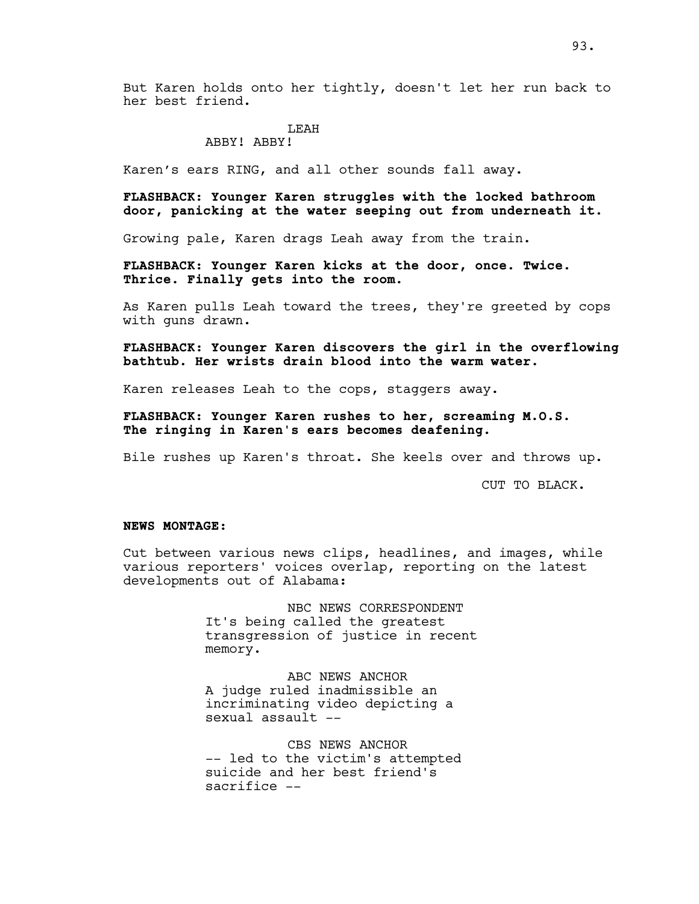But Karen holds onto her tightly, doesn't let her run back to her best friend.

LEAH
ABBY! ABBY!

Karen's ears RING, and all other sounds fall away.

**FLASHBACK: Younger Karen struggles with the locked bathroom door, panicking at the water seeping out from underneath it.**

Growing pale, Karen drags Leah away from the train.

**FLASHBACK: Younger Karen kicks at the door, once. Twice. Thrice. Finally gets into the room.**

As Karen pulls Leah toward the trees, they're greeted by cops with guns drawn.

**FLASHBACK: Younger Karen discovers the girl in the overflowing bathtub. Her wrists drain blood into the warm water.**

Karen releases Leah to the cops, staggers away.

**FLASHBACK: Younger Karen rushes to her, screaming M.O.S. The ringing in Karen's ears becomes deafening.**

Bile rushes up Karen's throat. She keels over and throws up.

CUT TO BLACK.

**NEWS MONTAGE:**

Cut between various news clips, headlines, and images, while various reporters' voices overlap, reporting on the latest developments out of Alabama:

NBC NEWS CORRESPONDENT
It's being called the greatest transgression of justice in recent memory.

ABC NEWS ANCHOR
A judge ruled inadmissible an incriminating video depicting a sexual assault --

CBS NEWS ANCHOR
-- led to the victim's attempted suicide and her best friend's sacrifice --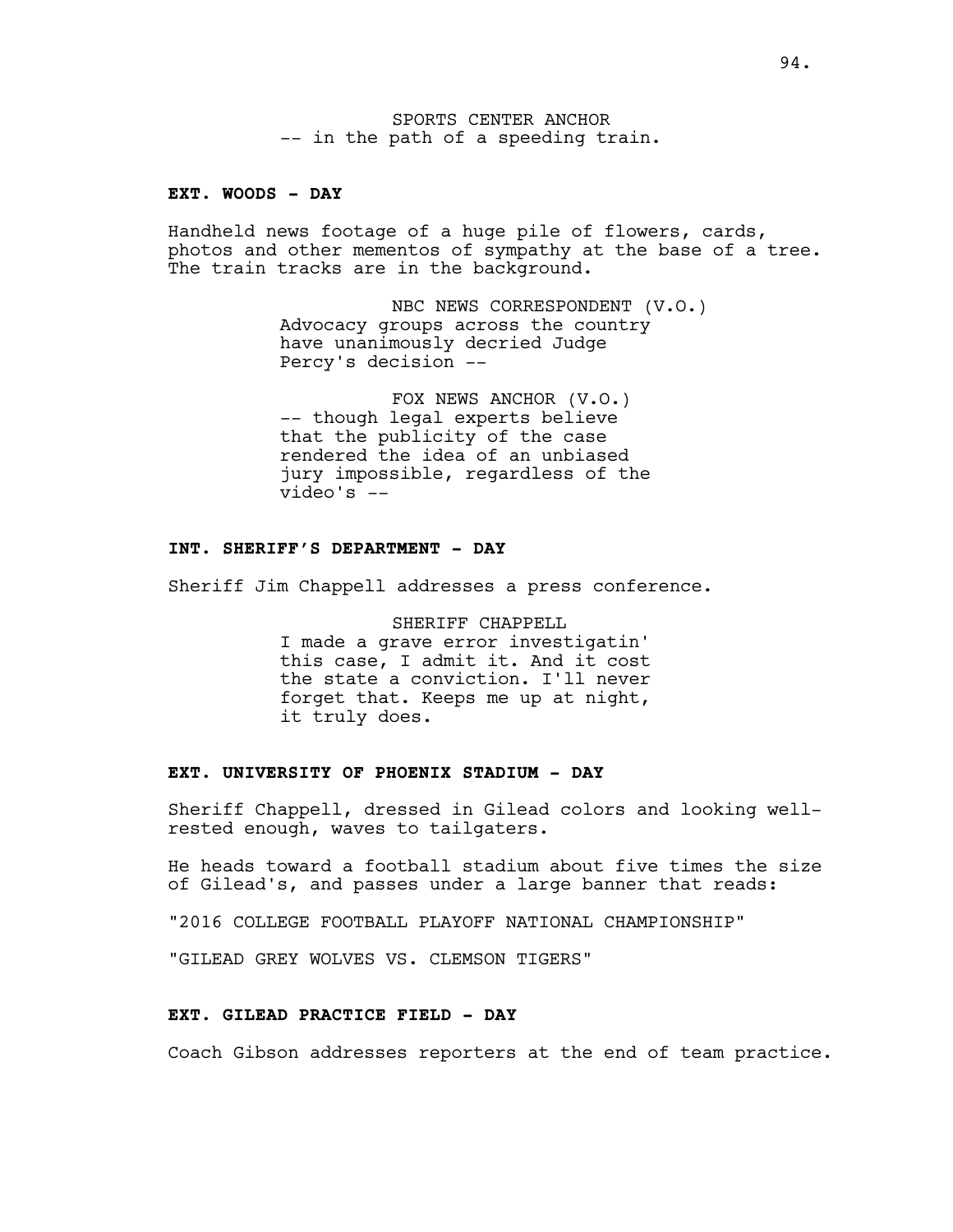SPORTS CENTER ANCHOR
-- in the path of a speeding train.

**EXT. WOODS - DAY**

Handheld news footage of a huge pile of flowers, cards, photos and other mementos of sympathy at the base of a tree. The train tracks are in the background.

NBC NEWS CORRESPONDENT (V.O.)
Advocacy groups across the country have unanimously decried Judge Percy's decision --

FOX NEWS ANCHOR (V.O.)
-- though legal experts believe that the publicity of the case rendered the idea of an unbiased jury impossible, regardless of the video's --

**INT. SHERIFF'S DEPARTMENT - DAY**

Sheriff Jim Chappell addresses a press conference.

SHERIFF CHAPPELL
I made a grave error investigatin' this case, I admit it. And it cost the state a conviction. I'll never forget that. Keeps me up at night, it truly does.

**EXT. UNIVERSITY OF PHOENIX STADIUM - DAY**

Sheriff Chappell, dressed in Gilead colors and looking well-rested enough, waves to tailgaters.

He heads toward a football stadium about five times the size of Gilead's, and passes under a large banner that reads:

"2016 COLLEGE FOOTBALL PLAYOFF NATIONAL CHAMPIONSHIP"

"GILEAD GREY WOLVES VS. CLEMSON TIGERS"

**EXT. GILEAD PRACTICE FIELD - DAY**

Coach Gibson addresses reporters at the end of team practice.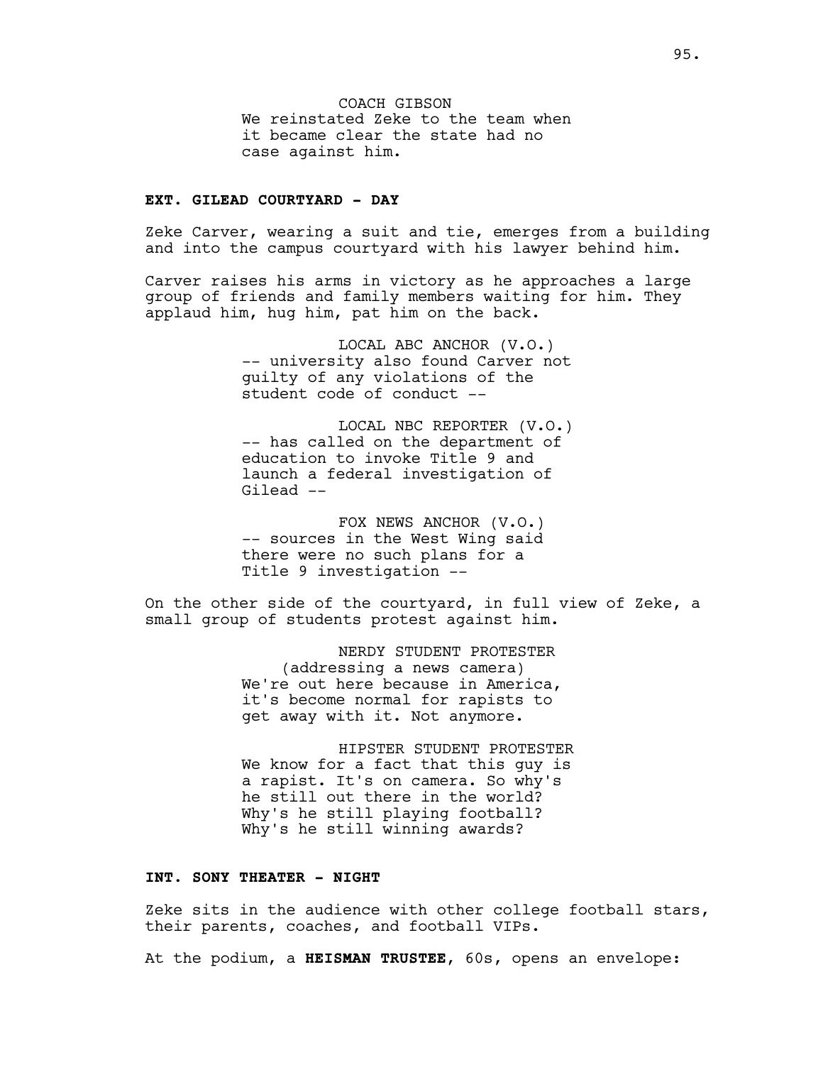COACH GIBSON
We reinstated Zeke to the team when it became clear the state had no case against him.

**EXT. GILEAD COURTYARD - DAY**

Zeke Carver, wearing a suit and tie, emerges from a building and into the campus courtyard with his lawyer behind him.

Carver raises his arms in victory as he approaches a large group of friends and family members waiting for him. They applaud him, hug him, pat him on the back.

LOCAL ABC ANCHOR (V.O.)
-- university also found Carver not guilty of any violations of the student code of conduct --

LOCAL NBC REPORTER (V.O.)
-- has called on the department of education to invoke Title 9 and launch a federal investigation of Gilead --

FOX NEWS ANCHOR (V.O.)
-- sources in the West Wing said there were no such plans for a Title 9 investigation --

On the other side of the courtyard, in full view of Zeke, a small group of students protest against him.

NERDY STUDENT PROTESTER
(addressing a news camera)
We're out here because in America, it's become normal for rapists to get away with it. Not anymore.

HIPSTER STUDENT PROTESTER
We know for a fact that this guy is a rapist. It's on camera. So why's he still out there in the world? Why's he still playing football? Why's he still winning awards?

**INT. SONY THEATER - NIGHT**

Zeke sits in the audience with other college football stars, their parents, coaches, and football VIPs.

At the podium, a **HEISMAN TRUSTEE**, 60s, opens an envelope: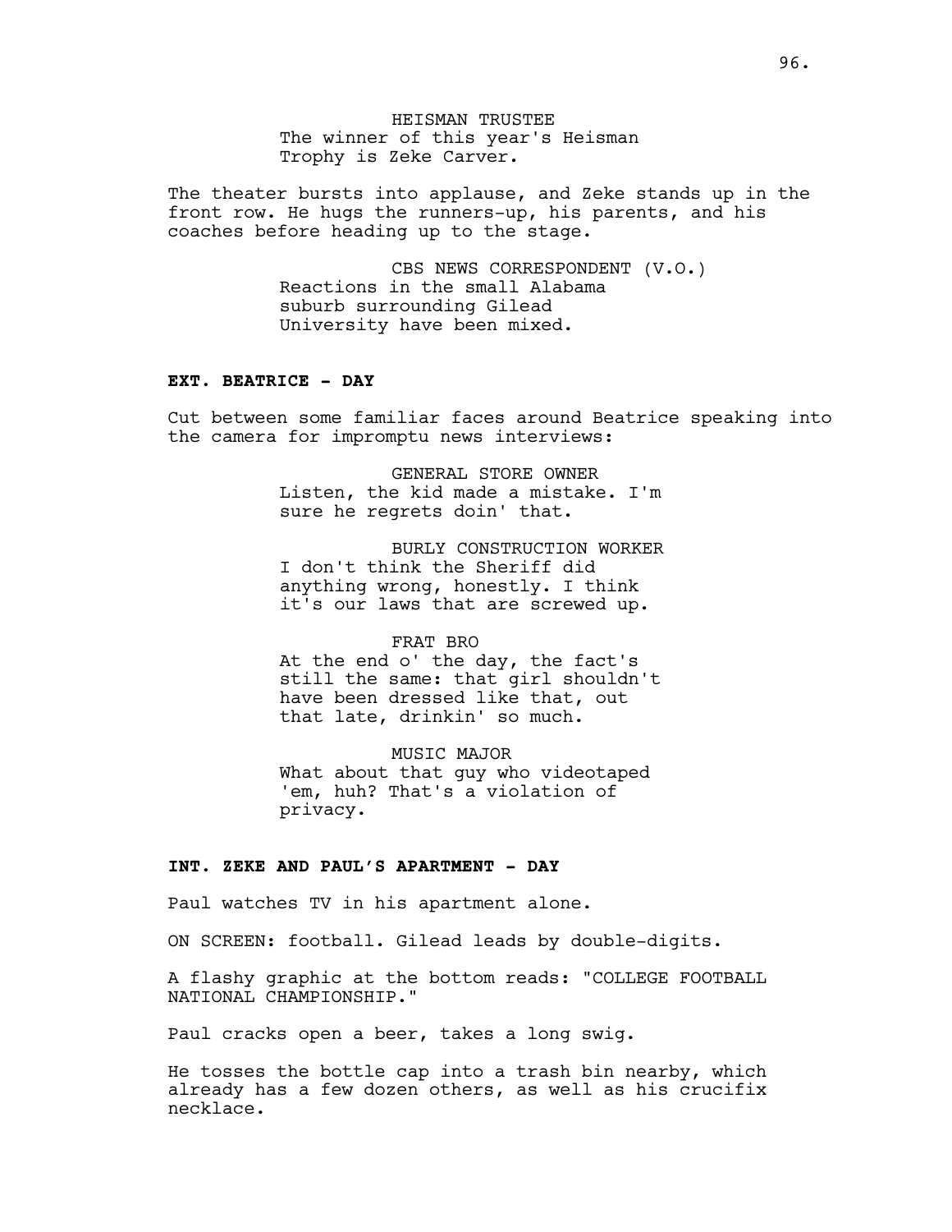HEISMAN TRUSTEE
The winner of this year's Heisman Trophy is Zeke Carver.

The theater bursts into applause, and Zeke stands up in the front row. He hugs the runners-up, his parents, and his coaches before heading up to the stage.

CBS NEWS CORRESPONDENT (V.O.)
Reactions in the small Alabama suburb surrounding Gilead University have been mixed.

**EXT. BEATRICE - DAY**

Cut between some familiar faces around Beatrice speaking into the camera for impromptu news interviews:

GENERAL STORE OWNER
Listen, the kid made a mistake. I'm sure he regrets doin' that.

BURLY CONSTRUCTION WORKER
I don't think the Sheriff did anything wrong, honestly. I think it's our laws that are screwed up.

FRAT BRO
At the end o' the day, the fact's still the same: that girl shouldn't have been dressed like that, out that late, drinkin' so much.

MUSIC MAJOR
What about that guy who videotaped 'em, huh? That's a violation of privacy.

**INT. ZEKE AND PAUL'S APARTMENT - DAY**

Paul watches TV in his apartment alone.

ON SCREEN: football. Gilead leads by double-digits.

A flashy graphic at the bottom reads: "COLLEGE FOOTBALL NATIONAL CHAMPIONSHIP."

Paul cracks open a beer, takes a long swig.

He tosses the bottle cap into a trash bin nearby, which already has a few dozen others, as well as his crucifix necklace.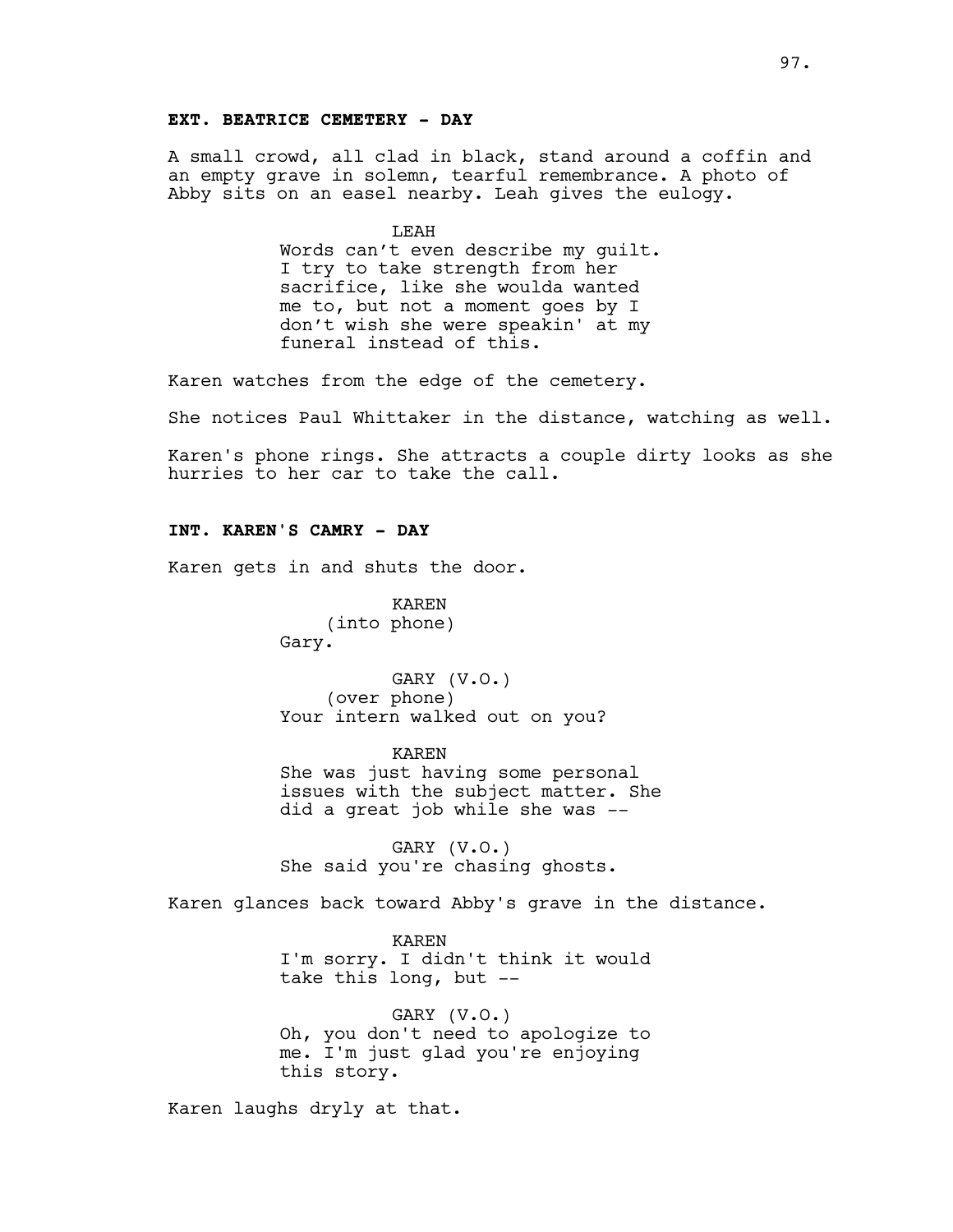**EXT. BEATRICE CEMETERY - DAY**

A small crowd, all clad in black, stand around a coffin and an empty grave in solemn, tearful remembrance. A photo of Abby sits on an easel nearby. Leah gives the eulogy.

LEAH
Words can't even describe my guilt. I try to take strength from her sacrifice, like she woulda wanted me to, but not a moment goes by I don't wish she were speakin' at my funeral instead of this.

Karen watches from the edge of the cemetery.

She notices Paul Whittaker in the distance, watching as well.

Karen's phone rings. She attracts a couple dirty looks as she hurries to her car to take the call.

**INT. KAREN'S CAMRY - DAY**

Karen gets in and shuts the door.

KAREN
(into phone)
Gary.

GARY (V.O.)
(over phone)
Your intern walked out on you?

KAREN
She was just having some personal issues with the subject matter. She did a great job while she was --

GARY (V.O.)
She said you're chasing ghosts.

Karen glances back toward Abby's grave in the distance.

KAREN
I'm sorry. I didn't think it would take this long, but --

GARY (V.O.)
Oh, you don't need to apologize to me. I'm just glad you're enjoying this story.

Karen laughs dryly at that.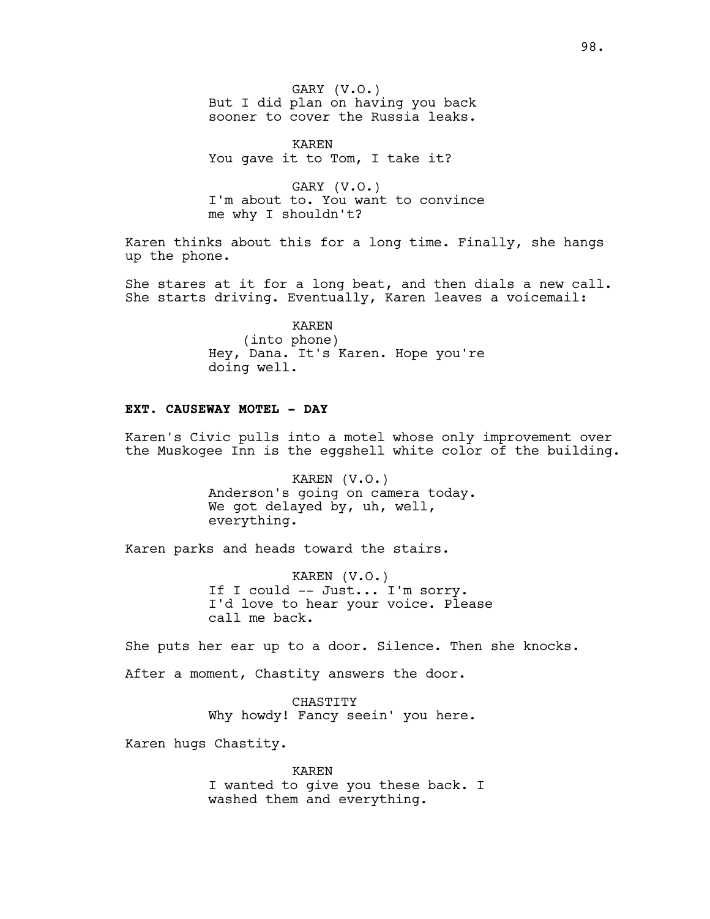GARY (V.O.)
But I did plan on having you back sooner to cover the Russia leaks.

KAREN
You gave it to Tom, I take it?

GARY (V.O.)
I'm about to. You want to convince me why I shouldn't?

Karen thinks about this for a long time. Finally, she hangs up the phone.

She stares at it for a long beat, and then dials a new call. She starts driving. Eventually, Karen leaves a voicemail:

KAREN
(into phone)
Hey, Dana. It's Karen. Hope you're doing well.

**EXT. CAUSEWAY MOTEL - DAY**

Karen's Civic pulls into a motel whose only improvement over the Muskogee Inn is the eggshell white color of the building.

KAREN (V.O.)
Anderson's going on camera today. We got delayed by, uh, well, everything.

Karen parks and heads toward the stairs.

KAREN (V.O.)
If I could -- Just... I'm sorry. I'd love to hear your voice. Please call me back.

She puts her ear up to a door. Silence. Then she knocks.

After a moment, Chastity answers the door.

CHASTITY
Why howdy! Fancy seein' you here.

Karen hugs Chastity.

KAREN
I wanted to give you these back. I washed them and everything.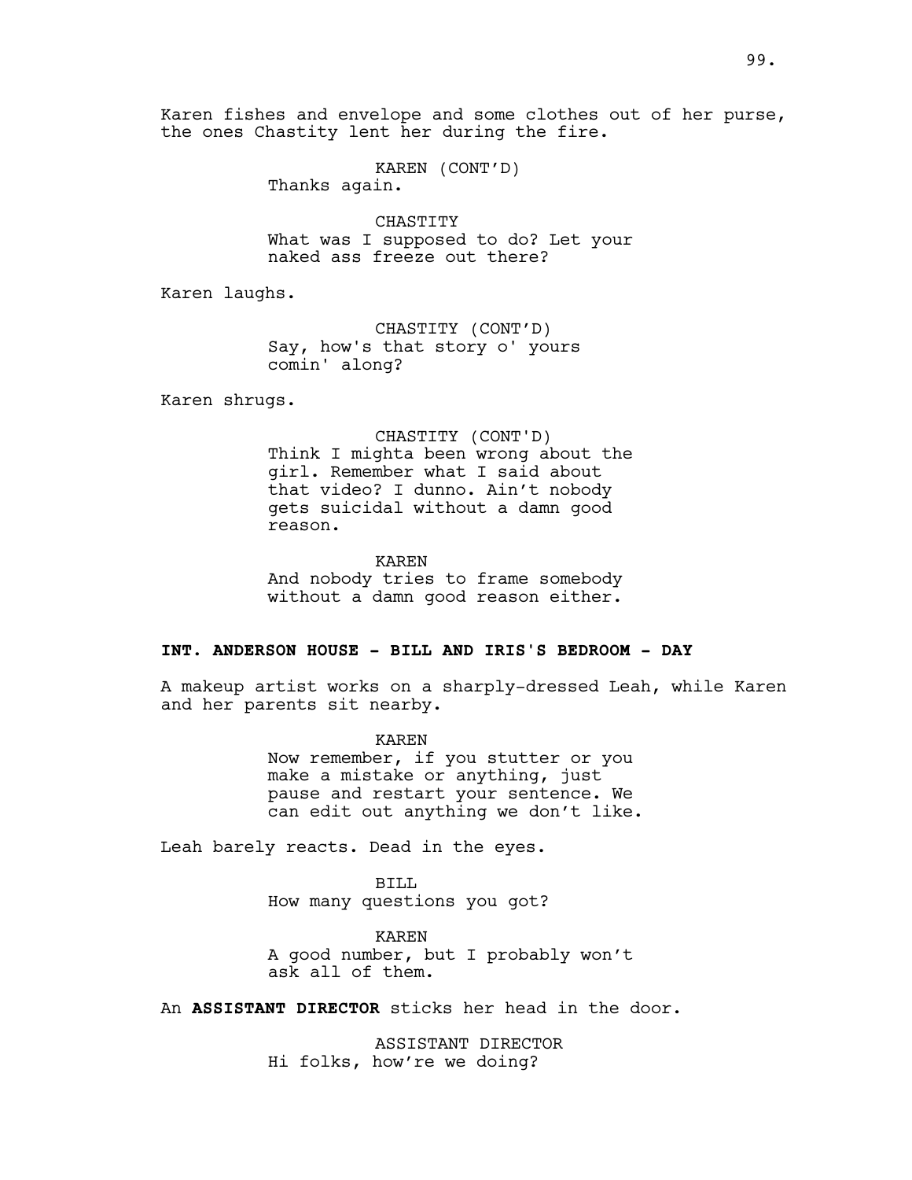Karen fishes and envelope and some clothes out of her purse, the ones Chastity lent her during the fire.

KAREN (CONT'D)
Thanks again.

CHASTITY
What was I supposed to do? Let your naked ass freeze out there?

Karen laughs.

CHASTITY (CONT'D)
Say, how's that story o' yours comin' along?

Karen shrugs.

CHASTITY (CONT'D)
Think I mighta been wrong about the girl. Remember what I said about that video? I dunno. Ain't nobody gets suicidal without a damn good reason.

KAREN
And nobody tries to frame somebody without a damn good reason either.

**INT. ANDERSON HOUSE - BILL AND IRIS'S BEDROOM - DAY**

A makeup artist works on a sharply-dressed Leah, while Karen and her parents sit nearby.

KAREN
Now remember, if you stutter or you make a mistake or anything, just pause and restart your sentence. We can edit out anything we don't like.

Leah barely reacts. Dead in the eyes.

BILL
How many questions you got?

KAREN
A good number, but I probably won't ask all of them.

An **ASSISTANT DIRECTOR** sticks her head in the door.

ASSISTANT DIRECTOR
Hi folks, how're we doing?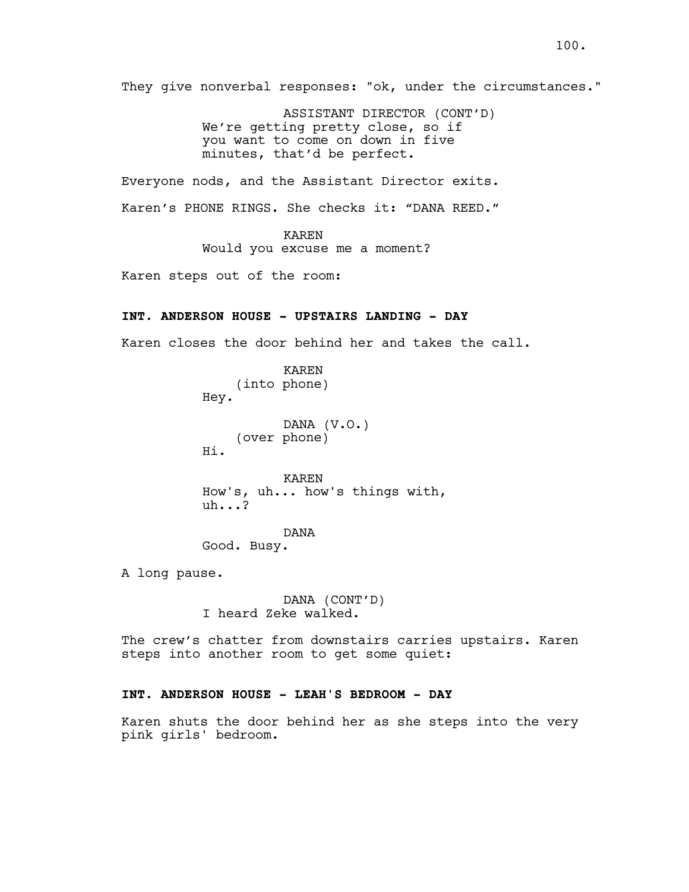They give nonverbal responses: "ok, under the circumstances."

ASSISTANT DIRECTOR (CONT'D)
We're getting pretty close, so if you want to come on down in five minutes, that'd be perfect.

Everyone nods, and the Assistant Director exits.

Karen's PHONE RINGS. She checks it: "DANA REED."

KAREN
Would you excuse me a moment?

Karen steps out of the room:

**INT. ANDERSON HOUSE - UPSTAIRS LANDING - DAY**

Karen closes the door behind her and takes the call.

KAREN
(into phone)
Hey.

DANA (V.O.)
(over phone)
Hi.

KAREN
How's, uh... how's things with, uh...?

DANA
Good. Busy.

A long pause.

DANA (CONT'D)
I heard Zeke walked.

The crew's chatter from downstairs carries upstairs. Karen steps into another room to get some quiet:

**INT. ANDERSON HOUSE - LEAH'S BEDROOM - DAY**

Karen shuts the door behind her as she steps into the very pink girls' bedroom.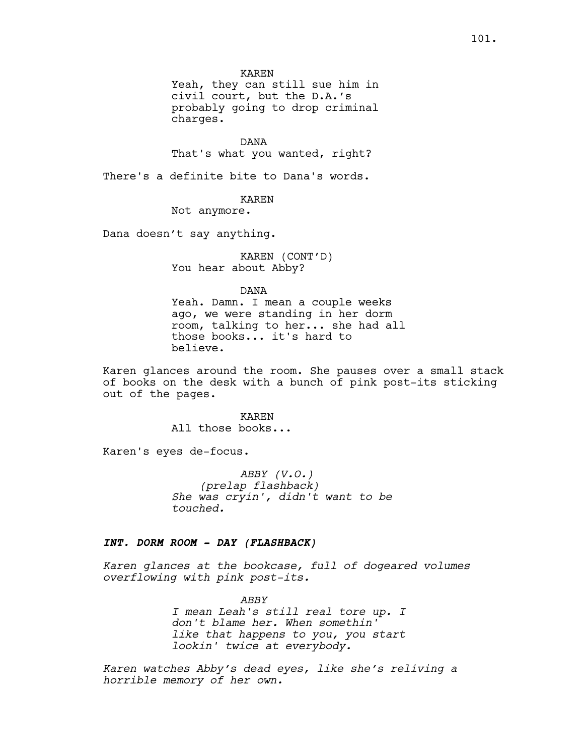KAREN
Yeah, they can still sue him in civil court, but the D.A.'s probably going to drop criminal charges.

DANA
That's what you wanted, right?

There's a definite bite to Dana's words.

KAREN
Not anymore.

Dana doesn't say anything.

KAREN (CONT'D)
You hear about Abby?

DANA
Yeah. Damn. I mean a couple weeks ago, we were standing in her dorm room, talking to her... she had all those books... it's hard to believe.

Karen glances around the room. She pauses over a small stack of books on the desk with a bunch of pink post-its sticking out of the pages.

KAREN
All those books...

Karen's eyes de-focus.

*ABBY (V.O.)*
*(prelap flashback)*
*She was cryin', didn't want to be touched.*

***INT. DORM ROOM - DAY (FLASHBACK)***

*Karen glances at the bookcase, full of dogeared volumes overflowing with pink post-its.*

*ABBY*
*I mean Leah's still real tore up. I don't blame her. When somethin' like that happens to you, you start lookin' twice at everybody.*

*Karen watches Abby's dead eyes, like she's reliving a horrible memory of her own.*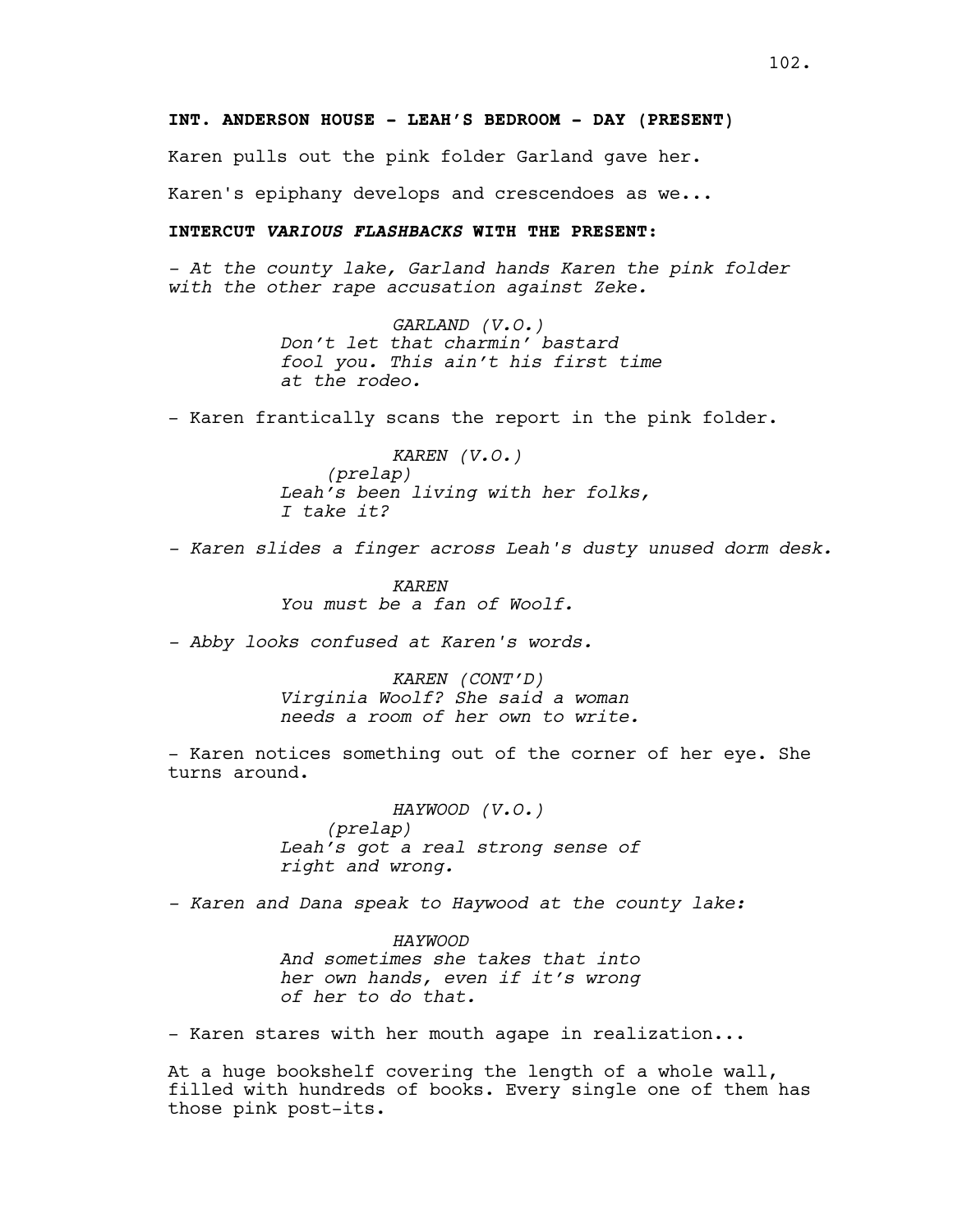**INT. ANDERSON HOUSE - LEAH'S BEDROOM - DAY (PRESENT)**

Karen pulls out the pink folder Garland gave her.

Karen's epiphany develops and crescendoes as we...

**INTERCUT *VARIOUS FLASHBACKS* WITH THE PRESENT:**

*- At the county lake, Garland hands Karen the pink folder with the other rape accusation against Zeke.*

*GARLAND (V.O.)*
*Don't let that charmin' bastard fool you. This ain't his first time at the rodeo.*

- Karen frantically scans the report in the pink folder.

*KAREN (V.O.)*
*(prelap)*
*Leah's been living with her folks, I take it?*

*- Karen slides a finger across Leah's dusty unused dorm desk.*

*KAREN*
*You must be a fan of Woolf.*

*- Abby looks confused at Karen's words.*

*KAREN (CONT'D)*
*Virginia Woolf? She said a woman needs a room of her own to write.*

- Karen notices something out of the corner of her eye. She turns around.

*HAYWOOD (V.O.)*
*(prelap)*
*Leah's got a real strong sense of right and wrong.*

*- Karen and Dana speak to Haywood at the county lake:*

*HAYWOOD*
*And sometimes she takes that into her own hands, even if it's wrong of her to do that.*

- Karen stares with her mouth agape in realization...

At a huge bookshelf covering the length of a whole wall, filled with hundreds of books. Every single one of them has those pink post-its.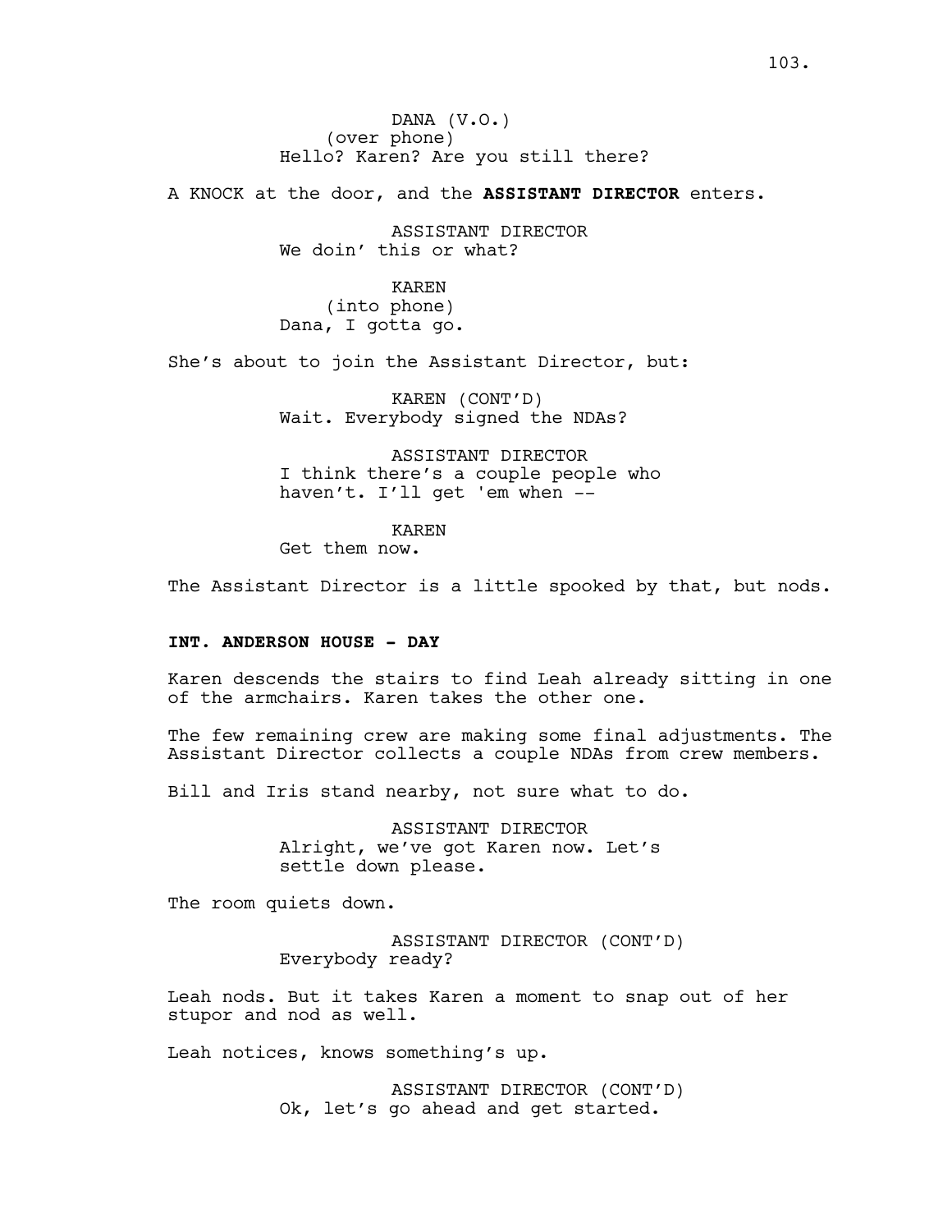DANA (V.O.)
(over phone)
Hello? Karen? Are you still there?

A KNOCK at the door, and the **ASSISTANT DIRECTOR** enters.

ASSISTANT DIRECTOR
We doin' this or what?

KAREN
(into phone)
Dana, I gotta go.

She's about to join the Assistant Director, but:

KAREN (CONT'D)
Wait. Everybody signed the NDAs?

ASSISTANT DIRECTOR
I think there's a couple people who haven't. I'll get 'em when --

KAREN
Get them now.

The Assistant Director is a little spooked by that, but nods.

**INT. ANDERSON HOUSE - DAY**

Karen descends the stairs to find Leah already sitting in one of the armchairs. Karen takes the other one.

The few remaining crew are making some final adjustments. The Assistant Director collects a couple NDAs from crew members.

Bill and Iris stand nearby, not sure what to do.

ASSISTANT DIRECTOR
Alright, we've got Karen now. Let's settle down please.

The room quiets down.

ASSISTANT DIRECTOR (CONT'D)
Everybody ready?

Leah nods. But it takes Karen a moment to snap out of her stupor and nod as well.

Leah notices, knows something's up.

ASSISTANT DIRECTOR (CONT'D)
Ok, let's go ahead and get started.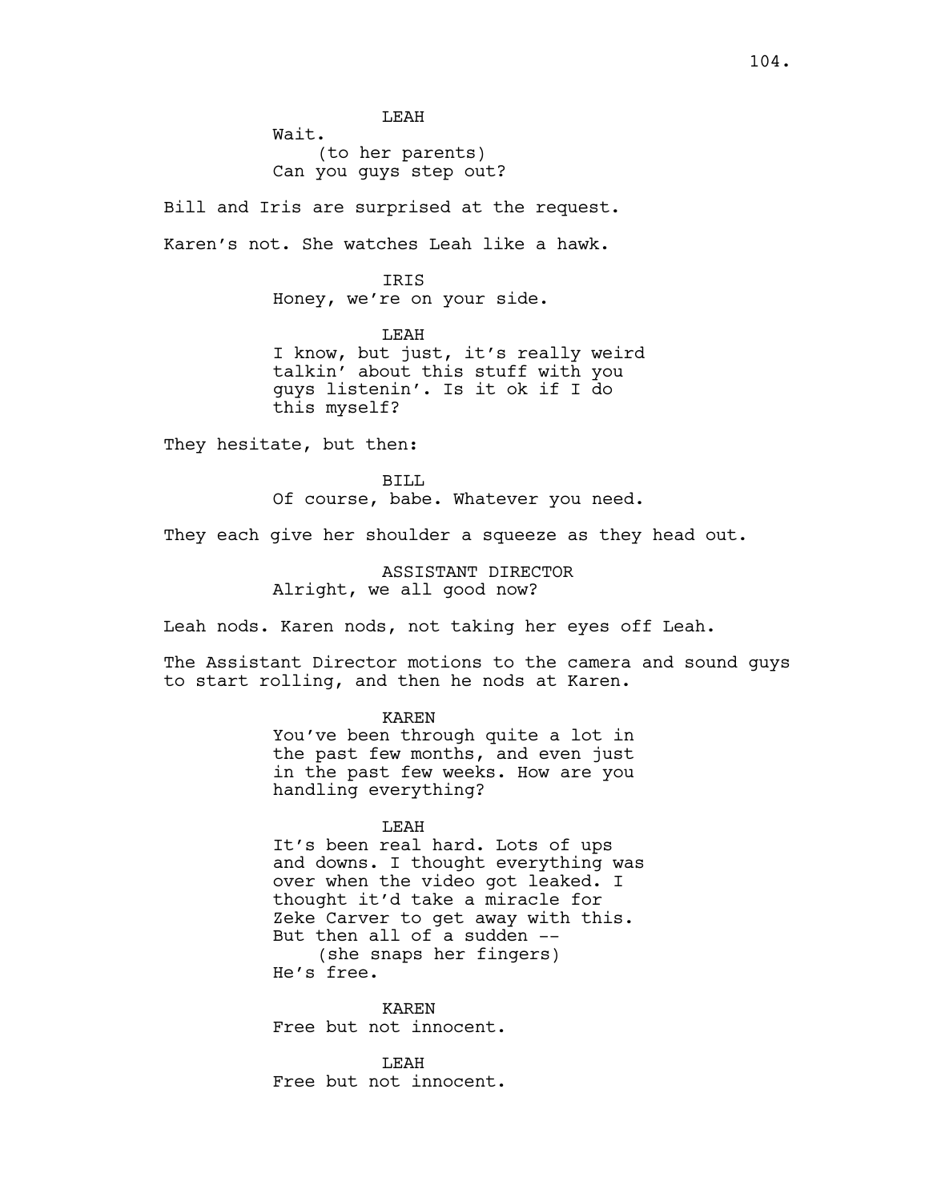LEAH
Wait.
(to her parents)
Can you guys step out?

Bill and Iris are surprised at the request.

Karen's not. She watches Leah like a hawk.

IRIS
Honey, we're on your side.

LEAH
I know, but just, it's really weird talkin' about this stuff with you guys listenin'. Is it ok if I do this myself?

They hesitate, but then:

BILL
Of course, babe. Whatever you need.

They each give her shoulder a squeeze as they head out.

ASSISTANT DIRECTOR
Alright, we all good now?

Leah nods. Karen nods, not taking her eyes off Leah.

The Assistant Director motions to the camera and sound guys to start rolling, and then he nods at Karen.

KAREN
You've been through quite a lot in the past few months, and even just in the past few weeks. How are you handling everything?

LEAH
It's been real hard. Lots of ups and downs. I thought everything was over when the video got leaked. I thought it'd take a miracle for Zeke Carver to get away with this. But then all of a sudden --
(she snaps her fingers)
He's free.

KAREN
Free but not innocent.

LEAH
Free but not innocent.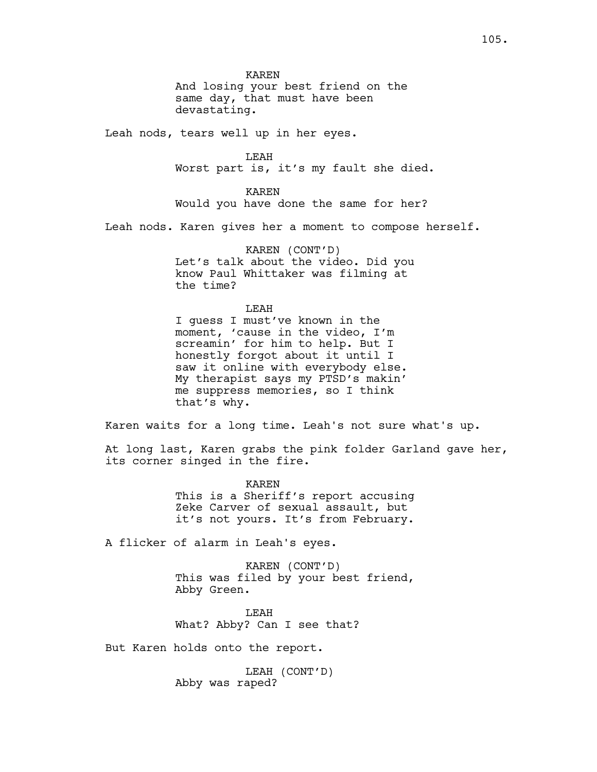KAREN
And losing your best friend on the same day, that must have been devastating.

Leah nods, tears well up in her eyes.

LEAH
Worst part is, it's my fault she died.

KAREN
Would you have done the same for her?

Leah nods. Karen gives her a moment to compose herself.

KAREN (CONT'D)
Let's talk about the video. Did you know Paul Whittaker was filming at the time?

LEAH
I guess I must've known in the moment, 'cause in the video, I'm screamin' for him to help. But I honestly forgot about it until I saw it online with everybody else. My therapist says my PTSD's makin' me suppress memories, so I think that's why.

Karen waits for a long time. Leah's not sure what's up.

At long last, Karen grabs the pink folder Garland gave her, its corner singed in the fire.

KAREN
This is a Sheriff's report accusing Zeke Carver of sexual assault, but it's not yours. It's from February.

A flicker of alarm in Leah's eyes.

KAREN (CONT'D)
This was filed by your best friend, Abby Green.

LEAH
What? Abby? Can I see that?

But Karen holds onto the report.

LEAH (CONT'D)
Abby was raped?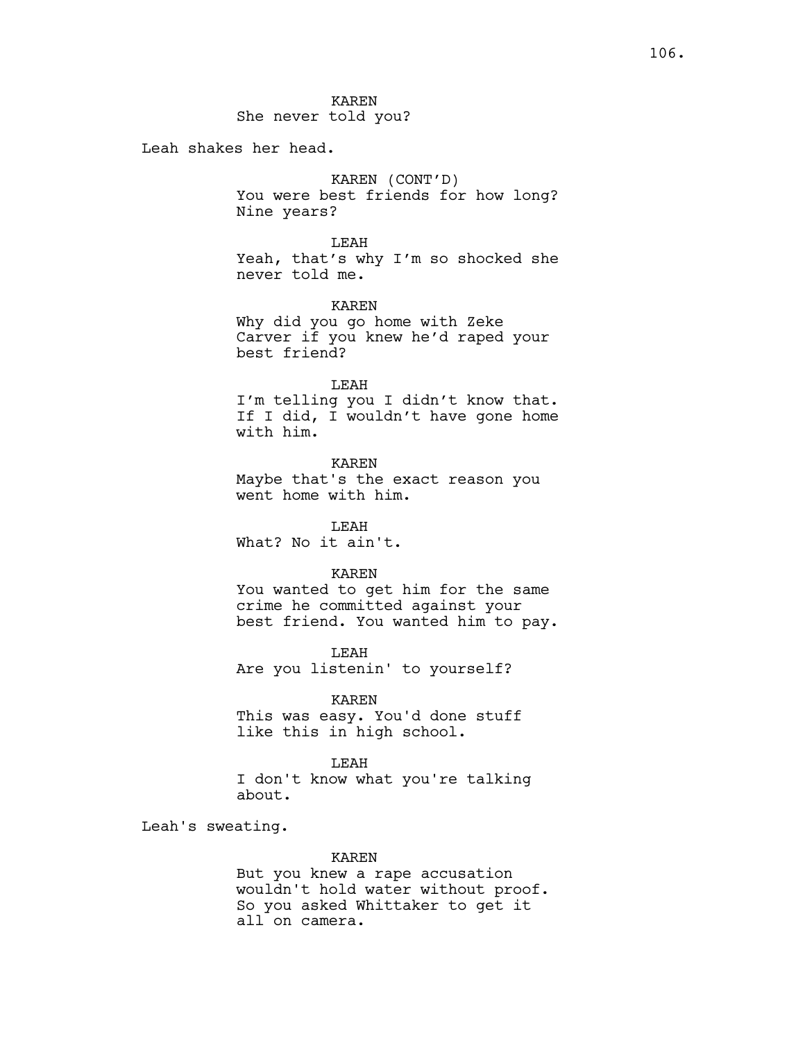KAREN
She never told you?

Leah shakes her head.

KAREN (CONT'D)
You were best friends for how long? Nine years?

LEAH
Yeah, that's why I'm so shocked she never told me.

KAREN
Why did you go home with Zeke Carver if you knew he'd raped your best friend?

LEAH
I'm telling you I didn't know that. If I did, I wouldn't have gone home with him.

KAREN
Maybe that's the exact reason you went home with him.

LEAH
What? No it ain't.

KAREN
You wanted to get him for the same crime he committed against your best friend. You wanted him to pay.

LEAH
Are you listenin' to yourself?

KAREN
This was easy. You'd done stuff like this in high school.

LEAH
I don't know what you're talking about.

Leah's sweating.

KAREN
But you knew a rape accusation wouldn't hold water without proof. So you asked Whittaker to get it all on camera.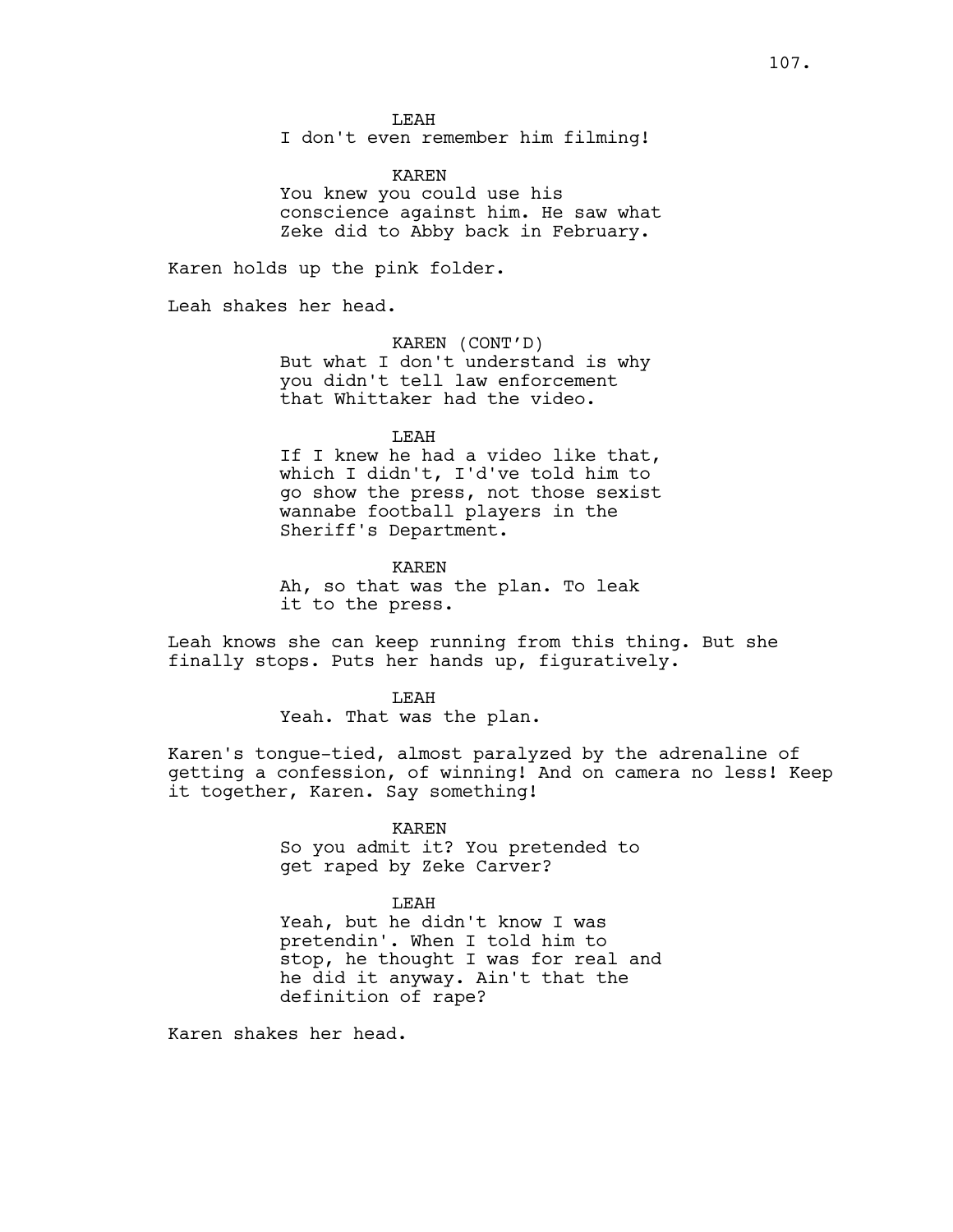LEAH
I don't even remember him filming!

KAREN
You knew you could use his conscience against him. He saw what Zeke did to Abby back in February.

Karen holds up the pink folder.

Leah shakes her head.

KAREN (CONT'D)
But what I don't understand is why you didn't tell law enforcement that Whittaker had the video.

LEAH
If I knew he had a video like that, which I didn't, I'd've told him to go show the press, not those sexist wannabe football players in the Sheriff's Department.

KAREN
Ah, so that was the plan. To leak it to the press.

Leah knows she can keep running from this thing. But she finally stops. Puts her hands up, figuratively.

LEAH
Yeah. That was the plan.

Karen's tongue-tied, almost paralyzed by the adrenaline of getting a confession, of winning! And on camera no less! Keep it together, Karen. Say something!

KAREN
So you admit it? You pretended to get raped by Zeke Carver?

LEAH
Yeah, but he didn't know I was pretendin'. When I told him to stop, he thought I was for real and he did it anyway. Ain't that the definition of rape?

Karen shakes her head.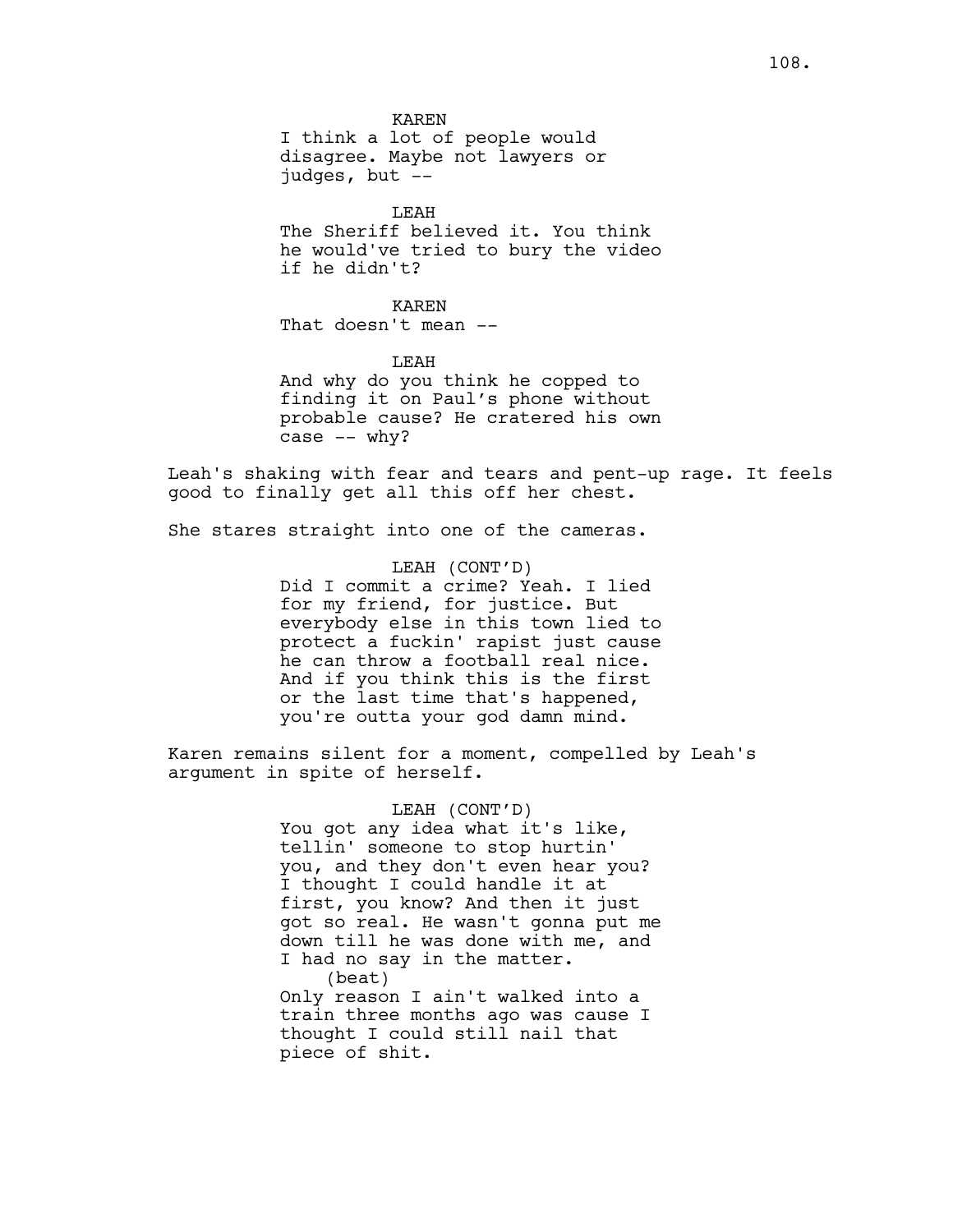KAREN
I think a lot of people would disagree. Maybe not lawyers or judges, but --

LEAH
The Sheriff believed it. You think he would've tried to bury the video if he didn't?

KAREN
That doesn't mean --

LEAH
And why do you think he copped to finding it on Paul's phone without probable cause? He cratered his own case -- why?

Leah's shaking with fear and tears and pent-up rage. It feels good to finally get all this off her chest.

She stares straight into one of the cameras.

LEAH (CONT'D)
Did I commit a crime? Yeah. I lied for my friend, for justice. But everybody else in this town lied to protect a fuckin' rapist just cause he can throw a football real nice. And if you think this is the first or the last time that's happened, you're outta your god damn mind.

Karen remains silent for a moment, compelled by Leah's argument in spite of herself.

LEAH (CONT'D)
You got any idea what it's like, tellin' someone to stop hurtin' you, and they don't even hear you? I thought I could handle it at first, you know? And then it just got so real. He wasn't gonna put me down till he was done with me, and I had no say in the matter.
(beat)
Only reason I ain't walked into a train three months ago was cause I thought I could still nail that piece of shit.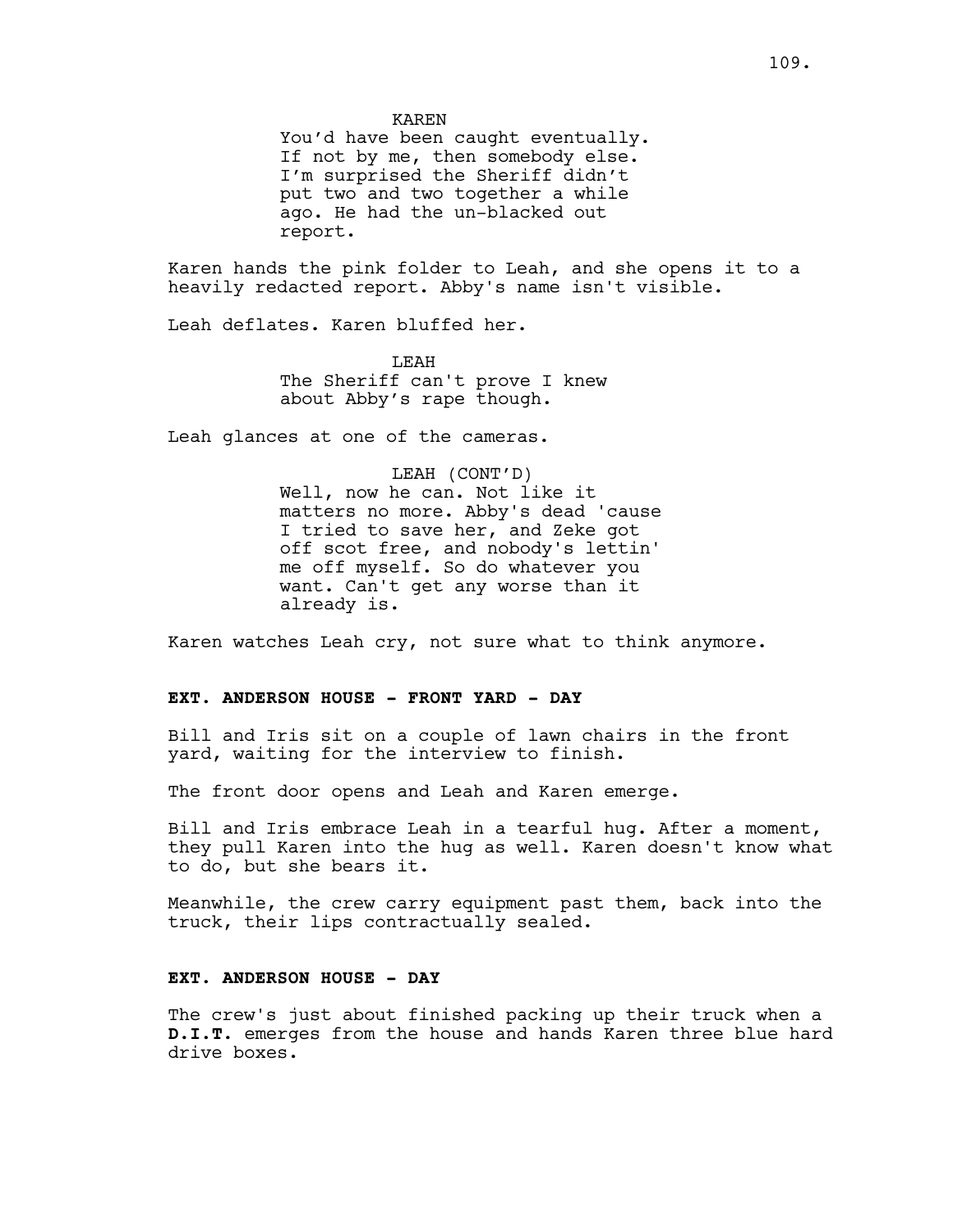KAREN
You'd have been caught eventually. If not by me, then somebody else. I'm surprised the Sheriff didn't put two and two together a while ago. He had the un-blacked out report.

Karen hands the pink folder to Leah, and she opens it to a heavily redacted report. Abby's name isn't visible.

Leah deflates. Karen bluffed her.

LEAH
The Sheriff can't prove I knew about Abby's rape though.

Leah glances at one of the cameras.

LEAH (CONT'D)
Well, now he can. Not like it matters no more. Abby's dead 'cause I tried to save her, and Zeke got off scot free, and nobody's lettin' me off myself. So do whatever you want. Can't get any worse than it already is.

Karen watches Leah cry, not sure what to think anymore.

**EXT. ANDERSON HOUSE - FRONT YARD - DAY**

Bill and Iris sit on a couple of lawn chairs in the front yard, waiting for the interview to finish.

The front door opens and Leah and Karen emerge.

Bill and Iris embrace Leah in a tearful hug. After a moment, they pull Karen into the hug as well. Karen doesn't know what to do, but she bears it.

Meanwhile, the crew carry equipment past them, back into the truck, their lips contractually sealed.

**EXT. ANDERSON HOUSE - DAY**

The crew's just about finished packing up their truck when a **D.I.T.** emerges from the house and hands Karen three blue hard drive boxes.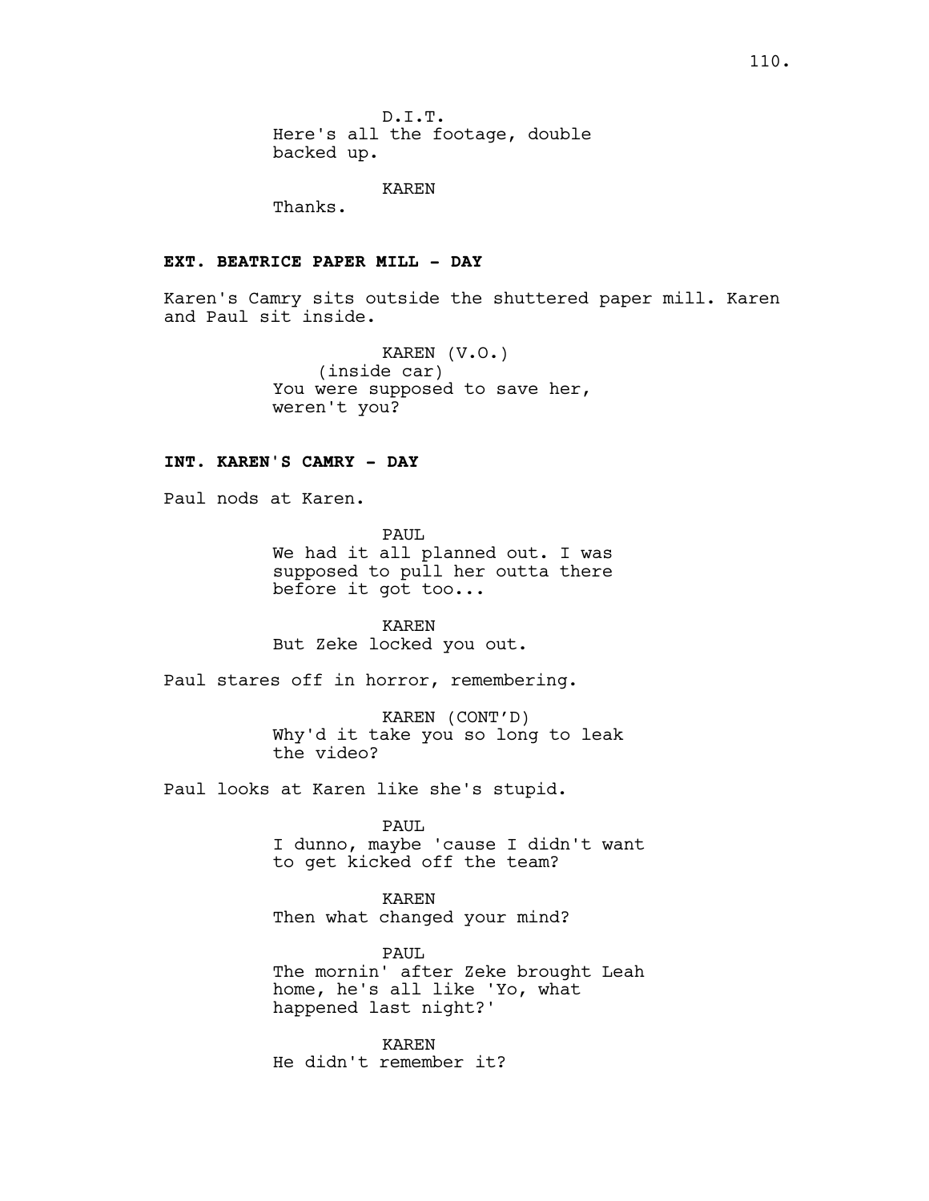D.I.T.
Here's all the footage, double backed up.

KAREN
Thanks.

**EXT. BEATRICE PAPER MILL - DAY**

Karen's Camry sits outside the shuttered paper mill. Karen and Paul sit inside.

KAREN (V.O.)
(inside car)
You were supposed to save her, weren't you?

**INT. KAREN'S CAMRY - DAY**

Paul nods at Karen.

PAUL
We had it all planned out. I was supposed to pull her outta there before it got too...

KAREN
But Zeke locked you out.

Paul stares off in horror, remembering.

KAREN (CONT'D)
Why'd it take you so long to leak the video?

Paul looks at Karen like she's stupid.

PAUL
I dunno, maybe 'cause I didn't want to get kicked off the team?

KAREN
Then what changed your mind?

PAUL
The mornin' after Zeke brought Leah home, he's all like 'Yo, what happened last night?'

KAREN
He didn't remember it?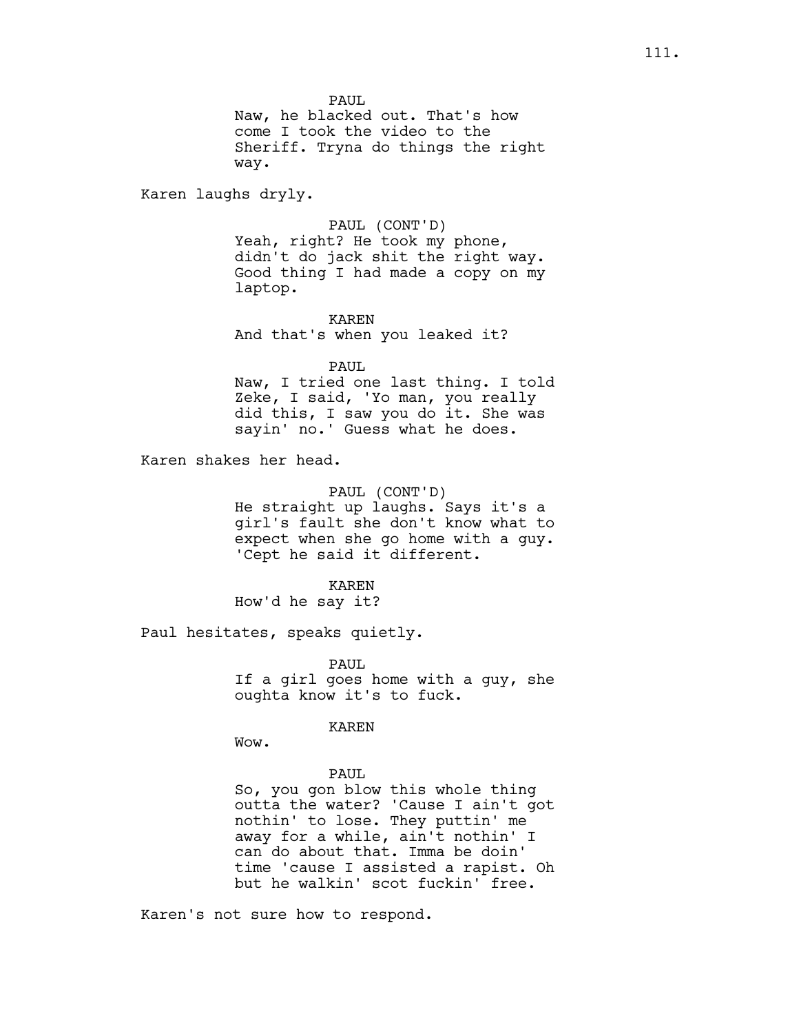PAUL
Naw, he blacked out. That's how come I took the video to the Sheriff. Tryna do things the right way.

Karen laughs dryly.

PAUL (CONT'D)
Yeah, right? He took my phone, didn't do jack shit the right way. Good thing I had made a copy on my laptop.

KAREN
And that's when you leaked it?

PAUL
Naw, I tried one last thing. I told Zeke, I said, 'Yo man, you really did this, I saw you do it. She was sayin' no.' Guess what he does.

Karen shakes her head.

PAUL (CONT'D)
He straight up laughs. Says it's a girl's fault she don't know what to expect when she go home with a guy. 'Cept he said it different.

KAREN
How'd he say it?

Paul hesitates, speaks quietly.

PAUL
If a girl goes home with a guy, she oughta know it's to fuck.

KAREN
Wow.

PAUL
So, you gon blow this whole thing outta the water? 'Cause I ain't got nothin' to lose. They puttin' me away for a while, ain't nothin' I can do about that. Imma be doin' time 'cause I assisted a rapist. Oh but he walkin' scot fuckin' free.

Karen's not sure how to respond.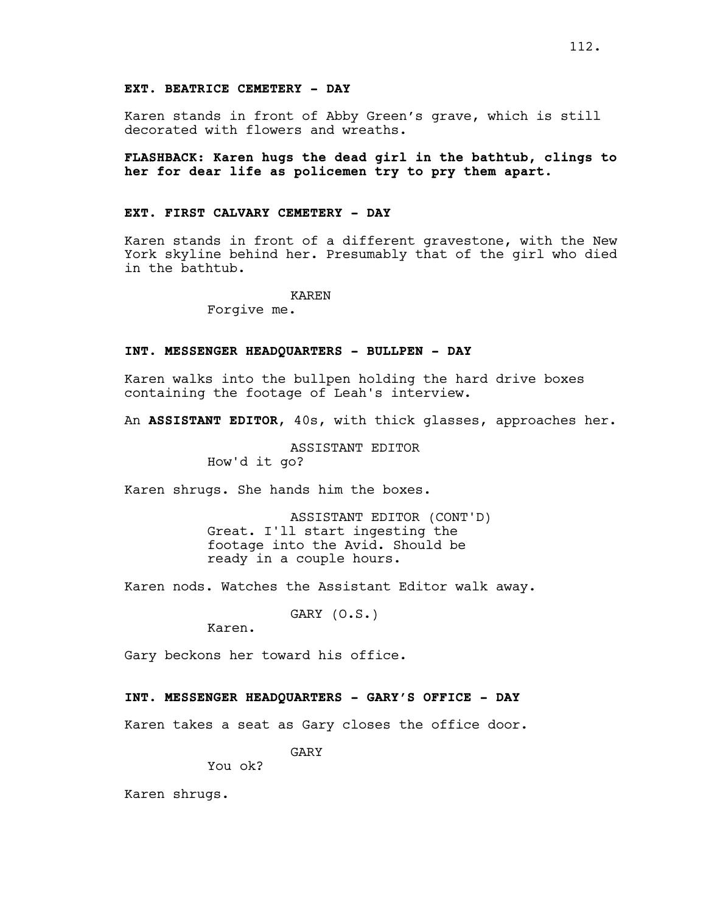**EXT. BEATRICE CEMETERY - DAY**

Karen stands in front of Abby Green's grave, which is still decorated with flowers and wreaths.

**FLASHBACK: Karen hugs the dead girl in the bathtub, clings to her for dear life as policemen try to pry them apart.**

**EXT. FIRST CALVARY CEMETERY - DAY**

Karen stands in front of a different gravestone, with the New York skyline behind her. Presumably that of the girl who died in the bathtub.

KAREN
Forgive me.

**INT. MESSENGER HEADQUARTERS - BULLPEN - DAY**

Karen walks into the bullpen holding the hard drive boxes containing the footage of Leah's interview.

An **ASSISTANT EDITOR**, 40s, with thick glasses, approaches her.

ASSISTANT EDITOR
How'd it go?

Karen shrugs. She hands him the boxes.

ASSISTANT EDITOR (CONT'D)
Great. I'll start ingesting the footage into the Avid. Should be ready in a couple hours.

Karen nods. Watches the Assistant Editor walk away.

GARY (O.S.)
Karen.

Gary beckons her toward his office.

**INT. MESSENGER HEADQUARTERS - GARY'S OFFICE - DAY**

Karen takes a seat as Gary closes the office door.

GARY
You ok?

Karen shrugs.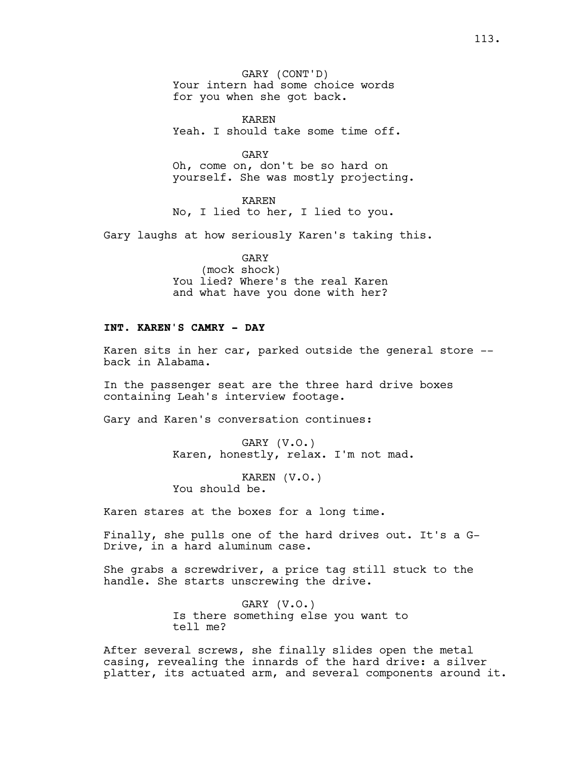GARY (CONT'D)
Your intern had some choice words
for you when she got back.

KAREN
Yeah. I should take some time off.

GARY
Oh, come on, don't be so hard on
yourself. She was mostly projecting.

KAREN
No, I lied to her, I lied to you.

Gary laughs at how seriously Karen's taking this.

GARY
(mock shock)
You lied? Where's the real Karen
and what have you done with her?

**INT. KAREN'S CAMRY - DAY**

Karen sits in her car, parked outside the general store --
back in Alabama.

In the passenger seat are the three hard drive boxes
containing Leah's interview footage.

Gary and Karen's conversation continues:

GARY (V.O.)
Karen, honestly, relax. I'm not mad.

KAREN (V.O.)
You should be.

Karen stares at the boxes for a long time.

Finally, she pulls one of the hard drives out. It's a G-
Drive, in a hard aluminum case.

She grabs a screwdriver, a price tag still stuck to the
handle. She starts unscrewing the drive.

GARY (V.O.)
Is there something else you want to
tell me?

After several screws, she finally slides open the metal
casing, revealing the innards of the hard drive: a silver
platter, its actuated arm, and several components around it.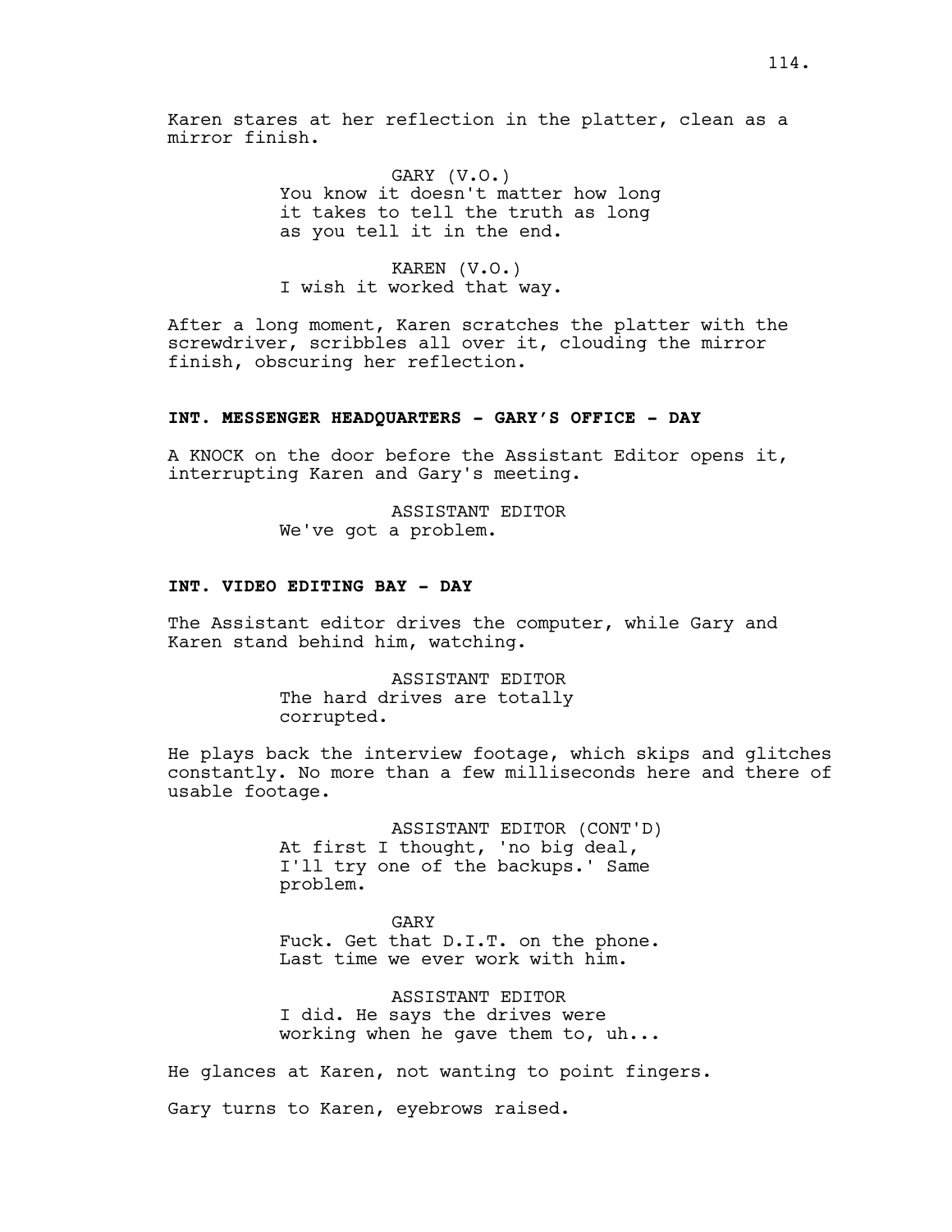Karen stares at her reflection in the platter, clean as a mirror finish.

GARY (V.O.)
You know it doesn't matter how long it takes to tell the truth as long as you tell it in the end.

KAREN (V.O.)
I wish it worked that way.

After a long moment, Karen scratches the platter with the screwdriver, scribbles all over it, clouding the mirror finish, obscuring her reflection.

**INT. MESSENGER HEADQUARTERS - GARY'S OFFICE - DAY**

A KNOCK on the door before the Assistant Editor opens it, interrupting Karen and Gary's meeting.

ASSISTANT EDITOR
We've got a problem.

**INT. VIDEO EDITING BAY - DAY**

The Assistant editor drives the computer, while Gary and Karen stand behind him, watching.

ASSISTANT EDITOR
The hard drives are totally corrupted.

He plays back the interview footage, which skips and glitches constantly. No more than a few milliseconds here and there of usable footage.

ASSISTANT EDITOR (CONT'D)
At first I thought, 'no big deal, I'll try one of the backups.' Same problem.

GARY
Fuck. Get that D.I.T. on the phone. Last time we ever work with him.

ASSISTANT EDITOR
I did. He says the drives were working when he gave them to, uh...

He glances at Karen, not wanting to point fingers.

Gary turns to Karen, eyebrows raised.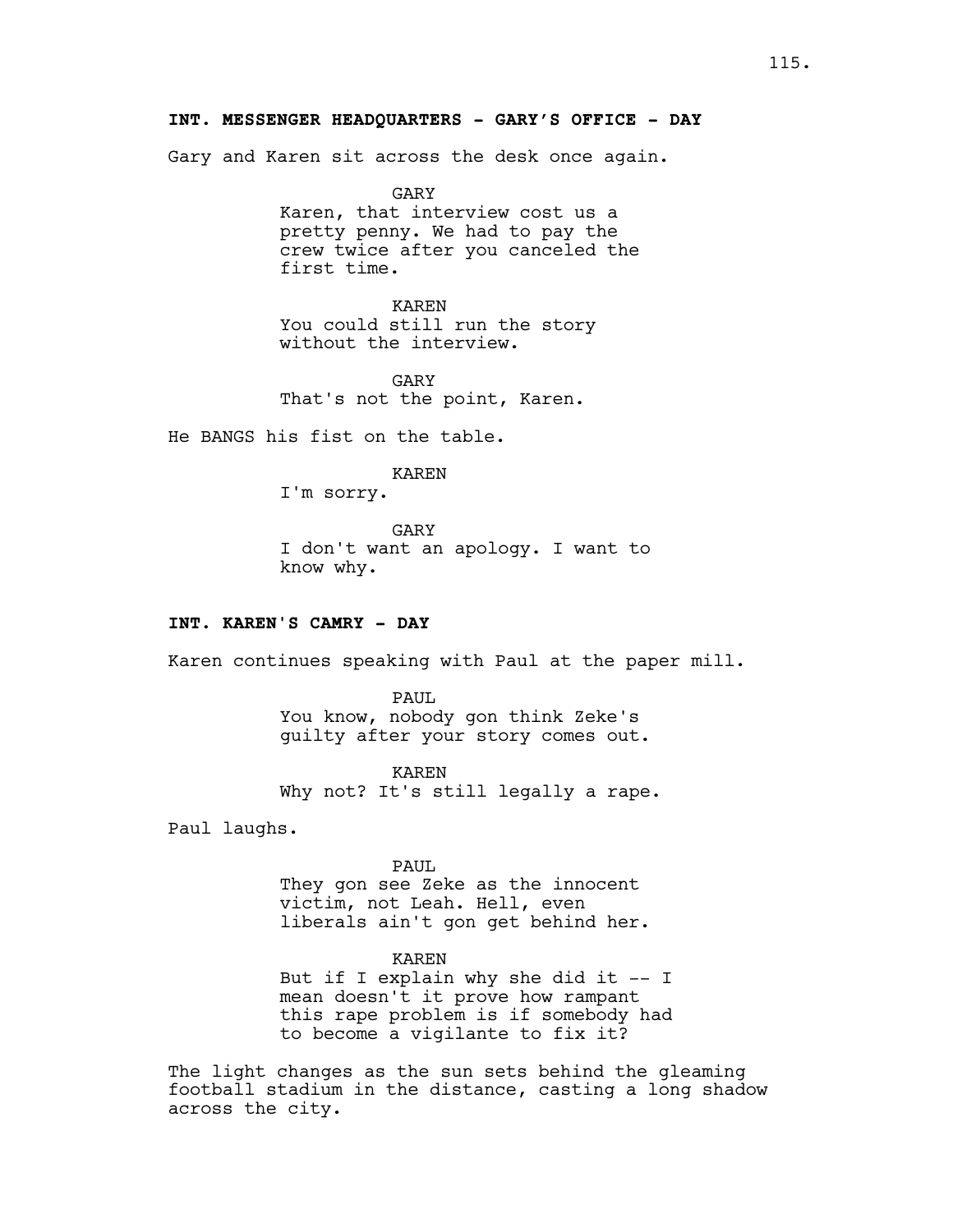**INT. MESSENGER HEADQUARTERS - GARY'S OFFICE - DAY**

Gary and Karen sit across the desk once again.

GARY
Karen, that interview cost us a pretty penny. We had to pay the crew twice after you canceled the first time.

KAREN
You could still run the story without the interview.

GARY
That's not the point, Karen.

He BANGS his fist on the table.

KAREN
I'm sorry.

GARY
I don't want an apology. I want to know why.

**INT. KAREN'S CAMRY - DAY**

Karen continues speaking with Paul at the paper mill.

PAUL
You know, nobody gon think Zeke's guilty after your story comes out.

KAREN
Why not? It's still legally a rape.

Paul laughs.

PAUL
They gon see Zeke as the innocent victim, not Leah. Hell, even liberals ain't gon get behind her.

KAREN
But if I explain why she did it -- I mean doesn't it prove how rampant this rape problem is if somebody had to become a vigilante to fix it?

The light changes as the sun sets behind the gleaming football stadium in the distance, casting a long shadow across the city.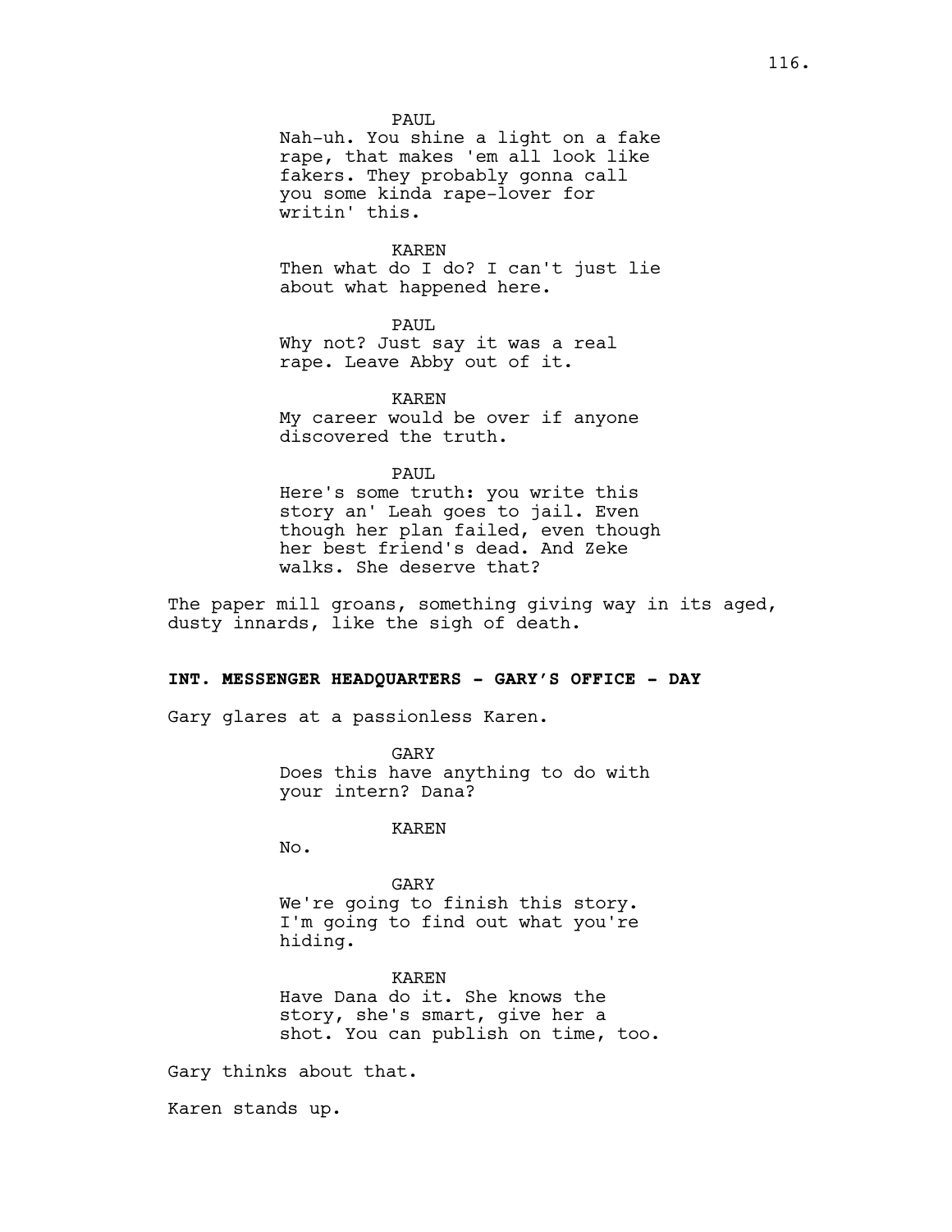PAUL
Nah-uh. You shine a light on a fake rape, that makes 'em all look like fakers. They probably gonna call you some kinda rape-lover for writin' this.

KAREN
Then what do I do? I can't just lie about what happened here.

PAUL
Why not? Just say it was a real rape. Leave Abby out of it.

KAREN
My career would be over if anyone discovered the truth.

PAUL
Here's some truth: you write this story an' Leah goes to jail. Even though her plan failed, even though her best friend's dead. And Zeke walks. She deserve that?

The paper mill groans, something giving way in its aged, dusty innards, like the sigh of death.

**INT. MESSENGER HEADQUARTERS - GARY'S OFFICE - DAY**

Gary glares at a passionless Karen.

GARY
Does this have anything to do with your intern? Dana?

KAREN
No.

GARY
We're going to finish this story. I'm going to find out what you're hiding.

KAREN
Have Dana do it. She knows the story, she's smart, give her a shot. You can publish on time, too.

Gary thinks about that.

Karen stands up.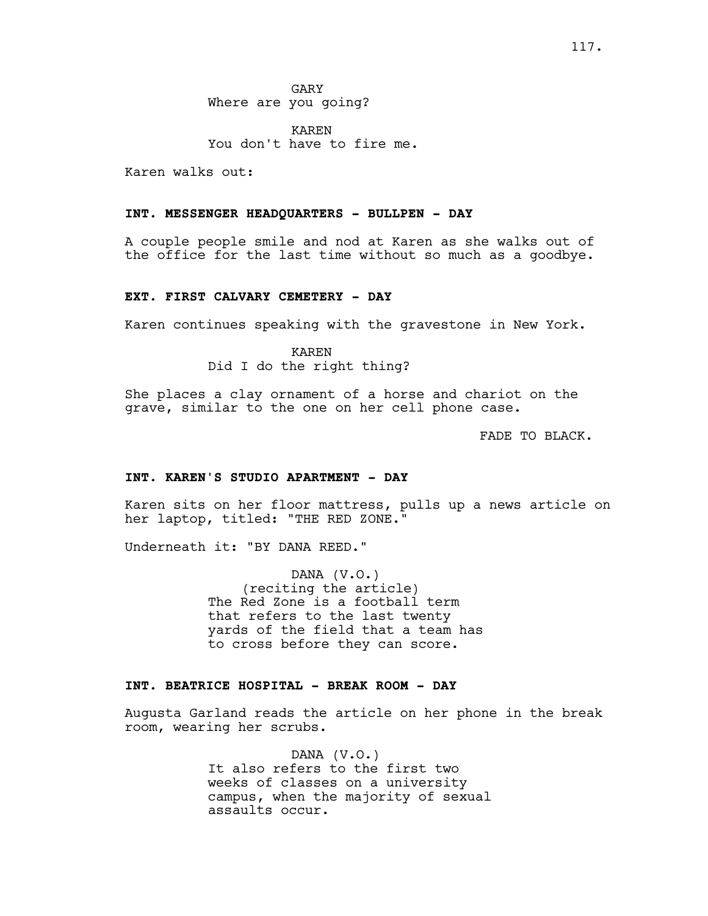GARY
Where are you going?

KAREN
You don't have to fire me.

Karen walks out:

**INT. MESSENGER HEADQUARTERS - BULLPEN - DAY**

A couple people smile and nod at Karen as she walks out of the office for the last time without so much as a goodbye.

**EXT. FIRST CALVARY CEMETERY - DAY**

Karen continues speaking with the gravestone in New York.

KAREN
Did I do the right thing?

She places a clay ornament of a horse and chariot on the grave, similar to the one on her cell phone case.

FADE TO BLACK.

**INT. KAREN'S STUDIO APARTMENT - DAY**

Karen sits on her floor mattress, pulls up a news article on her laptop, titled: "THE RED ZONE."

Underneath it: "BY DANA REED."

DANA (V.O.)
(reciting the article)
The Red Zone is a football term that refers to the last twenty yards of the field that a team has to cross before they can score.

**INT. BEATRICE HOSPITAL - BREAK ROOM - DAY**

Augusta Garland reads the article on her phone in the break room, wearing her scrubs.

DANA (V.O.)
It also refers to the first two weeks of classes on a university campus, when the majority of sexual assaults occur.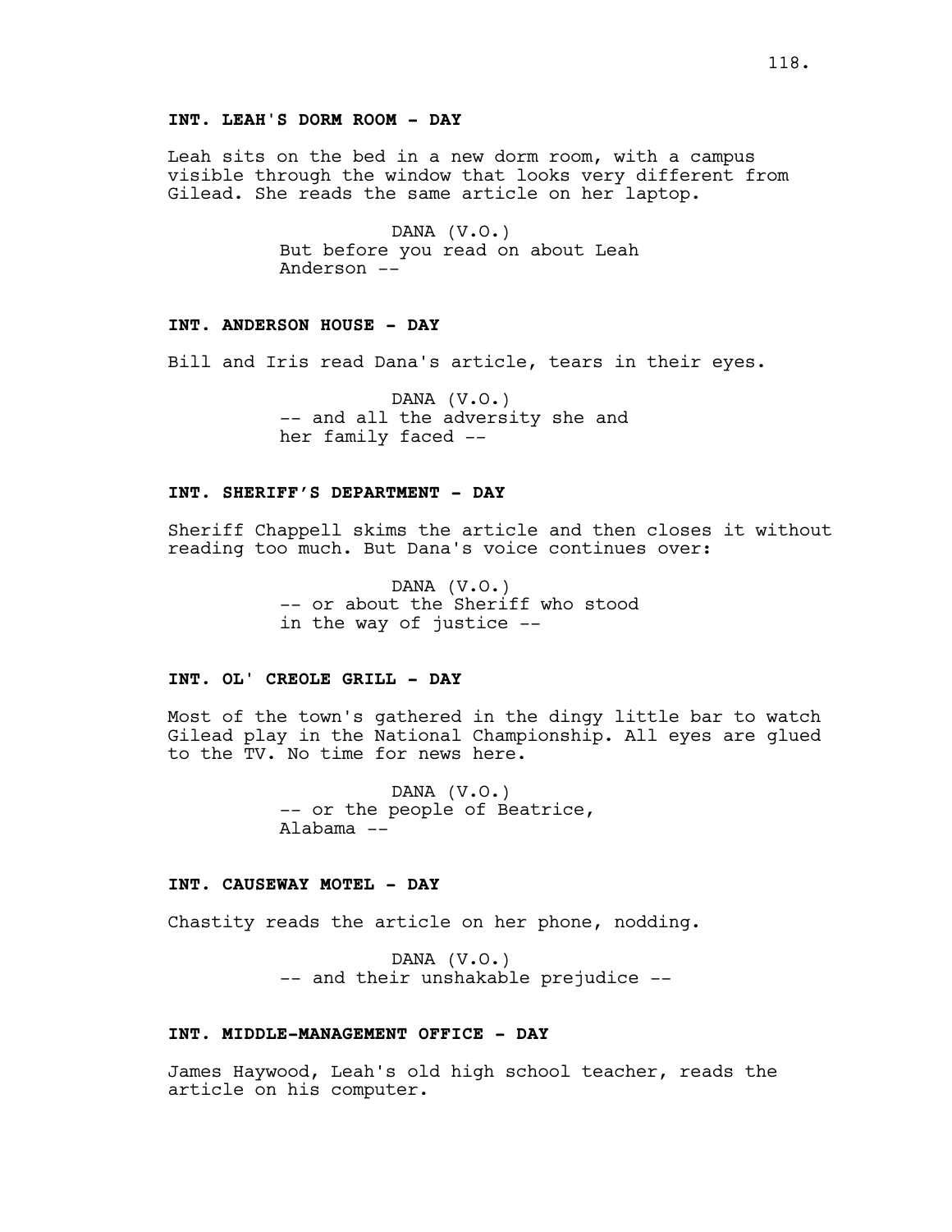**INT. LEAH'S DORM ROOM - DAY**

Leah sits on the bed in a new dorm room, with a campus visible through the window that looks very different from Gilead. She reads the same article on her laptop.

DANA (V.O.)
But before you read on about Leah Anderson --

**INT. ANDERSON HOUSE - DAY**

Bill and Iris read Dana's article, tears in their eyes.

DANA (V.O.)
-- and all the adversity she and her family faced --

**INT. SHERIFF'S DEPARTMENT - DAY**

Sheriff Chappell skims the article and then closes it without reading too much. But Dana's voice continues over:

DANA (V.O.)
-- or about the Sheriff who stood in the way of justice --

**INT. OL' CREOLE GRILL - DAY**

Most of the town's gathered in the dingy little bar to watch Gilead play in the National Championship. All eyes are glued to the TV. No time for news here.

DANA (V.O.)
-- or the people of Beatrice, Alabama --

**INT. CAUSEWAY MOTEL - DAY**

Chastity reads the article on her phone, nodding.

DANA (V.O.)
-- and their unshakable prejudice --

**INT. MIDDLE-MANAGEMENT OFFICE - DAY**

James Haywood, Leah's old high school teacher, reads the article on his computer.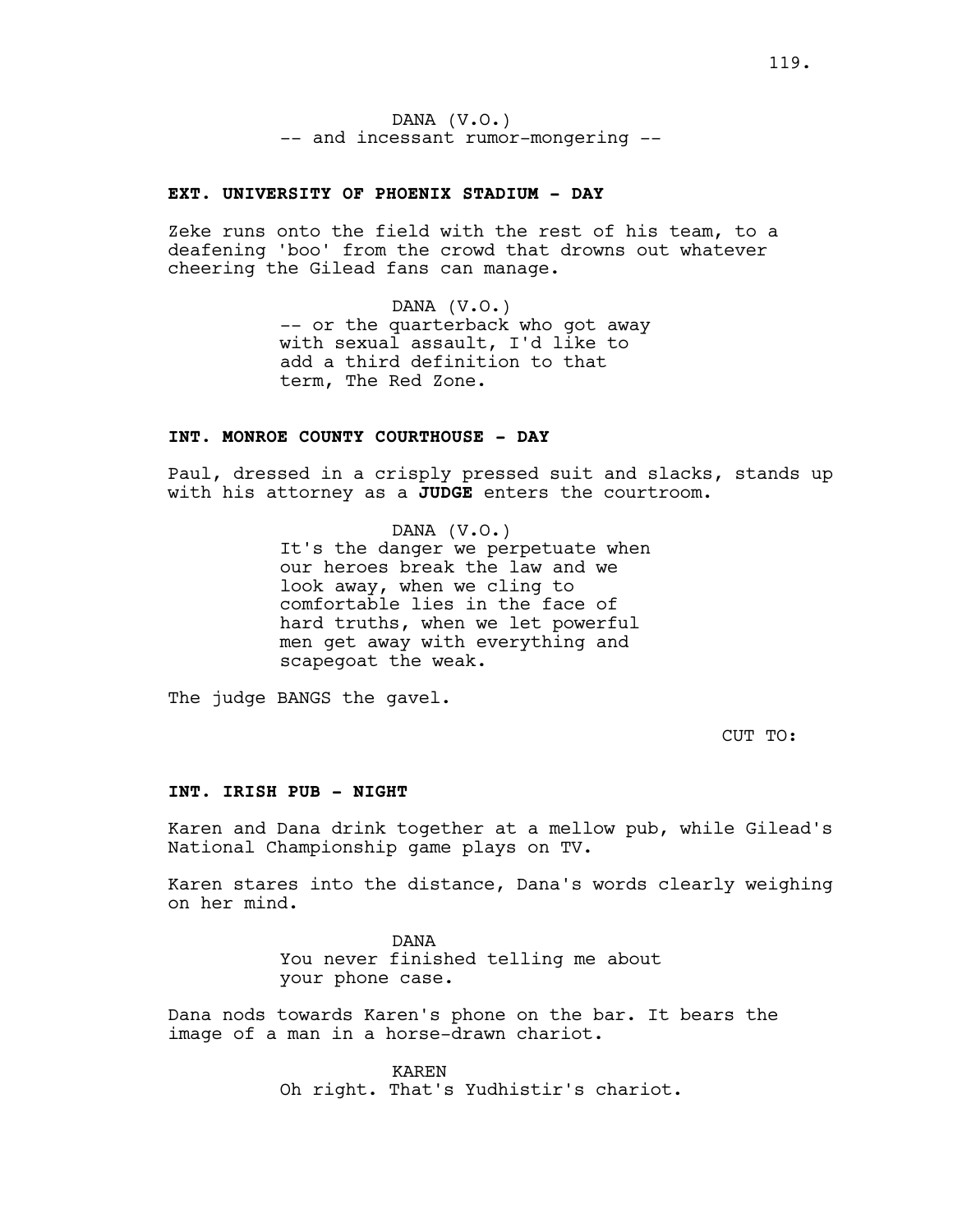DANA (V.O.)
-- and incessant rumor-mongering --

**EXT. UNIVERSITY OF PHOENIX STADIUM - DAY**

Zeke runs onto the field with the rest of his team, to a deafening 'boo' from the crowd that drowns out whatever cheering the Gilead fans can manage.

DANA (V.O.)
-- or the quarterback who got away with sexual assault, I'd like to add a third definition to that term, The Red Zone.

**INT. MONROE COUNTY COURTHOUSE - DAY**

Paul, dressed in a crisply pressed suit and slacks, stands up with his attorney as a **JUDGE** enters the courtroom.

DANA (V.O.)
It's the danger we perpetuate when our heroes break the law and we look away, when we cling to comfortable lies in the face of hard truths, when we let powerful men get away with everything and scapegoat the weak.

The judge BANGS the gavel.

CUT TO:

**INT. IRISH PUB - NIGHT**

Karen and Dana drink together at a mellow pub, while Gilead's National Championship game plays on TV.

Karen stares into the distance, Dana's words clearly weighing on her mind.

DANA
You never finished telling me about your phone case.

Dana nods towards Karen's phone on the bar. It bears the image of a man in a horse-drawn chariot.

KAREN
Oh right. That's Yudhistir's chariot.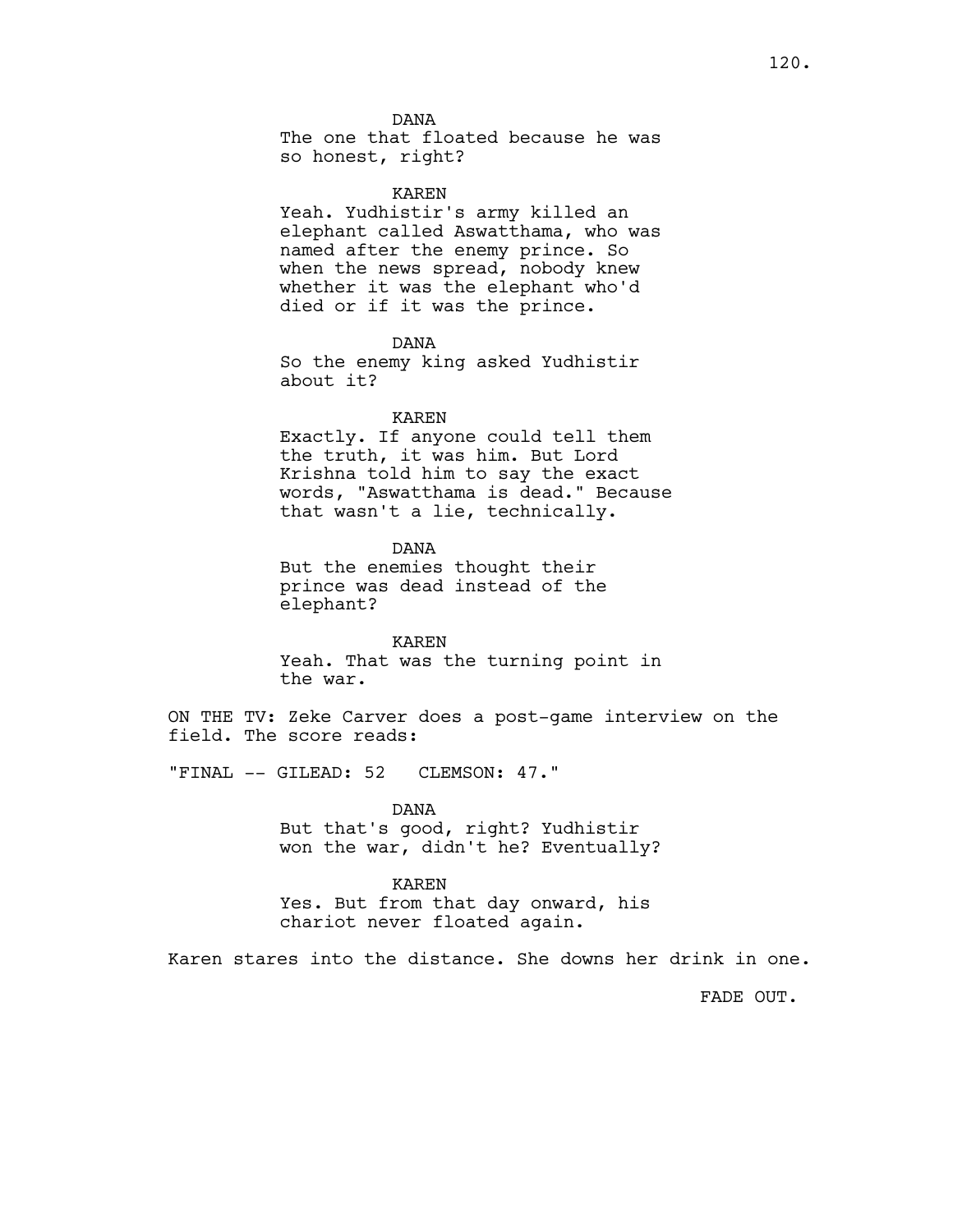DANA

The one that floated because he was so honest, right?

KAREN

Yeah. Yudhistir's army killed an elephant called Aswatthama, who was named after the enemy prince. So when the news spread, nobody knew whether it was the elephant who'd died or if it was the prince.

DANA

So the enemy king asked Yudhistir about it?

KAREN

Exactly. If anyone could tell them the truth, it was him. But Lord Krishna told him to say the exact words, "Aswatthama is dead." Because that wasn't a lie, technically.

DANA

But the enemies thought their prince was dead instead of the elephant?

KAREN

Yeah. That was the turning point in the war.

ON THE TV: Zeke Carver does a post-game interview on the field. The score reads:

"FINAL -- GILEAD: 52   CLEMSON: 47."

DANA

But that's good, right? Yudhistir won the war, didn't he? Eventually?

KAREN

Yes. But from that day onward, his chariot never floated again.

Karen stares into the distance. She downs her drink in one.

FADE OUT.